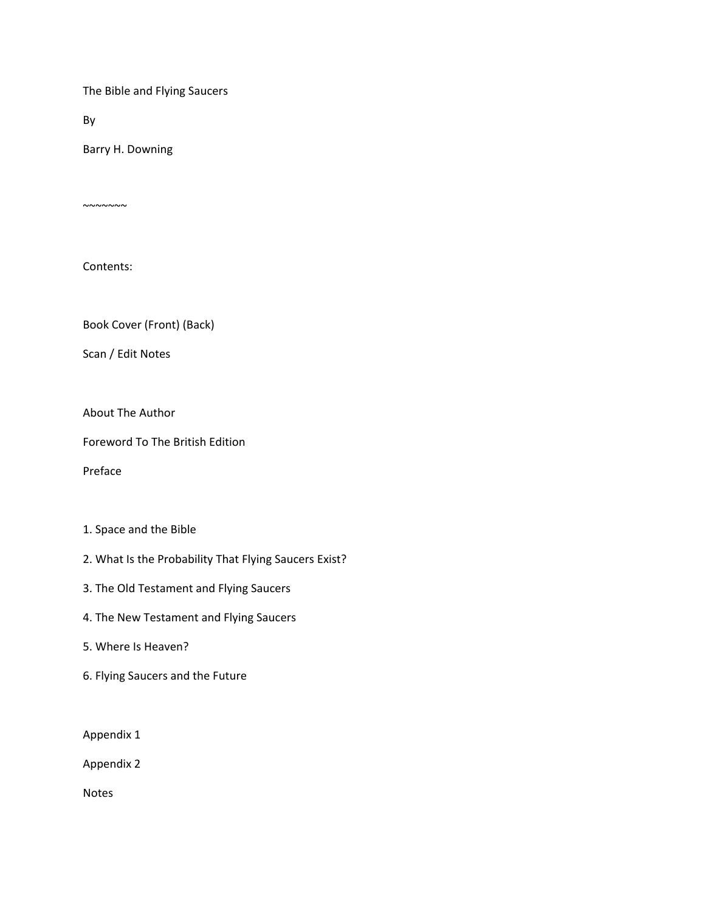# The Bible and Flying Saucers

By

Barry H. Downing

~~~~~~~

## Contents:

Book Cover (Front) (Back)

Scan / Edit Notes

About The Author

Foreword To The British Edition

Preface

1. Space and the Bible
2. What Is the Probability That Flying Saucers Exist?
3. The Old Testament and Flying Saucers
4. The New Testament and Flying Saucers
5. Where Is Heaven?
6. Flying Saucers and the Future

Appendix 1

Appendix 2

Notes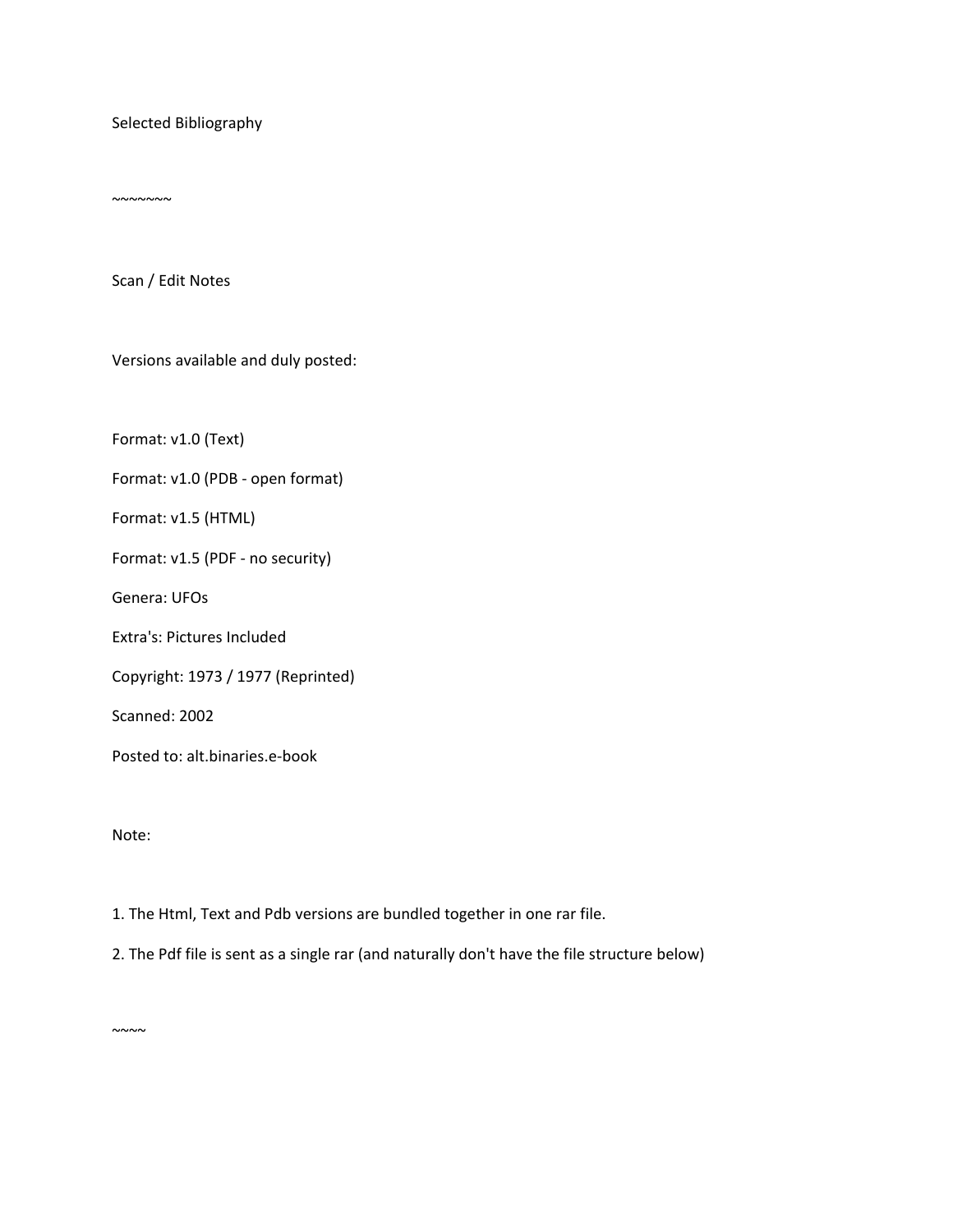Selected Bibliography

~~~~~~~

Scan / Edit Notes

Versions available and duly posted:

Format: v1.0 (Text)

Format: v1.0 (PDB - open format)

Format: v1.5 (HTML)

Format: v1.5 (PDF - no security)

Genera: UFOs

Extra's: Pictures Included

Copyright: 1973 / 1977 (Reprinted)

Scanned: 2002

Posted to: alt.binaries.e-book

Note:

1. The Html, Text and Pdb versions are bundled together in one rar file.
2. The Pdf file is sent as a single rar (and naturally don't have the file structure below)

~~~~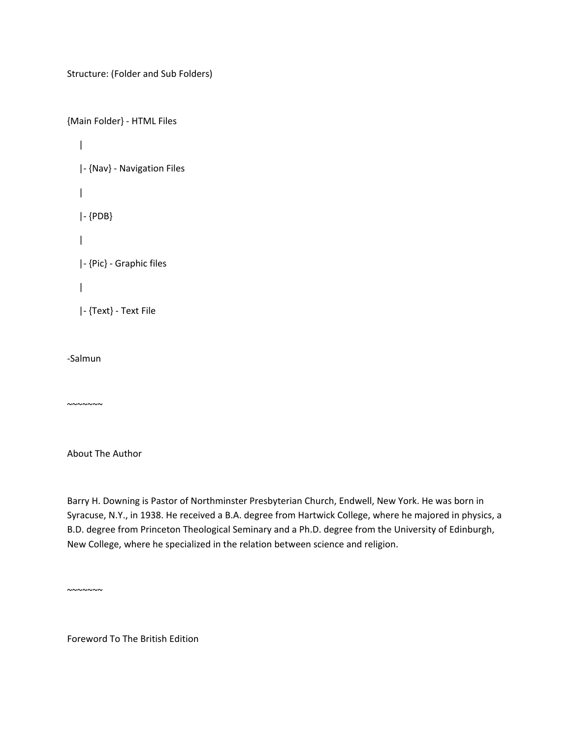Structure: (Folder and Sub Folders)

```
{Main Folder} - HTML Files
    |
    |- {Nav} - Navigation Files
    |
    |- {PDB}
    |
    |- {Pic} - Graphic files
    |
    |- {Text} - Text File
```

-Salmun

~~~~~~~

## About The Author

Barry H. Downing is Pastor of Northminster Presbyterian Church, Endwell, New York. He was born in Syracuse, N.Y., in 1938. He received a B.A. degree from Hartwick College, where he majored in physics, a B.D. degree from Princeton Theological Seminary and a Ph.D. degree from the University of Edinburgh, New College, where he specialized in the relation between science and religion.

~~~~~~~

## Foreword To The British Edition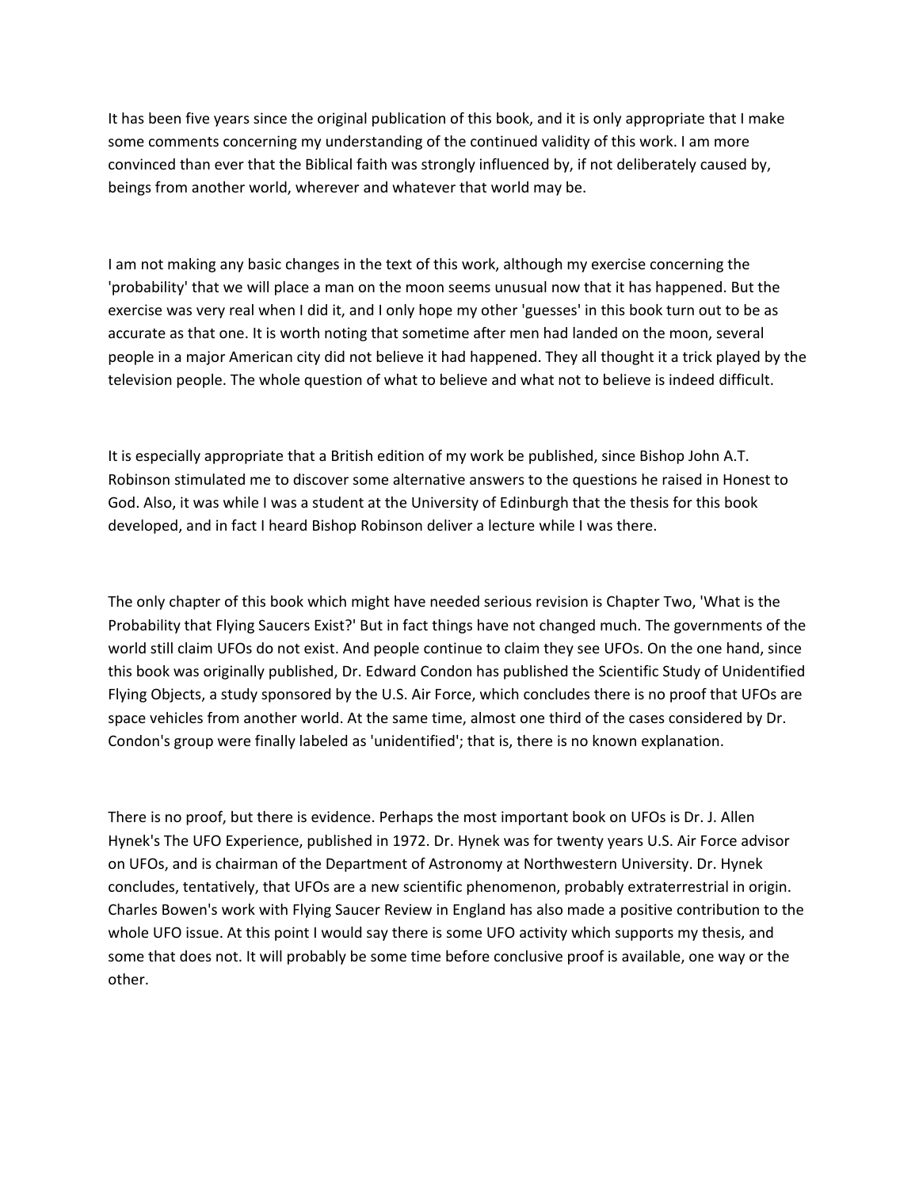It has been five years since the original publication of this book, and it is only appropriate that I make some comments concerning my understanding of the continued validity of this work. I am more convinced than ever that the Biblical faith was strongly influenced by, if not deliberately caused by, beings from another world, wherever and whatever that world may be.

I am not making any basic changes in the text of this work, although my exercise concerning the 'probability' that we will place a man on the moon seems unusual now that it has happened. But the exercise was very real when I did it, and I only hope my other 'guesses' in this book turn out to be as accurate as that one. It is worth noting that sometime after men had landed on the moon, several people in a major American city did not believe it had happened. They all thought it a trick played by the television people. The whole question of what to believe and what not to believe is indeed difficult.

It is especially appropriate that a British edition of my work be published, since Bishop John A.T. Robinson stimulated me to discover some alternative answers to the questions he raised in Honest to God. Also, it was while I was a student at the University of Edinburgh that the thesis for this book developed, and in fact I heard Bishop Robinson deliver a lecture while I was there.

The only chapter of this book which might have needed serious revision is Chapter Two, 'What is the Probability that Flying Saucers Exist?' But in fact things have not changed much. The governments of the world still claim UFOs do not exist. And people continue to claim they see UFOs. On the one hand, since this book was originally published, Dr. Edward Condon has published the Scientific Study of Unidentified Flying Objects, a study sponsored by the U.S. Air Force, which concludes there is no proof that UFOs are space vehicles from another world. At the same time, almost one third of the cases considered by Dr. Condon's group were finally labeled as 'unidentified'; that is, there is no known explanation.

There is no proof, but there is evidence. Perhaps the most important book on UFOs is Dr. J. Allen Hynek's The UFO Experience, published in 1972. Dr. Hynek was for twenty years U.S. Air Force advisor on UFOs, and is chairman of the Department of Astronomy at Northwestern University. Dr. Hynek concludes, tentatively, that UFOs are a new scientific phenomenon, probably extraterrestrial in origin. Charles Bowen's work with Flying Saucer Review in England has also made a positive contribution to the whole UFO issue. At this point I would say there is some UFO activity which supports my thesis, and some that does not. It will probably be some time before conclusive proof is available, one way or the other.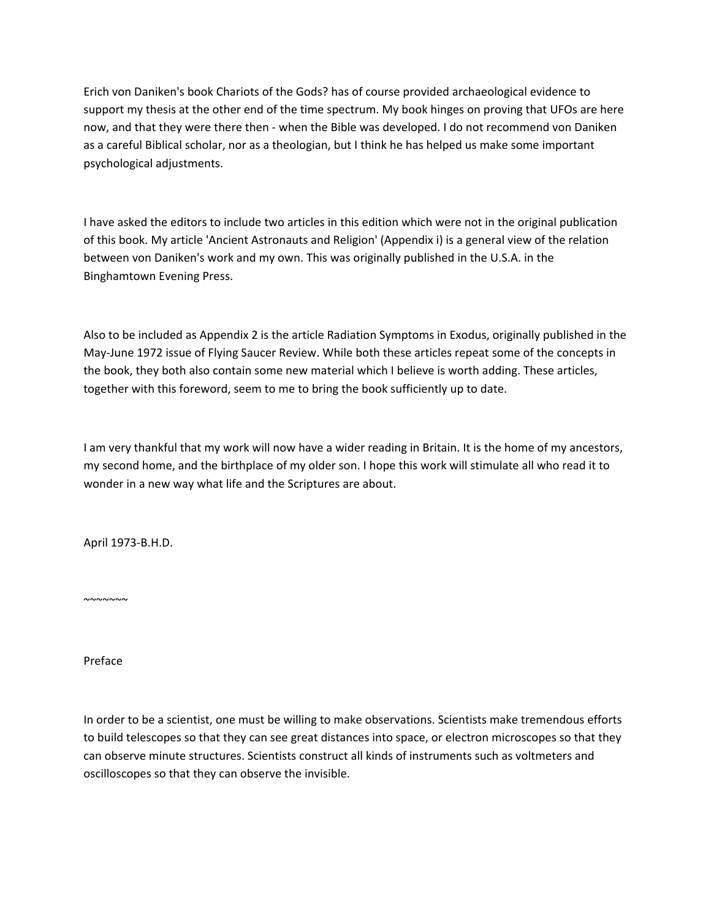Erich von Daniken's book Chariots of the Gods? has of course provided archaeological evidence to support my thesis at the other end of the time spectrum. My book hinges on proving that UFOs are here now, and that they were there then - when the Bible was developed. I do not recommend von Daniken as a careful Biblical scholar, nor as a theologian, but I think he has helped us make some important psychological adjustments.

I have asked the editors to include two articles in this edition which were not in the original publication of this book. My article 'Ancient Astronauts and Religion' (Appendix i) is a general view of the relation between von Daniken's work and my own. This was originally published in the U.S.A. in the Binghamtown Evening Press.

Also to be included as Appendix 2 is the article Radiation Symptoms in Exodus, originally published in the May-June 1972 issue of Flying Saucer Review. While both these articles repeat some of the concepts in the book, they both also contain some new material which I believe is worth adding. These articles, together with this foreword, seem to me to bring the book sufficiently up to date.

I am very thankful that my work will now have a wider reading in Britain. It is the home of my ancestors, my second home, and the birthplace of my older son. I hope this work will stimulate all who read it to wonder in a new way what life and the Scriptures are about.

April 1973-B.H.D.

~~~~~~~

## Preface

In order to be a scientist, one must be willing to make observations. Scientists make tremendous efforts to build telescopes so that they can see great distances into space, or electron microscopes so that they can observe minute structures. Scientists construct all kinds of instruments such as voltmeters and oscilloscopes so that they can observe the invisible.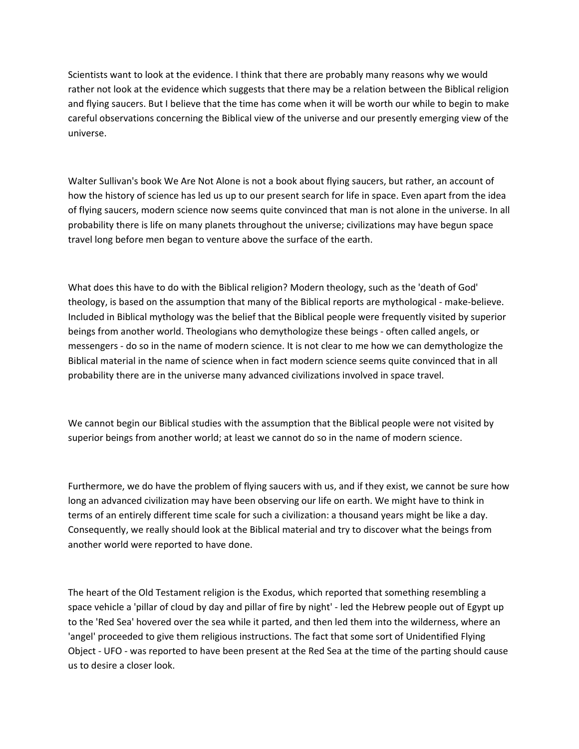Scientists want to look at the evidence. I think that there are probably many reasons why we would rather not look at the evidence which suggests that there may be a relation between the Biblical religion and flying saucers. But I believe that the time has come when it will be worth our while to begin to make careful observations concerning the Biblical view of the universe and our presently emerging view of the universe.

Walter Sullivan's book We Are Not Alone is not a book about flying saucers, but rather, an account of how the history of science has led us up to our present search for life in space. Even apart from the idea of flying saucers, modern science now seems quite convinced that man is not alone in the universe. In all probability there is life on many planets throughout the universe; civilizations may have begun space travel long before men began to venture above the surface of the earth.

What does this have to do with the Biblical religion? Modern theology, such as the 'death of God' theology, is based on the assumption that many of the Biblical reports are mythological - make-believe. Included in Biblical mythology was the belief that the Biblical people were frequently visited by superior beings from another world. Theologians who demythologize these beings - often called angels, or messengers - do so in the name of modern science. It is not clear to me how we can demythologize the Biblical material in the name of science when in fact modern science seems quite convinced that in all probability there are in the universe many advanced civilizations involved in space travel.

We cannot begin our Biblical studies with the assumption that the Biblical people were not visited by superior beings from another world; at least we cannot do so in the name of modern science.

Furthermore, we do have the problem of flying saucers with us, and if they exist, we cannot be sure how long an advanced civilization may have been observing our life on earth. We might have to think in terms of an entirely different time scale for such a civilization: a thousand years might be like a day. Consequently, we really should look at the Biblical material and try to discover what the beings from another world were reported to have done.

The heart of the Old Testament religion is the Exodus, which reported that something resembling a space vehicle a 'pillar of cloud by day and pillar of fire by night' - led the Hebrew people out of Egypt up to the 'Red Sea' hovered over the sea while it parted, and then led them into the wilderness, where an 'angel' proceeded to give them religious instructions. The fact that some sort of Unidentified Flying Object - UFO - was reported to have been present at the Red Sea at the time of the parting should cause us to desire a closer look.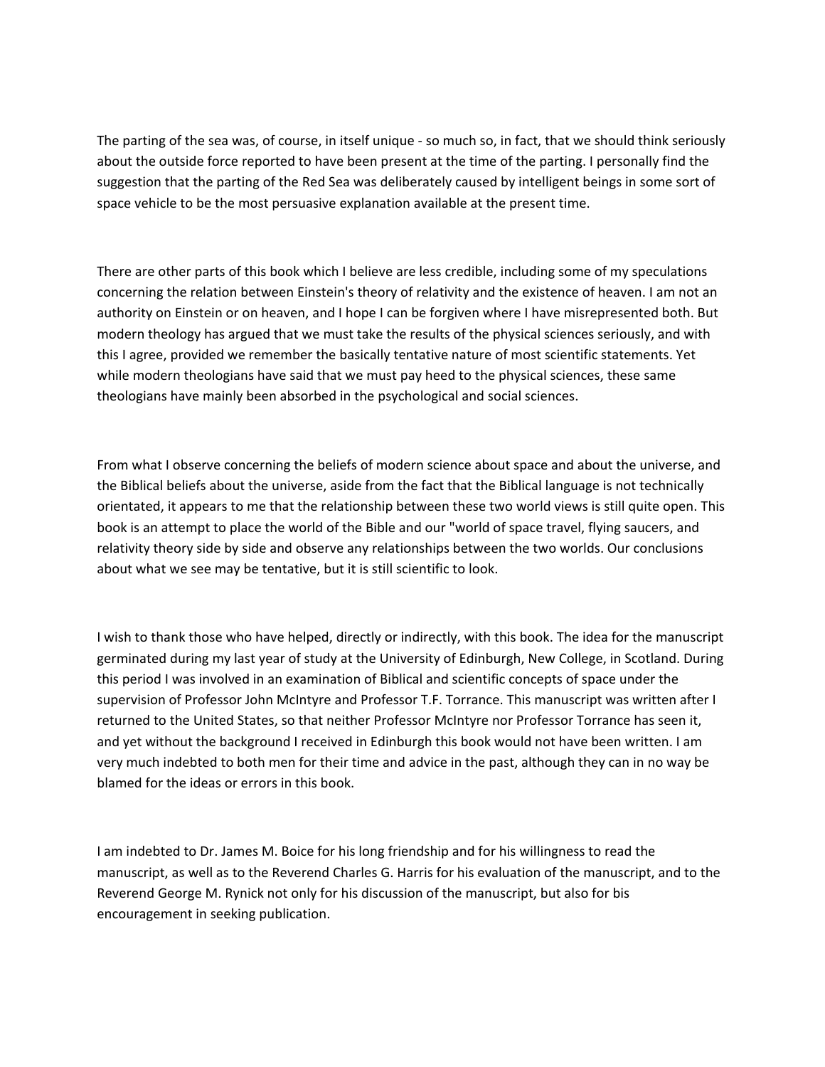The parting of the sea was, of course, in itself unique - so much so, in fact, that we should think seriously about the outside force reported to have been present at the time of the parting. I personally find the suggestion that the parting of the Red Sea was deliberately caused by intelligent beings in some sort of space vehicle to be the most persuasive explanation available at the present time.

There are other parts of this book which I believe are less credible, including some of my speculations concerning the relation between Einstein's theory of relativity and the existence of heaven. I am not an authority on Einstein or on heaven, and I hope I can be forgiven where I have misrepresented both. But modern theology has argued that we must take the results of the physical sciences seriously, and with this I agree, provided we remember the basically tentative nature of most scientific statements. Yet while modern theologians have said that we must pay heed to the physical sciences, these same theologians have mainly been absorbed in the psychological and social sciences.

From what I observe concerning the beliefs of modern science about space and about the universe, and the Biblical beliefs about the universe, aside from the fact that the Biblical language is not technically orientated, it appears to me that the relationship between these two world views is still quite open. This book is an attempt to place the world of the Bible and our "world of space travel, flying saucers, and relativity theory side by side and observe any relationships between the two worlds. Our conclusions about what we see may be tentative, but it is still scientific to look.

I wish to thank those who have helped, directly or indirectly, with this book. The idea for the manuscript germinated during my last year of study at the University of Edinburgh, New College, in Scotland. During this period I was involved in an examination of Biblical and scientific concepts of space under the supervision of Professor John McIntyre and Professor T.F. Torrance. This manuscript was written after I returned to the United States, so that neither Professor McIntyre nor Professor Torrance has seen it, and yet without the background I received in Edinburgh this book would not have been written. I am very much indebted to both men for their time and advice in the past, although they can in no way be blamed for the ideas or errors in this book.

I am indebted to Dr. James M. Boice for his long friendship and for his willingness to read the manuscript, as well as to the Reverend Charles G. Harris for his evaluation of the manuscript, and to the Reverend George M. Rynick not only for his discussion of the manuscript, but also for bis encouragement in seeking publication.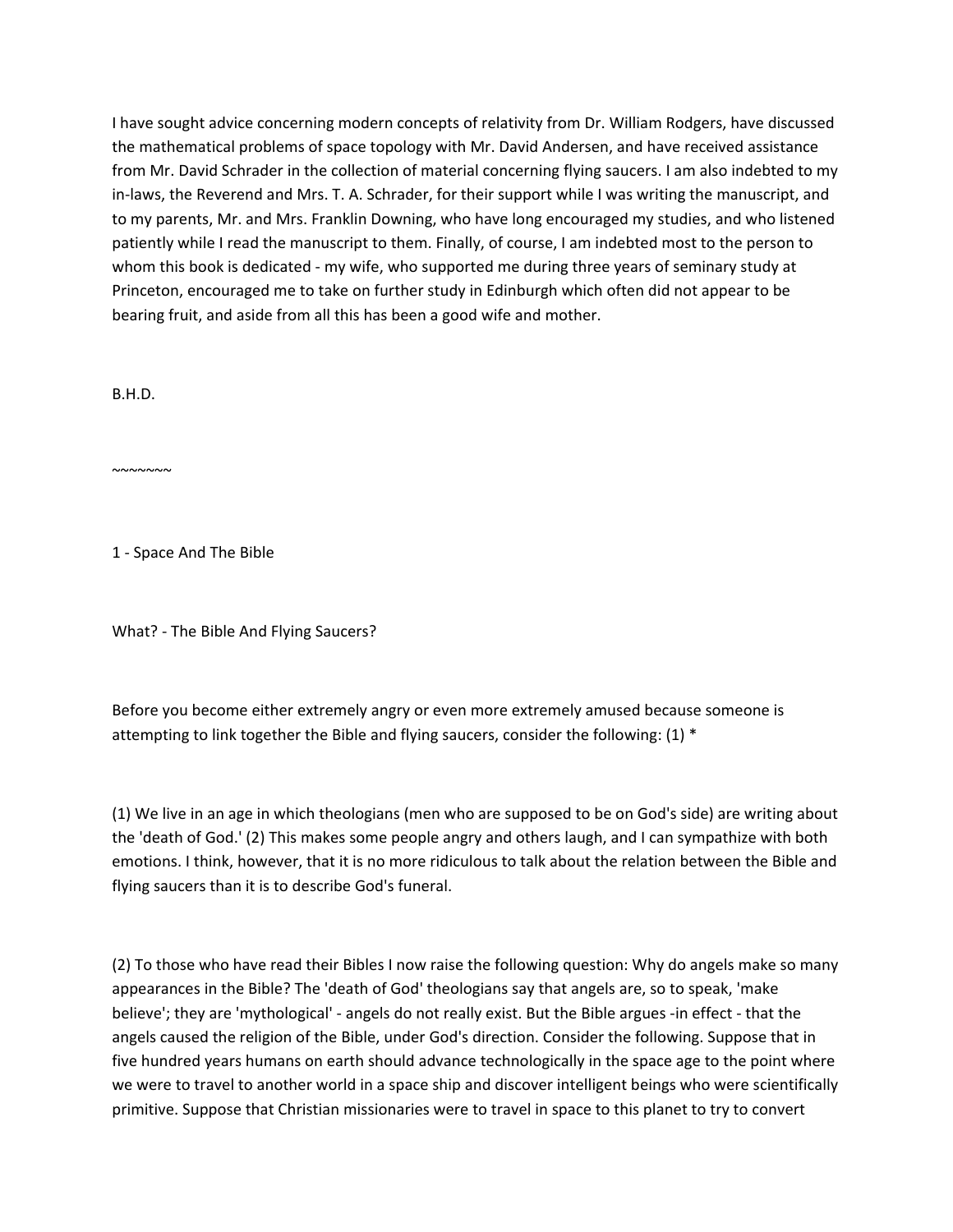I have sought advice concerning modern concepts of relativity from Dr. William Rodgers, have discussed the mathematical problems of space topology with Mr. David Andersen, and have received assistance from Mr. David Schrader in the collection of material concerning flying saucers. I am also indebted to my in-laws, the Reverend and Mrs. T. A. Schrader, for their support while I was writing the manuscript, and to my parents, Mr. and Mrs. Franklin Downing, who have long encouraged my studies, and who listened patiently while I read the manuscript to them. Finally, of course, I am indebted most to the person to whom this book is dedicated - my wife, who supported me during three years of seminary study at Princeton, encouraged me to take on further study in Edinburgh which often did not appear to be bearing fruit, and aside from all this has been a good wife and mother.

B.H.D.

~~~~~~~

## 1 - Space And The Bible

### What? - The Bible And Flying Saucers?

Before you become either extremely angry or even more extremely amused because someone is attempting to link together the Bible and flying saucers, consider the following: (1) *

(1) We live in an age in which theologians (men who are supposed to be on God's side) are writing about the 'death of God.' (2) This makes some people angry and others laugh, and I can sympathize with both emotions. I think, however, that it is no more ridiculous to talk about the relation between the Bible and flying saucers than it is to describe God's funeral.

(2) To those who have read their Bibles I now raise the following question: Why do angels make so many appearances in the Bible? The 'death of God' theologians say that angels are, so to speak, 'make believe'; they are 'mythological' - angels do not really exist. But the Bible argues -in effect - that the angels caused the religion of the Bible, under God's direction. Consider the following. Suppose that in five hundred years humans on earth should advance technologically in the space age to the point where we were to travel to another world in a space ship and discover intelligent beings who were scientifically primitive. Suppose that Christian missionaries were to travel in space to this planet to try to convert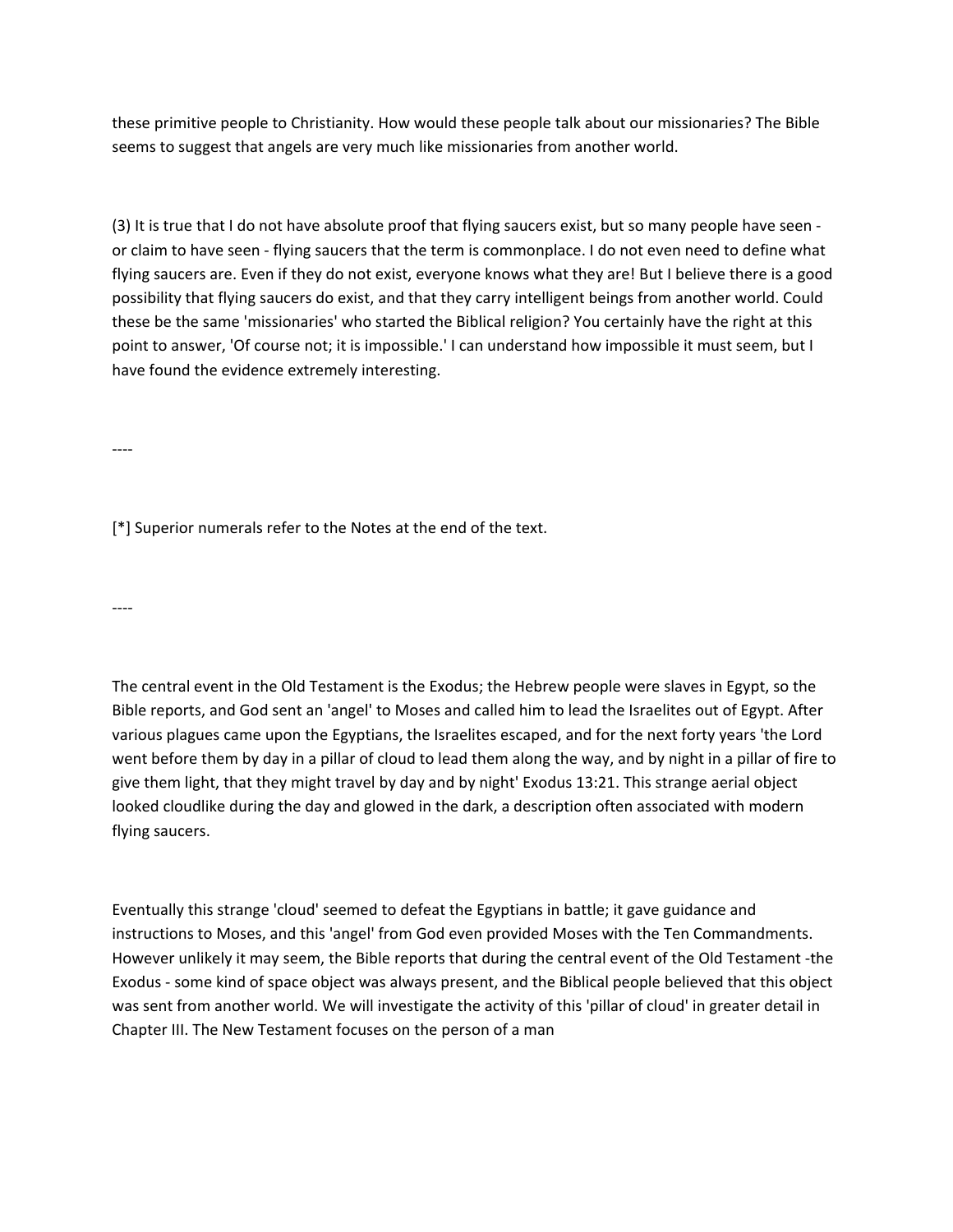these primitive people to Christianity. How would these people talk about our missionaries? The Bible seems to suggest that angels are very much like missionaries from another world.

(3) It is true that I do not have absolute proof that flying saucers exist, but so many people have seen - or claim to have seen - flying saucers that the term is commonplace. I do not even need to define what flying saucers are. Even if they do not exist, everyone knows what they are! But I believe there is a good possibility that flying saucers do exist, and that they carry intelligent beings from another world. Could these be the same 'missionaries' who started the Biblical religion? You certainly have the right at this point to answer, 'Of course not; it is impossible.' I can understand how impossible it must seem, but I have found the evidence extremely interesting.

----

[*] Superior numerals refer to the Notes at the end of the text.

----

The central event in the Old Testament is the Exodus; the Hebrew people were slaves in Egypt, so the Bible reports, and God sent an 'angel' to Moses and called him to lead the Israelites out of Egypt. After various plagues came upon the Egyptians, the Israelites escaped, and for the next forty years 'the Lord went before them by day in a pillar of cloud to lead them along the way, and by night in a pillar of fire to give them light, that they might travel by day and by night' Exodus 13:21. This strange aerial object looked cloudlike during the day and glowed in the dark, a description often associated with modern flying saucers.

Eventually this strange 'cloud' seemed to defeat the Egyptians in battle; it gave guidance and instructions to Moses, and this 'angel' from God even provided Moses with the Ten Commandments. However unlikely it may seem, the Bible reports that during the central event of the Old Testament -the Exodus - some kind of space object was always present, and the Biblical people believed that this object was sent from another world. We will investigate the activity of this 'pillar of cloud' in greater detail in Chapter III. The New Testament focuses on the person of a man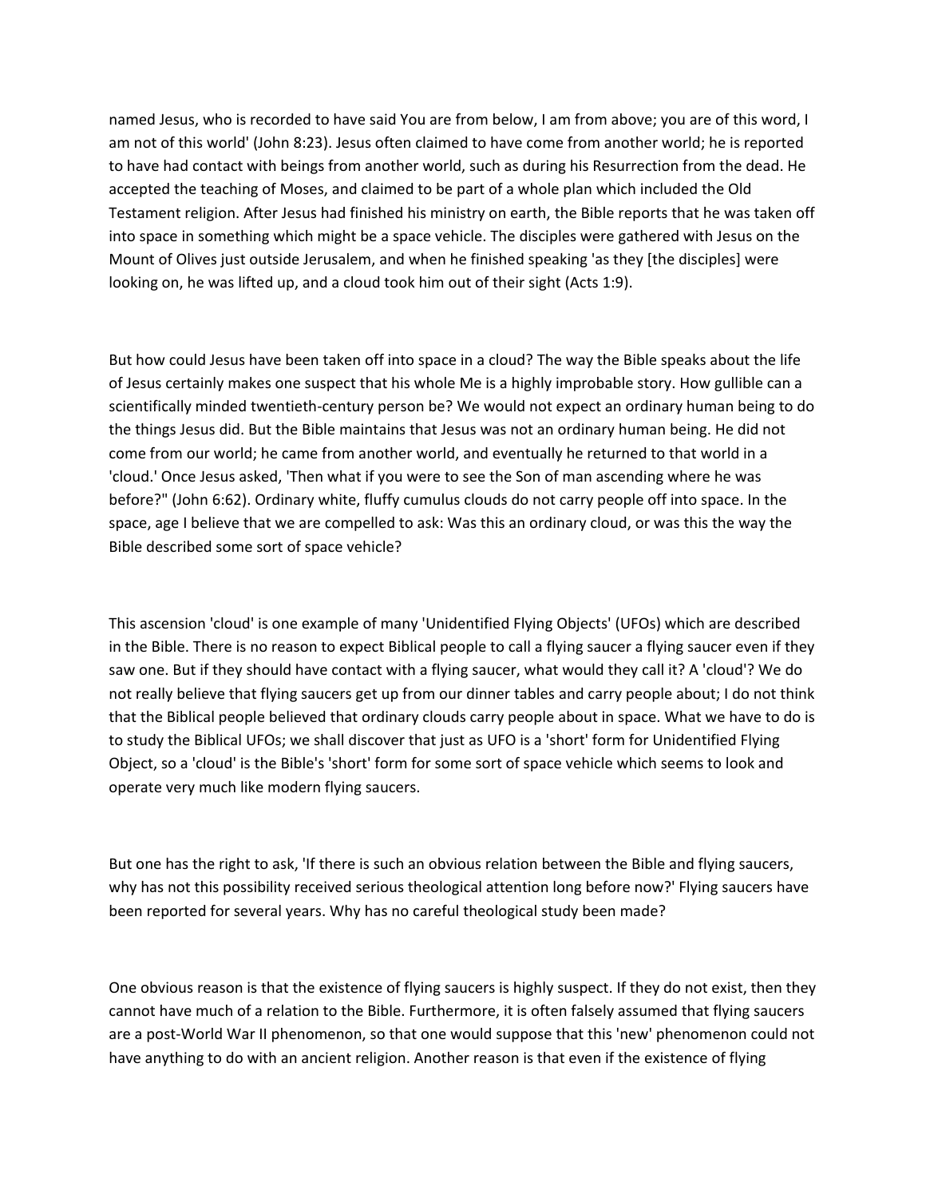named Jesus, who is recorded to have said You are from below, I am from above; you are of this word, I am not of this world' (John 8:23). Jesus often claimed to have come from another world; he is reported to have had contact with beings from another world, such as during his Resurrection from the dead. He accepted the teaching of Moses, and claimed to be part of a whole plan which included the Old Testament religion. After Jesus had finished his ministry on earth, the Bible reports that he was taken off into space in something which might be a space vehicle. The disciples were gathered with Jesus on the Mount of Olives just outside Jerusalem, and when he finished speaking 'as they [the disciples] were looking on, he was lifted up, and a cloud took him out of their sight (Acts 1:9).

But how could Jesus have been taken off into space in a cloud? The way the Bible speaks about the life of Jesus certainly makes one suspect that his whole Me is a highly improbable story. How gullible can a scientifically minded twentieth-century person be? We would not expect an ordinary human being to do the things Jesus did. But the Bible maintains that Jesus was not an ordinary human being. He did not come from our world; he came from another world, and eventually he returned to that world in a 'cloud.' Once Jesus asked, 'Then what if you were to see the Son of man ascending where he was before?" (John 6:62). Ordinary white, fluffy cumulus clouds do not carry people off into space. In the space, age I believe that we are compelled to ask: Was this an ordinary cloud, or was this the way the Bible described some sort of space vehicle?

This ascension 'cloud' is one example of many 'Unidentified Flying Objects' (UFOs) which are described in the Bible. There is no reason to expect Biblical people to call a flying saucer a flying saucer even if they saw one. But if they should have contact with a flying saucer, what would they call it? A 'cloud'? We do not really believe that flying saucers get up from our dinner tables and carry people about; I do not think that the Biblical people believed that ordinary clouds carry people about in space. What we have to do is to study the Biblical UFOs; we shall discover that just as UFO is a 'short' form for Unidentified Flying Object, so a 'cloud' is the Bible's 'short' form for some sort of space vehicle which seems to look and operate very much like modern flying saucers.

But one has the right to ask, 'If there is such an obvious relation between the Bible and flying saucers, why has not this possibility received serious theological attention long before now?' Flying saucers have been reported for several years. Why has no careful theological study been made?

One obvious reason is that the existence of flying saucers is highly suspect. If they do not exist, then they cannot have much of a relation to the Bible. Furthermore, it is often falsely assumed that flying saucers are a post-World War II phenomenon, so that one would suppose that this 'new' phenomenon could not have anything to do with an ancient religion. Another reason is that even if the existence of flying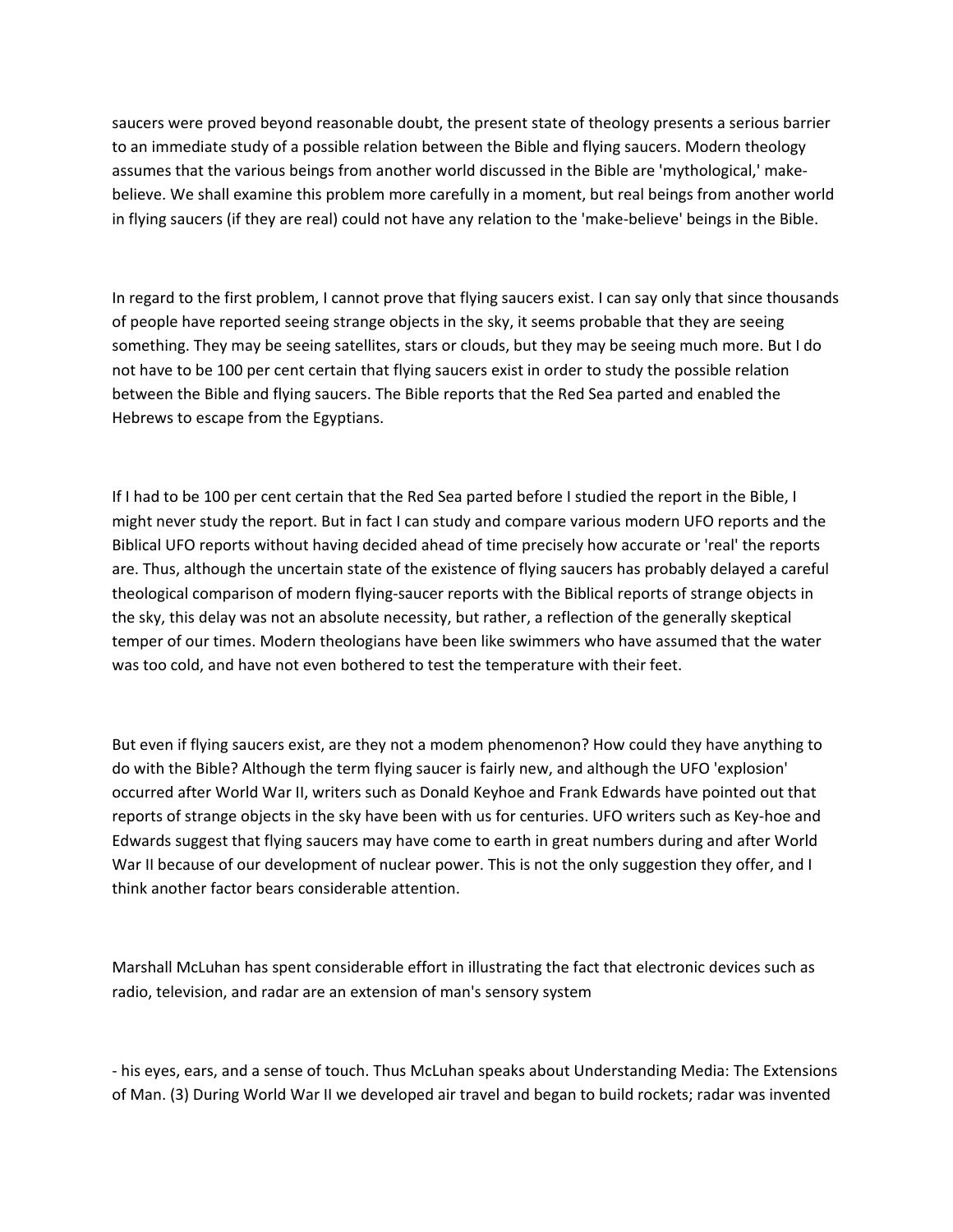saucers were proved beyond reasonable doubt, the present state of theology presents a serious barrier to an immediate study of a possible relation between the Bible and flying saucers. Modern theology assumes that the various beings from another world discussed in the Bible are 'mythological,' make-believe. We shall examine this problem more carefully in a moment, but real beings from another world in flying saucers (if they are real) could not have any relation to the 'make-believe' beings in the Bible.

In regard to the first problem, I cannot prove that flying saucers exist. I can say only that since thousands of people have reported seeing strange objects in the sky, it seems probable that they are seeing something. They may be seeing satellites, stars or clouds, but they may be seeing much more. But I do not have to be 100 per cent certain that flying saucers exist in order to study the possible relation between the Bible and flying saucers. The Bible reports that the Red Sea parted and enabled the Hebrews to escape from the Egyptians.

If I had to be 100 per cent certain that the Red Sea parted before I studied the report in the Bible, I might never study the report. But in fact I can study and compare various modern UFO reports and the Biblical UFO reports without having decided ahead of time precisely how accurate or 'real' the reports are. Thus, although the uncertain state of the existence of flying saucers has probably delayed a careful theological comparison of modern flying-saucer reports with the Biblical reports of strange objects in the sky, this delay was not an absolute necessity, but rather, a reflection of the generally skeptical temper of our times. Modern theologians have been like swimmers who have assumed that the water was too cold, and have not even bothered to test the temperature with their feet.

But even if flying saucers exist, are they not a modem phenomenon? How could they have anything to do with the Bible? Although the term flying saucer is fairly new, and although the UFO 'explosion' occurred after World War II, writers such as Donald Keyhoe and Frank Edwards have pointed out that reports of strange objects in the sky have been with us for centuries. UFO writers such as Key-hoe and Edwards suggest that flying saucers may have come to earth in great numbers during and after World War II because of our development of nuclear power. This is not the only suggestion they offer, and I think another factor bears considerable attention.

Marshall McLuhan has spent considerable effort in illustrating the fact that electronic devices such as radio, television, and radar are an extension of man's sensory system

- his eyes, ears, and a sense of touch. Thus McLuhan speaks about Understanding Media: The Extensions of Man. (3) During World War II we developed air travel and began to build rockets; radar was invented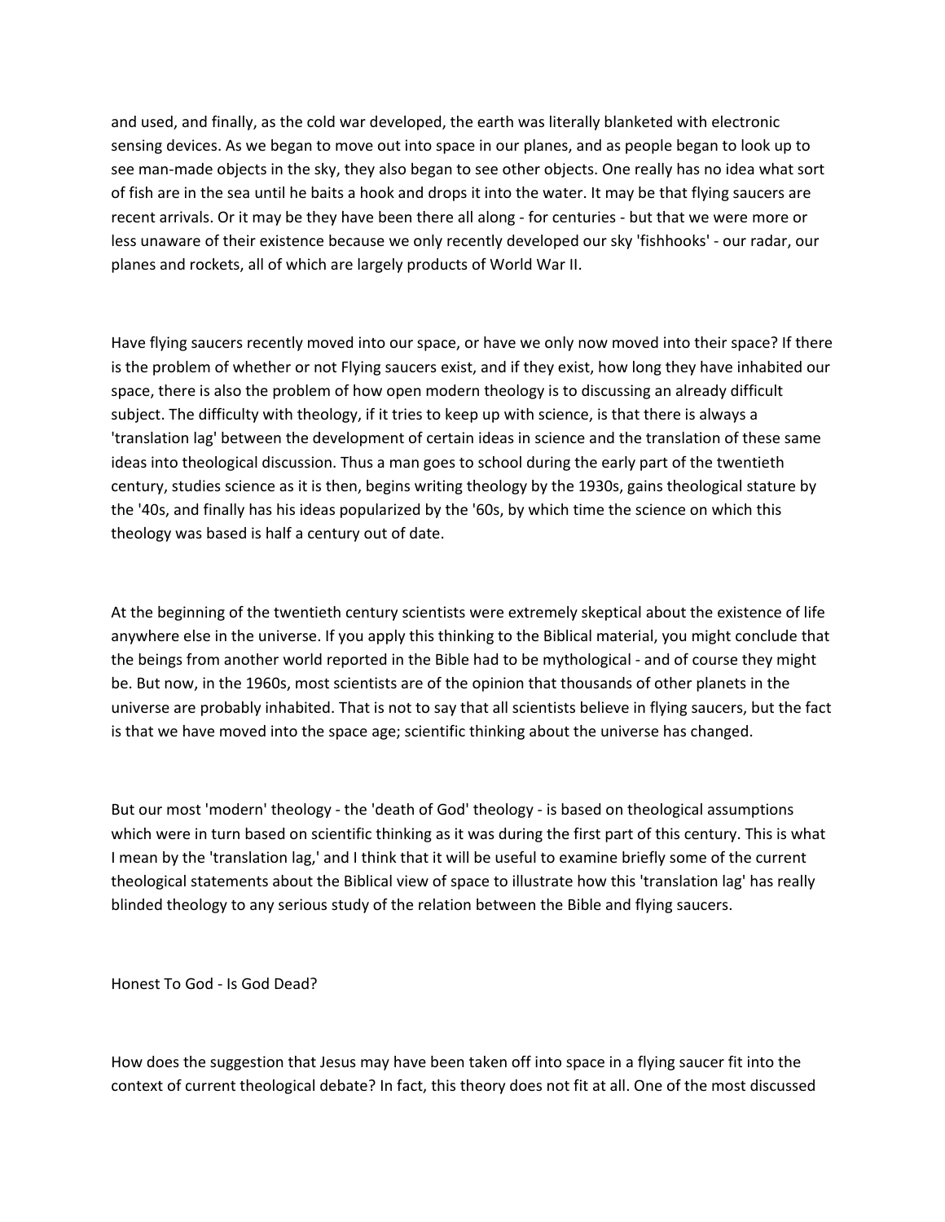and used, and finally, as the cold war developed, the earth was literally blanketed with electronic sensing devices. As we began to move out into space in our planes, and as people began to look up to see man-made objects in the sky, they also began to see other objects. One really has no idea what sort of fish are in the sea until he baits a hook and drops it into the water. It may be that flying saucers are recent arrivals. Or it may be they have been there all along - for centuries - but that we were more or less unaware of their existence because we only recently developed our sky 'fishhooks' - our radar, our planes and rockets, all of which are largely products of World War II.

Have flying saucers recently moved into our space, or have we only now moved into their space? If there is the problem of whether or not Flying saucers exist, and if they exist, how long they have inhabited our space, there is also the problem of how open modern theology is to discussing an already difficult subject. The difficulty with theology, if it tries to keep up with science, is that there is always a 'translation lag' between the development of certain ideas in science and the translation of these same ideas into theological discussion. Thus a man goes to school during the early part of the twentieth century, studies science as it is then, begins writing theology by the 1930s, gains theological stature by the '40s, and finally has his ideas popularized by the '60s, by which time the science on which this theology was based is half a century out of date.

At the beginning of the twentieth century scientists were extremely skeptical about the existence of life anywhere else in the universe. If you apply this thinking to the Biblical material, you might conclude that the beings from another world reported in the Bible had to be mythological - and of course they might be. But now, in the 1960s, most scientists are of the opinion that thousands of other planets in the universe are probably inhabited. That is not to say that all scientists believe in flying saucers, but the fact is that we have moved into the space age; scientific thinking about the universe has changed.

But our most 'modern' theology - the 'death of God' theology - is based on theological assumptions which were in turn based on scientific thinking as it was during the first part of this century. This is what I mean by the 'translation lag,' and I think that it will be useful to examine briefly some of the current theological statements about the Biblical view of space to illustrate how this 'translation lag' has really blinded theology to any serious study of the relation between the Bible and flying saucers.

## Honest To God - Is God Dead?

How does the suggestion that Jesus may have been taken off into space in a flying saucer fit into the context of current theological debate? In fact, this theory does not fit at all. One of the most discussed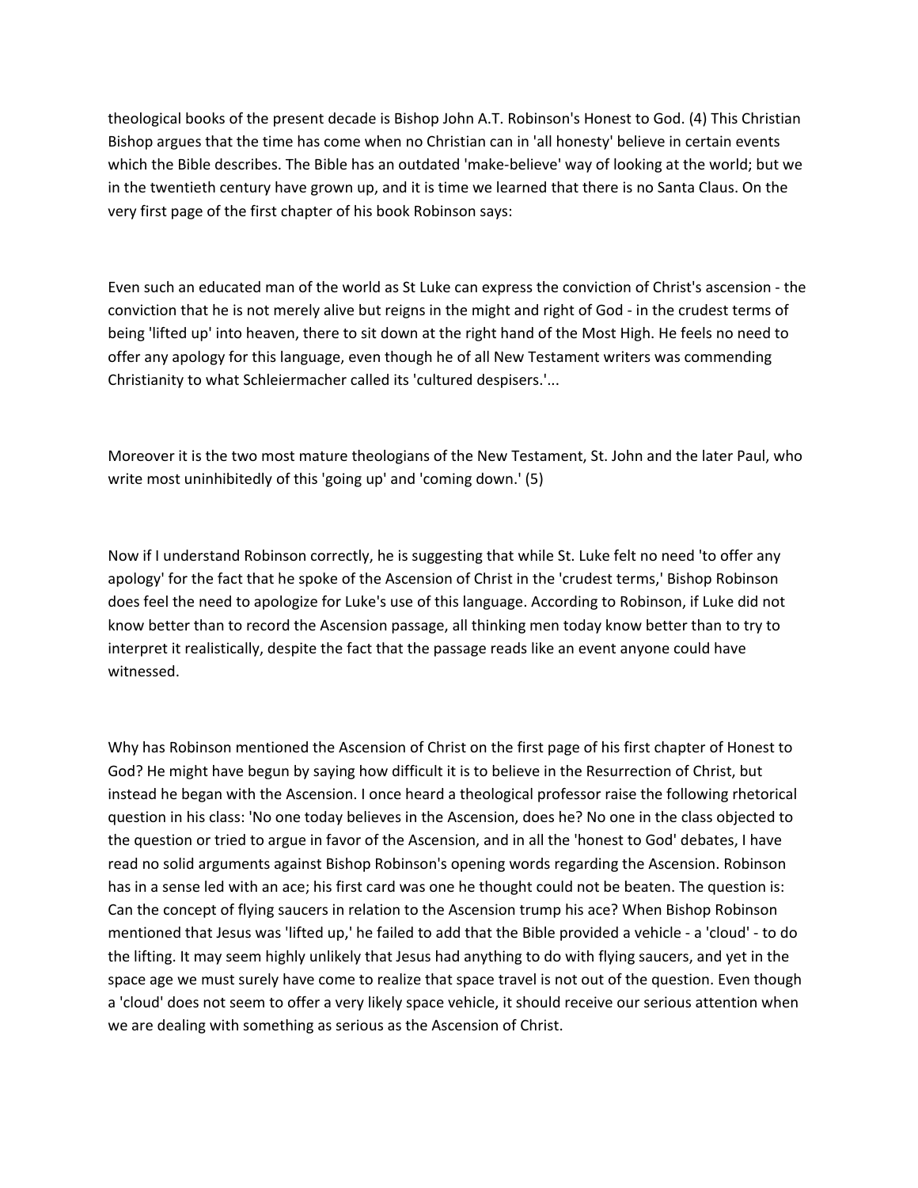theological books of the present decade is Bishop John A.T. Robinson's Honest to God. (4) This Christian Bishop argues that the time has come when no Christian can in 'all honesty' believe in certain events which the Bible describes. The Bible has an outdated 'make-believe' way of looking at the world; but we in the twentieth century have grown up, and it is time we learned that there is no Santa Claus. On the very first page of the first chapter of his book Robinson says:

Even such an educated man of the world as St Luke can express the conviction of Christ's ascension - the conviction that he is not merely alive but reigns in the might and right of God - in the crudest terms of being 'lifted up' into heaven, there to sit down at the right hand of the Most High. He feels no need to offer any apology for this language, even though he of all New Testament writers was commending Christianity to what Schleiermacher called its 'cultured despisers.'...

Moreover it is the two most mature theologians of the New Testament, St. John and the later Paul, who write most uninhibitedly of this 'going up' and 'coming down.' (5)

Now if I understand Robinson correctly, he is suggesting that while St. Luke felt no need 'to offer any apology' for the fact that he spoke of the Ascension of Christ in the 'crudest terms,' Bishop Robinson does feel the need to apologize for Luke's use of this language. According to Robinson, if Luke did not know better than to record the Ascension passage, all thinking men today know better than to try to interpret it realistically, despite the fact that the passage reads like an event anyone could have witnessed.

Why has Robinson mentioned the Ascension of Christ on the first page of his first chapter of Honest to God? He might have begun by saying how difficult it is to believe in the Resurrection of Christ, but instead he began with the Ascension. I once heard a theological professor raise the following rhetorical question in his class: 'No one today believes in the Ascension, does he? No one in the class objected to the question or tried to argue in favor of the Ascension, and in all the 'honest to God' debates, I have read no solid arguments against Bishop Robinson's opening words regarding the Ascension. Robinson has in a sense led with an ace; his first card was one he thought could not be beaten. The question is: Can the concept of flying saucers in relation to the Ascension trump his ace? When Bishop Robinson mentioned that Jesus was 'lifted up,' he failed to add that the Bible provided a vehicle - a 'cloud' - to do the lifting. It may seem highly unlikely that Jesus had anything to do with flying saucers, and yet in the space age we must surely have come to realize that space travel is not out of the question. Even though a 'cloud' does not seem to offer a very likely space vehicle, it should receive our serious attention when we are dealing with something as serious as the Ascension of Christ.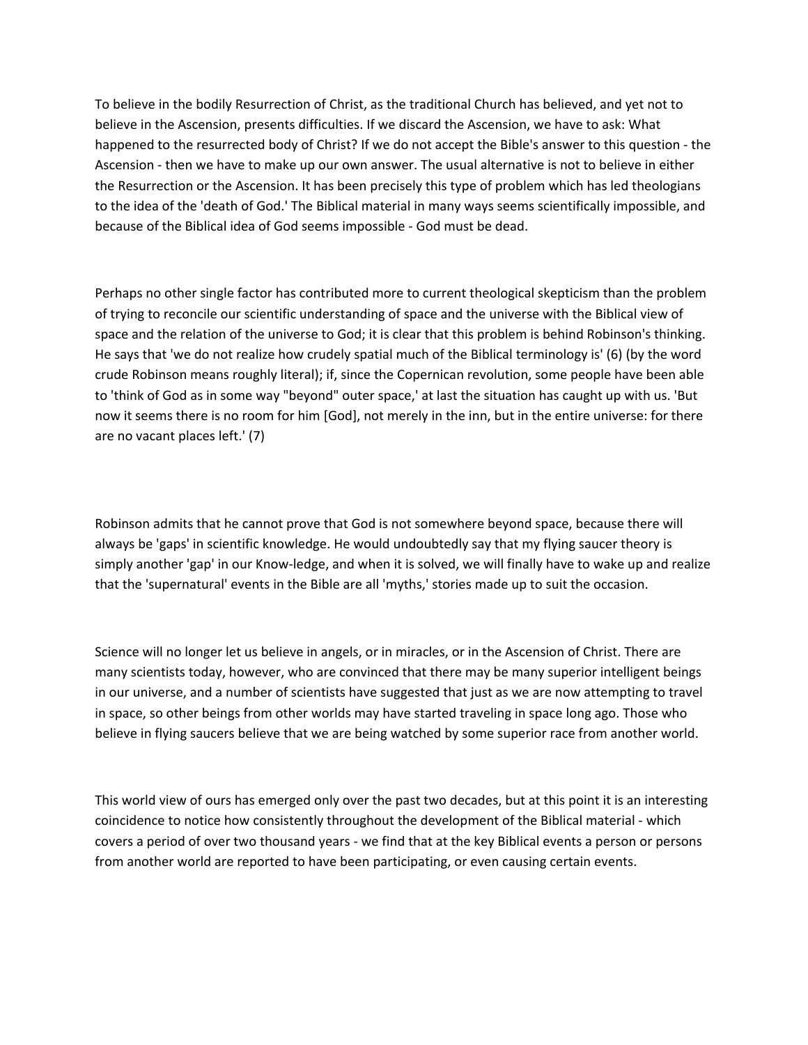To believe in the bodily Resurrection of Christ, as the traditional Church has believed, and yet not to believe in the Ascension, presents difficulties. If we discard the Ascension, we have to ask: What happened to the resurrected body of Christ? If we do not accept the Bible's answer to this question - the Ascension - then we have to make up our own answer. The usual alternative is not to believe in either the Resurrection or the Ascension. It has been precisely this type of problem which has led theologians to the idea of the 'death of God.' The Biblical material in many ways seems scientifically impossible, and because of the Biblical idea of God seems impossible - God must be dead.

Perhaps no other single factor has contributed more to current theological skepticism than the problem of trying to reconcile our scientific understanding of space and the universe with the Biblical view of space and the relation of the universe to God; it is clear that this problem is behind Robinson's thinking. He says that 'we do not realize how crudely spatial much of the Biblical terminology is' (6) (by the word crude Robinson means roughly literal); if, since the Copernican revolution, some people have been able to 'think of God as in some way "beyond" outer space,' at last the situation has caught up with us. 'But now it seems there is no room for him [God], not merely in the inn, but in the entire universe: for there are no vacant places left.' (7)

Robinson admits that he cannot prove that God is not somewhere beyond space, because there will always be 'gaps' in scientific knowledge. He would undoubtedly say that my flying saucer theory is simply another 'gap' in our Know-ledge, and when it is solved, we will finally have to wake up and realize that the 'supernatural' events in the Bible are all 'myths,' stories made up to suit the occasion.

Science will no longer let us believe in angels, or in miracles, or in the Ascension of Christ. There are many scientists today, however, who are convinced that there may be many superior intelligent beings in our universe, and a number of scientists have suggested that just as we are now attempting to travel in space, so other beings from other worlds may have started traveling in space long ago. Those who believe in flying saucers believe that we are being watched by some superior race from another world.

This world view of ours has emerged only over the past two decades, but at this point it is an interesting coincidence to notice how consistently throughout the development of the Biblical material - which covers a period of over two thousand years - we find that at the key Biblical events a person or persons from another world are reported to have been participating, or even causing certain events.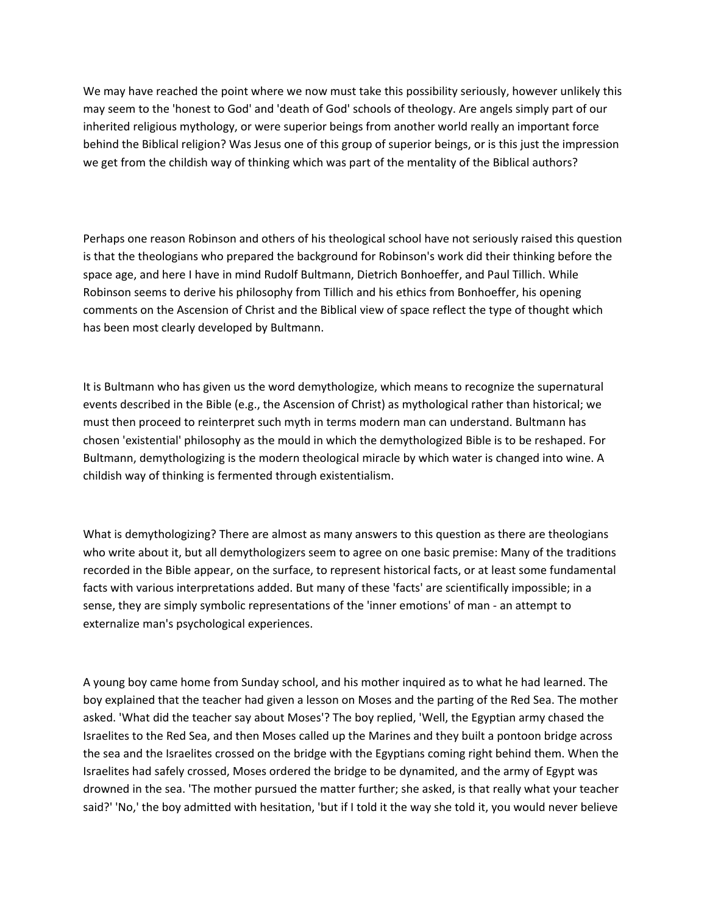We may have reached the point where we now must take this possibility seriously, however unlikely this may seem to the 'honest to God' and 'death of God' schools of theology. Are angels simply part of our inherited religious mythology, or were superior beings from another world really an important force behind the Biblical religion? Was Jesus one of this group of superior beings, or is this just the impression we get from the childish way of thinking which was part of the mentality of the Biblical authors?

Perhaps one reason Robinson and others of his theological school have not seriously raised this question is that the theologians who prepared the background for Robinson's work did their thinking before the space age, and here I have in mind Rudolf Bultmann, Dietrich Bonhoeffer, and Paul Tillich. While Robinson seems to derive his philosophy from Tillich and his ethics from Bonhoeffer, his opening comments on the Ascension of Christ and the Biblical view of space reflect the type of thought which has been most clearly developed by Bultmann.

It is Bultmann who has given us the word demythologize, which means to recognize the supernatural events described in the Bible (e.g., the Ascension of Christ) as mythological rather than historical; we must then proceed to reinterpret such myth in terms modern man can understand. Bultmann has chosen 'existential' philosophy as the mould in which the demythologized Bible is to be reshaped. For Bultmann, demythologizing is the modern theological miracle by which water is changed into wine. A childish way of thinking is fermented through existentialism.

What is demythologizing? There are almost as many answers to this question as there are theologians who write about it, but all demythologizers seem to agree on one basic premise: Many of the traditions recorded in the Bible appear, on the surface, to represent historical facts, or at least some fundamental facts with various interpretations added. But many of these 'facts' are scientifically impossible; in a sense, they are simply symbolic representations of the 'inner emotions' of man - an attempt to externalize man's psychological experiences.

A young boy came home from Sunday school, and his mother inquired as to what he had learned. The boy explained that the teacher had given a lesson on Moses and the parting of the Red Sea. The mother asked. 'What did the teacher say about Moses'? The boy replied, 'Well, the Egyptian army chased the Israelites to the Red Sea, and then Moses called up the Marines and they built a pontoon bridge across the sea and the Israelites crossed on the bridge with the Egyptians coming right behind them. When the Israelites had safely crossed, Moses ordered the bridge to be dynamited, and the army of Egypt was drowned in the sea. 'The mother pursued the matter further; she asked, is that really what your teacher said?' 'No,' the boy admitted with hesitation, 'but if I told it the way she told it, you would never believe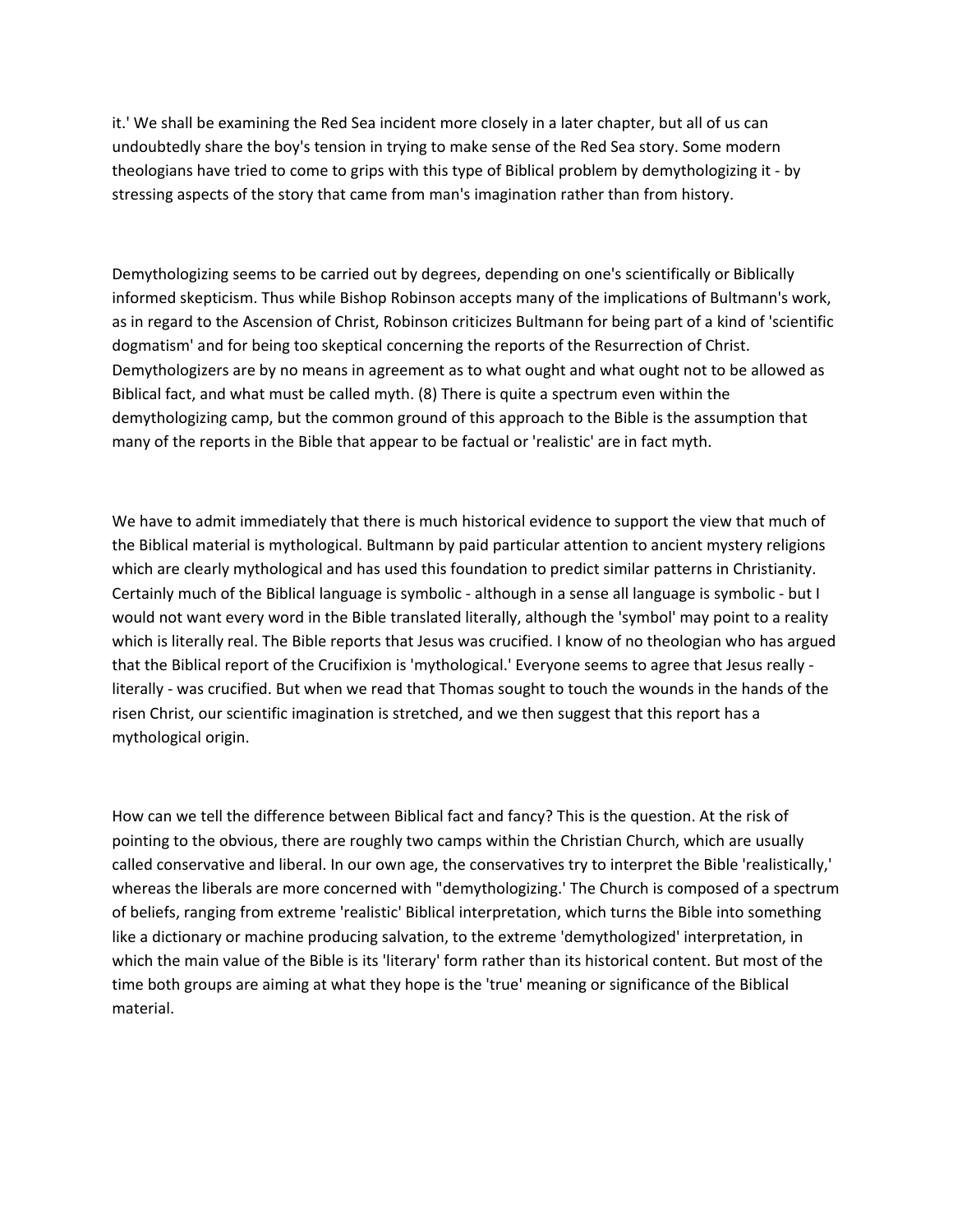it.' We shall be examining the Red Sea incident more closely in a later chapter, but all of us can undoubtedly share the boy's tension in trying to make sense of the Red Sea story. Some modern theologians have tried to come to grips with this type of Biblical problem by demythologizing it - by stressing aspects of the story that came from man's imagination rather than from history.

Demythologizing seems to be carried out by degrees, depending on one's scientifically or Biblically informed skepticism. Thus while Bishop Robinson accepts many of the implications of Bultmann's work, as in regard to the Ascension of Christ, Robinson criticizes Bultmann for being part of a kind of 'scientific dogmatism' and for being too skeptical concerning the reports of the Resurrection of Christ. Demythologizers are by no means in agreement as to what ought and what ought not to be allowed as Biblical fact, and what must be called myth. (8) There is quite a spectrum even within the demythologizing camp, but the common ground of this approach to the Bible is the assumption that many of the reports in the Bible that appear to be factual or 'realistic' are in fact myth.

We have to admit immediately that there is much historical evidence to support the view that much of the Biblical material is mythological. Bultmann by paid particular attention to ancient mystery religions which are clearly mythological and has used this foundation to predict similar patterns in Christianity. Certainly much of the Biblical language is symbolic - although in a sense all language is symbolic - but I would not want every word in the Bible translated literally, although the 'symbol' may point to a reality which is literally real. The Bible reports that Jesus was crucified. I know of no theologian who has argued that the Biblical report of the Crucifixion is 'mythological.' Everyone seems to agree that Jesus really - literally - was crucified. But when we read that Thomas sought to touch the wounds in the hands of the risen Christ, our scientific imagination is stretched, and we then suggest that this report has a mythological origin.

How can we tell the difference between Biblical fact and fancy? This is the question. At the risk of pointing to the obvious, there are roughly two camps within the Christian Church, which are usually called conservative and liberal. In our own age, the conservatives try to interpret the Bible 'realistically,' whereas the liberals are more concerned with "demythologizing.' The Church is composed of a spectrum of beliefs, ranging from extreme 'realistic' Biblical interpretation, which turns the Bible into something like a dictionary or machine producing salvation, to the extreme 'demythologized' interpretation, in which the main value of the Bible is its 'literary' form rather than its historical content. But most of the time both groups are aiming at what they hope is the 'true' meaning or significance of the Biblical material.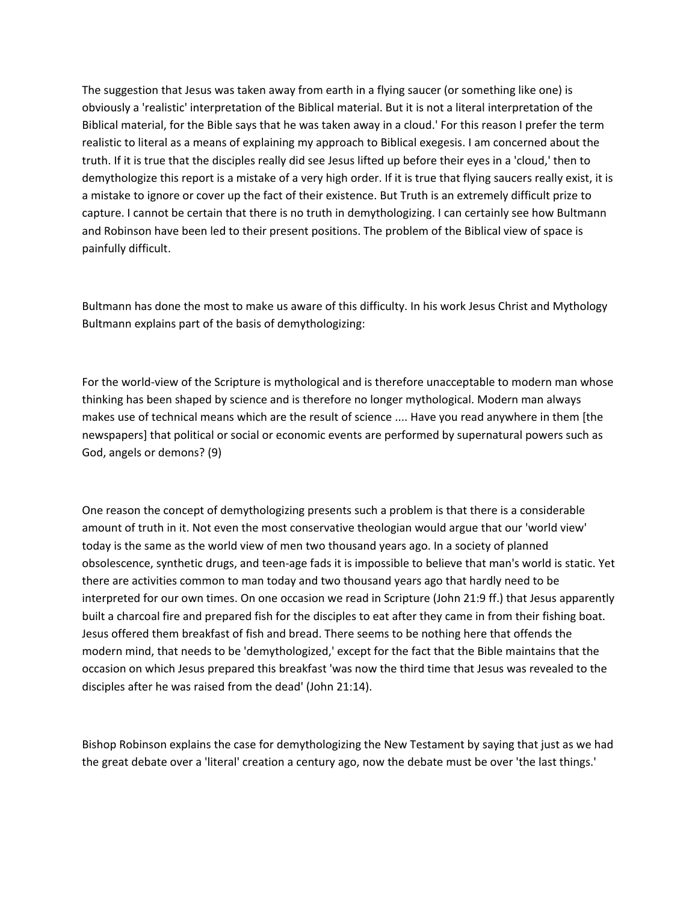The suggestion that Jesus was taken away from earth in a flying saucer (or something like one) is obviously a 'realistic' interpretation of the Biblical material. But it is not a literal interpretation of the Biblical material, for the Bible says that he was taken away in a cloud.' For this reason I prefer the term realistic to literal as a means of explaining my approach to Biblical exegesis. I am concerned about the truth. If it is true that the disciples really did see Jesus lifted up before their eyes in a 'cloud,' then to demythologize this report is a mistake of a very high order. If it is true that flying saucers really exist, it is a mistake to ignore or cover up the fact of their existence. But Truth is an extremely difficult prize to capture. I cannot be certain that there is no truth in demythologizing. I can certainly see how Bultmann and Robinson have been led to their present positions. The problem of the Biblical view of space is painfully difficult.

Bultmann has done the most to make us aware of this difficulty. In his work Jesus Christ and Mythology Bultmann explains part of the basis of demythologizing:

For the world-view of the Scripture is mythological and is therefore unacceptable to modern man whose thinking has been shaped by science and is therefore no longer mythological. Modern man always makes use of technical means which are the result of science .... Have you read anywhere in them [the newspapers] that political or social or economic events are performed by supernatural powers such as God, angels or demons? (9)

One reason the concept of demythologizing presents such a problem is that there is a considerable amount of truth in it. Not even the most conservative theologian would argue that our 'world view' today is the same as the world view of men two thousand years ago. In a society of planned obsolescence, synthetic drugs, and teen-age fads it is impossible to believe that man's world is static. Yet there are activities common to man today and two thousand years ago that hardly need to be interpreted for our own times. On one occasion we read in Scripture (John 21:9 ff.) that Jesus apparently built a charcoal fire and prepared fish for the disciples to eat after they came in from their fishing boat. Jesus offered them breakfast of fish and bread. There seems to be nothing here that offends the modern mind, that needs to be 'demythologized,' except for the fact that the Bible maintains that the occasion on which Jesus prepared this breakfast 'was now the third time that Jesus was revealed to the disciples after he was raised from the dead' (John 21:14).

Bishop Robinson explains the case for demythologizing the New Testament by saying that just as we had the great debate over a 'literal' creation a century ago, now the debate must be over 'the last things.'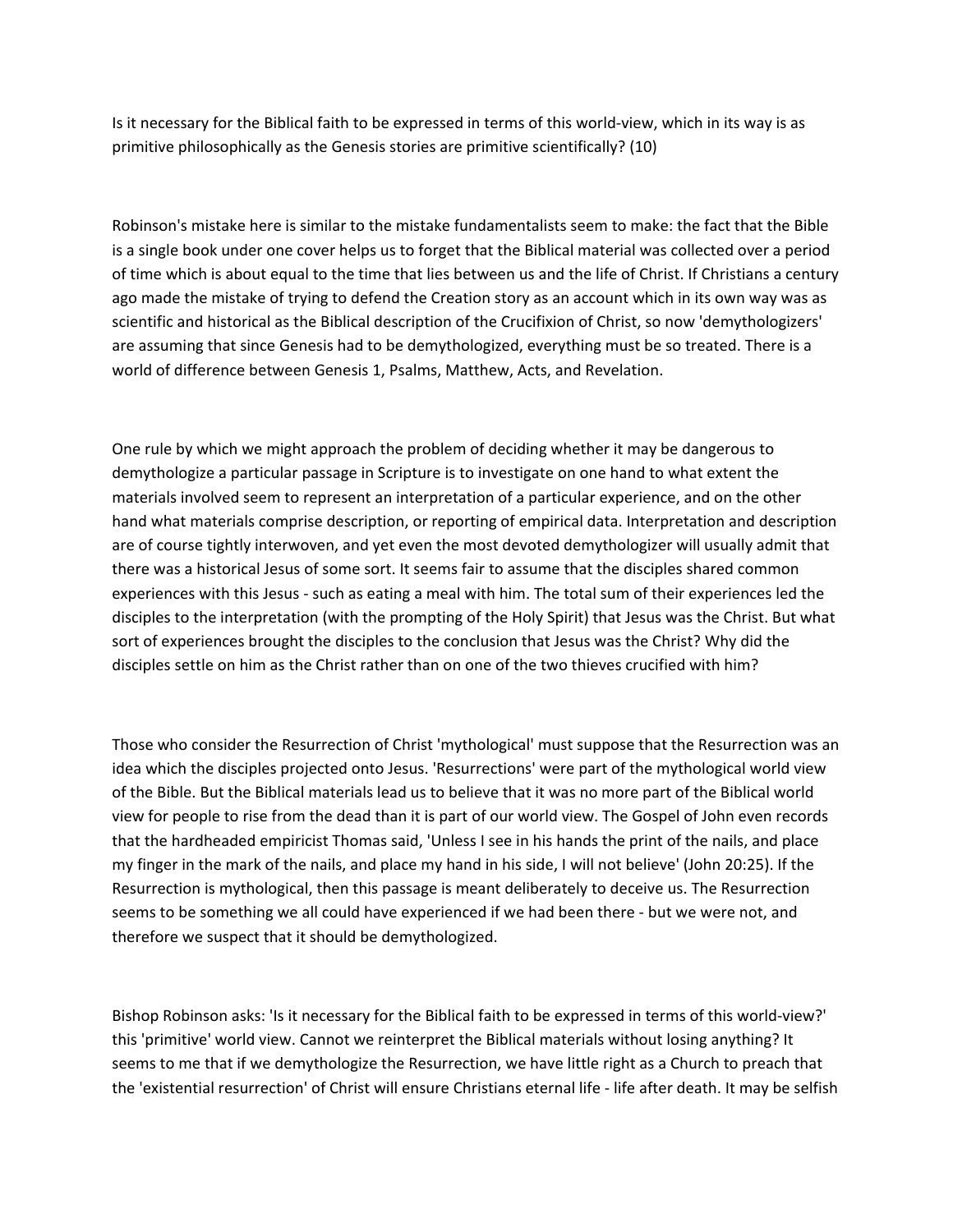Is it necessary for the Biblical faith to be expressed in terms of this world-view, which in its way is as primitive philosophically as the Genesis stories are primitive scientifically? (10)

Robinson's mistake here is similar to the mistake fundamentalists seem to make: the fact that the Bible is a single book under one cover helps us to forget that the Biblical material was collected over a period of time which is about equal to the time that lies between us and the life of Christ. If Christians a century ago made the mistake of trying to defend the Creation story as an account which in its own way was as scientific and historical as the Biblical description of the Crucifixion of Christ, so now 'demythologizers' are assuming that since Genesis had to be demythologized, everything must be so treated. There is a world of difference between Genesis 1, Psalms, Matthew, Acts, and Revelation.

One rule by which we might approach the problem of deciding whether it may be dangerous to demythologize a particular passage in Scripture is to investigate on one hand to what extent the materials involved seem to represent an interpretation of a particular experience, and on the other hand what materials comprise description, or reporting of empirical data. Interpretation and description are of course tightly interwoven, and yet even the most devoted demythologizer will usually admit that there was a historical Jesus of some sort. It seems fair to assume that the disciples shared common experiences with this Jesus - such as eating a meal with him. The total sum of their experiences led the disciples to the interpretation (with the prompting of the Holy Spirit) that Jesus was the Christ. But what sort of experiences brought the disciples to the conclusion that Jesus was the Christ? Why did the disciples settle on him as the Christ rather than on one of the two thieves crucified with him?

Those who consider the Resurrection of Christ 'mythological' must suppose that the Resurrection was an idea which the disciples projected onto Jesus. 'Resurrections' were part of the mythological world view of the Bible. But the Biblical materials lead us to believe that it was no more part of the Biblical world view for people to rise from the dead than it is part of our world view. The Gospel of John even records that the hardheaded empiricist Thomas said, 'Unless I see in his hands the print of the nails, and place my finger in the mark of the nails, and place my hand in his side, I will not believe' (John 20:25). If the Resurrection is mythological, then this passage is meant deliberately to deceive us. The Resurrection seems to be something we all could have experienced if we had been there - but we were not, and therefore we suspect that it should be demythologized.

Bishop Robinson asks: 'Is it necessary for the Biblical faith to be expressed in terms of this world-view?' this 'primitive' world view. Cannot we reinterpret the Biblical materials without losing anything? It seems to me that if we demythologize the Resurrection, we have little right as a Church to preach that the 'existential resurrection' of Christ will ensure Christians eternal life - life after death. It may be selfish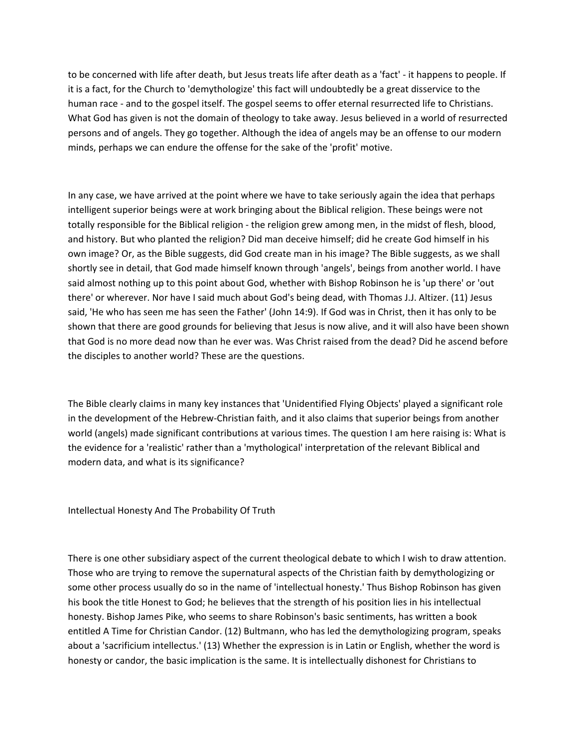to be concerned with life after death, but Jesus treats life after death as a 'fact' - it happens to people. If it is a fact, for the Church to 'demythologize' this fact will undoubtedly be a great disservice to the human race - and to the gospel itself. The gospel seems to offer eternal resurrected life to Christians. What God has given is not the domain of theology to take away. Jesus believed in a world of resurrected persons and of angels. They go together. Although the idea of angels may be an offense to our modern minds, perhaps we can endure the offense for the sake of the 'profit' motive.

In any case, we have arrived at the point where we have to take seriously again the idea that perhaps intelligent superior beings were at work bringing about the Biblical religion. These beings were not totally responsible for the Biblical religion - the religion grew among men, in the midst of flesh, blood, and history. But who planted the religion? Did man deceive himself; did he create God himself in his own image? Or, as the Bible suggests, did God create man in his image? The Bible suggests, as we shall shortly see in detail, that God made himself known through 'angels', beings from another world. I have said almost nothing up to this point about God, whether with Bishop Robinson he is 'up there' or 'out there' or wherever. Nor have I said much about God's being dead, with Thomas J.J. Altizer. (11) Jesus said, 'He who has seen me has seen the Father' (John 14:9). If God was in Christ, then it has only to be shown that there are good grounds for believing that Jesus is now alive, and it will also have been shown that God is no more dead now than he ever was. Was Christ raised from the dead? Did he ascend before the disciples to another world? These are the questions.

The Bible clearly claims in many key instances that 'Unidentified Flying Objects' played a significant role in the development of the Hebrew-Christian faith, and it also claims that superior beings from another world (angels) made significant contributions at various times. The question I am here raising is: What is the evidence for a 'realistic' rather than a 'mythological' interpretation of the relevant Biblical and modern data, and what is its significance?

## Intellectual Honesty And The Probability Of Truth

There is one other subsidiary aspect of the current theological debate to which I wish to draw attention. Those who are trying to remove the supernatural aspects of the Christian faith by demythologizing or some other process usually do so in the name of 'intellectual honesty.' Thus Bishop Robinson has given his book the title Honest to God; he believes that the strength of his position lies in his intellectual honesty. Bishop James Pike, who seems to share Robinson's basic sentiments, has written a book entitled A Time for Christian Candor. (12) Bultmann, who has led the demythologizing program, speaks about a 'sacrificium intellectus.' (13) Whether the expression is in Latin or English, whether the word is honesty or candor, the basic implication is the same. It is intellectually dishonest for Christians to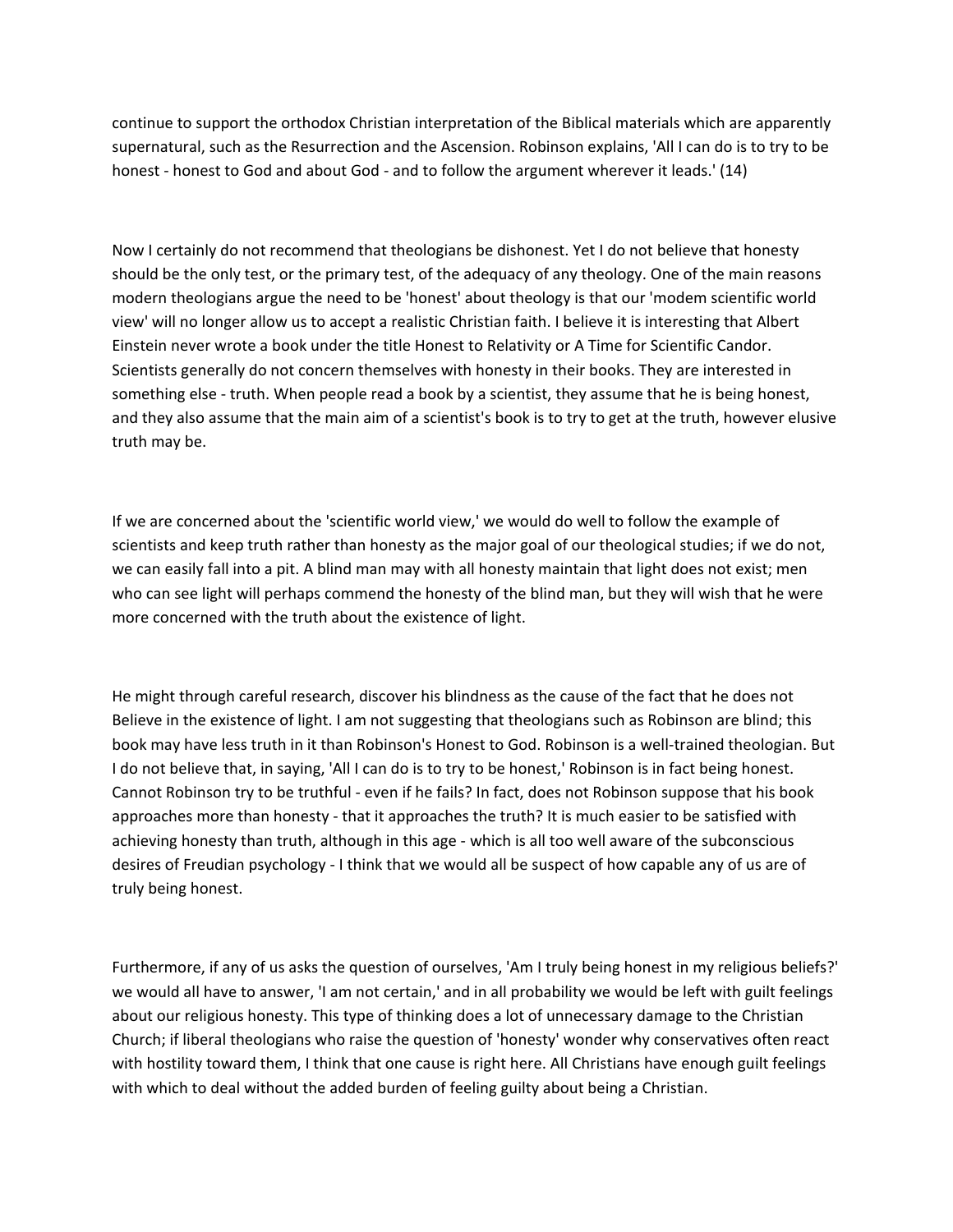continue to support the orthodox Christian interpretation of the Biblical materials which are apparently supernatural, such as the Resurrection and the Ascension. Robinson explains, 'All I can do is to try to be honest - honest to God and about God - and to follow the argument wherever it leads.' (14)

Now I certainly do not recommend that theologians be dishonest. Yet I do not believe that honesty should be the only test, or the primary test, of the adequacy of any theology. One of the main reasons modern theologians argue the need to be 'honest' about theology is that our 'modem scientific world view' will no longer allow us to accept a realistic Christian faith. I believe it is interesting that Albert Einstein never wrote a book under the title Honest to Relativity or A Time for Scientific Candor. Scientists generally do not concern themselves with honesty in their books. They are interested in something else - truth. When people read a book by a scientist, they assume that he is being honest, and they also assume that the main aim of a scientist's book is to try to get at the truth, however elusive truth may be.

If we are concerned about the 'scientific world view,' we would do well to follow the example of scientists and keep truth rather than honesty as the major goal of our theological studies; if we do not, we can easily fall into a pit. A blind man may with all honesty maintain that light does not exist; men who can see light will perhaps commend the honesty of the blind man, but they will wish that he were more concerned with the truth about the existence of light.

He might through careful research, discover his blindness as the cause of the fact that he does not Believe in the existence of light. I am not suggesting that theologians such as Robinson are blind; this book may have less truth in it than Robinson's Honest to God. Robinson is a well-trained theologian. But I do not believe that, in saying, 'All I can do is to try to be honest,' Robinson is in fact being honest. Cannot Robinson try to be truthful - even if he fails? In fact, does not Robinson suppose that his book approaches more than honesty - that it approaches the truth? It is much easier to be satisfied with achieving honesty than truth, although in this age - which is all too well aware of the subconscious desires of Freudian psychology - I think that we would all be suspect of how capable any of us are of truly being honest.

Furthermore, if any of us asks the question of ourselves, 'Am I truly being honest in my religious beliefs?' we would all have to answer, 'I am not certain,' and in all probability we would be left with guilt feelings about our religious honesty. This type of thinking does a lot of unnecessary damage to the Christian Church; if liberal theologians who raise the question of 'honesty' wonder why conservatives often react with hostility toward them, I think that one cause is right here. All Christians have enough guilt feelings with which to deal without the added burden of feeling guilty about being a Christian.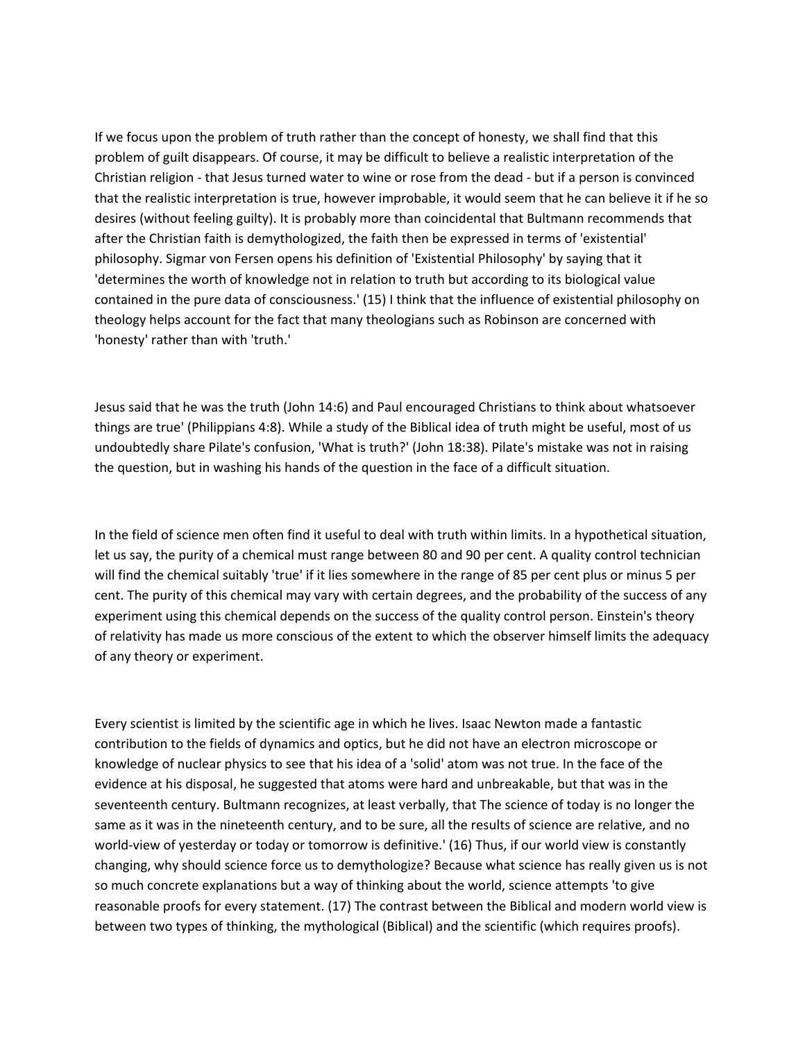If we focus upon the problem of truth rather than the concept of honesty, we shall find that this problem of guilt disappears. Of course, it may be difficult to believe a realistic interpretation of the Christian religion - that Jesus turned water to wine or rose from the dead - but if a person is convinced that the realistic interpretation is true, however improbable, it would seem that he can believe it if he so desires (without feeling guilty). It is probably more than coincidental that Bultmann recommends that after the Christian faith is demythologized, the faith then be expressed in terms of 'existential' philosophy. Sigmar von Fersen opens his definition of 'Existential Philosophy' by saying that it 'determines the worth of knowledge not in relation to truth but according to its biological value contained in the pure data of consciousness.' (15) I think that the influence of existential philosophy on theology helps account for the fact that many theologians such as Robinson are concerned with 'honesty' rather than with 'truth.'

Jesus said that he was the truth (John 14:6) and Paul encouraged Christians to think about whatsoever things are true' (Philippians 4:8). While a study of the Biblical idea of truth might be useful, most of us undoubtedly share Pilate's confusion, 'What is truth?' (John 18:38). Pilate's mistake was not in raising the question, but in washing his hands of the question in the face of a difficult situation.

In the field of science men often find it useful to deal with truth within limits. In a hypothetical situation, let us say, the purity of a chemical must range between 80 and 90 per cent. A quality control technician will find the chemical suitably 'true' if it lies somewhere in the range of 85 per cent plus or minus 5 per cent. The purity of this chemical may vary with certain degrees, and the probability of the success of any experiment using this chemical depends on the success of the quality control person. Einstein's theory of relativity has made us more conscious of the extent to which the observer himself limits the adequacy of any theory or experiment.

Every scientist is limited by the scientific age in which he lives. Isaac Newton made a fantastic contribution to the fields of dynamics and optics, but he did not have an electron microscope or knowledge of nuclear physics to see that his idea of a 'solid' atom was not true. In the face of the evidence at his disposal, he suggested that atoms were hard and unbreakable, but that was in the seventeenth century. Bultmann recognizes, at least verbally, that The science of today is no longer the same as it was in the nineteenth century, and to be sure, all the results of science are relative, and no world-view of yesterday or today or tomorrow is definitive.' (16) Thus, if our world view is constantly changing, why should science force us to demythologize? Because what science has really given us is not so much concrete explanations but a way of thinking about the world, science attempts 'to give reasonable proofs for every statement. (17) The contrast between the Biblical and modern world view is between two types of thinking, the mythological (Biblical) and the scientific (which requires proofs).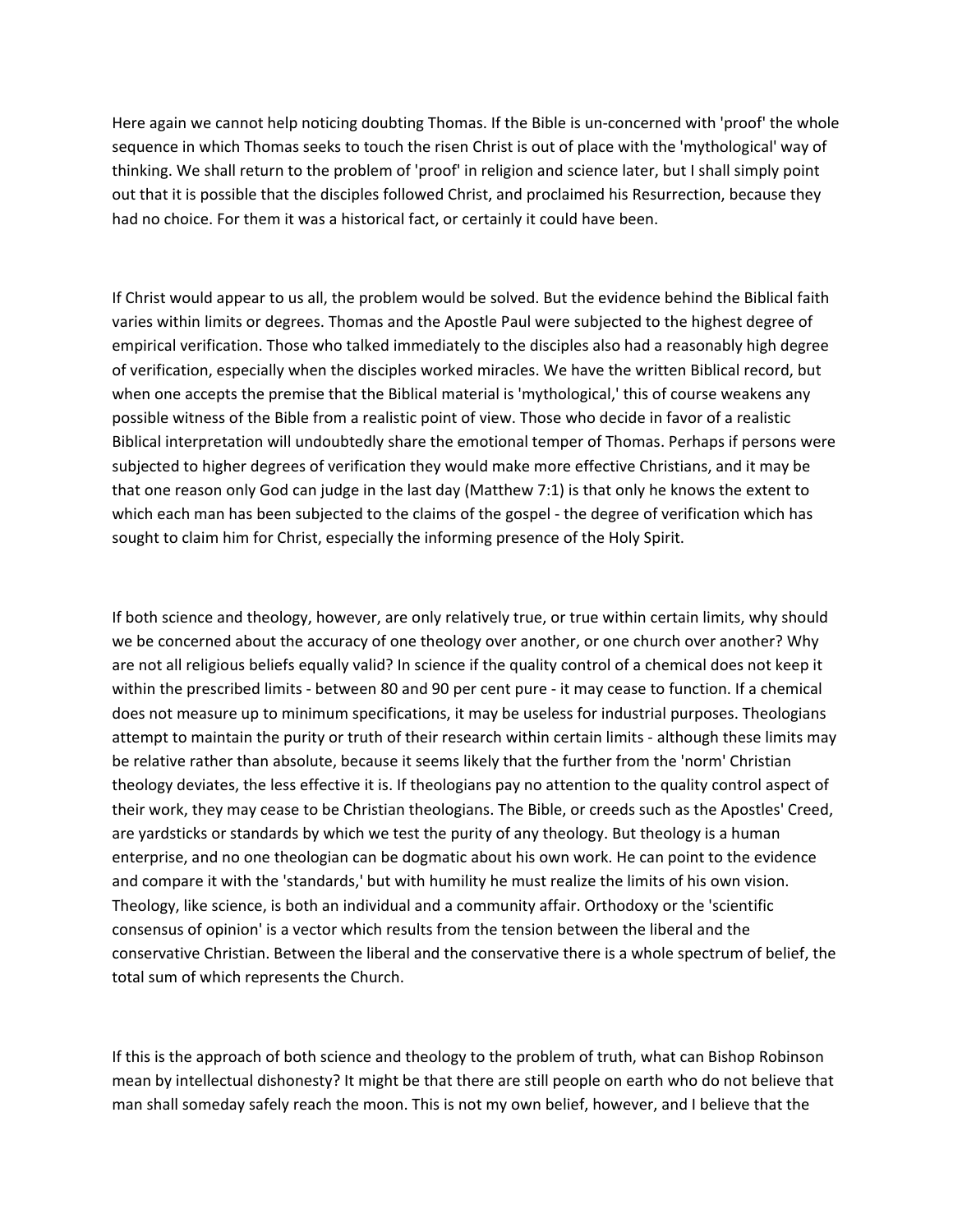Here again we cannot help noticing doubting Thomas. If the Bible is un-concerned with 'proof' the whole sequence in which Thomas seeks to touch the risen Christ is out of place with the 'mythological' way of thinking. We shall return to the problem of 'proof' in religion and science later, but I shall simply point out that it is possible that the disciples followed Christ, and proclaimed his Resurrection, because they had no choice. For them it was a historical fact, or certainly it could have been.

If Christ would appear to us all, the problem would be solved. But the evidence behind the Biblical faith varies within limits or degrees. Thomas and the Apostle Paul were subjected to the highest degree of empirical verification. Those who talked immediately to the disciples also had a reasonably high degree of verification, especially when the disciples worked miracles. We have the written Biblical record, but when one accepts the premise that the Biblical material is 'mythological,' this of course weakens any possible witness of the Bible from a realistic point of view. Those who decide in favor of a realistic Biblical interpretation will undoubtedly share the emotional temper of Thomas. Perhaps if persons were subjected to higher degrees of verification they would make more effective Christians, and it may be that one reason only God can judge in the last day (Matthew 7:1) is that only he knows the extent to which each man has been subjected to the claims of the gospel - the degree of verification which has sought to claim him for Christ, especially the informing presence of the Holy Spirit.

If both science and theology, however, are only relatively true, or true within certain limits, why should we be concerned about the accuracy of one theology over another, or one church over another? Why are not all religious beliefs equally valid? In science if the quality control of a chemical does not keep it within the prescribed limits - between 80 and 90 per cent pure - it may cease to function. If a chemical does not measure up to minimum specifications, it may be useless for industrial purposes. Theologians attempt to maintain the purity or truth of their research within certain limits - although these limits may be relative rather than absolute, because it seems likely that the further from the 'norm' Christian theology deviates, the less effective it is. If theologians pay no attention to the quality control aspect of their work, they may cease to be Christian theologians. The Bible, or creeds such as the Apostles' Creed, are yardsticks or standards by which we test the purity of any theology. But theology is a human enterprise, and no one theologian can be dogmatic about his own work. He can point to the evidence and compare it with the 'standards,' but with humility he must realize the limits of his own vision. Theology, like science, is both an individual and a community affair. Orthodoxy or the 'scientific consensus of opinion' is a vector which results from the tension between the liberal and the conservative Christian. Between the liberal and the conservative there is a whole spectrum of belief, the total sum of which represents the Church.

If this is the approach of both science and theology to the problem of truth, what can Bishop Robinson mean by intellectual dishonesty? It might be that there are still people on earth who do not believe that man shall someday safely reach the moon. This is not my own belief, however, and I believe that the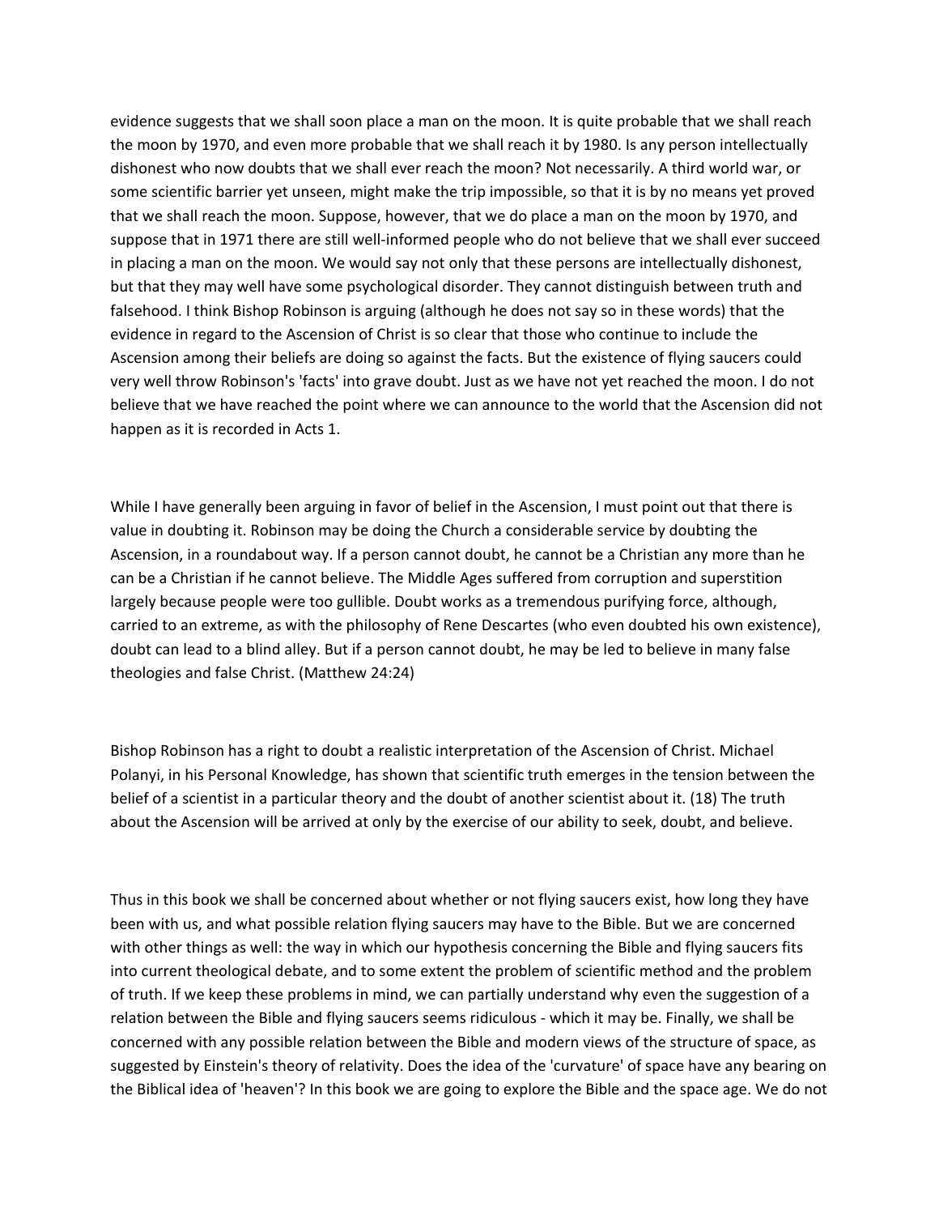evidence suggests that we shall soon place a man on the moon. It is quite probable that we shall reach the moon by 1970, and even more probable that we shall reach it by 1980. Is any person intellectually dishonest who now doubts that we shall ever reach the moon? Not necessarily. A third world war, or some scientific barrier yet unseen, might make the trip impossible, so that it is by no means yet proved that we shall reach the moon. Suppose, however, that we do place a man on the moon by 1970, and suppose that in 1971 there are still well-informed people who do not believe that we shall ever succeed in placing a man on the moon. We would say not only that these persons are intellectually dishonest, but that they may well have some psychological disorder. They cannot distinguish between truth and falsehood. I think Bishop Robinson is arguing (although he does not say so in these words) that the evidence in regard to the Ascension of Christ is so clear that those who continue to include the Ascension among their beliefs are doing so against the facts. But the existence of flying saucers could very well throw Robinson's 'facts' into grave doubt. Just as we have not yet reached the moon. I do not believe that we have reached the point where we can announce to the world that the Ascension did not happen as it is recorded in Acts 1.

While I have generally been arguing in favor of belief in the Ascension, I must point out that there is value in doubting it. Robinson may be doing the Church a considerable service by doubting the Ascension, in a roundabout way. If a person cannot doubt, he cannot be a Christian any more than he can be a Christian if he cannot believe. The Middle Ages suffered from corruption and superstition largely because people were too gullible. Doubt works as a tremendous purifying force, although, carried to an extreme, as with the philosophy of Rene Descartes (who even doubted his own existence), doubt can lead to a blind alley. But if a person cannot doubt, he may be led to believe in many false theologies and false Christ. (Matthew 24:24)

Bishop Robinson has a right to doubt a realistic interpretation of the Ascension of Christ. Michael Polanyi, in his Personal Knowledge, has shown that scientific truth emerges in the tension between the belief of a scientist in a particular theory and the doubt of another scientist about it. (18) The truth about the Ascension will be arrived at only by the exercise of our ability to seek, doubt, and believe.

Thus in this book we shall be concerned about whether or not flying saucers exist, how long they have been with us, and what possible relation flying saucers may have to the Bible. But we are concerned with other things as well: the way in which our hypothesis concerning the Bible and flying saucers fits into current theological debate, and to some extent the problem of scientific method and the problem of truth. If we keep these problems in mind, we can partially understand why even the suggestion of a relation between the Bible and flying saucers seems ridiculous - which it may be. Finally, we shall be concerned with any possible relation between the Bible and modern views of the structure of space, as suggested by Einstein's theory of relativity. Does the idea of the 'curvature' of space have any bearing on the Biblical idea of 'heaven'? In this book we are going to explore the Bible and the space age. We do not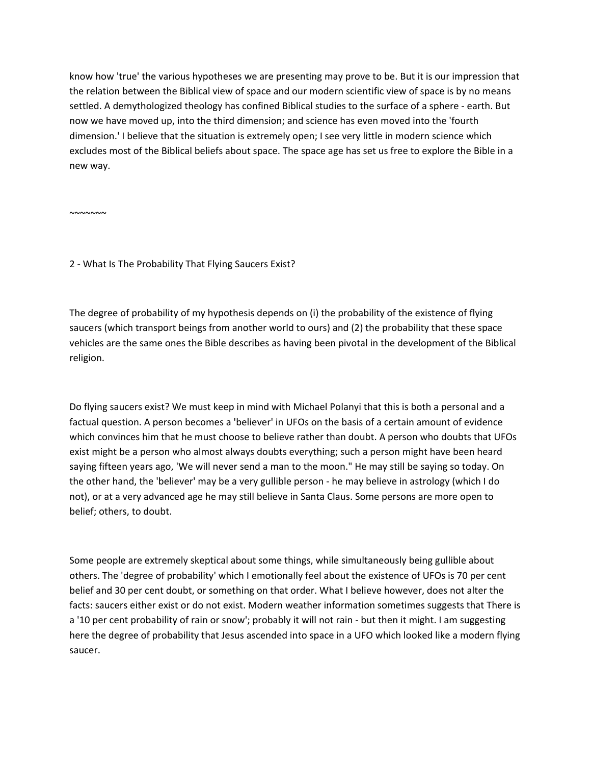know how 'true' the various hypotheses we are presenting may prove to be. But it is our impression that the relation between the Biblical view of space and our modern scientific view of space is by no means settled. A demythologized theology has confined Biblical studies to the surface of a sphere - earth. But now we have moved up, into the third dimension; and science has even moved into the 'fourth dimension.' I believe that the situation is extremely open; I see very little in modern science which excludes most of the Biblical beliefs about space. The space age has set us free to explore the Bible in a new way.

~~~~~~~

## 2 - What Is The Probability That Flying Saucers Exist?

The degree of probability of my hypothesis depends on (i) the probability of the existence of flying saucers (which transport beings from another world to ours) and (2) the probability that these space vehicles are the same ones the Bible describes as having been pivotal in the development of the Biblical religion.

Do flying saucers exist? We must keep in mind with Michael Polanyi that this is both a personal and a factual question. A person becomes a 'believer' in UFOs on the basis of a certain amount of evidence which convinces him that he must choose to believe rather than doubt. A person who doubts that UFOs exist might be a person who almost always doubts everything; such a person might have been heard saying fifteen years ago, 'We will never send a man to the moon." He may still be saying so today. On the other hand, the 'believer' may be a very gullible person - he may believe in astrology (which I do not), or at a very advanced age he may still believe in Santa Claus. Some persons are more open to belief; others, to doubt.

Some people are extremely skeptical about some things, while simultaneously being gullible about others. The 'degree of probability' which I emotionally feel about the existence of UFOs is 70 per cent belief and 30 per cent doubt, or something on that order. What I believe however, does not alter the facts: saucers either exist or do not exist. Modern weather information sometimes suggests that There is a '10 per cent probability of rain or snow'; probably it will not rain - but then it might. I am suggesting here the degree of probability that Jesus ascended into space in a UFO which looked like a modern flying saucer.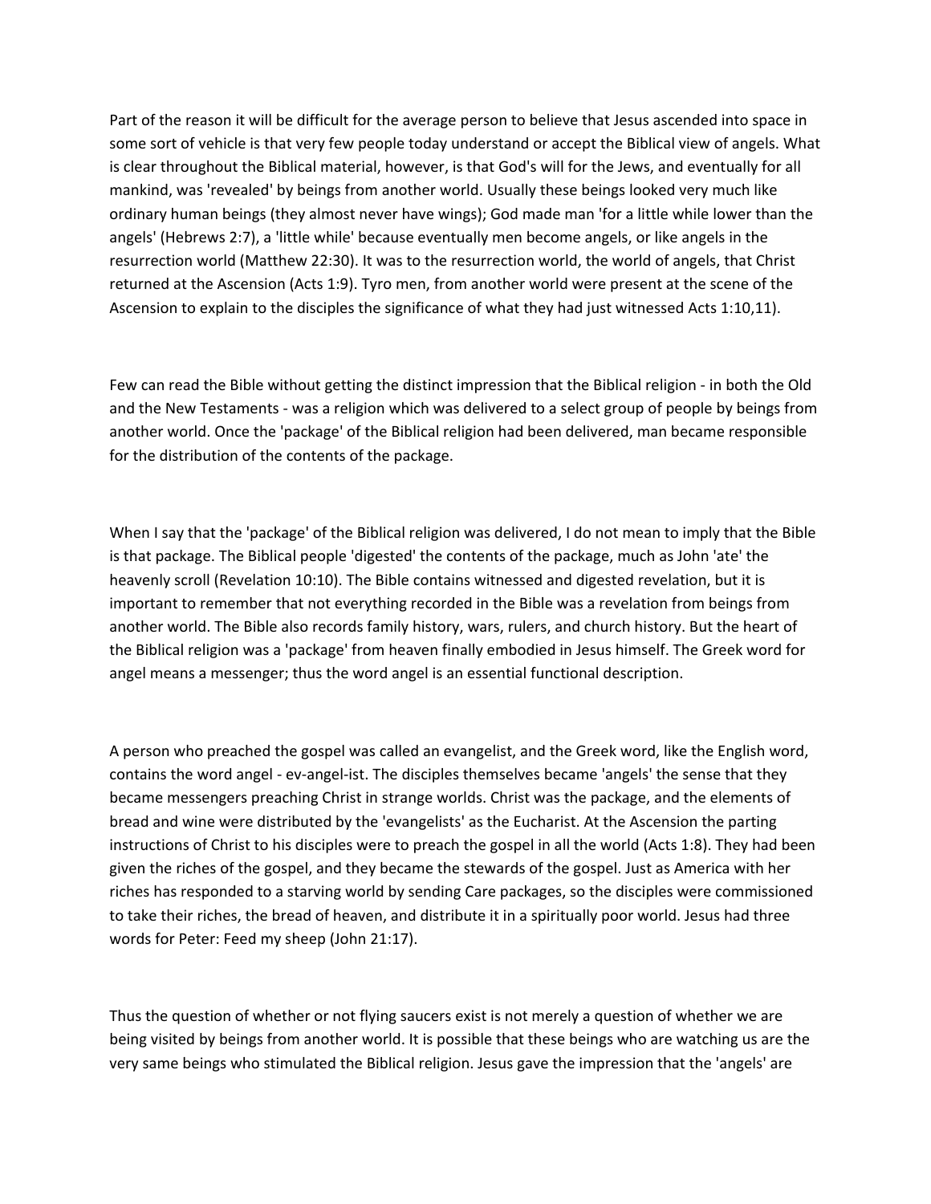Part of the reason it will be difficult for the average person to believe that Jesus ascended into space in some sort of vehicle is that very few people today understand or accept the Biblical view of angels. What is clear throughout the Biblical material, however, is that God's will for the Jews, and eventually for all mankind, was 'revealed' by beings from another world. Usually these beings looked very much like ordinary human beings (they almost never have wings); God made man 'for a little while lower than the angels' (Hebrews 2:7), a 'little while' because eventually men become angels, or like angels in the resurrection world (Matthew 22:30). It was to the resurrection world, the world of angels, that Christ returned at the Ascension (Acts 1:9). Tyro men, from another world were present at the scene of the Ascension to explain to the disciples the significance of what they had just witnessed Acts 1:10,11).

Few can read the Bible without getting the distinct impression that the Biblical religion - in both the Old and the New Testaments - was a religion which was delivered to a select group of people by beings from another world. Once the 'package' of the Biblical religion had been delivered, man became responsible for the distribution of the contents of the package.

When I say that the 'package' of the Biblical religion was delivered, I do not mean to imply that the Bible is that package. The Biblical people 'digested' the contents of the package, much as John 'ate' the heavenly scroll (Revelation 10:10). The Bible contains witnessed and digested revelation, but it is important to remember that not everything recorded in the Bible was a revelation from beings from another world. The Bible also records family history, wars, rulers, and church history. But the heart of the Biblical religion was a 'package' from heaven finally embodied in Jesus himself. The Greek word for angel means a messenger; thus the word angel is an essential functional description.

A person who preached the gospel was called an evangelist, and the Greek word, like the English word, contains the word angel - ev-angel-ist. The disciples themselves became 'angels' the sense that they became messengers preaching Christ in strange worlds. Christ was the package, and the elements of bread and wine were distributed by the 'evangelists' as the Eucharist. At the Ascension the parting instructions of Christ to his disciples were to preach the gospel in all the world (Acts 1:8). They had been given the riches of the gospel, and they became the stewards of the gospel. Just as America with her riches has responded to a starving world by sending Care packages, so the disciples were commissioned to take their riches, the bread of heaven, and distribute it in a spiritually poor world. Jesus had three words for Peter: Feed my sheep (John 21:17).

Thus the question of whether or not flying saucers exist is not merely a question of whether we are being visited by beings from another world. It is possible that these beings who are watching us are the very same beings who stimulated the Biblical religion. Jesus gave the impression that the 'angels' are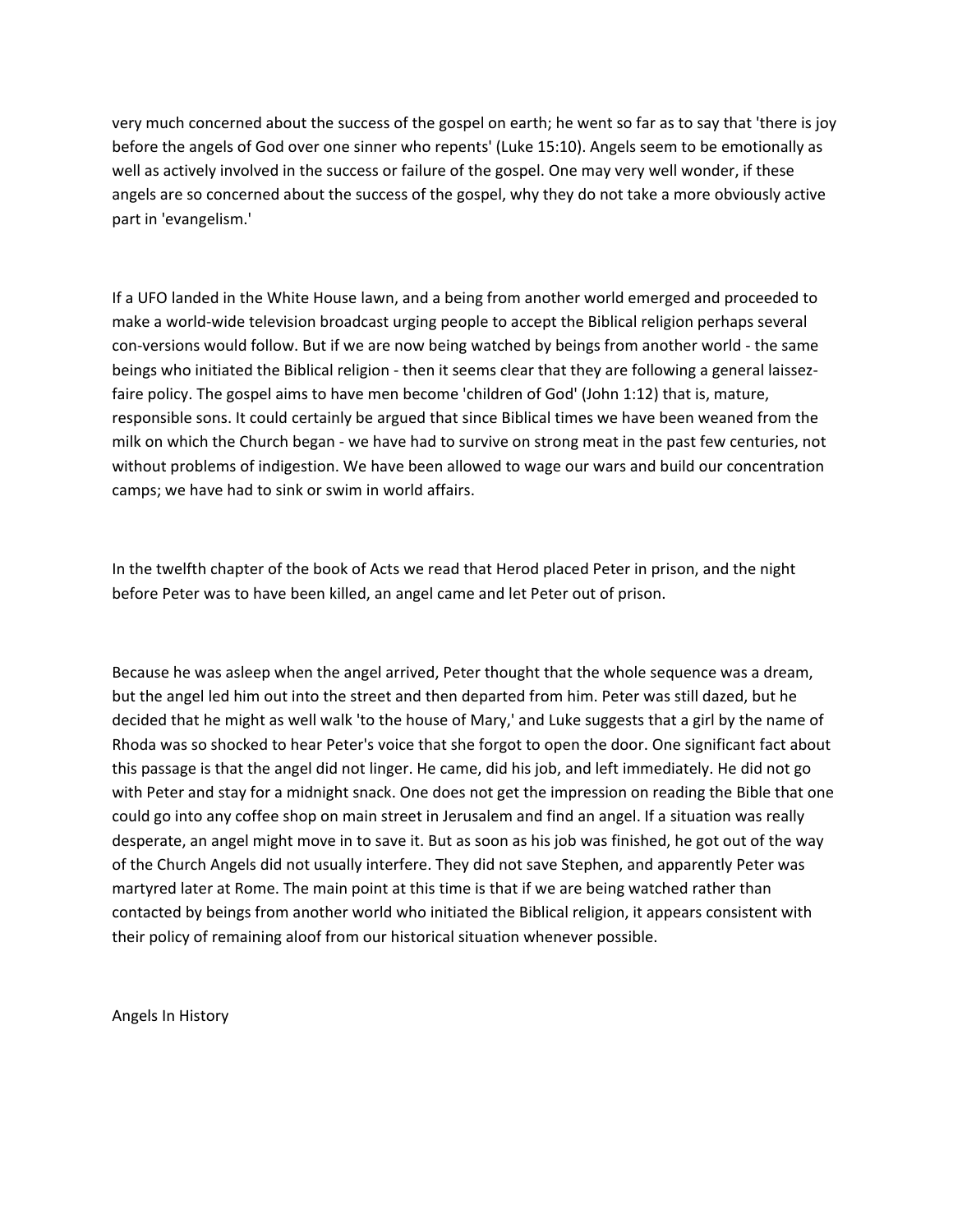very much concerned about the success of the gospel on earth; he went so far as to say that 'there is joy before the angels of God over one sinner who repents' (Luke 15:10). Angels seem to be emotionally as well as actively involved in the success or failure of the gospel. One may very well wonder, if these angels are so concerned about the success of the gospel, why they do not take a more obviously active part in 'evangelism.'

If a UFO landed in the White House lawn, and a being from another world emerged and proceeded to make a world-wide television broadcast urging people to accept the Biblical religion perhaps several con-versions would follow. But if we are now being watched by beings from another world - the same beings who initiated the Biblical religion - then it seems clear that they are following a general laissez-faire policy. The gospel aims to have men become 'children of God' (John 1:12) that is, mature, responsible sons. It could certainly be argued that since Biblical times we have been weaned from the milk on which the Church began - we have had to survive on strong meat in the past few centuries, not without problems of indigestion. We have been allowed to wage our wars and build our concentration camps; we have had to sink or swim in world affairs.

In the twelfth chapter of the book of Acts we read that Herod placed Peter in prison, and the night before Peter was to have been killed, an angel came and let Peter out of prison.

Because he was asleep when the angel arrived, Peter thought that the whole sequence was a dream, but the angel led him out into the street and then departed from him. Peter was still dazed, but he decided that he might as well walk 'to the house of Mary,' and Luke suggests that a girl by the name of Rhoda was so shocked to hear Peter's voice that she forgot to open the door. One significant fact about this passage is that the angel did not linger. He came, did his job, and left immediately. He did not go with Peter and stay for a midnight snack. One does not get the impression on reading the Bible that one could go into any coffee shop on main street in Jerusalem and find an angel. If a situation was really desperate, an angel might move in to save it. But as soon as his job was finished, he got out of the way of the Church Angels did not usually interfere. They did not save Stephen, and apparently Peter was martyred later at Rome. The main point at this time is that if we are being watched rather than contacted by beings from another world who initiated the Biblical religion, it appears consistent with their policy of remaining aloof from our historical situation whenever possible.

## Angels In History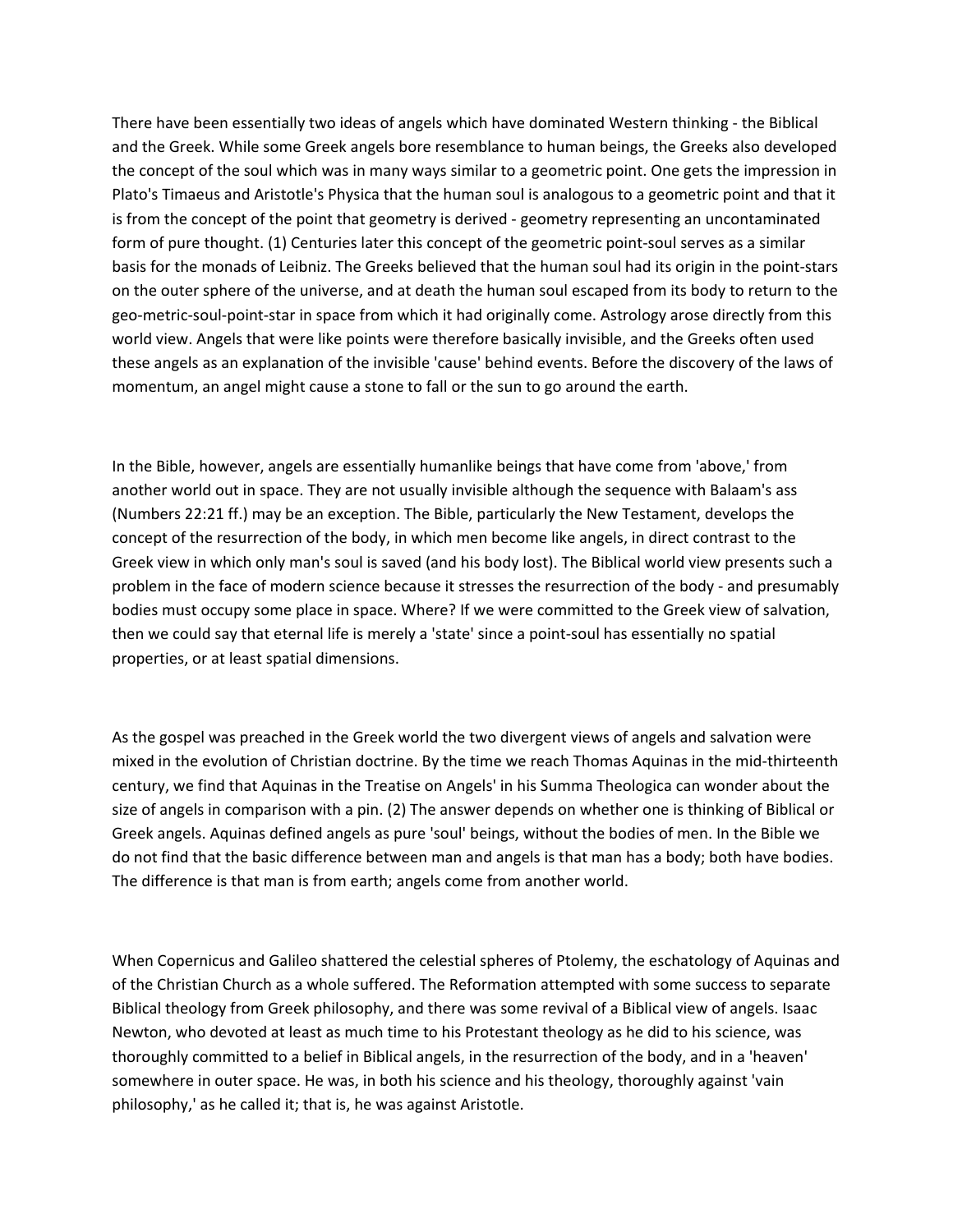There have been essentially two ideas of angels which have dominated Western thinking - the Biblical and the Greek. While some Greek angels bore resemblance to human beings, the Greeks also developed the concept of the soul which was in many ways similar to a geometric point. One gets the impression in Plato's Timaeus and Aristotle's Physica that the human soul is analogous to a geometric point and that it is from the concept of the point that geometry is derived - geometry representing an uncontaminated form of pure thought. (1) Centuries later this concept of the geometric point-soul serves as a similar basis for the monads of Leibniz. The Greeks believed that the human soul had its origin in the point-stars on the outer sphere of the universe, and at death the human soul escaped from its body to return to the geo-metric-soul-point-star in space from which it had originally come. Astrology arose directly from this world view. Angels that were like points were therefore basically invisible, and the Greeks often used these angels as an explanation of the invisible 'cause' behind events. Before the discovery of the laws of momentum, an angel might cause a stone to fall or the sun to go around the earth.

In the Bible, however, angels are essentially humanlike beings that have come from 'above,' from another world out in space. They are not usually invisible although the sequence with Balaam's ass (Numbers 22:21 ff.) may be an exception. The Bible, particularly the New Testament, develops the concept of the resurrection of the body, in which men become like angels, in direct contrast to the Greek view in which only man's soul is saved (and his body lost). The Biblical world view presents such a problem in the face of modern science because it stresses the resurrection of the body - and presumably bodies must occupy some place in space. Where? If we were committed to the Greek view of salvation, then we could say that eternal life is merely a 'state' since a point-soul has essentially no spatial properties, or at least spatial dimensions.

As the gospel was preached in the Greek world the two divergent views of angels and salvation were mixed in the evolution of Christian doctrine. By the time we reach Thomas Aquinas in the mid-thirteenth century, we find that Aquinas in the Treatise on Angels' in his Summa Theologica can wonder about the size of angels in comparison with a pin. (2) The answer depends on whether one is thinking of Biblical or Greek angels. Aquinas defined angels as pure 'soul' beings, without the bodies of men. In the Bible we do not find that the basic difference between man and angels is that man has a body; both have bodies. The difference is that man is from earth; angels come from another world.

When Copernicus and Galileo shattered the celestial spheres of Ptolemy, the eschatology of Aquinas and of the Christian Church as a whole suffered. The Reformation attempted with some success to separate Biblical theology from Greek philosophy, and there was some revival of a Biblical view of angels. Isaac Newton, who devoted at least as much time to his Protestant theology as he did to his science, was thoroughly committed to a belief in Biblical angels, in the resurrection of the body, and in a 'heaven' somewhere in outer space. He was, in both his science and his theology, thoroughly against 'vain philosophy,' as he called it; that is, he was against Aristotle.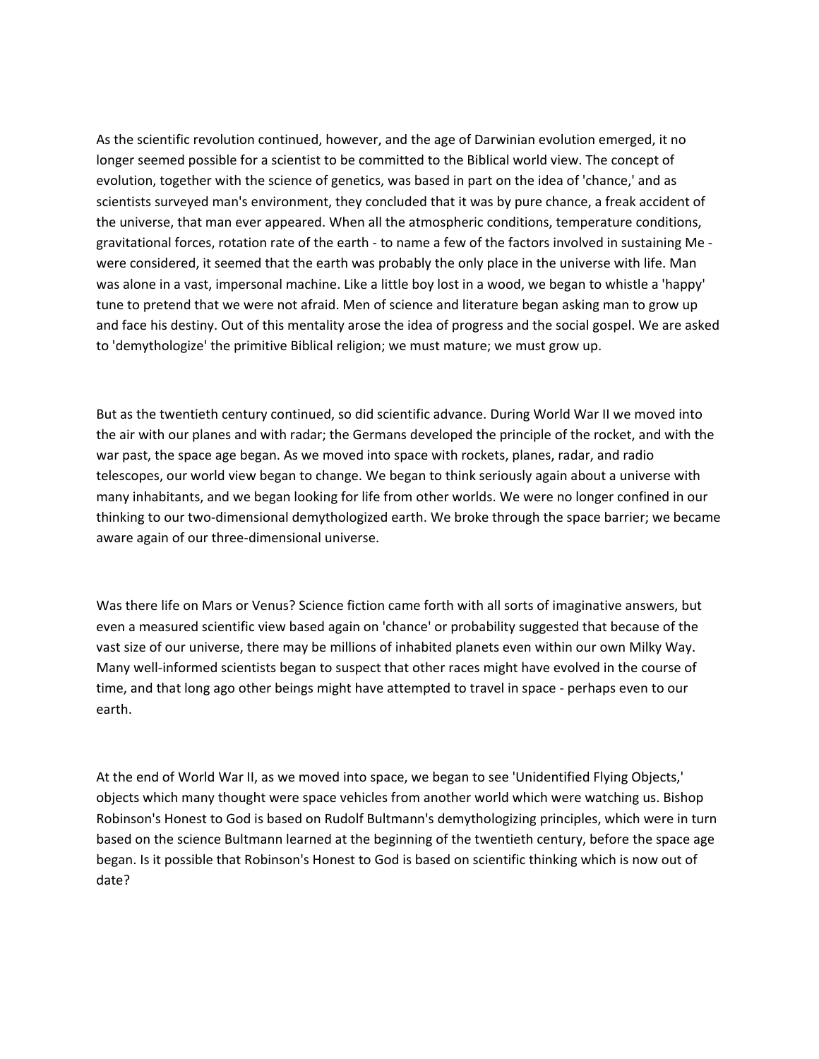As the scientific revolution continued, however, and the age of Darwinian evolution emerged, it no longer seemed possible for a scientist to be committed to the Biblical world view. The concept of evolution, together with the science of genetics, was based in part on the idea of 'chance,' and as scientists surveyed man's environment, they concluded that it was by pure chance, a freak accident of the universe, that man ever appeared. When all the atmospheric conditions, temperature conditions, gravitational forces, rotation rate of the earth - to name a few of the factors involved in sustaining Me - were considered, it seemed that the earth was probably the only place in the universe with life. Man was alone in a vast, impersonal machine. Like a little boy lost in a wood, we began to whistle a 'happy' tune to pretend that we were not afraid. Men of science and literature began asking man to grow up and face his destiny. Out of this mentality arose the idea of progress and the social gospel. We are asked to 'demythologize' the primitive Biblical religion; we must mature; we must grow up.

But as the twentieth century continued, so did scientific advance. During World War II we moved into the air with our planes and with radar; the Germans developed the principle of the rocket, and with the war past, the space age began. As we moved into space with rockets, planes, radar, and radio telescopes, our world view began to change. We began to think seriously again about a universe with many inhabitants, and we began looking for life from other worlds. We were no longer confined in our thinking to our two-dimensional demythologized earth. We broke through the space barrier; we became aware again of our three-dimensional universe.

Was there life on Mars or Venus? Science fiction came forth with all sorts of imaginative answers, but even a measured scientific view based again on 'chance' or probability suggested that because of the vast size of our universe, there may be millions of inhabited planets even within our own Milky Way. Many well-informed scientists began to suspect that other races might have evolved in the course of time, and that long ago other beings might have attempted to travel in space - perhaps even to our earth.

At the end of World War II, as we moved into space, we began to see 'Unidentified Flying Objects,' objects which many thought were space vehicles from another world which were watching us. Bishop Robinson's Honest to God is based on Rudolf Bultmann's demythologizing principles, which were in turn based on the science Bultmann learned at the beginning of the twentieth century, before the space age began. Is it possible that Robinson's Honest to God is based on scientific thinking which is now out of date?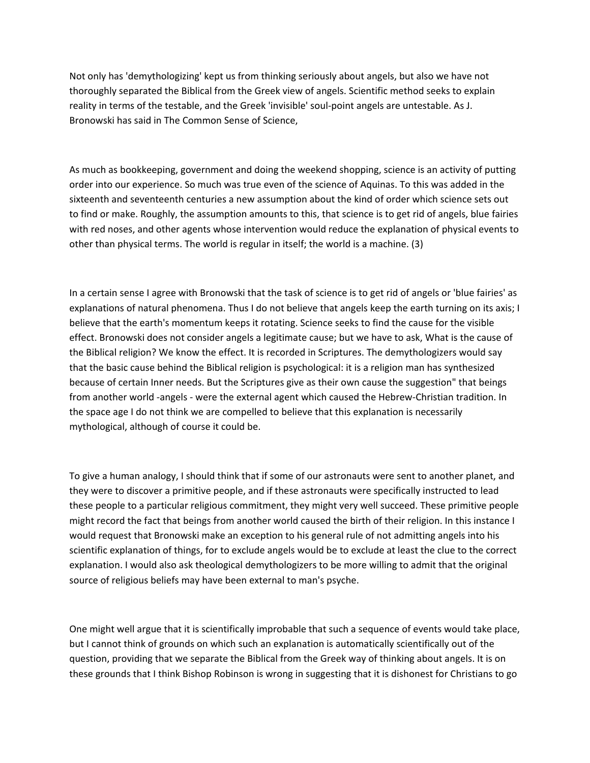Not only has 'demythologizing' kept us from thinking seriously about angels, but also we have not thoroughly separated the Biblical from the Greek view of angels. Scientific method seeks to explain reality in terms of the testable, and the Greek 'invisible' soul-point angels are untestable. As J. Bronowski has said in The Common Sense of Science,

As much as bookkeeping, government and doing the weekend shopping, science is an activity of putting order into our experience. So much was true even of the science of Aquinas. To this was added in the sixteenth and seventeenth centuries a new assumption about the kind of order which science sets out to find or make. Roughly, the assumption amounts to this, that science is to get rid of angels, blue fairies with red noses, and other agents whose intervention would reduce the explanation of physical events to other than physical terms. The world is regular in itself; the world is a machine. (3)

In a certain sense I agree with Bronowski that the task of science is to get rid of angels or 'blue fairies' as explanations of natural phenomena. Thus I do not believe that angels keep the earth turning on its axis; I believe that the earth's momentum keeps it rotating. Science seeks to find the cause for the visible effect. Bronowski does not consider angels a legitimate cause; but we have to ask, What is the cause of the Biblical religion? We know the effect. It is recorded in Scriptures. The demythologizers would say that the basic cause behind the Biblical religion is psychological: it is a religion man has synthesized because of certain Inner needs. But the Scriptures give as their own cause the suggestion" that beings from another world -angels - were the external agent which caused the Hebrew-Christian tradition. In the space age I do not think we are compelled to believe that this explanation is necessarily mythological, although of course it could be.

To give a human analogy, I should think that if some of our astronauts were sent to another planet, and they were to discover a primitive people, and if these astronauts were specifically instructed to lead these people to a particular religious commitment, they might very well succeed. These primitive people might record the fact that beings from another world caused the birth of their religion. In this instance I would request that Bronowski make an exception to his general rule of not admitting angels into his scientific explanation of things, for to exclude angels would be to exclude at least the clue to the correct explanation. I would also ask theological demythologizers to be more willing to admit that the original source of religious beliefs may have been external to man's psyche.

One might well argue that it is scientifically improbable that such a sequence of events would take place, but I cannot think of grounds on which such an explanation is automatically scientifically out of the question, providing that we separate the Biblical from the Greek way of thinking about angels. It is on these grounds that I think Bishop Robinson is wrong in suggesting that it is dishonest for Christians to go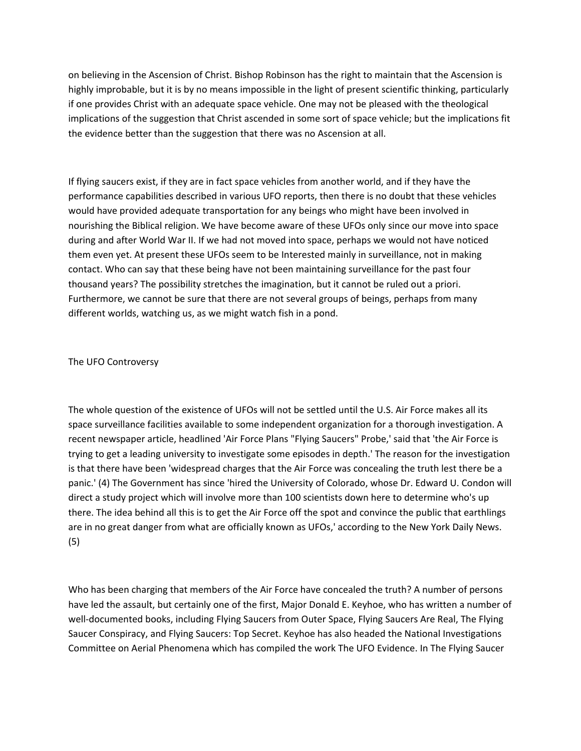on believing in the Ascension of Christ. Bishop Robinson has the right to maintain that the Ascension is highly improbable, but it is by no means impossible in the light of present scientific thinking, particularly if one provides Christ with an adequate space vehicle. One may not be pleased with the theological implications of the suggestion that Christ ascended in some sort of space vehicle; but the implications fit the evidence better than the suggestion that there was no Ascension at all.

If flying saucers exist, if they are in fact space vehicles from another world, and if they have the performance capabilities described in various UFO reports, then there is no doubt that these vehicles would have provided adequate transportation for any beings who might have been involved in nourishing the Biblical religion. We have become aware of these UFOs only since our move into space during and after World War II. If we had not moved into space, perhaps we would not have noticed them even yet. At present these UFOs seem to be Interested mainly in surveillance, not in making contact. Who can say that these being have not been maintaining surveillance for the past four thousand years? The possibility stretches the imagination, but it cannot be ruled out a priori. Furthermore, we cannot be sure that there are not several groups of beings, perhaps from many different worlds, watching us, as we might watch fish in a pond.

## The UFO Controversy

The whole question of the existence of UFOs will not be settled until the U.S. Air Force makes all its space surveillance facilities available to some independent organization for a thorough investigation. A recent newspaper article, headlined 'Air Force Plans "Flying Saucers" Probe,' said that 'the Air Force is trying to get a leading university to investigate some episodes in depth.' The reason for the investigation is that there have been 'widespread charges that the Air Force was concealing the truth lest there be a panic.' (4) The Government has since 'hired the University of Colorado, whose Dr. Edward U. Condon will direct a study project which will involve more than 100 scientists down here to determine who's up there. The idea behind all this is to get the Air Force off the spot and convince the public that earthlings are in no great danger from what are officially known as UFOs,' according to the New York Daily News. (5)

Who has been charging that members of the Air Force have concealed the truth? A number of persons have led the assault, but certainly one of the first, Major Donald E. Keyhoe, who has written a number of well-documented books, including Flying Saucers from Outer Space, Flying Saucers Are Real, The Flying Saucer Conspiracy, and Flying Saucers: Top Secret. Keyhoe has also headed the National Investigations Committee on Aerial Phenomena which has compiled the work The UFO Evidence. In The Flying Saucer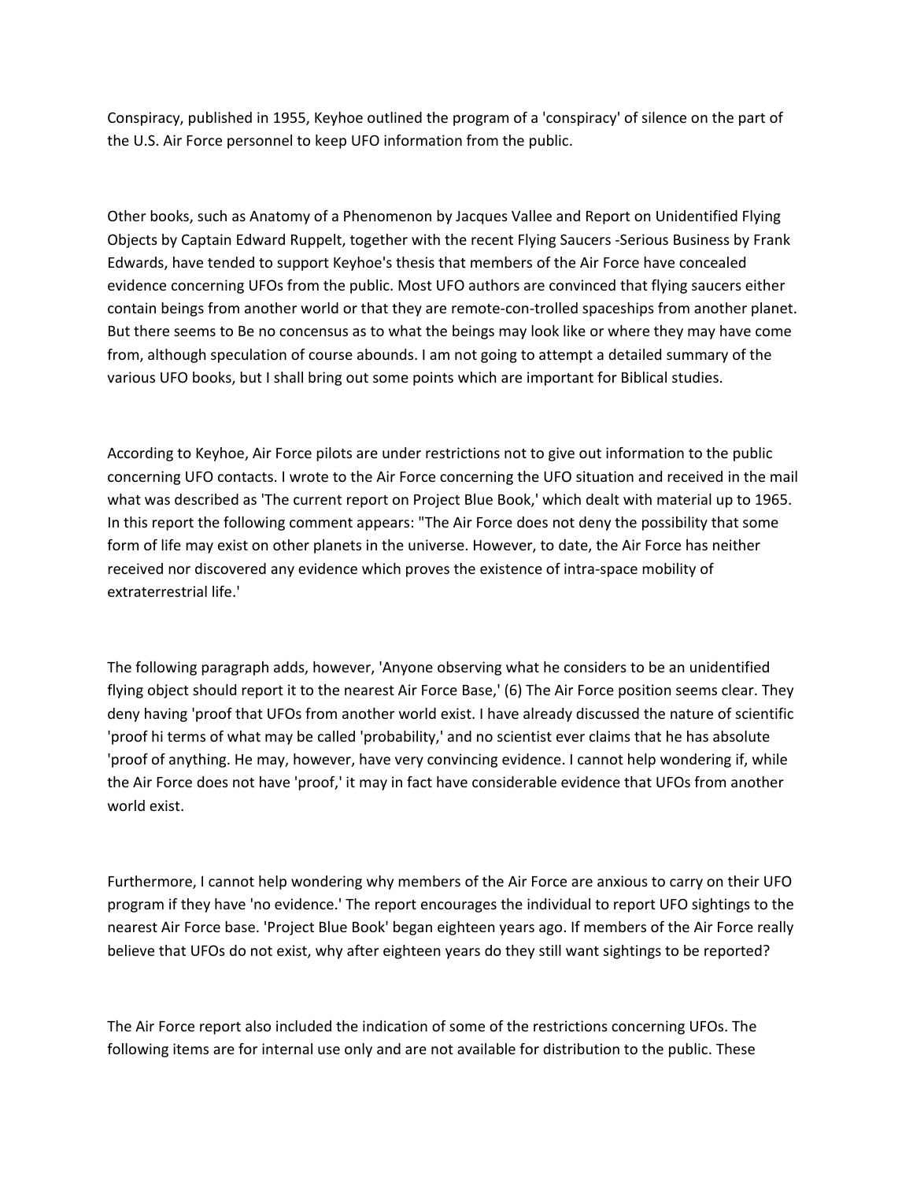Conspiracy, published in 1955, Keyhoe outlined the program of a 'conspiracy' of silence on the part of the U.S. Air Force personnel to keep UFO information from the public.

Other books, such as Anatomy of a Phenomenon by Jacques Vallee and Report on Unidentified Flying Objects by Captain Edward Ruppelt, together with the recent Flying Saucers -Serious Business by Frank Edwards, have tended to support Keyhoe's thesis that members of the Air Force have concealed evidence concerning UFOs from the public. Most UFO authors are convinced that flying saucers either contain beings from another world or that they are remote-con-trolled spaceships from another planet. But there seems to Be no concensus as to what the beings may look like or where they may have come from, although speculation of course abounds. I am not going to attempt a detailed summary of the various UFO books, but I shall bring out some points which are important for Biblical studies.

According to Keyhoe, Air Force pilots are under restrictions not to give out information to the public concerning UFO contacts. I wrote to the Air Force concerning the UFO situation and received in the mail what was described as 'The current report on Project Blue Book,' which dealt with material up to 1965. In this report the following comment appears: "The Air Force does not deny the possibility that some form of life may exist on other planets in the universe. However, to date, the Air Force has neither received nor discovered any evidence which proves the existence of intra-space mobility of extraterrestrial life.'

The following paragraph adds, however, 'Anyone observing what he considers to be an unidentified flying object should report it to the nearest Air Force Base,' (6) The Air Force position seems clear. They deny having 'proof that UFOs from another world exist. I have already discussed the nature of scientific 'proof hi terms of what may be called 'probability,' and no scientist ever claims that he has absolute 'proof of anything. He may, however, have very convincing evidence. I cannot help wondering if, while the Air Force does not have 'proof,' it may in fact have considerable evidence that UFOs from another world exist.

Furthermore, I cannot help wondering why members of the Air Force are anxious to carry on their UFO program if they have 'no evidence.' The report encourages the individual to report UFO sightings to the nearest Air Force base. 'Project Blue Book' began eighteen years ago. If members of the Air Force really believe that UFOs do not exist, why after eighteen years do they still want sightings to be reported?

The Air Force report also included the indication of some of the restrictions concerning UFOs. The following items are for internal use only and are not available for distribution to the public. These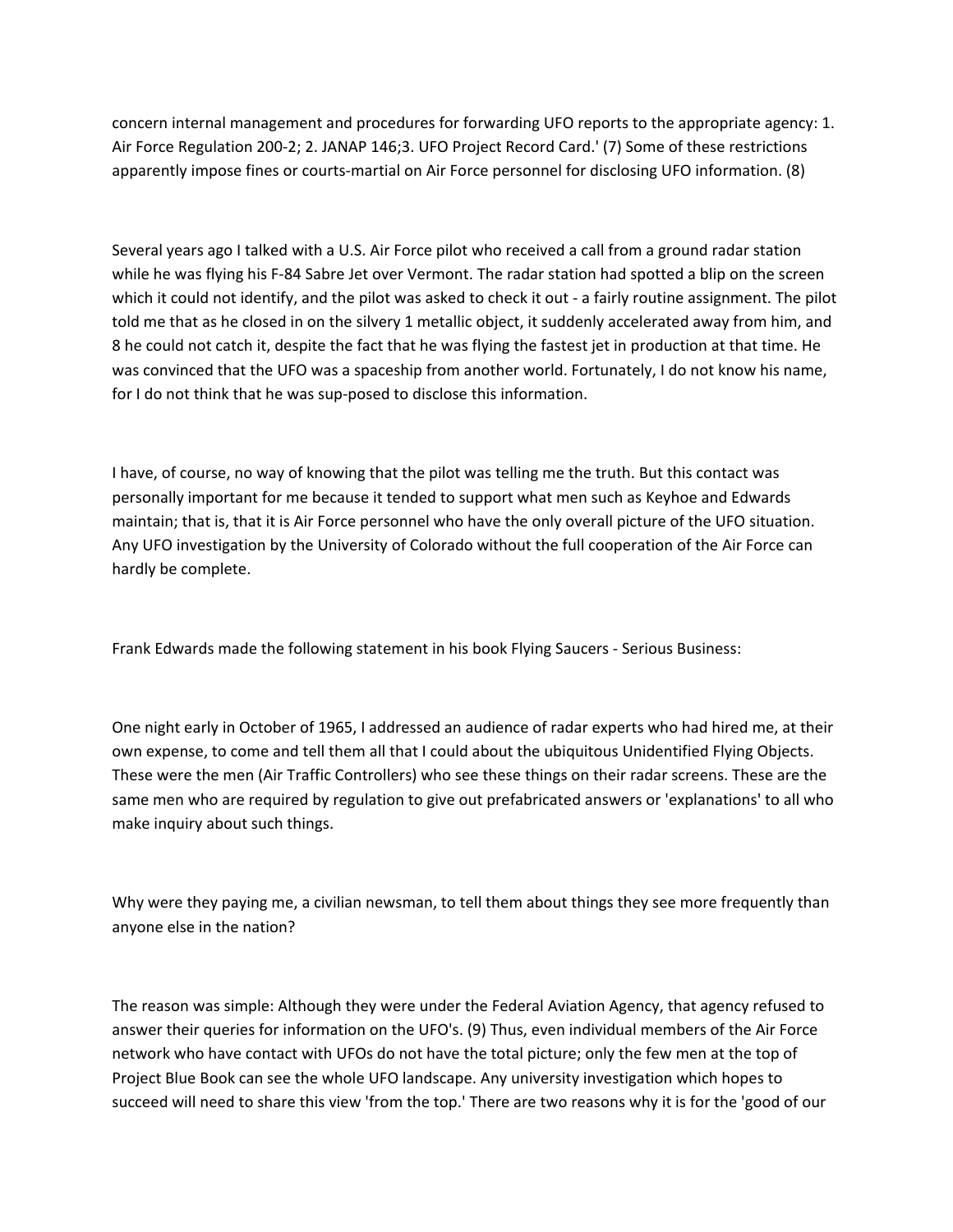concern internal management and procedures for forwarding UFO reports to the appropriate agency: 1. Air Force Regulation 200-2; 2. JANAP 146;3. UFO Project Record Card.' (7) Some of these restrictions apparently impose fines or courts-martial on Air Force personnel for disclosing UFO information. (8)

Several years ago I talked with a U.S. Air Force pilot who received a call from a ground radar station while he was flying his F-84 Sabre Jet over Vermont. The radar station had spotted a blip on the screen which it could not identify, and the pilot was asked to check it out - a fairly routine assignment. The pilot told me that as he closed in on the silvery 1 metallic object, it suddenly accelerated away from him, and 8 he could not catch it, despite the fact that he was flying the fastest jet in production at that time. He was convinced that the UFO was a spaceship from another world. Fortunately, I do not know his name, for I do not think that he was sup-posed to disclose this information.

I have, of course, no way of knowing that the pilot was telling me the truth. But this contact was personally important for me because it tended to support what men such as Keyhoe and Edwards maintain; that is, that it is Air Force personnel who have the only overall picture of the UFO situation. Any UFO investigation by the University of Colorado without the full cooperation of the Air Force can hardly be complete.

Frank Edwards made the following statement in his book Flying Saucers - Serious Business:

One night early in October of 1965, I addressed an audience of radar experts who had hired me, at their own expense, to come and tell them all that I could about the ubiquitous Unidentified Flying Objects. These were the men (Air Traffic Controllers) who see these things on their radar screens. These are the same men who are required by regulation to give out prefabricated answers or 'explanations' to all who make inquiry about such things.

Why were they paying me, a civilian newsman, to tell them about things they see more frequently than anyone else in the nation?

The reason was simple: Although they were under the Federal Aviation Agency, that agency refused to answer their queries for information on the UFO's. (9) Thus, even individual members of the Air Force network who have contact with UFOs do not have the total picture; only the few men at the top of Project Blue Book can see the whole UFO landscape. Any university investigation which hopes to succeed will need to share this view 'from the top.' There are two reasons why it is for the 'good of our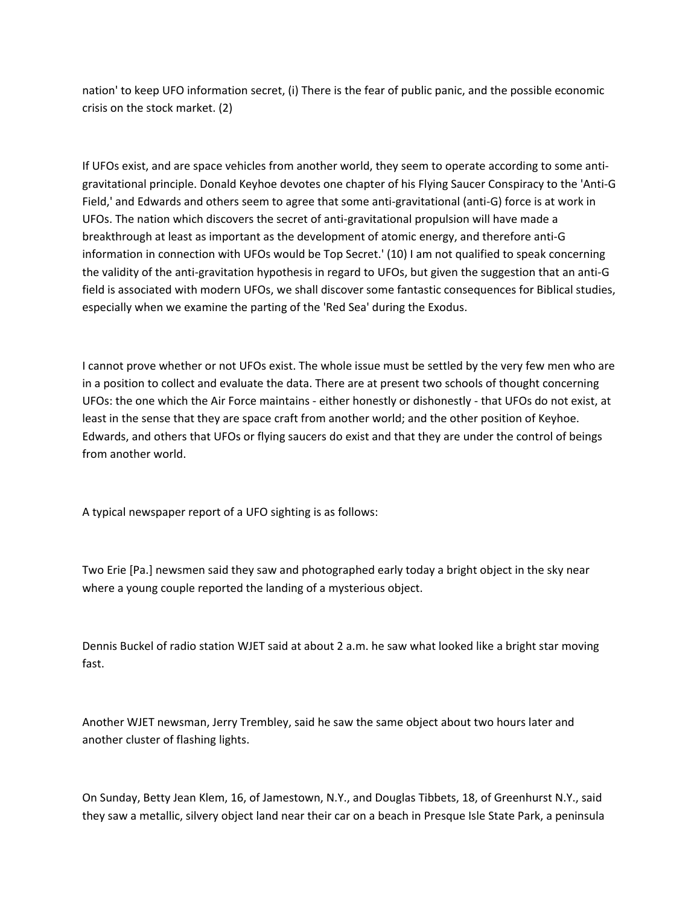nation' to keep UFO information secret, (i) There is the fear of public panic, and the possible economic crisis on the stock market. (2)

If UFOs exist, and are space vehicles from another world, they seem to operate according to some anti-gravitational principle. Donald Keyhoe devotes one chapter of his Flying Saucer Conspiracy to the 'Anti-G Field,' and Edwards and others seem to agree that some anti-gravitational (anti-G) force is at work in UFOs. The nation which discovers the secret of anti-gravitational propulsion will have made a breakthrough at least as important as the development of atomic energy, and therefore anti-G information in connection with UFOs would be Top Secret.' (10) I am not qualified to speak concerning the validity of the anti-gravitation hypothesis in regard to UFOs, but given the suggestion that an anti-G field is associated with modern UFOs, we shall discover some fantastic consequences for Biblical studies, especially when we examine the parting of the 'Red Sea' during the Exodus.

I cannot prove whether or not UFOs exist. The whole issue must be settled by the very few men who are in a position to collect and evaluate the data. There are at present two schools of thought concerning UFOs: the one which the Air Force maintains - either honestly or dishonestly - that UFOs do not exist, at least in the sense that they are space craft from another world; and the other position of Keyhoe. Edwards, and others that UFOs or flying saucers do exist and that they are under the control of beings from another world.

A typical newspaper report of a UFO sighting is as follows:

Two Erie [Pa.] newsmen said they saw and photographed early today a bright object in the sky near where a young couple reported the landing of a mysterious object.

Dennis Buckel of radio station WJET said at about 2 a.m. he saw what looked like a bright star moving fast.

Another WJET newsman, Jerry Trembley, said he saw the same object about two hours later and another cluster of flashing lights.

On Sunday, Betty Jean Klem, 16, of Jamestown, N.Y., and Douglas Tibbets, 18, of Greenhurst N.Y., said they saw a metallic, silvery object land near their car on a beach in Presque Isle State Park, a peninsula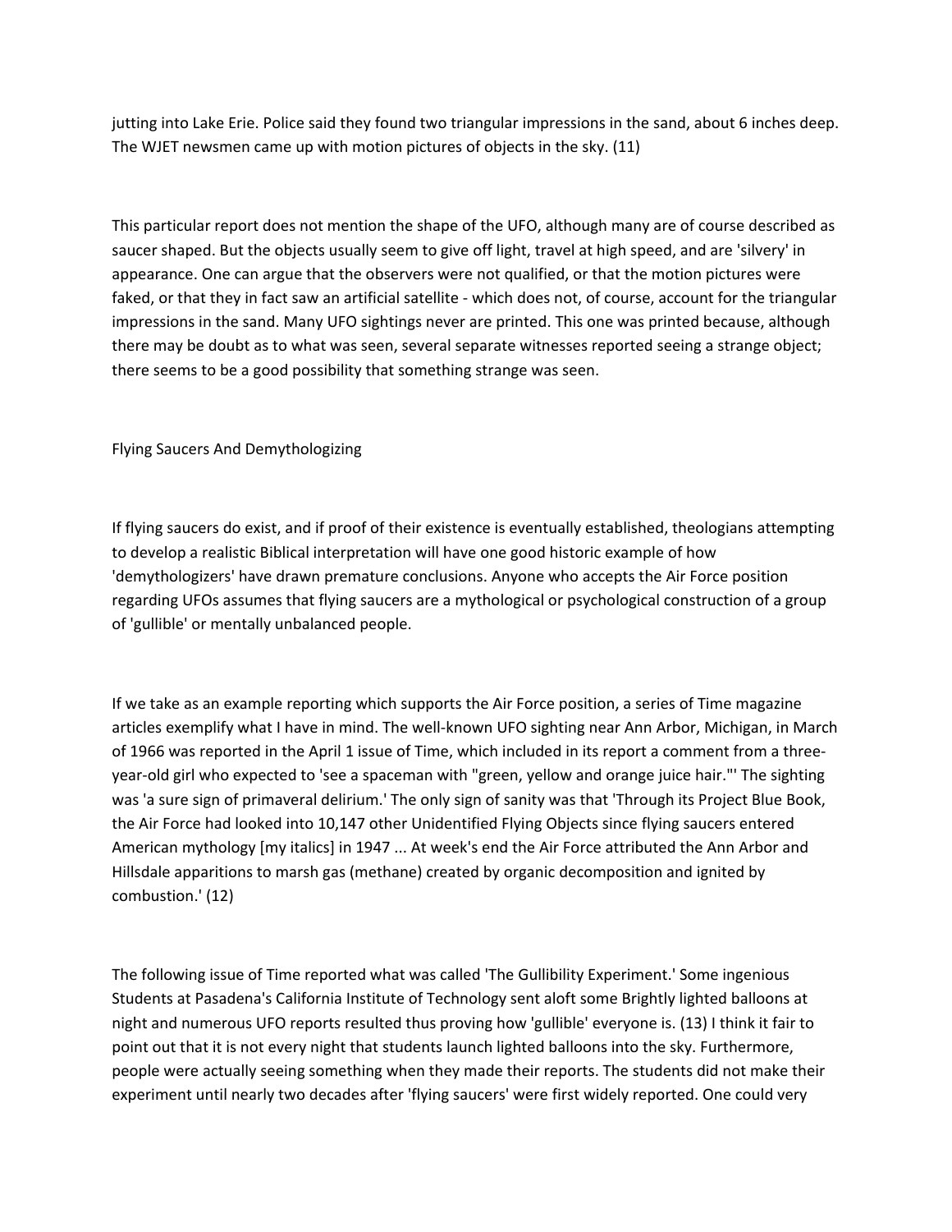jutting into Lake Erie. Police said they found two triangular impressions in the sand, about 6 inches deep. The WJET newsmen came up with motion pictures of objects in the sky. (11)

This particular report does not mention the shape of the UFO, although many are of course described as saucer shaped. But the objects usually seem to give off light, travel at high speed, and are 'silvery' in appearance. One can argue that the observers were not qualified, or that the motion pictures were faked, or that they in fact saw an artificial satellite - which does not, of course, account for the triangular impressions in the sand. Many UFO sightings never are printed. This one was printed because, although there may be doubt as to what was seen, several separate witnesses reported seeing a strange object; there seems to be a good possibility that something strange was seen.

## Flying Saucers And Demythologizing

If flying saucers do exist, and if proof of their existence is eventually established, theologians attempting to develop a realistic Biblical interpretation will have one good historic example of how 'demythologizers' have drawn premature conclusions. Anyone who accepts the Air Force position regarding UFOs assumes that flying saucers are a mythological or psychological construction of a group of 'gullible' or mentally unbalanced people.

If we take as an example reporting which supports the Air Force position, a series of Time magazine articles exemplify what I have in mind. The well-known UFO sighting near Ann Arbor, Michigan, in March of 1966 was reported in the April 1 issue of Time, which included in its report a comment from a three-year-old girl who expected to 'see a spaceman with "green, yellow and orange juice hair."' The sighting was 'a sure sign of primaveral delirium.' The only sign of sanity was that 'Through its Project Blue Book, the Air Force had looked into 10,147 other Unidentified Flying Objects since flying saucers entered American mythology [my italics] in 1947 ... At week's end the Air Force attributed the Ann Arbor and Hillsdale apparitions to marsh gas (methane) created by organic decomposition and ignited by combustion.' (12)

The following issue of Time reported what was called 'The Gullibility Experiment.' Some ingenious Students at Pasadena's California Institute of Technology sent aloft some Brightly lighted balloons at night and numerous UFO reports resulted thus proving how 'gullible' everyone is. (13) I think it fair to point out that it is not every night that students launch lighted balloons into the sky. Furthermore, people were actually seeing something when they made their reports. The students did not make their experiment until nearly two decades after 'flying saucers' were first widely reported. One could very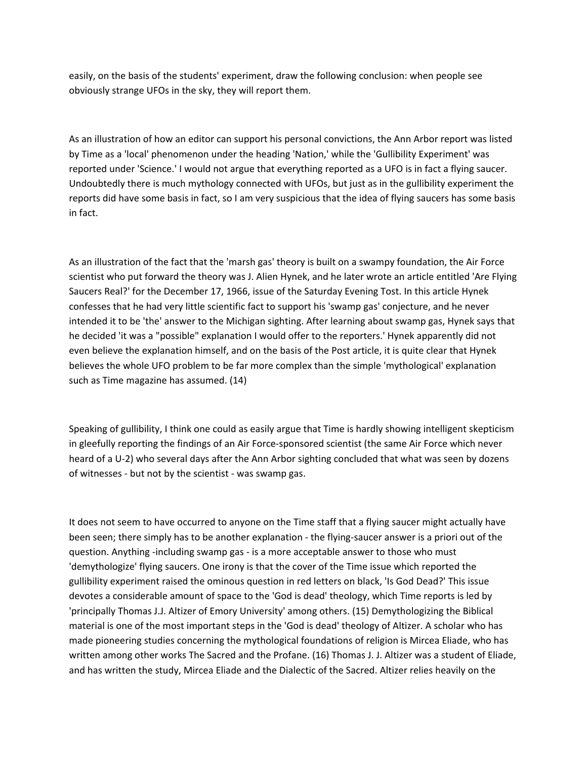easily, on the basis of the students' experiment, draw the following conclusion: when people see obviously strange UFOs in the sky, they will report them.

As an illustration of how an editor can support his personal convictions, the Ann Arbor report was listed by Time as a 'local' phenomenon under the heading 'Nation,' while the 'Gullibility Experiment' was reported under 'Science.' I would not argue that everything reported as a UFO is in fact a flying saucer. Undoubtedly there is much mythology connected with UFOs, but just as in the gullibility experiment the reports did have some basis in fact, so I am very suspicious that the idea of flying saucers has some basis in fact.

As an illustration of the fact that the 'marsh gas' theory is built on a swampy foundation, the Air Force scientist who put forward the theory was J. Alien Hynek, and he later wrote an article entitled 'Are Flying Saucers Real?' for the December 17, 1966, issue of the Saturday Evening Tost. In this article Hynek confesses that he had very little scientific fact to support his 'swamp gas' conjecture, and he never intended it to be 'the' answer to the Michigan sighting. After learning about swamp gas, Hynek says that he decided 'it was a "possible" explanation I would offer to the reporters.' Hynek apparently did not even believe the explanation himself, and on the basis of the Post article, it is quite clear that Hynek believes the whole UFO problem to be far more complex than the simple 'mythological' explanation such as Time magazine has assumed. (14)

Speaking of gullibility, I think one could as easily argue that Time is hardly showing intelligent skepticism in gleefully reporting the findings of an Air Force-sponsored scientist (the same Air Force which never heard of a U-2) who several days after the Ann Arbor sighting concluded that what was seen by dozens of witnesses - but not by the scientist - was swamp gas.

It does not seem to have occurred to anyone on the Time staff that a flying saucer might actually have been seen; there simply has to be another explanation - the flying-saucer answer is a priori out of the question. Anything -including swamp gas - is a more acceptable answer to those who must 'demythologize' flying saucers. One irony is that the cover of the Time issue which reported the gullibility experiment raised the ominous question in red letters on black, 'Is God Dead?' This issue devotes a considerable amount of space to the 'God is dead' theology, which Time reports is led by 'principally Thomas J.J. Altizer of Emory University' among others. (15) Demythologizing the Biblical material is one of the most important steps in the 'God is dead' theology of Altizer. A scholar who has made pioneering studies concerning the mythological foundations of religion is Mircea Eliade, who has written among other works The Sacred and the Profane. (16) Thomas J. J. Altizer was a student of Eliade, and has written the study, Mircea Eliade and the Dialectic of the Sacred. Altizer relies heavily on the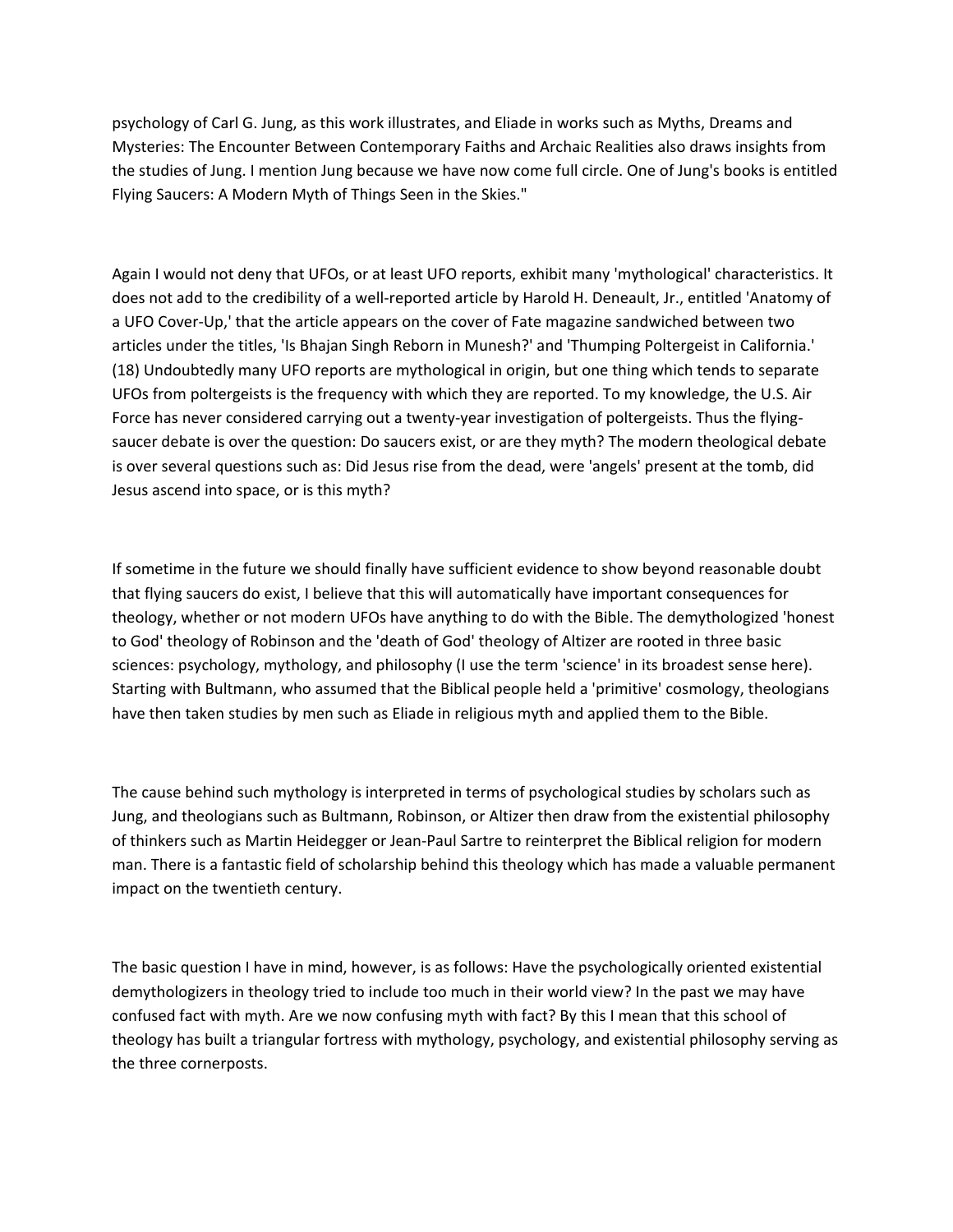psychology of Carl G. Jung, as this work illustrates, and Eliade in works such as Myths, Dreams and Mysteries: The Encounter Between Contemporary Faiths and Archaic Realities also draws insights from the studies of Jung. I mention Jung because we have now come full circle. One of Jung's books is entitled Flying Saucers: A Modern Myth of Things Seen in the Skies."

Again I would not deny that UFOs, or at least UFO reports, exhibit many 'mythological' characteristics. It does not add to the credibility of a well-reported article by Harold H. Deneault, Jr., entitled 'Anatomy of a UFO Cover-Up,' that the article appears on the cover of Fate magazine sandwiched between two articles under the titles, 'Is Bhajan Singh Reborn in Munesh?' and 'Thumping Poltergeist in California.' (18) Undoubtedly many UFO reports are mythological in origin, but one thing which tends to separate UFOs from poltergeists is the frequency with which they are reported. To my knowledge, the U.S. Air Force has never considered carrying out a twenty-year investigation of poltergeists. Thus the flying-saucer debate is over the question: Do saucers exist, or are they myth? The modern theological debate is over several questions such as: Did Jesus rise from the dead, were 'angels' present at the tomb, did Jesus ascend into space, or is this myth?

If sometime in the future we should finally have sufficient evidence to show beyond reasonable doubt that flying saucers do exist, I believe that this will automatically have important consequences for theology, whether or not modern UFOs have anything to do with the Bible. The demythologized 'honest to God' theology of Robinson and the 'death of God' theology of Altizer are rooted in three basic sciences: psychology, mythology, and philosophy (I use the term 'science' in its broadest sense here). Starting with Bultmann, who assumed that the Biblical people held a 'primitive' cosmology, theologians have then taken studies by men such as Eliade in religious myth and applied them to the Bible.

The cause behind such mythology is interpreted in terms of psychological studies by scholars such as Jung, and theologians such as Bultmann, Robinson, or Altizer then draw from the existential philosophy of thinkers such as Martin Heidegger or Jean-Paul Sartre to reinterpret the Biblical religion for modern man. There is a fantastic field of scholarship behind this theology which has made a valuable permanent impact on the twentieth century.

The basic question I have in mind, however, is as follows: Have the psychologically oriented existential demythologizers in theology tried to include too much in their world view? In the past we may have confused fact with myth. Are we now confusing myth with fact? By this I mean that this school of theology has built a triangular fortress with mythology, psychology, and existential philosophy serving as the three cornerposts.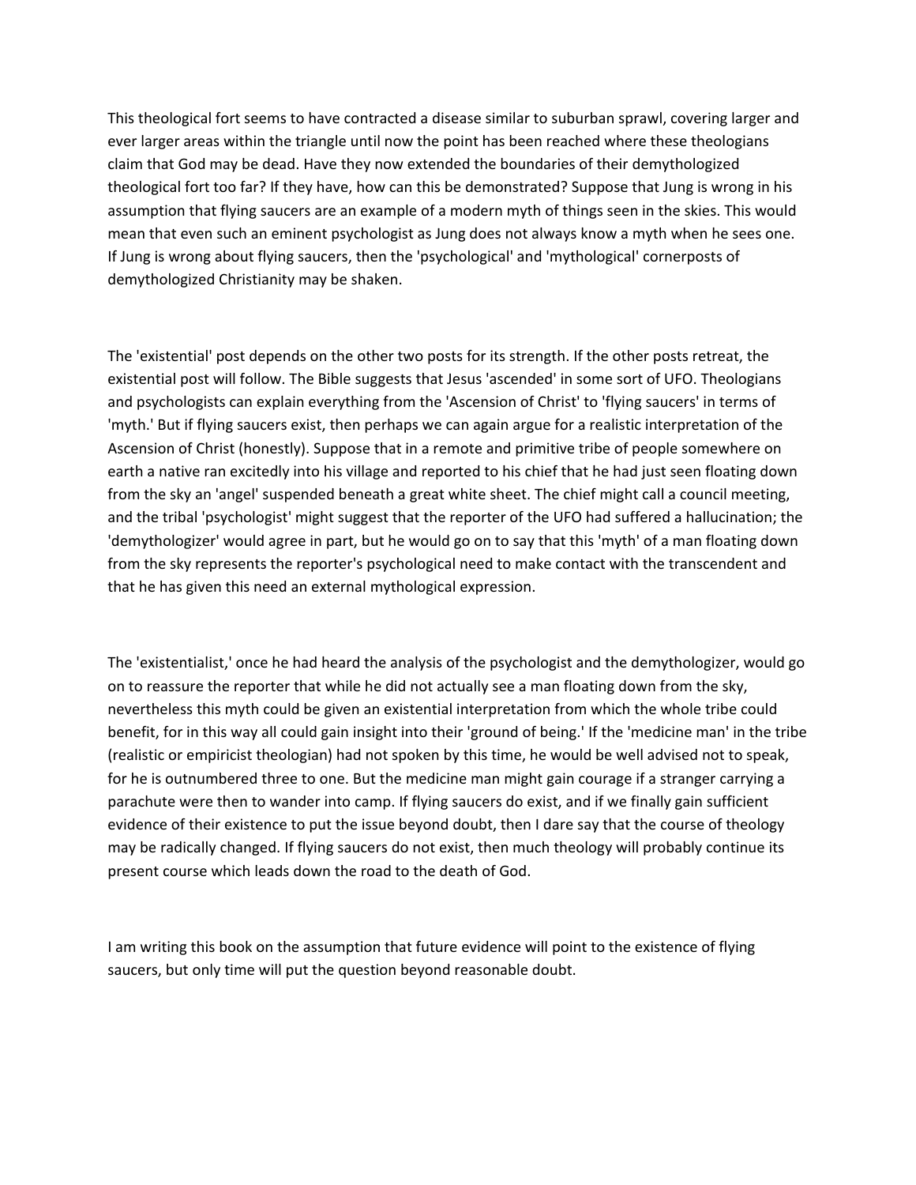This theological fort seems to have contracted a disease similar to suburban sprawl, covering larger and ever larger areas within the triangle until now the point has been reached where these theologians claim that God may be dead. Have they now extended the boundaries of their demythologized theological fort too far? If they have, how can this be demonstrated? Suppose that Jung is wrong in his assumption that flying saucers are an example of a modern myth of things seen in the skies. This would mean that even such an eminent psychologist as Jung does not always know a myth when he sees one. If Jung is wrong about flying saucers, then the 'psychological' and 'mythological' cornerposts of demythologized Christianity may be shaken.

The 'existential' post depends on the other two posts for its strength. If the other posts retreat, the existential post will follow. The Bible suggests that Jesus 'ascended' in some sort of UFO. Theologians and psychologists can explain everything from the 'Ascension of Christ' to 'flying saucers' in terms of 'myth.' But if flying saucers exist, then perhaps we can again argue for a realistic interpretation of the Ascension of Christ (honestly). Suppose that in a remote and primitive tribe of people somewhere on earth a native ran excitedly into his village and reported to his chief that he had just seen floating down from the sky an 'angel' suspended beneath a great white sheet. The chief might call a council meeting, and the tribal 'psychologist' might suggest that the reporter of the UFO had suffered a hallucination; the 'demythologizer' would agree in part, but he would go on to say that this 'myth' of a man floating down from the sky represents the reporter's psychological need to make contact with the transcendent and that he has given this need an external mythological expression.

The 'existentialist,' once he had heard the analysis of the psychologist and the demythologizer, would go on to reassure the reporter that while he did not actually see a man floating down from the sky, nevertheless this myth could be given an existential interpretation from which the whole tribe could benefit, for in this way all could gain insight into their 'ground of being.' If the 'medicine man' in the tribe (realistic or empiricist theologian) had not spoken by this time, he would be well advised not to speak, for he is outnumbered three to one. But the medicine man might gain courage if a stranger carrying a parachute were then to wander into camp. If flying saucers do exist, and if we finally gain sufficient evidence of their existence to put the issue beyond doubt, then I dare say that the course of theology may be radically changed. If flying saucers do not exist, then much theology will probably continue its present course which leads down the road to the death of God.

I am writing this book on the assumption that future evidence will point to the existence of flying saucers, but only time will put the question beyond reasonable doubt.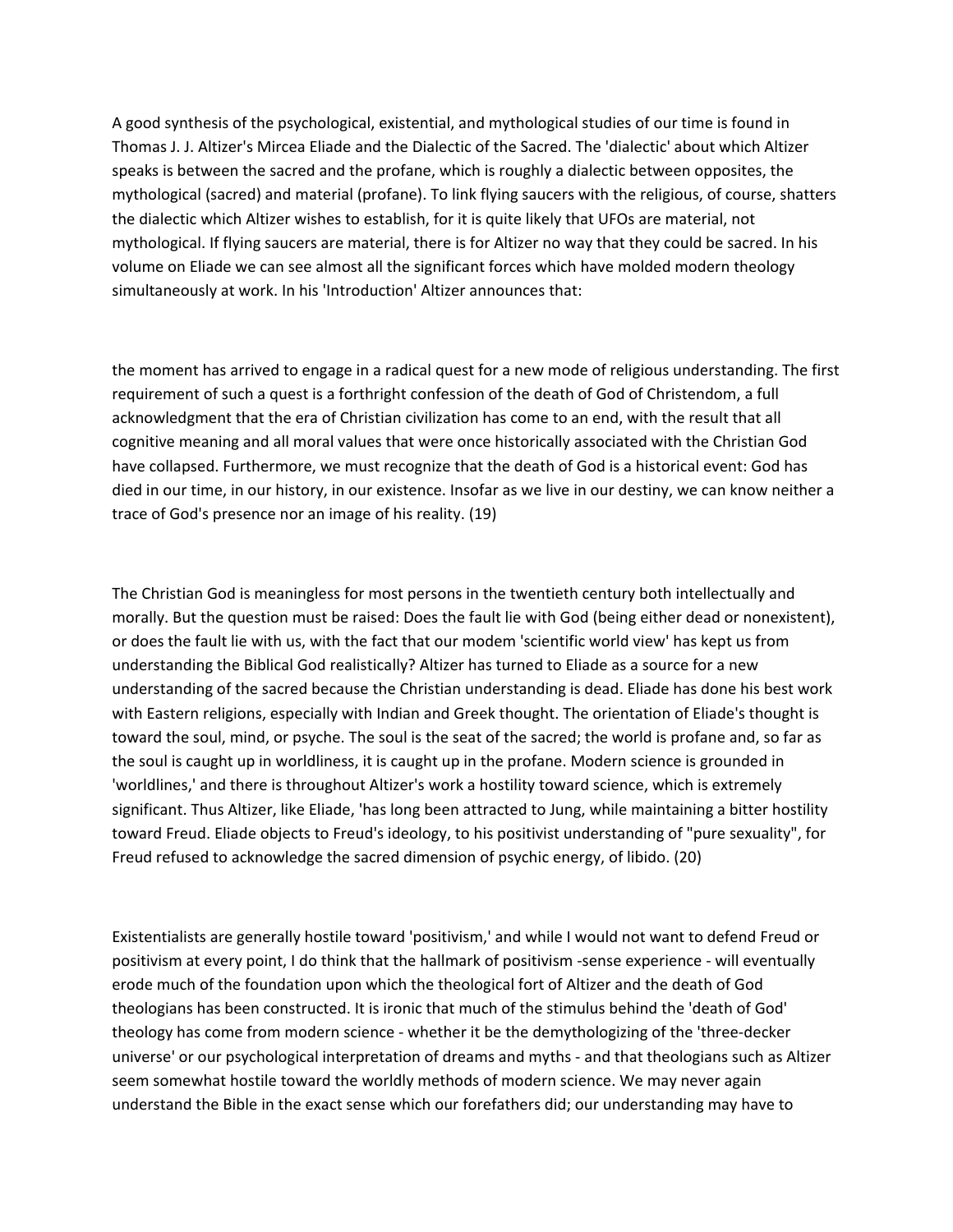A good synthesis of the psychological, existential, and mythological studies of our time is found in Thomas J. J. Altizer's Mircea Eliade and the Dialectic of the Sacred. The 'dialectic' about which Altizer speaks is between the sacred and the profane, which is roughly a dialectic between opposites, the mythological (sacred) and material (profane). To link flying saucers with the religious, of course, shatters the dialectic which Altizer wishes to establish, for it is quite likely that UFOs are material, not mythological. If flying saucers are material, there is for Altizer no way that they could be sacred. In his volume on Eliade we can see almost all the significant forces which have molded modern theology simultaneously at work. In his 'Introduction' Altizer announces that:

the moment has arrived to engage in a radical quest for a new mode of religious understanding. The first requirement of such a quest is a forthright confession of the death of God of Christendom, a full acknowledgment that the era of Christian civilization has come to an end, with the result that all cognitive meaning and all moral values that were once historically associated with the Christian God have collapsed. Furthermore, we must recognize that the death of God is a historical event: God has died in our time, in our history, in our existence. Insofar as we live in our destiny, we can know neither a trace of God's presence nor an image of his reality. (19)

The Christian God is meaningless for most persons in the twentieth century both intellectually and morally. But the question must be raised: Does the fault lie with God (being either dead or nonexistent), or does the fault lie with us, with the fact that our modem 'scientific world view' has kept us from understanding the Biblical God realistically? Altizer has turned to Eliade as a source for a new understanding of the sacred because the Christian understanding is dead. Eliade has done his best work with Eastern religions, especially with Indian and Greek thought. The orientation of Eliade's thought is toward the soul, mind, or psyche. The soul is the seat of the sacred; the world is profane and, so far as the soul is caught up in worldliness, it is caught up in the profane. Modern science is grounded in 'worldlines,' and there is throughout Altizer's work a hostility toward science, which is extremely significant. Thus Altizer, like Eliade, 'has long been attracted to Jung, while maintaining a bitter hostility toward Freud. Eliade objects to Freud's ideology, to his positivist understanding of "pure sexuality", for Freud refused to acknowledge the sacred dimension of psychic energy, of libido. (20)

Existentialists are generally hostile toward 'positivism,' and while I would not want to defend Freud or positivism at every point, I do think that the hallmark of positivism -sense experience - will eventually erode much of the foundation upon which the theological fort of Altizer and the death of God theologians has been constructed. It is ironic that much of the stimulus behind the 'death of God' theology has come from modern science - whether it be the demythologizing of the 'three-decker universe' or our psychological interpretation of dreams and myths - and that theologians such as Altizer seem somewhat hostile toward the worldly methods of modern science. We may never again understand the Bible in the exact sense which our forefathers did; our understanding may have to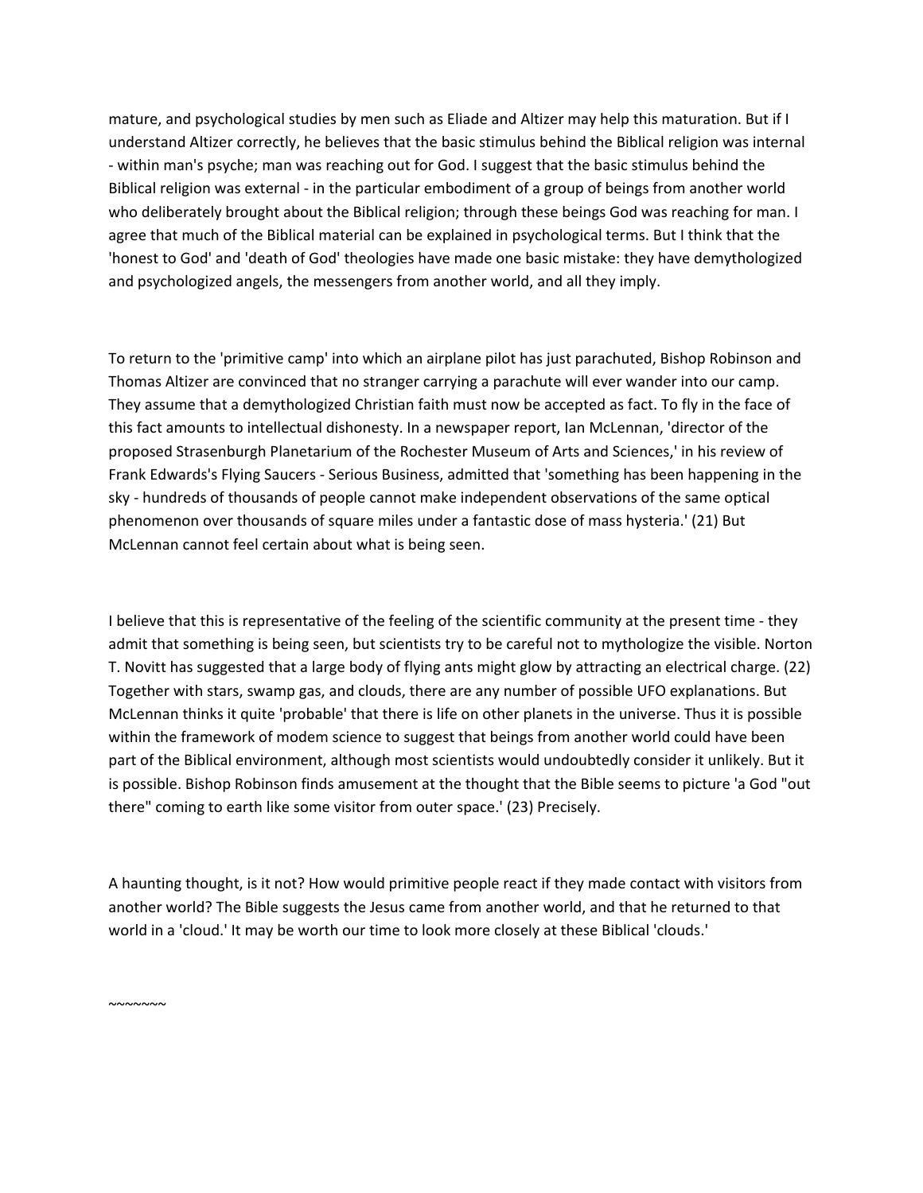mature, and psychological studies by men such as Eliade and Altizer may help this maturation. But if I understand Altizer correctly, he believes that the basic stimulus behind the Biblical religion was internal - within man's psyche; man was reaching out for God. I suggest that the basic stimulus behind the Biblical religion was external - in the particular embodiment of a group of beings from another world who deliberately brought about the Biblical religion; through these beings God was reaching for man. I agree that much of the Biblical material can be explained in psychological terms. But I think that the 'honest to God' and 'death of God' theologies have made one basic mistake: they have demythologized and psychologized angels, the messengers from another world, and all they imply.

To return to the 'primitive camp' into which an airplane pilot has just parachuted, Bishop Robinson and Thomas Altizer are convinced that no stranger carrying a parachute will ever wander into our camp. They assume that a demythologized Christian faith must now be accepted as fact. To fly in the face of this fact amounts to intellectual dishonesty. In a newspaper report, Ian McLennan, 'director of the proposed Strasenburgh Planetarium of the Rochester Museum of Arts and Sciences,' in his review of Frank Edwards's Flying Saucers - Serious Business, admitted that 'something has been happening in the sky - hundreds of thousands of people cannot make independent observations of the same optical phenomenon over thousands of square miles under a fantastic dose of mass hysteria.' (21) But McLennan cannot feel certain about what is being seen.

I believe that this is representative of the feeling of the scientific community at the present time - they admit that something is being seen, but scientists try to be careful not to mythologize the visible. Norton T. Novitt has suggested that a large body of flying ants might glow by attracting an electrical charge. (22) Together with stars, swamp gas, and clouds, there are any number of possible UFO explanations. But McLennan thinks it quite 'probable' that there is life on other planets in the universe. Thus it is possible within the framework of modem science to suggest that beings from another world could have been part of the Biblical environment, although most scientists would undoubtedly consider it unlikely. But it is possible. Bishop Robinson finds amusement at the thought that the Bible seems to picture 'a God "out there" coming to earth like some visitor from outer space.' (23) Precisely.

A haunting thought, is it not? How would primitive people react if they made contact with visitors from another world? The Bible suggests the Jesus came from another world, and that he returned to that world in a 'cloud.' It may be worth our time to look more closely at these Biblical 'clouds.'

~~~~~~~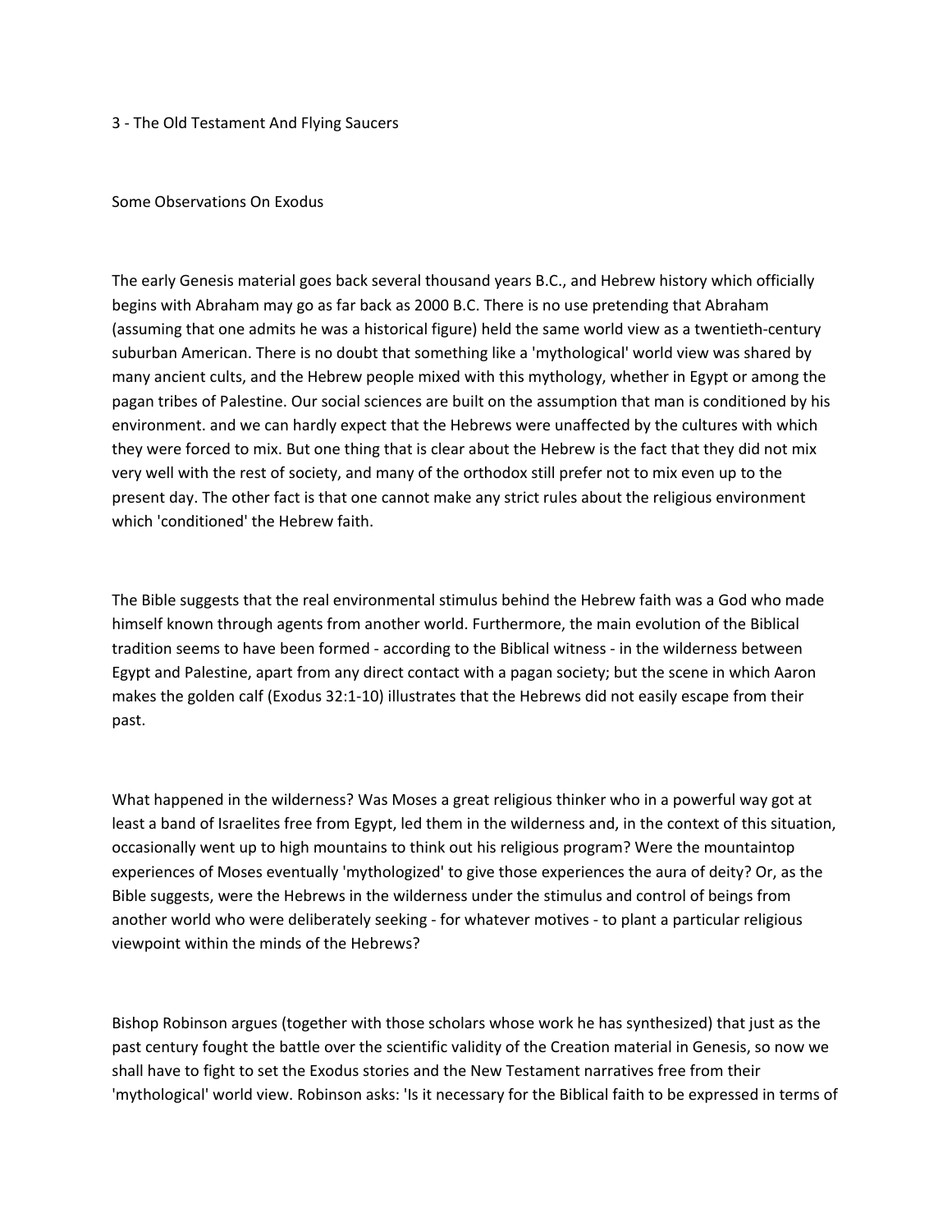# 3 - The Old Testament And Flying Saucers

## Some Observations On Exodus

The early Genesis material goes back several thousand years B.C., and Hebrew history which officially begins with Abraham may go as far back as 2000 B.C. There is no use pretending that Abraham (assuming that one admits he was a historical figure) held the same world view as a twentieth-century suburban American. There is no doubt that something like a 'mythological' world view was shared by many ancient cults, and the Hebrew people mixed with this mythology, whether in Egypt or among the pagan tribes of Palestine. Our social sciences are built on the assumption that man is conditioned by his environment. and we can hardly expect that the Hebrews were unaffected by the cultures with which they were forced to mix. But one thing that is clear about the Hebrew is the fact that they did not mix very well with the rest of society, and many of the orthodox still prefer not to mix even up to the present day. The other fact is that one cannot make any strict rules about the religious environment which 'conditioned' the Hebrew faith.

The Bible suggests that the real environmental stimulus behind the Hebrew faith was a God who made himself known through agents from another world. Furthermore, the main evolution of the Biblical tradition seems to have been formed - according to the Biblical witness - in the wilderness between Egypt and Palestine, apart from any direct contact with a pagan society; but the scene in which Aaron makes the golden calf (Exodus 32:1-10) illustrates that the Hebrews did not easily escape from their past.

What happened in the wilderness? Was Moses a great religious thinker who in a powerful way got at least a band of Israelites free from Egypt, led them in the wilderness and, in the context of this situation, occasionally went up to high mountains to think out his religious program? Were the mountaintop experiences of Moses eventually 'mythologized' to give those experiences the aura of deity? Or, as the Bible suggests, were the Hebrews in the wilderness under the stimulus and control of beings from another world who were deliberately seeking - for whatever motives - to plant a particular religious viewpoint within the minds of the Hebrews?

Bishop Robinson argues (together with those scholars whose work he has synthesized) that just as the past century fought the battle over the scientific validity of the Creation material in Genesis, so now we shall have to fight to set the Exodus stories and the New Testament narratives free from their 'mythological' world view. Robinson asks: 'Is it necessary for the Biblical faith to be expressed in terms of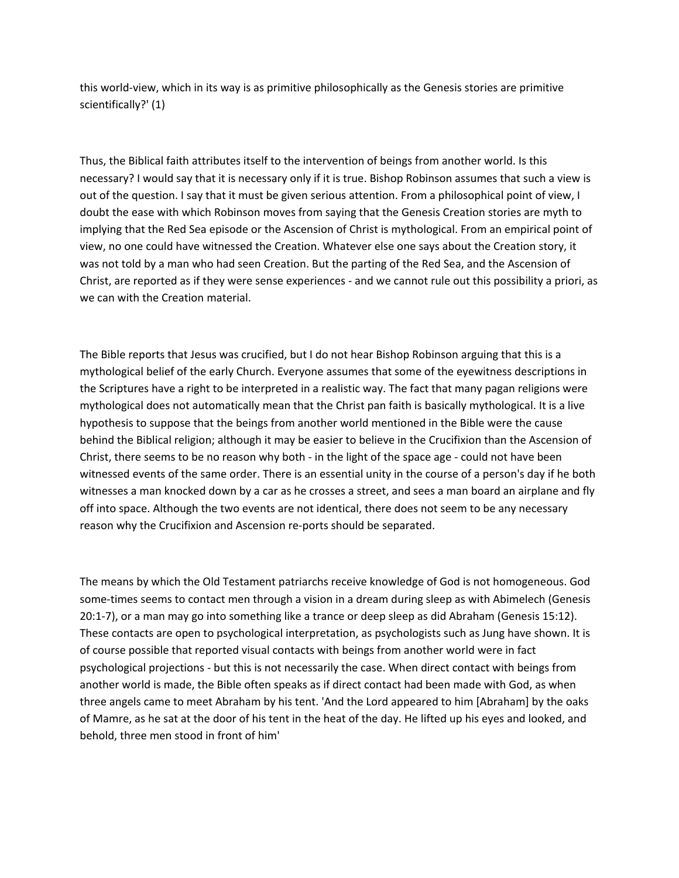this world-view, which in its way is as primitive philosophically as the Genesis stories are primitive scientifically?' (1)

Thus, the Biblical faith attributes itself to the intervention of beings from another world. Is this necessary? I would say that it is necessary only if it is true. Bishop Robinson assumes that such a view is out of the question. I say that it must be given serious attention. From a philosophical point of view, I doubt the ease with which Robinson moves from saying that the Genesis Creation stories are myth to implying that the Red Sea episode or the Ascension of Christ is mythological. From an empirical point of view, no one could have witnessed the Creation. Whatever else one says about the Creation story, it was not told by a man who had seen Creation. But the parting of the Red Sea, and the Ascension of Christ, are reported as if they were sense experiences - and we cannot rule out this possibility a priori, as we can with the Creation material.

The Bible reports that Jesus was crucified, but I do not hear Bishop Robinson arguing that this is a mythological belief of the early Church. Everyone assumes that some of the eyewitness descriptions in the Scriptures have a right to be interpreted in a realistic way. The fact that many pagan religions were mythological does not automatically mean that the Christ pan faith is basically mythological. It is a live hypothesis to suppose that the beings from another world mentioned in the Bible were the cause behind the Biblical religion; although it may be easier to believe in the Crucifixion than the Ascension of Christ, there seems to be no reason why both - in the light of the space age - could not have been witnessed events of the same order. There is an essential unity in the course of a person's day if he both witnesses a man knocked down by a car as he crosses a street, and sees a man board an airplane and fly off into space. Although the two events are not identical, there does not seem to be any necessary reason why the Crucifixion and Ascension re-ports should be separated.

The means by which the Old Testament patriarchs receive knowledge of God is not homogeneous. God some-times seems to contact men through a vision in a dream during sleep as with Abimelech (Genesis 20:1-7), or a man may go into something like a trance or deep sleep as did Abraham (Genesis 15:12). These contacts are open to psychological interpretation, as psychologists such as Jung have shown. It is of course possible that reported visual contacts with beings from another world were in fact psychological projections - but this is not necessarily the case. When direct contact with beings from another world is made, the Bible often speaks as if direct contact had been made with God, as when three angels came to meet Abraham by his tent. 'And the Lord appeared to him [Abraham] by the oaks of Mamre, as he sat at the door of his tent in the heat of the day. He lifted up his eyes and looked, and behold, three men stood in front of him'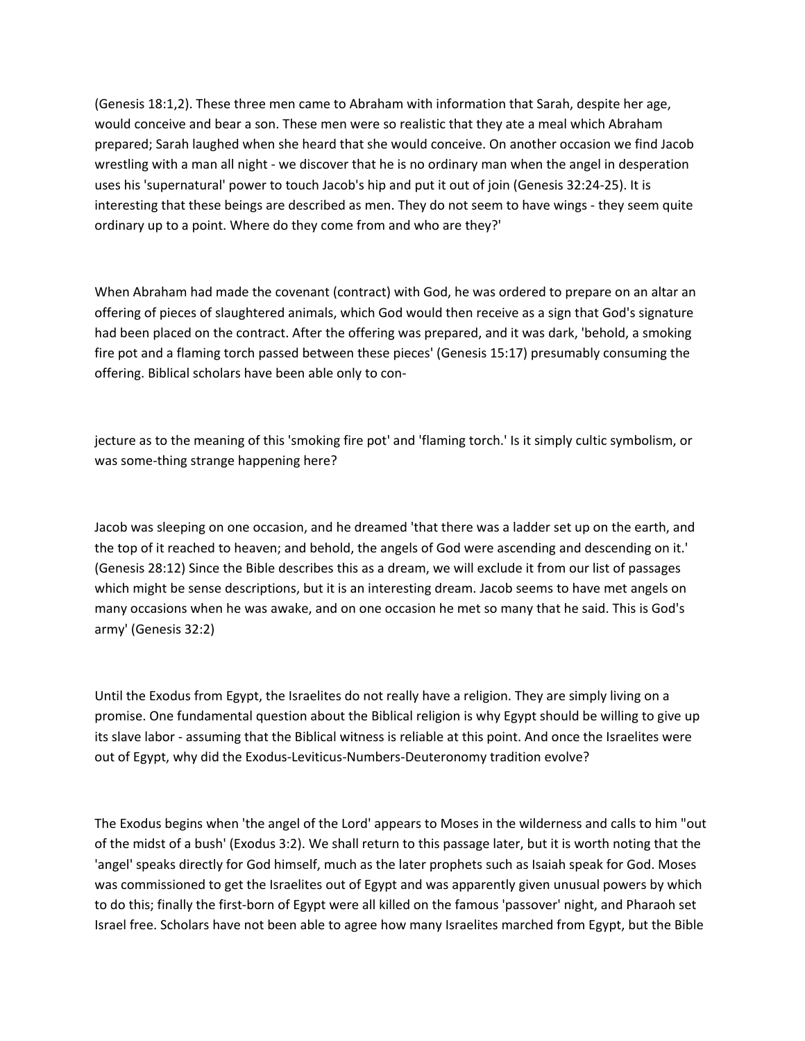(Genesis 18:1,2). These three men came to Abraham with information that Sarah, despite her age, would conceive and bear a son. These men were so realistic that they ate a meal which Abraham prepared; Sarah laughed when she heard that she would conceive. On another occasion we find Jacob wrestling with a man all night - we discover that he is no ordinary man when the angel in desperation uses his 'supernatural' power to touch Jacob's hip and put it out of join (Genesis 32:24-25). It is interesting that these beings are described as men. They do not seem to have wings - they seem quite ordinary up to a point. Where do they come from and who are they?'

When Abraham had made the covenant (contract) with God, he was ordered to prepare on an altar an offering of pieces of slaughtered animals, which God would then receive as a sign that God's signature had been placed on the contract. After the offering was prepared, and it was dark, 'behold, a smoking fire pot and a flaming torch passed between these pieces' (Genesis 15:17) presumably consuming the offering. Biblical scholars have been able only to con-

jecture as to the meaning of this 'smoking fire pot' and 'flaming torch.' Is it simply cultic symbolism, or was some-thing strange happening here?

Jacob was sleeping on one occasion, and he dreamed 'that there was a ladder set up on the earth, and the top of it reached to heaven; and behold, the angels of God were ascending and descending on it.' (Genesis 28:12) Since the Bible describes this as a dream, we will exclude it from our list of passages which might be sense descriptions, but it is an interesting dream. Jacob seems to have met angels on many occasions when he was awake, and on one occasion he met so many that he said. This is God's army' (Genesis 32:2)

Until the Exodus from Egypt, the Israelites do not really have a religion. They are simply living on a promise. One fundamental question about the Biblical religion is why Egypt should be willing to give up its slave labor - assuming that the Biblical witness is reliable at this point. And once the Israelites were out of Egypt, why did the Exodus-Leviticus-Numbers-Deuteronomy tradition evolve?

The Exodus begins when 'the angel of the Lord' appears to Moses in the wilderness and calls to him "out of the midst of a bush' (Exodus 3:2). We shall return to this passage later, but it is worth noting that the 'angel' speaks directly for God himself, much as the later prophets such as Isaiah speak for God. Moses was commissioned to get the Israelites out of Egypt and was apparently given unusual powers by which to do this; finally the first-born of Egypt were all killed on the famous 'passover' night, and Pharaoh set Israel free. Scholars have not been able to agree how many Israelites marched from Egypt, but the Bible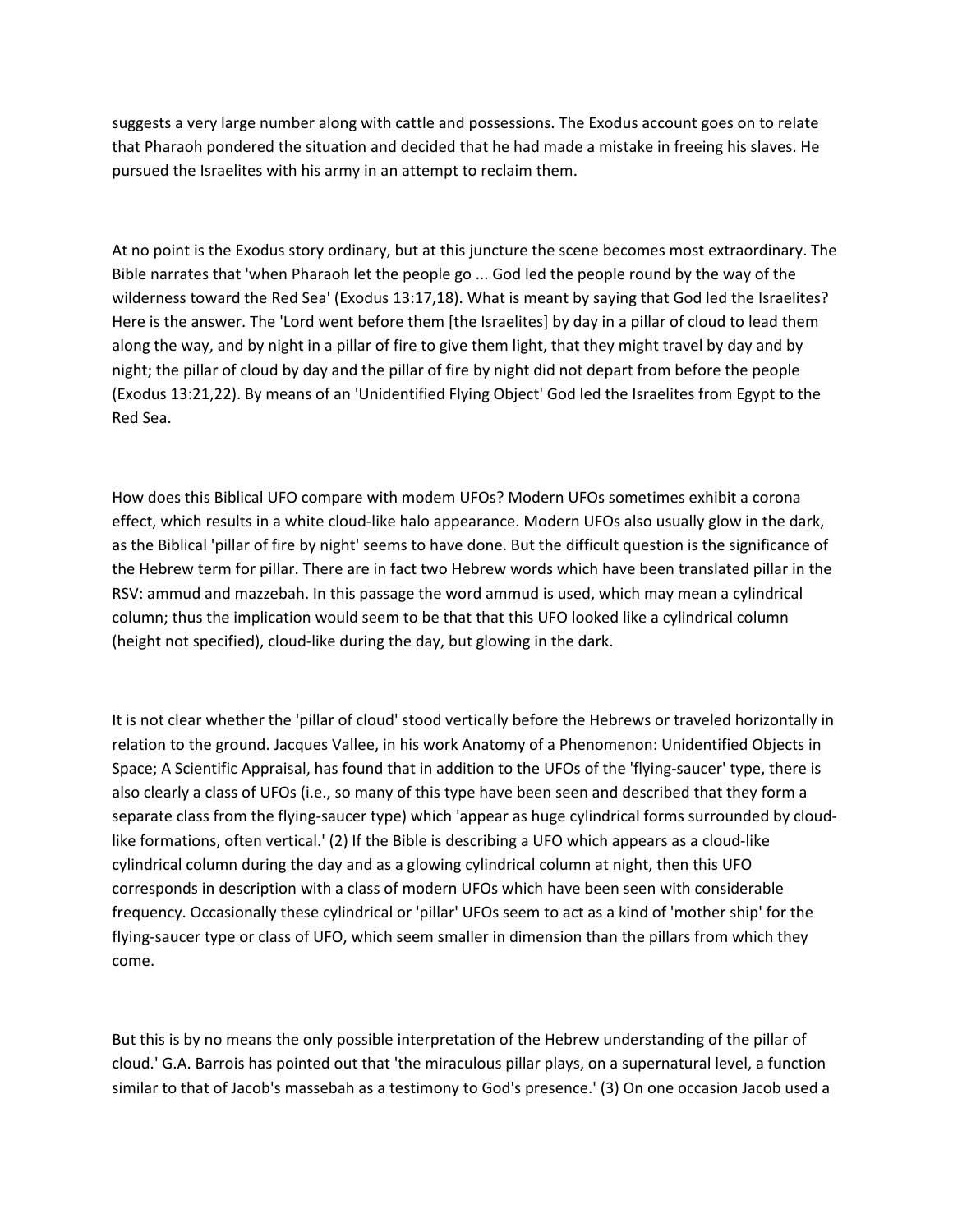suggests a very large number along with cattle and possessions. The Exodus account goes on to relate that Pharaoh pondered the situation and decided that he had made a mistake in freeing his slaves. He pursued the Israelites with his army in an attempt to reclaim them.

At no point is the Exodus story ordinary, but at this juncture the scene becomes most extraordinary. The Bible narrates that 'when Pharaoh let the people go ... God led the people round by the way of the wilderness toward the Red Sea' (Exodus 13:17,18). What is meant by saying that God led the Israelites? Here is the answer. The 'Lord went before them [the Israelites] by day in a pillar of cloud to lead them along the way, and by night in a pillar of fire to give them light, that they might travel by day and by night; the pillar of cloud by day and the pillar of fire by night did not depart from before the people (Exodus 13:21,22). By means of an 'Unidentified Flying Object' God led the Israelites from Egypt to the Red Sea.

How does this Biblical UFO compare with modem UFOs? Modern UFOs sometimes exhibit a corona effect, which results in a white cloud-like halo appearance. Modern UFOs also usually glow in the dark, as the Biblical 'pillar of fire by night' seems to have done. But the difficult question is the significance of the Hebrew term for pillar. There are in fact two Hebrew words which have been translated pillar in the RSV: ammud and mazzebah. In this passage the word ammud is used, which may mean a cylindrical column; thus the implication would seem to be that that this UFO looked like a cylindrical column (height not specified), cloud-like during the day, but glowing in the dark.

It is not clear whether the 'pillar of cloud' stood vertically before the Hebrews or traveled horizontally in relation to the ground. Jacques Vallee, in his work Anatomy of a Phenomenon: Unidentified Objects in Space; A Scientific Appraisal, has found that in addition to the UFOs of the 'flying-saucer' type, there is also clearly a class of UFOs (i.e., so many of this type have been seen and described that they form a separate class from the flying-saucer type) which 'appear as huge cylindrical forms surrounded by cloud-like formations, often vertical.' (2) If the Bible is describing a UFO which appears as a cloud-like cylindrical column during the day and as a glowing cylindrical column at night, then this UFO corresponds in description with a class of modern UFOs which have been seen with considerable frequency. Occasionally these cylindrical or 'pillar' UFOs seem to act as a kind of 'mother ship' for the flying-saucer type or class of UFO, which seem smaller in dimension than the pillars from which they come.

But this is by no means the only possible interpretation of the Hebrew understanding of the pillar of cloud.' G.A. Barrois has pointed out that 'the miraculous pillar plays, on a supernatural level, a function similar to that of Jacob's massebah as a testimony to God's presence.' (3) On one occasion Jacob used a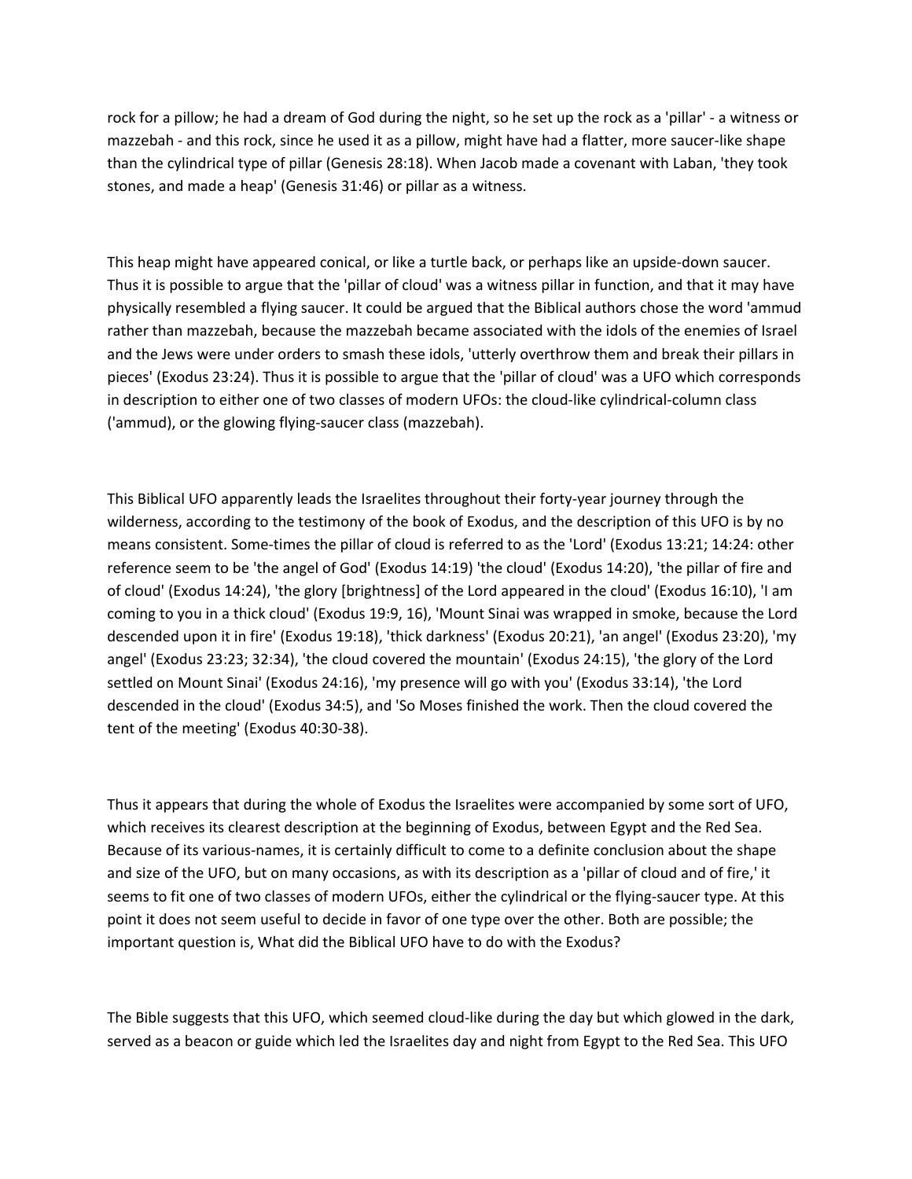rock for a pillow; he had a dream of God during the night, so he set up the rock as a 'pillar' - a witness or mazzebah - and this rock, since he used it as a pillow, might have had a flatter, more saucer-like shape than the cylindrical type of pillar (Genesis 28:18). When Jacob made a covenant with Laban, 'they took stones, and made a heap' (Genesis 31:46) or pillar as a witness.

This heap might have appeared conical, or like a turtle back, or perhaps like an upside-down saucer. Thus it is possible to argue that the 'pillar of cloud' was a witness pillar in function, and that it may have physically resembled a flying saucer. It could be argued that the Biblical authors chose the word 'ammud rather than mazzebah, because the mazzebah became associated with the idols of the enemies of Israel and the Jews were under orders to smash these idols, 'utterly overthrow them and break their pillars in pieces' (Exodus 23:24). Thus it is possible to argue that the 'pillar of cloud' was a UFO which corresponds in description to either one of two classes of modern UFOs: the cloud-like cylindrical-column class ('ammud), or the glowing flying-saucer class (mazzebah).

This Biblical UFO apparently leads the Israelites throughout their forty-year journey through the wilderness, according to the testimony of the book of Exodus, and the description of this UFO is by no means consistent. Some-times the pillar of cloud is referred to as the 'Lord' (Exodus 13:21; 14:24: other reference seem to be 'the angel of God' (Exodus 14:19) 'the cloud' (Exodus 14:20), 'the pillar of fire and of cloud' (Exodus 14:24), 'the glory [brightness] of the Lord appeared in the cloud' (Exodus 16:10), 'I am coming to you in a thick cloud' (Exodus 19:9, 16), 'Mount Sinai was wrapped in smoke, because the Lord descended upon it in fire' (Exodus 19:18), 'thick darkness' (Exodus 20:21), 'an angel' (Exodus 23:20), 'my angel' (Exodus 23:23; 32:34), 'the cloud covered the mountain' (Exodus 24:15), 'the glory of the Lord settled on Mount Sinai' (Exodus 24:16), 'my presence will go with you' (Exodus 33:14), 'the Lord descended in the cloud' (Exodus 34:5), and 'So Moses finished the work. Then the cloud covered the tent of the meeting' (Exodus 40:30-38).

Thus it appears that during the whole of Exodus the Israelites were accompanied by some sort of UFO, which receives its clearest description at the beginning of Exodus, between Egypt and the Red Sea. Because of its various-names, it is certainly difficult to come to a definite conclusion about the shape and size of the UFO, but on many occasions, as with its description as a 'pillar of cloud and of fire,' it seems to fit one of two classes of modern UFOs, either the cylindrical or the flying-saucer type. At this point it does not seem useful to decide in favor of one type over the other. Both are possible; the important question is, What did the Biblical UFO have to do with the Exodus?

The Bible suggests that this UFO, which seemed cloud-like during the day but which glowed in the dark, served as a beacon or guide which led the Israelites day and night from Egypt to the Red Sea. This UFO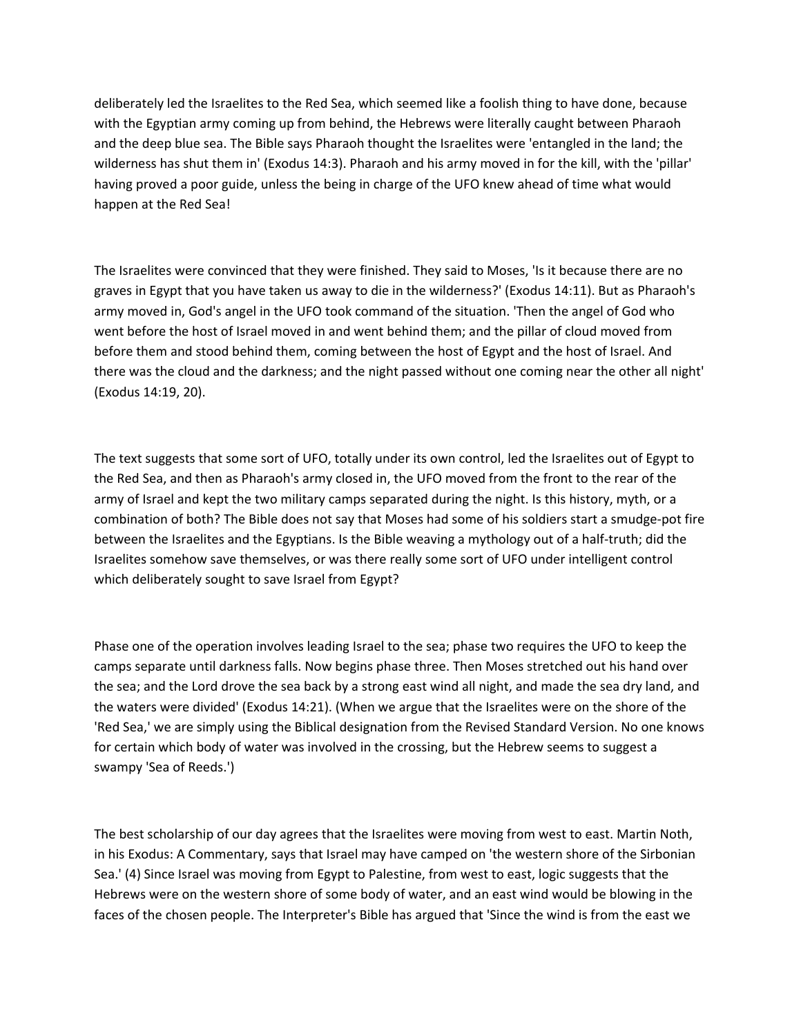deliberately led the Israelites to the Red Sea, which seemed like a foolish thing to have done, because with the Egyptian army coming up from behind, the Hebrews were literally caught between Pharaoh and the deep blue sea. The Bible says Pharaoh thought the Israelites were 'entangled in the land; the wilderness has shut them in' (Exodus 14:3). Pharaoh and his army moved in for the kill, with the 'pillar' having proved a poor guide, unless the being in charge of the UFO knew ahead of time what would happen at the Red Sea!

The Israelites were convinced that they were finished. They said to Moses, 'Is it because there are no graves in Egypt that you have taken us away to die in the wilderness?' (Exodus 14:11). But as Pharaoh's army moved in, God's angel in the UFO took command of the situation. 'Then the angel of God who went before the host of Israel moved in and went behind them; and the pillar of cloud moved from before them and stood behind them, coming between the host of Egypt and the host of Israel. And there was the cloud and the darkness; and the night passed without one coming near the other all night' (Exodus 14:19, 20).

The text suggests that some sort of UFO, totally under its own control, led the Israelites out of Egypt to the Red Sea, and then as Pharaoh's army closed in, the UFO moved from the front to the rear of the army of Israel and kept the two military camps separated during the night. Is this history, myth, or a combination of both? The Bible does not say that Moses had some of his soldiers start a smudge-pot fire between the Israelites and the Egyptians. Is the Bible weaving a mythology out of a half-truth; did the Israelites somehow save themselves, or was there really some sort of UFO under intelligent control which deliberately sought to save Israel from Egypt?

Phase one of the operation involves leading Israel to the sea; phase two requires the UFO to keep the camps separate until darkness falls. Now begins phase three. Then Moses stretched out his hand over the sea; and the Lord drove the sea back by a strong east wind all night, and made the sea dry land, and the waters were divided' (Exodus 14:21). (When we argue that the Israelites were on the shore of the 'Red Sea,' we are simply using the Biblical designation from the Revised Standard Version. No one knows for certain which body of water was involved in the crossing, but the Hebrew seems to suggest a swampy 'Sea of Reeds.')

The best scholarship of our day agrees that the Israelites were moving from west to east. Martin Noth, in his Exodus: A Commentary, says that Israel may have camped on 'the western shore of the Sirbonian Sea.' (4) Since Israel was moving from Egypt to Palestine, from west to east, logic suggests that the Hebrews were on the western shore of some body of water, and an east wind would be blowing in the faces of the chosen people. The Interpreter's Bible has argued that 'Since the wind is from the east we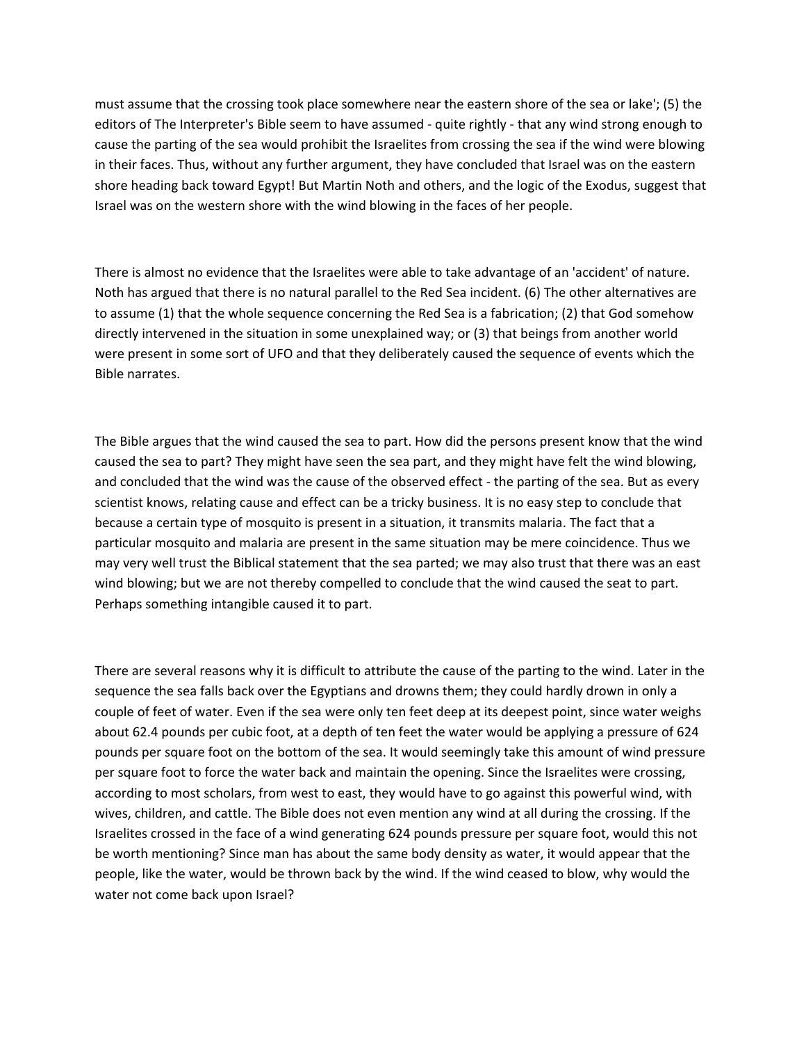must assume that the crossing took place somewhere near the eastern shore of the sea or lake'; (5) the editors of The Interpreter's Bible seem to have assumed - quite rightly - that any wind strong enough to cause the parting of the sea would prohibit the Israelites from crossing the sea if the wind were blowing in their faces. Thus, without any further argument, they have concluded that Israel was on the eastern shore heading back toward Egypt! But Martin Noth and others, and the logic of the Exodus, suggest that Israel was on the western shore with the wind blowing in the faces of her people.

There is almost no evidence that the Israelites were able to take advantage of an 'accident' of nature. Noth has argued that there is no natural parallel to the Red Sea incident. (6) The other alternatives are to assume (1) that the whole sequence concerning the Red Sea is a fabrication; (2) that God somehow directly intervened in the situation in some unexplained way; or (3) that beings from another world were present in some sort of UFO and that they deliberately caused the sequence of events which the Bible narrates.

The Bible argues that the wind caused the sea to part. How did the persons present know that the wind caused the sea to part? They might have seen the sea part, and they might have felt the wind blowing, and concluded that the wind was the cause of the observed effect - the parting of the sea. But as every scientist knows, relating cause and effect can be a tricky business. It is no easy step to conclude that because a certain type of mosquito is present in a situation, it transmits malaria. The fact that a particular mosquito and malaria are present in the same situation may be mere coincidence. Thus we may very well trust the Biblical statement that the sea parted; we may also trust that there was an east wind blowing; but we are not thereby compelled to conclude that the wind caused the seat to part. Perhaps something intangible caused it to part.

There are several reasons why it is difficult to attribute the cause of the parting to the wind. Later in the sequence the sea falls back over the Egyptians and drowns them; they could hardly drown in only a couple of feet of water. Even if the sea were only ten feet deep at its deepest point, since water weighs about 62.4 pounds per cubic foot, at a depth of ten feet the water would be applying a pressure of 624 pounds per square foot on the bottom of the sea. It would seemingly take this amount of wind pressure per square foot to force the water back and maintain the opening. Since the Israelites were crossing, according to most scholars, from west to east, they would have to go against this powerful wind, with wives, children, and cattle. The Bible does not even mention any wind at all during the crossing. If the Israelites crossed in the face of a wind generating 624 pounds pressure per square foot, would this not be worth mentioning? Since man has about the same body density as water, it would appear that the people, like the water, would be thrown back by the wind. If the wind ceased to blow, why would the water not come back upon Israel?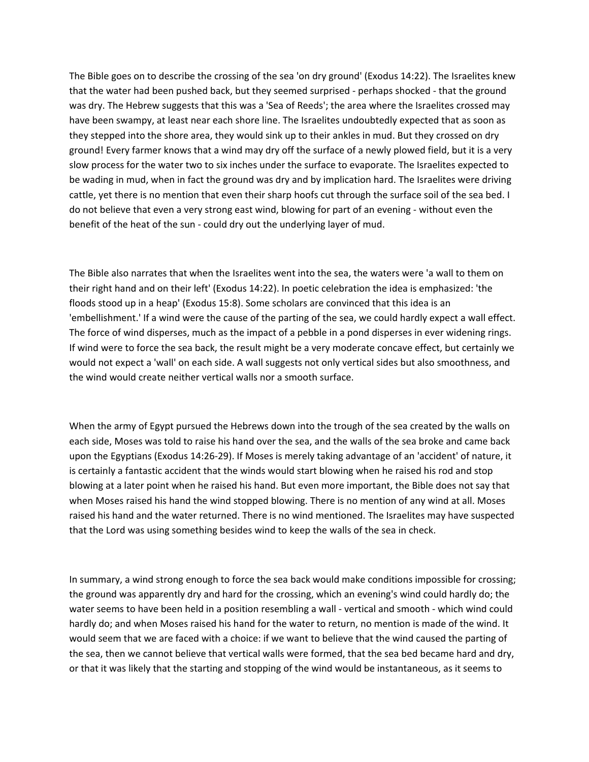The Bible goes on to describe the crossing of the sea 'on dry ground' (Exodus 14:22). The Israelites knew that the water had been pushed back, but they seemed surprised - perhaps shocked - that the ground was dry. The Hebrew suggests that this was a 'Sea of Reeds'; the area where the Israelites crossed may have been swampy, at least near each shore line. The Israelites undoubtedly expected that as soon as they stepped into the shore area, they would sink up to their ankles in mud. But they crossed on dry ground! Every farmer knows that a wind may dry off the surface of a newly plowed field, but it is a very slow process for the water two to six inches under the surface to evaporate. The Israelites expected to be wading in mud, when in fact the ground was dry and by implication hard. The Israelites were driving cattle, yet there is no mention that even their sharp hoofs cut through the surface soil of the sea bed. I do not believe that even a very strong east wind, blowing for part of an evening - without even the benefit of the heat of the sun - could dry out the underlying layer of mud.

The Bible also narrates that when the Israelites went into the sea, the waters were 'a wall to them on their right hand and on their left' (Exodus 14:22). In poetic celebration the idea is emphasized: 'the floods stood up in a heap' (Exodus 15:8). Some scholars are convinced that this idea is an 'embellishment.' If a wind were the cause of the parting of the sea, we could hardly expect a wall effect. The force of wind disperses, much as the impact of a pebble in a pond disperses in ever widening rings. If wind were to force the sea back, the result might be a very moderate concave effect, but certainly we would not expect a 'wall' on each side. A wall suggests not only vertical sides but also smoothness, and the wind would create neither vertical walls nor a smooth surface.

When the army of Egypt pursued the Hebrews down into the trough of the sea created by the walls on each side, Moses was told to raise his hand over the sea, and the walls of the sea broke and came back upon the Egyptians (Exodus 14:26-29). If Moses is merely taking advantage of an 'accident' of nature, it is certainly a fantastic accident that the winds would start blowing when he raised his rod and stop blowing at a later point when he raised his hand. But even more important, the Bible does not say that when Moses raised his hand the wind stopped blowing. There is no mention of any wind at all. Moses raised his hand and the water returned. There is no wind mentioned. The Israelites may have suspected that the Lord was using something besides wind to keep the walls of the sea in check.

In summary, a wind strong enough to force the sea back would make conditions impossible for crossing; the ground was apparently dry and hard for the crossing, which an evening's wind could hardly do; the water seems to have been held in a position resembling a wall - vertical and smooth - which wind could hardly do; and when Moses raised his hand for the water to return, no mention is made of the wind. It would seem that we are faced with a choice: if we want to believe that the wind caused the parting of the sea, then we cannot believe that vertical walls were formed, that the sea bed became hard and dry, or that it was likely that the starting and stopping of the wind would be instantaneous, as it seems to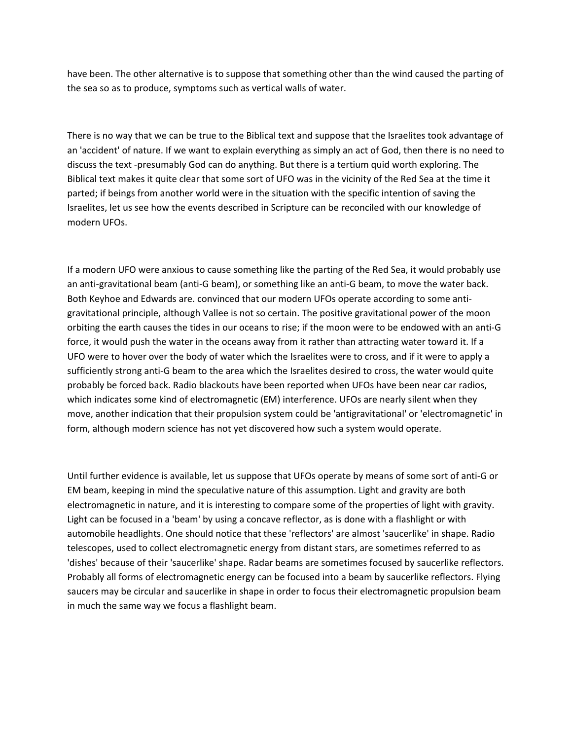have been. The other alternative is to suppose that something other than the wind caused the parting of the sea so as to produce, symptoms such as vertical walls of water.

There is no way that we can be true to the Biblical text and suppose that the Israelites took advantage of an 'accident' of nature. If we want to explain everything as simply an act of God, then there is no need to discuss the text -presumably God can do anything. But there is a tertium quid worth exploring. The Biblical text makes it quite clear that some sort of UFO was in the vicinity of the Red Sea at the time it parted; if beings from another world were in the situation with the specific intention of saving the Israelites, let us see how the events described in Scripture can be reconciled with our knowledge of modern UFOs.

If a modern UFO were anxious to cause something like the parting of the Red Sea, it would probably use an anti-gravitational beam (anti-G beam), or something like an anti-G beam, to move the water back. Both Keyhoe and Edwards are. convinced that our modern UFOs operate according to some anti-gravitational principle, although Vallee is not so certain. The positive gravitational power of the moon orbiting the earth causes the tides in our oceans to rise; if the moon were to be endowed with an anti-G force, it would push the water in the oceans away from it rather than attracting water toward it. If a UFO were to hover over the body of water which the Israelites were to cross, and if it were to apply a sufficiently strong anti-G beam to the area which the Israelites desired to cross, the water would quite probably be forced back. Radio blackouts have been reported when UFOs have been near car radios, which indicates some kind of electromagnetic (EM) interference. UFOs are nearly silent when they move, another indication that their propulsion system could be 'antigravitational' or 'electromagnetic' in form, although modern science has not yet discovered how such a system would operate.

Until further evidence is available, let us suppose that UFOs operate by means of some sort of anti-G or EM beam, keeping in mind the speculative nature of this assumption. Light and gravity are both electromagnetic in nature, and it is interesting to compare some of the properties of light with gravity. Light can be focused in a 'beam' by using a concave reflector, as is done with a flashlight or with automobile headlights. One should notice that these 'reflectors' are almost 'saucerlike' in shape. Radio telescopes, used to collect electromagnetic energy from distant stars, are sometimes referred to as 'dishes' because of their 'saucerlike' shape. Radar beams are sometimes focused by saucerlike reflectors. Probably all forms of electromagnetic energy can be focused into a beam by saucerlike reflectors. Flying saucers may be circular and saucerlike in shape in order to focus their electromagnetic propulsion beam in much the same way we focus a flashlight beam.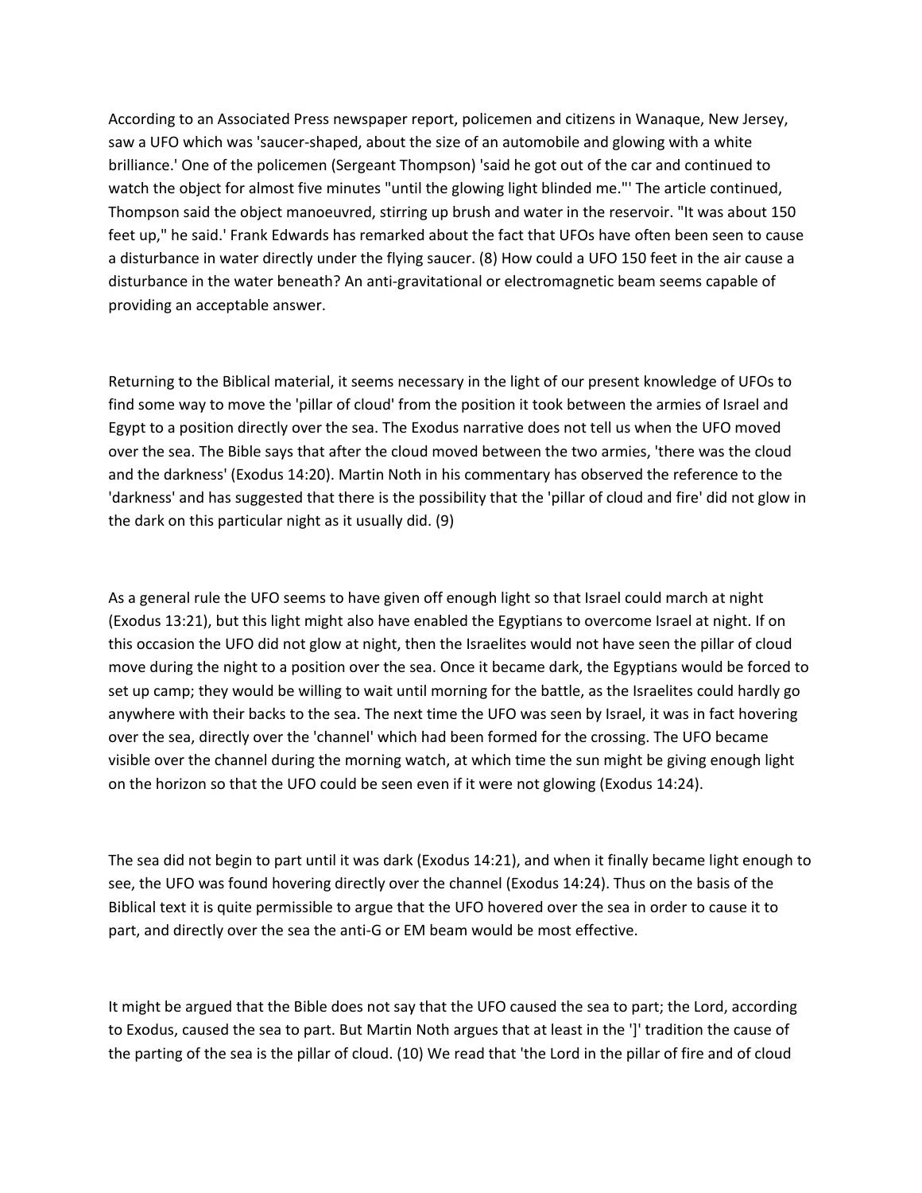According to an Associated Press newspaper report, policemen and citizens in Wanaque, New Jersey, saw a UFO which was 'saucer-shaped, about the size of an automobile and glowing with a white brilliance.' One of the policemen (Sergeant Thompson) 'said he got out of the car and continued to watch the object for almost five minutes "until the glowing light blinded me."' The article continued, Thompson said the object manoeuvred, stirring up brush and water in the reservoir. "It was about 150 feet up," he said.' Frank Edwards has remarked about the fact that UFOs have often been seen to cause a disturbance in water directly under the flying saucer. (8) How could a UFO 150 feet in the air cause a disturbance in the water beneath? An anti-gravitational or electromagnetic beam seems capable of providing an acceptable answer.

Returning to the Biblical material, it seems necessary in the light of our present knowledge of UFOs to find some way to move the 'pillar of cloud' from the position it took between the armies of Israel and Egypt to a position directly over the sea. The Exodus narrative does not tell us when the UFO moved over the sea. The Bible says that after the cloud moved between the two armies, 'there was the cloud and the darkness' (Exodus 14:20). Martin Noth in his commentary has observed the reference to the 'darkness' and has suggested that there is the possibility that the 'pillar of cloud and fire' did not glow in the dark on this particular night as it usually did. (9)

As a general rule the UFO seems to have given off enough light so that Israel could march at night (Exodus 13:21), but this light might also have enabled the Egyptians to overcome Israel at night. If on this occasion the UFO did not glow at night, then the Israelites would not have seen the pillar of cloud move during the night to a position over the sea. Once it became dark, the Egyptians would be forced to set up camp; they would be willing to wait until morning for the battle, as the Israelites could hardly go anywhere with their backs to the sea. The next time the UFO was seen by Israel, it was in fact hovering over the sea, directly over the 'channel' which had been formed for the crossing. The UFO became visible over the channel during the morning watch, at which time the sun might be giving enough light on the horizon so that the UFO could be seen even if it were not glowing (Exodus 14:24).

The sea did not begin to part until it was dark (Exodus 14:21), and when it finally became light enough to see, the UFO was found hovering directly over the channel (Exodus 14:24). Thus on the basis of the Biblical text it is quite permissible to argue that the UFO hovered over the sea in order to cause it to part, and directly over the sea the anti-G or EM beam would be most effective.

It might be argued that the Bible does not say that the UFO caused the sea to part; the Lord, according to Exodus, caused the sea to part. But Martin Noth argues that at least in the ']' tradition the cause of the parting of the sea is the pillar of cloud. (10) We read that 'the Lord in the pillar of fire and of cloud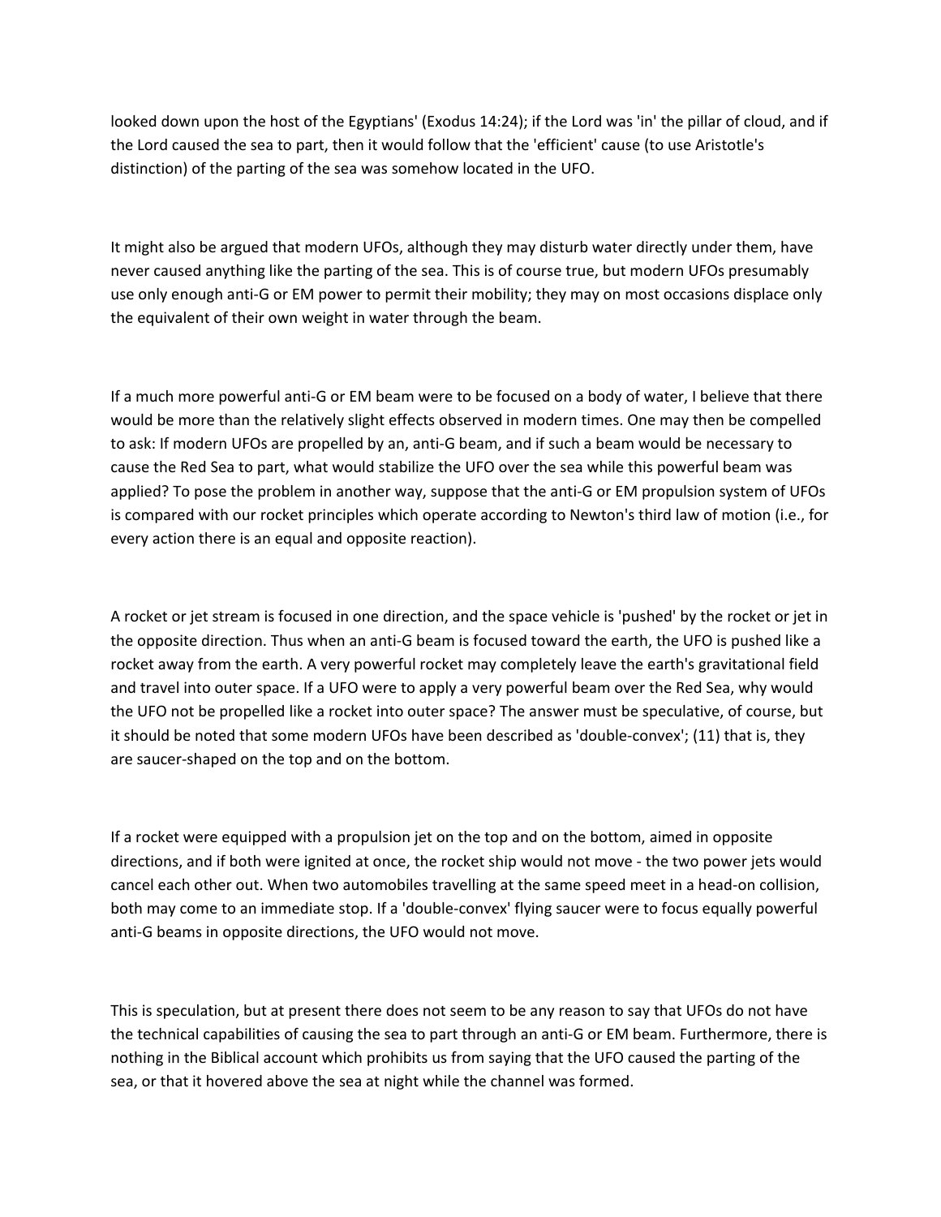looked down upon the host of the Egyptians' (Exodus 14:24); if the Lord was 'in' the pillar of cloud, and if the Lord caused the sea to part, then it would follow that the 'efficient' cause (to use Aristotle's distinction) of the parting of the sea was somehow located in the UFO.

It might also be argued that modern UFOs, although they may disturb water directly under them, have never caused anything like the parting of the sea. This is of course true, but modern UFOs presumably use only enough anti-G or EM power to permit their mobility; they may on most occasions displace only the equivalent of their own weight in water through the beam.

If a much more powerful anti-G or EM beam were to be focused on a body of water, I believe that there would be more than the relatively slight effects observed in modern times. One may then be compelled to ask: If modern UFOs are propelled by an, anti-G beam, and if such a beam would be necessary to cause the Red Sea to part, what would stabilize the UFO over the sea while this powerful beam was applied? To pose the problem in another way, suppose that the anti-G or EM propulsion system of UFOs is compared with our rocket principles which operate according to Newton's third law of motion (i.e., for every action there is an equal and opposite reaction).

A rocket or jet stream is focused in one direction, and the space vehicle is 'pushed' by the rocket or jet in the opposite direction. Thus when an anti-G beam is focused toward the earth, the UFO is pushed like a rocket away from the earth. A very powerful rocket may completely leave the earth's gravitational field and travel into outer space. If a UFO were to apply a very powerful beam over the Red Sea, why would the UFO not be propelled like a rocket into outer space? The answer must be speculative, of course, but it should be noted that some modern UFOs have been described as 'double-convex'; (11) that is, they are saucer-shaped on the top and on the bottom.

If a rocket were equipped with a propulsion jet on the top and on the bottom, aimed in opposite directions, and if both were ignited at once, the rocket ship would not move - the two power jets would cancel each other out. When two automobiles travelling at the same speed meet in a head-on collision, both may come to an immediate stop. If a 'double-convex' flying saucer were to focus equally powerful anti-G beams in opposite directions, the UFO would not move.

This is speculation, but at present there does not seem to be any reason to say that UFOs do not have the technical capabilities of causing the sea to part through an anti-G or EM beam. Furthermore, there is nothing in the Biblical account which prohibits us from saying that the UFO caused the parting of the sea, or that it hovered above the sea at night while the channel was formed.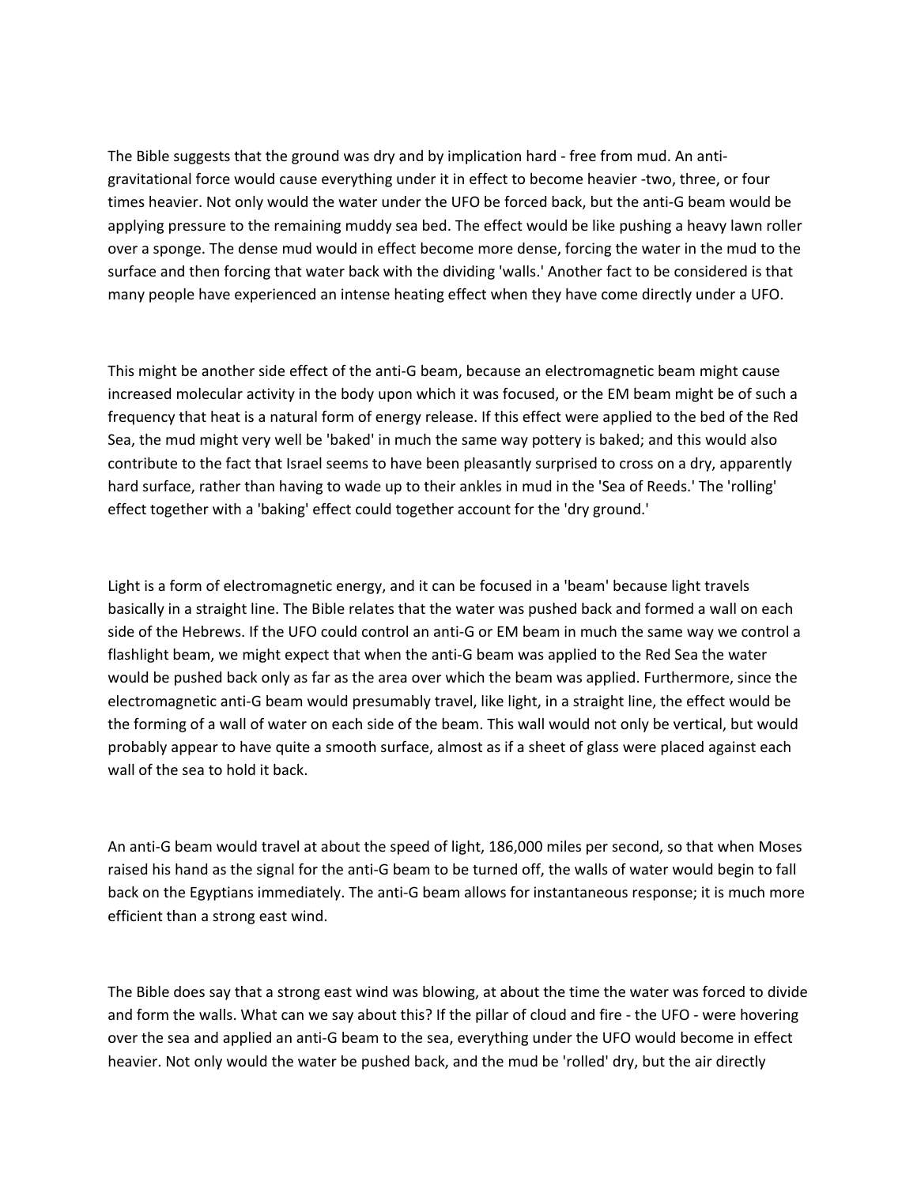The Bible suggests that the ground was dry and by implication hard - free from mud. An anti-gravitational force would cause everything under it in effect to become heavier -two, three, or four times heavier. Not only would the water under the UFO be forced back, but the anti-G beam would be applying pressure to the remaining muddy sea bed. The effect would be like pushing a heavy lawn roller over a sponge. The dense mud would in effect become more dense, forcing the water in the mud to the surface and then forcing that water back with the dividing 'walls.' Another fact to be considered is that many people have experienced an intense heating effect when they have come directly under a UFO.

This might be another side effect of the anti-G beam, because an electromagnetic beam might cause increased molecular activity in the body upon which it was focused, or the EM beam might be of such a frequency that heat is a natural form of energy release. If this effect were applied to the bed of the Red Sea, the mud might very well be 'baked' in much the same way pottery is baked; and this would also contribute to the fact that Israel seems to have been pleasantly surprised to cross on a dry, apparently hard surface, rather than having to wade up to their ankles in mud in the 'Sea of Reeds.' The 'rolling' effect together with a 'baking' effect could together account for the 'dry ground.'

Light is a form of electromagnetic energy, and it can be focused in a 'beam' because light travels basically in a straight line. The Bible relates that the water was pushed back and formed a wall on each side of the Hebrews. If the UFO could control an anti-G or EM beam in much the same way we control a flashlight beam, we might expect that when the anti-G beam was applied to the Red Sea the water would be pushed back only as far as the area over which the beam was applied. Furthermore, since the electromagnetic anti-G beam would presumably travel, like light, in a straight line, the effect would be the forming of a wall of water on each side of the beam. This wall would not only be vertical, but would probably appear to have quite a smooth surface, almost as if a sheet of glass were placed against each wall of the sea to hold it back.

An anti-G beam would travel at about the speed of light, 186,000 miles per second, so that when Moses raised his hand as the signal for the anti-G beam to be turned off, the walls of water would begin to fall back on the Egyptians immediately. The anti-G beam allows for instantaneous response; it is much more efficient than a strong east wind.

The Bible does say that a strong east wind was blowing, at about the time the water was forced to divide and form the walls. What can we say about this? If the pillar of cloud and fire - the UFO - were hovering over the sea and applied an anti-G beam to the sea, everything under the UFO would become in effect heavier. Not only would the water be pushed back, and the mud be 'rolled' dry, but the air directly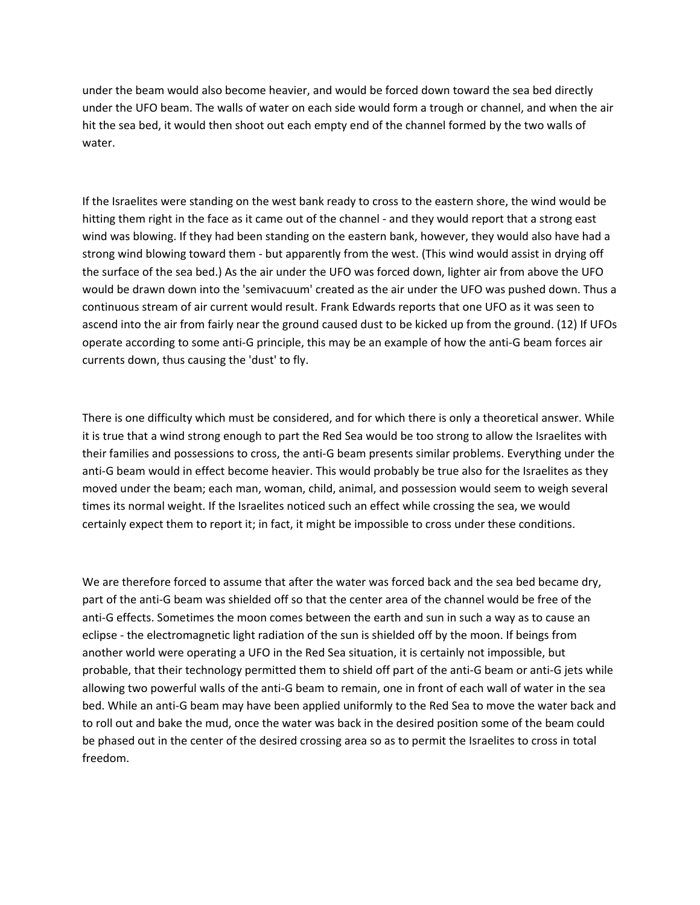under the beam would also become heavier, and would be forced down toward the sea bed directly under the UFO beam. The walls of water on each side would form a trough or channel, and when the air hit the sea bed, it would then shoot out each empty end of the channel formed by the two walls of water.

If the Israelites were standing on the west bank ready to cross to the eastern shore, the wind would be hitting them right in the face as it came out of the channel - and they would report that a strong east wind was blowing. If they had been standing on the eastern bank, however, they would also have had a strong wind blowing toward them - but apparently from the west. (This wind would assist in drying off the surface of the sea bed.) As the air under the UFO was forced down, lighter air from above the UFO would be drawn down into the 'semivacuum' created as the air under the UFO was pushed down. Thus a continuous stream of air current would result. Frank Edwards reports that one UFO as it was seen to ascend into the air from fairly near the ground caused dust to be kicked up from the ground. (12) If UFOs operate according to some anti-G principle, this may be an example of how the anti-G beam forces air currents down, thus causing the 'dust' to fly.

There is one difficulty which must be considered, and for which there is only a theoretical answer. While it is true that a wind strong enough to part the Red Sea would be too strong to allow the Israelites with their families and possessions to cross, the anti-G beam presents similar problems. Everything under the anti-G beam would in effect become heavier. This would probably be true also for the Israelites as they moved under the beam; each man, woman, child, animal, and possession would seem to weigh several times its normal weight. If the Israelites noticed such an effect while crossing the sea, we would certainly expect them to report it; in fact, it might be impossible to cross under these conditions.

We are therefore forced to assume that after the water was forced back and the sea bed became dry, part of the anti-G beam was shielded off so that the center area of the channel would be free of the anti-G effects. Sometimes the moon comes between the earth and sun in such a way as to cause an eclipse - the electromagnetic light radiation of the sun is shielded off by the moon. If beings from another world were operating a UFO in the Red Sea situation, it is certainly not impossible, but probable, that their technology permitted them to shield off part of the anti-G beam or anti-G jets while allowing two powerful walls of the anti-G beam to remain, one in front of each wall of water in the sea bed. While an anti-G beam may have been applied uniformly to the Red Sea to move the water back and to roll out and bake the mud, once the water was back in the desired position some of the beam could be phased out in the center of the desired crossing area so as to permit the Israelites to cross in total freedom.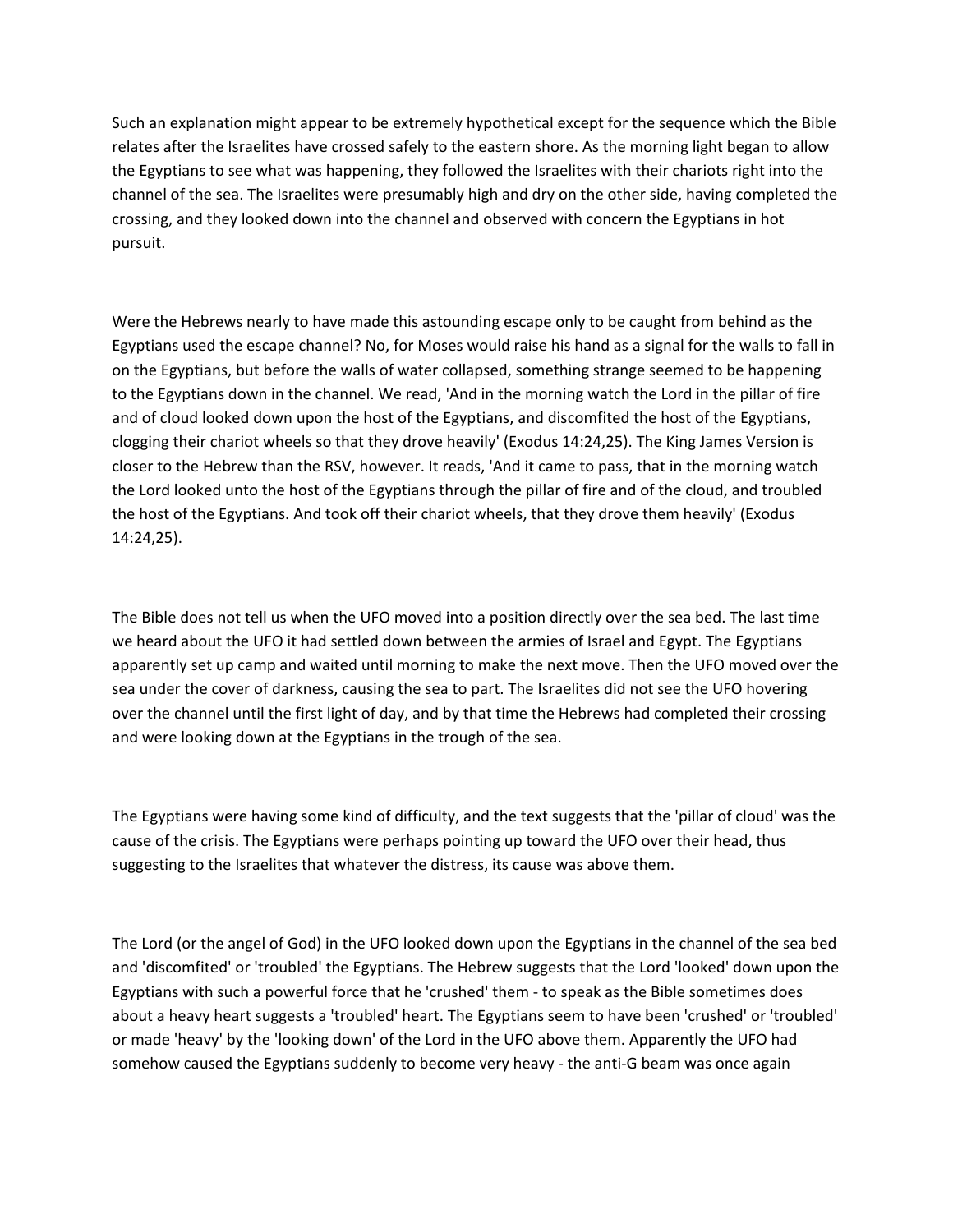Such an explanation might appear to be extremely hypothetical except for the sequence which the Bible relates after the Israelites have crossed safely to the eastern shore. As the morning light began to allow the Egyptians to see what was happening, they followed the Israelites with their chariots right into the channel of the sea. The Israelites were presumably high and dry on the other side, having completed the crossing, and they looked down into the channel and observed with concern the Egyptians in hot pursuit.

Were the Hebrews nearly to have made this astounding escape only to be caught from behind as the Egyptians used the escape channel? No, for Moses would raise his hand as a signal for the walls to fall in on the Egyptians, but before the walls of water collapsed, something strange seemed to be happening to the Egyptians down in the channel. We read, 'And in the morning watch the Lord in the pillar of fire and of cloud looked down upon the host of the Egyptians, and discomfited the host of the Egyptians, clogging their chariot wheels so that they drove heavily' (Exodus 14:24,25). The King James Version is closer to the Hebrew than the RSV, however. It reads, 'And it came to pass, that in the morning watch the Lord looked unto the host of the Egyptians through the pillar of fire and of the cloud, and troubled the host of the Egyptians. And took off their chariot wheels, that they drove them heavily' (Exodus 14:24,25).

The Bible does not tell us when the UFO moved into a position directly over the sea bed. The last time we heard about the UFO it had settled down between the armies of Israel and Egypt. The Egyptians apparently set up camp and waited until morning to make the next move. Then the UFO moved over the sea under the cover of darkness, causing the sea to part. The Israelites did not see the UFO hovering over the channel until the first light of day, and by that time the Hebrews had completed their crossing and were looking down at the Egyptians in the trough of the sea.

The Egyptians were having some kind of difficulty, and the text suggests that the 'pillar of cloud' was the cause of the crisis. The Egyptians were perhaps pointing up toward the UFO over their head, thus suggesting to the Israelites that whatever the distress, its cause was above them.

The Lord (or the angel of God) in the UFO looked down upon the Egyptians in the channel of the sea bed and 'discomfited' or 'troubled' the Egyptians. The Hebrew suggests that the Lord 'looked' down upon the Egyptians with such a powerful force that he 'crushed' them - to speak as the Bible sometimes does about a heavy heart suggests a 'troubled' heart. The Egyptians seem to have been 'crushed' or 'troubled' or made 'heavy' by the 'looking down' of the Lord in the UFO above them. Apparently the UFO had somehow caused the Egyptians suddenly to become very heavy - the anti-G beam was once again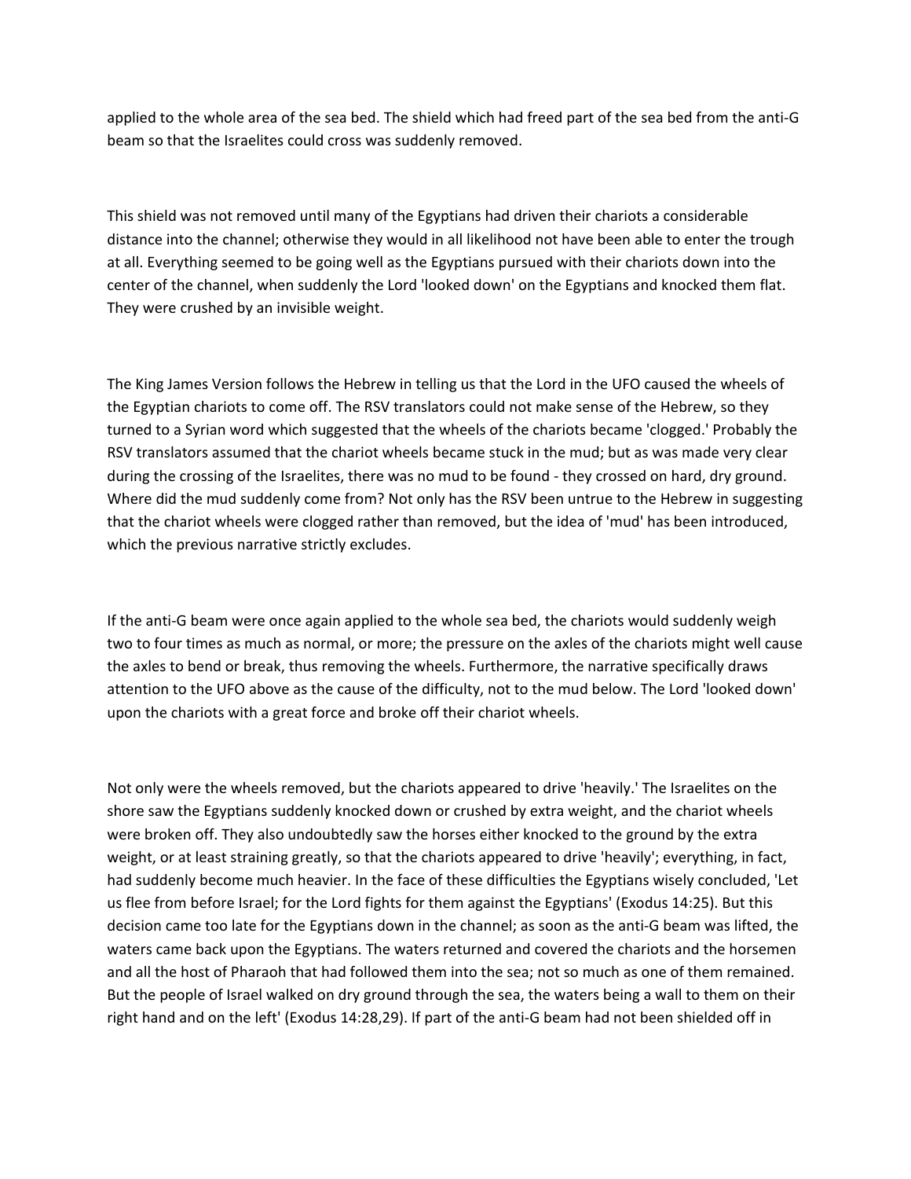applied to the whole area of the sea bed. The shield which had freed part of the sea bed from the anti-G beam so that the Israelites could cross was suddenly removed.

This shield was not removed until many of the Egyptians had driven their chariots a considerable distance into the channel; otherwise they would in all likelihood not have been able to enter the trough at all. Everything seemed to be going well as the Egyptians pursued with their chariots down into the center of the channel, when suddenly the Lord 'looked down' on the Egyptians and knocked them flat. They were crushed by an invisible weight.

The King James Version follows the Hebrew in telling us that the Lord in the UFO caused the wheels of the Egyptian chariots to come off. The RSV translators could not make sense of the Hebrew, so they turned to a Syrian word which suggested that the wheels of the chariots became 'clogged.' Probably the RSV translators assumed that the chariot wheels became stuck in the mud; but as was made very clear during the crossing of the Israelites, there was no mud to be found - they crossed on hard, dry ground. Where did the mud suddenly come from? Not only has the RSV been untrue to the Hebrew in suggesting that the chariot wheels were clogged rather than removed, but the idea of 'mud' has been introduced, which the previous narrative strictly excludes.

If the anti-G beam were once again applied to the whole sea bed, the chariots would suddenly weigh two to four times as much as normal, or more; the pressure on the axles of the chariots might well cause the axles to bend or break, thus removing the wheels. Furthermore, the narrative specifically draws attention to the UFO above as the cause of the difficulty, not to the mud below. The Lord 'looked down' upon the chariots with a great force and broke off their chariot wheels.

Not only were the wheels removed, but the chariots appeared to drive 'heavily.' The Israelites on the shore saw the Egyptians suddenly knocked down or crushed by extra weight, and the chariot wheels were broken off. They also undoubtedly saw the horses either knocked to the ground by the extra weight, or at least straining greatly, so that the chariots appeared to drive 'heavily'; everything, in fact, had suddenly become much heavier. In the face of these difficulties the Egyptians wisely concluded, 'Let us flee from before Israel; for the Lord fights for them against the Egyptians' (Exodus 14:25). But this decision came too late for the Egyptians down in the channel; as soon as the anti-G beam was lifted, the waters came back upon the Egyptians. The waters returned and covered the chariots and the horsemen and all the host of Pharaoh that had followed them into the sea; not so much as one of them remained. But the people of Israel walked on dry ground through the sea, the waters being a wall to them on their right hand and on the left' (Exodus 14:28,29). If part of the anti-G beam had not been shielded off in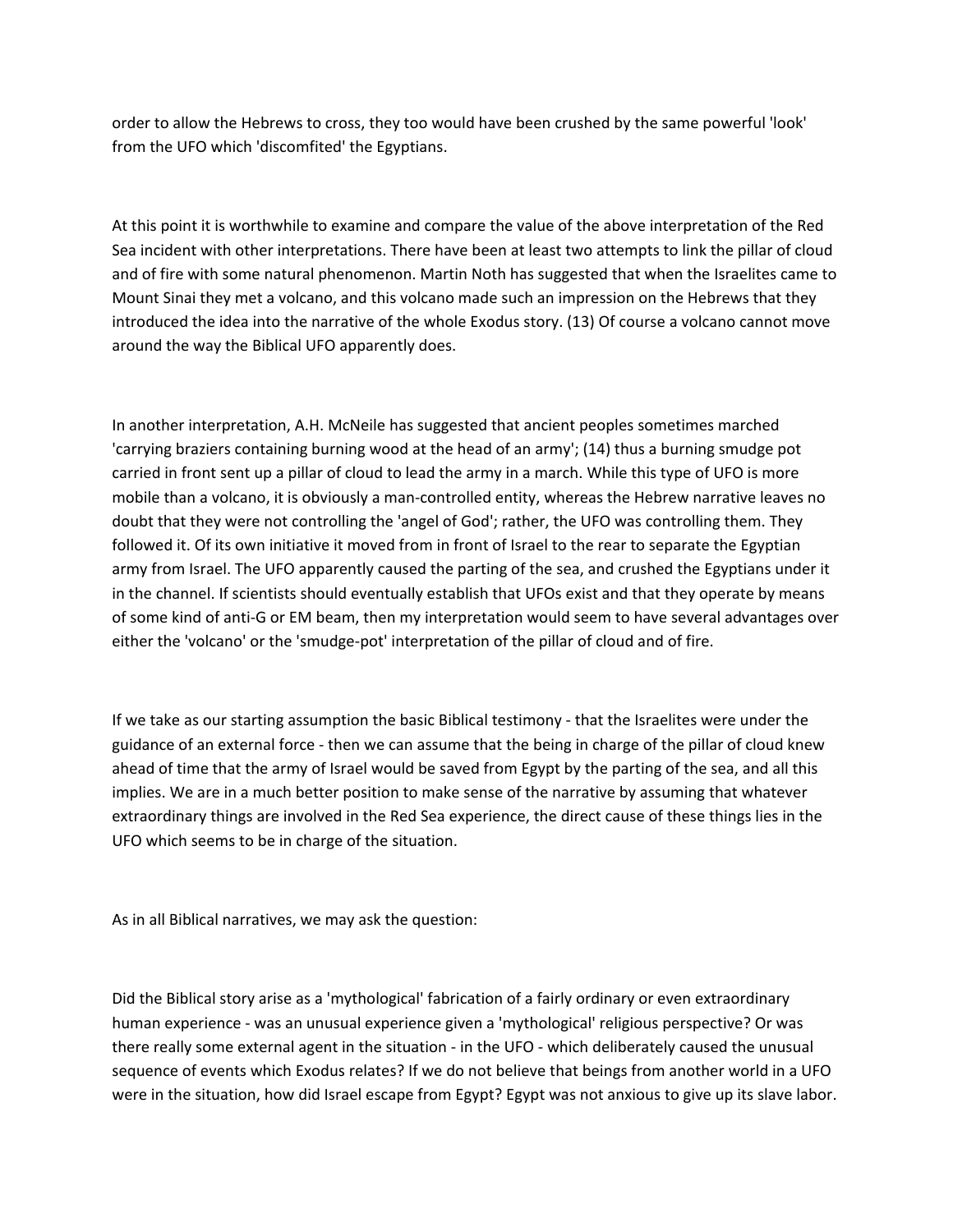order to allow the Hebrews to cross, they too would have been crushed by the same powerful 'look' from the UFO which 'discomfited' the Egyptians.

At this point it is worthwhile to examine and compare the value of the above interpretation of the Red Sea incident with other interpretations. There have been at least two attempts to link the pillar of cloud and of fire with some natural phenomenon. Martin Noth has suggested that when the Israelites came to Mount Sinai they met a volcano, and this volcano made such an impression on the Hebrews that they introduced the idea into the narrative of the whole Exodus story. (13) Of course a volcano cannot move around the way the Biblical UFO apparently does.

In another interpretation, A.H. McNeile has suggested that ancient peoples sometimes marched 'carrying braziers containing burning wood at the head of an army'; (14) thus a burning smudge pot carried in front sent up a pillar of cloud to lead the army in a march. While this type of UFO is more mobile than a volcano, it is obviously a man-controlled entity, whereas the Hebrew narrative leaves no doubt that they were not controlling the 'angel of God'; rather, the UFO was controlling them. They followed it. Of its own initiative it moved from in front of Israel to the rear to separate the Egyptian army from Israel. The UFO apparently caused the parting of the sea, and crushed the Egyptians under it in the channel. If scientists should eventually establish that UFOs exist and that they operate by means of some kind of anti-G or EM beam, then my interpretation would seem to have several advantages over either the 'volcano' or the 'smudge-pot' interpretation of the pillar of cloud and of fire.

If we take as our starting assumption the basic Biblical testimony - that the Israelites were under the guidance of an external force - then we can assume that the being in charge of the pillar of cloud knew ahead of time that the army of Israel would be saved from Egypt by the parting of the sea, and all this implies. We are in a much better position to make sense of the narrative by assuming that whatever extraordinary things are involved in the Red Sea experience, the direct cause of these things lies in the UFO which seems to be in charge of the situation.

As in all Biblical narratives, we may ask the question:

Did the Biblical story arise as a 'mythological' fabrication of a fairly ordinary or even extraordinary human experience - was an unusual experience given a 'mythological' religious perspective? Or was there really some external agent in the situation - in the UFO - which deliberately caused the unusual sequence of events which Exodus relates? If we do not believe that beings from another world in a UFO were in the situation, how did Israel escape from Egypt? Egypt was not anxious to give up its slave labor.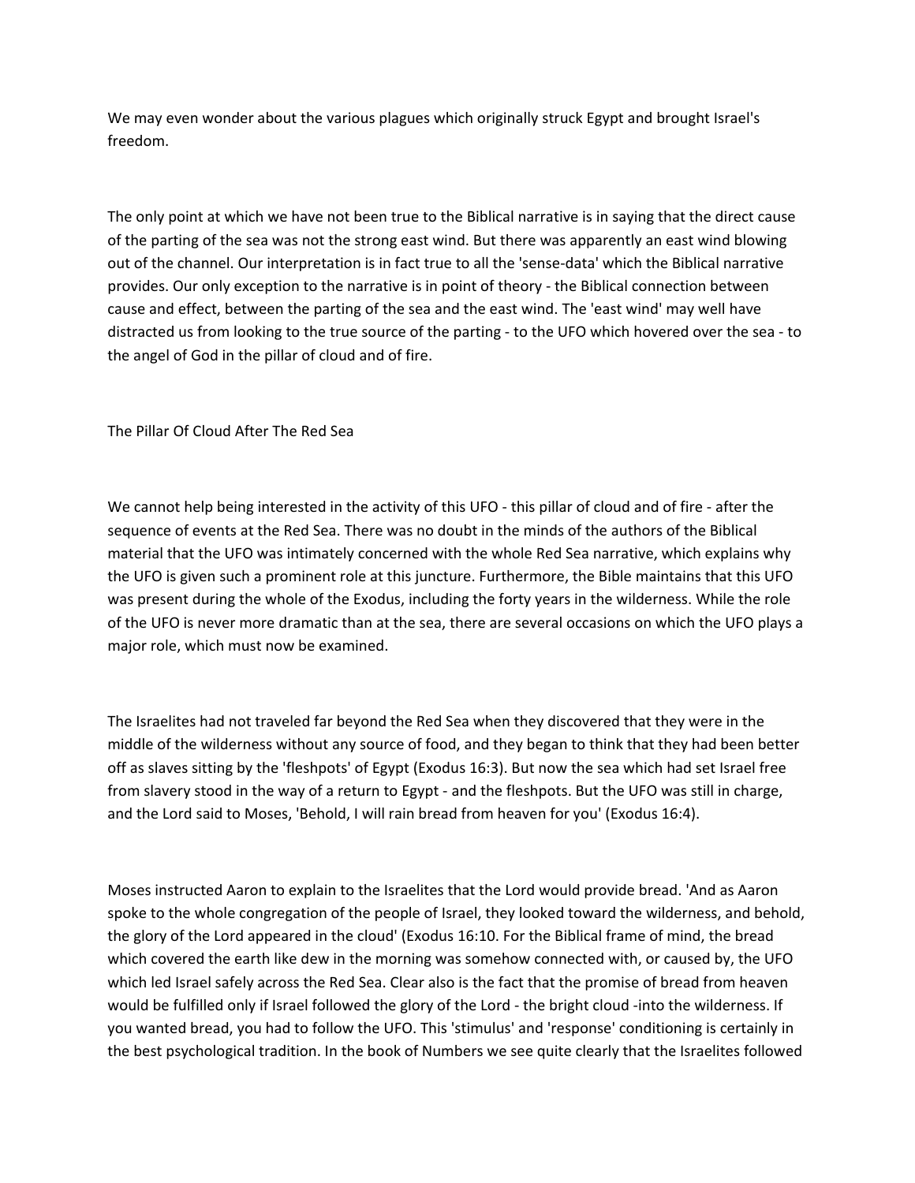We may even wonder about the various plagues which originally struck Egypt and brought Israel's freedom.

The only point at which we have not been true to the Biblical narrative is in saying that the direct cause of the parting of the sea was not the strong east wind. But there was apparently an east wind blowing out of the channel. Our interpretation is in fact true to all the 'sense-data' which the Biblical narrative provides. Our only exception to the narrative is in point of theory - the Biblical connection between cause and effect, between the parting of the sea and the east wind. The 'east wind' may well have distracted us from looking to the true source of the parting - to the UFO which hovered over the sea - to the angel of God in the pillar of cloud and of fire.

## The Pillar Of Cloud After The Red Sea

We cannot help being interested in the activity of this UFO - this pillar of cloud and of fire - after the sequence of events at the Red Sea. There was no doubt in the minds of the authors of the Biblical material that the UFO was intimately concerned with the whole Red Sea narrative, which explains why the UFO is given such a prominent role at this juncture. Furthermore, the Bible maintains that this UFO was present during the whole of the Exodus, including the forty years in the wilderness. While the role of the UFO is never more dramatic than at the sea, there are several occasions on which the UFO plays a major role, which must now be examined.

The Israelites had not traveled far beyond the Red Sea when they discovered that they were in the middle of the wilderness without any source of food, and they began to think that they had been better off as slaves sitting by the 'fleshpots' of Egypt (Exodus 16:3). But now the sea which had set Israel free from slavery stood in the way of a return to Egypt - and the fleshpots. But the UFO was still in charge, and the Lord said to Moses, 'Behold, I will rain bread from heaven for you' (Exodus 16:4).

Moses instructed Aaron to explain to the Israelites that the Lord would provide bread. 'And as Aaron spoke to the whole congregation of the people of Israel, they looked toward the wilderness, and behold, the glory of the Lord appeared in the cloud' (Exodus 16:10. For the Biblical frame of mind, the bread which covered the earth like dew in the morning was somehow connected with, or caused by, the UFO which led Israel safely across the Red Sea. Clear also is the fact that the promise of bread from heaven would be fulfilled only if Israel followed the glory of the Lord - the bright cloud -into the wilderness. If you wanted bread, you had to follow the UFO. This 'stimulus' and 'response' conditioning is certainly in the best psychological tradition. In the book of Numbers we see quite clearly that the Israelites followed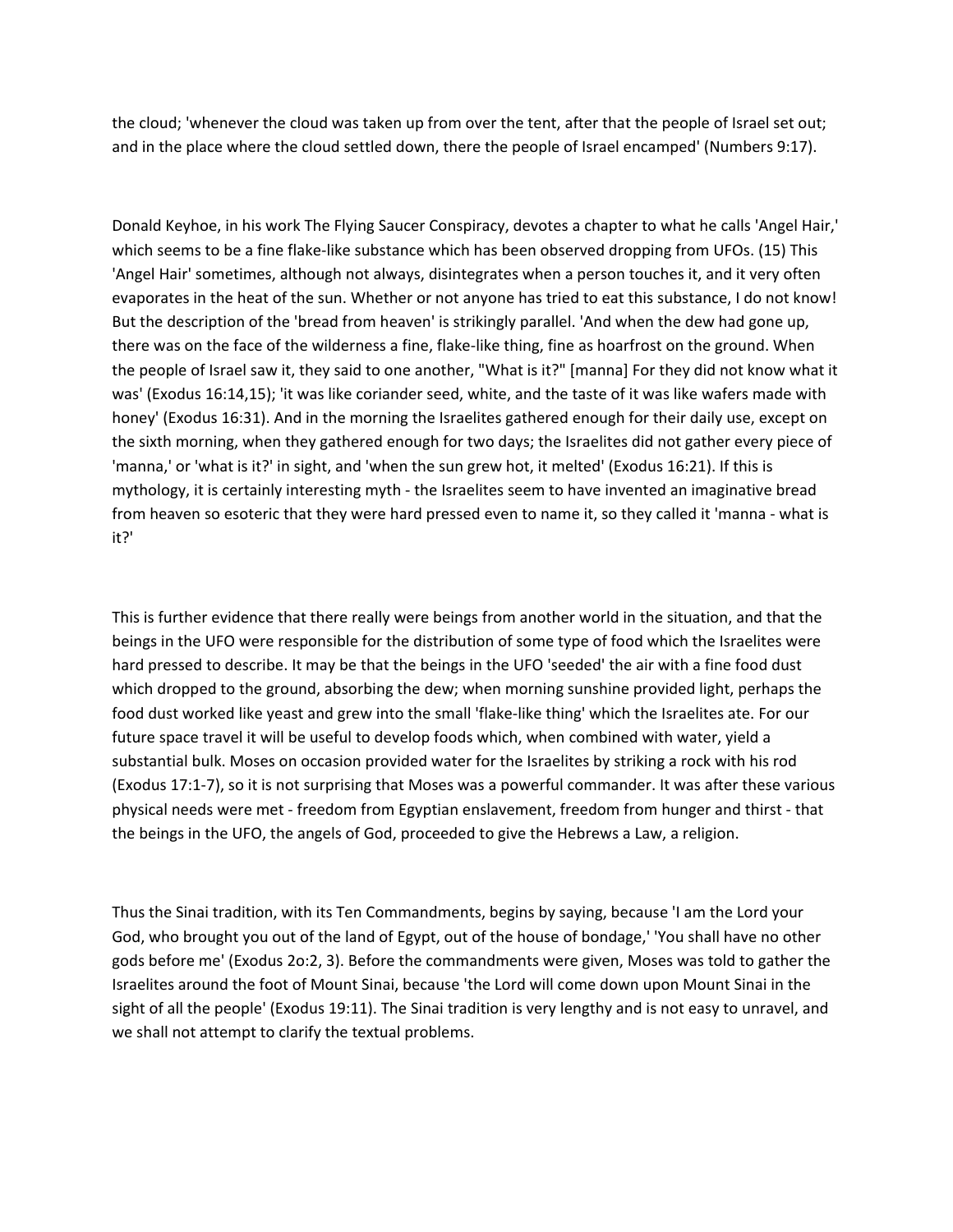the cloud; 'whenever the cloud was taken up from over the tent, after that the people of Israel set out; and in the place where the cloud settled down, there the people of Israel encamped' (Numbers 9:17).

Donald Keyhoe, in his work The Flying Saucer Conspiracy, devotes a chapter to what he calls 'Angel Hair,' which seems to be a fine flake-like substance which has been observed dropping from UFOs. (15) This 'Angel Hair' sometimes, although not always, disintegrates when a person touches it, and it very often evaporates in the heat of the sun. Whether or not anyone has tried to eat this substance, I do not know! But the description of the 'bread from heaven' is strikingly parallel. 'And when the dew had gone up, there was on the face of the wilderness a fine, flake-like thing, fine as hoarfrost on the ground. When the people of Israel saw it, they said to one another, "What is it?" [manna] For they did not know what it was' (Exodus 16:14,15); 'it was like coriander seed, white, and the taste of it was like wafers made with honey' (Exodus 16:31). And in the morning the Israelites gathered enough for their daily use, except on the sixth morning, when they gathered enough for two days; the Israelites did not gather every piece of 'manna,' or 'what is it?' in sight, and 'when the sun grew hot, it melted' (Exodus 16:21). If this is mythology, it is certainly interesting myth - the Israelites seem to have invented an imaginative bread from heaven so esoteric that they were hard pressed even to name it, so they called it 'manna - what is it?'

This is further evidence that there really were beings from another world in the situation, and that the beings in the UFO were responsible for the distribution of some type of food which the Israelites were hard pressed to describe. It may be that the beings in the UFO 'seeded' the air with a fine food dust which dropped to the ground, absorbing the dew; when morning sunshine provided light, perhaps the food dust worked like yeast and grew into the small 'flake-like thing' which the Israelites ate. For our future space travel it will be useful to develop foods which, when combined with water, yield a substantial bulk. Moses on occasion provided water for the Israelites by striking a rock with his rod (Exodus 17:1-7), so it is not surprising that Moses was a powerful commander. It was after these various physical needs were met - freedom from Egyptian enslavement, freedom from hunger and thirst - that the beings in the UFO, the angels of God, proceeded to give the Hebrews a Law, a religion.

Thus the Sinai tradition, with its Ten Commandments, begins by saying, because 'I am the Lord your God, who brought you out of the land of Egypt, out of the house of bondage,' 'You shall have no other gods before me' (Exodus 2o:2, 3). Before the commandments were given, Moses was told to gather the Israelites around the foot of Mount Sinai, because 'the Lord will come down upon Mount Sinai in the sight of all the people' (Exodus 19:11). The Sinai tradition is very lengthy and is not easy to unravel, and we shall not attempt to clarify the textual problems.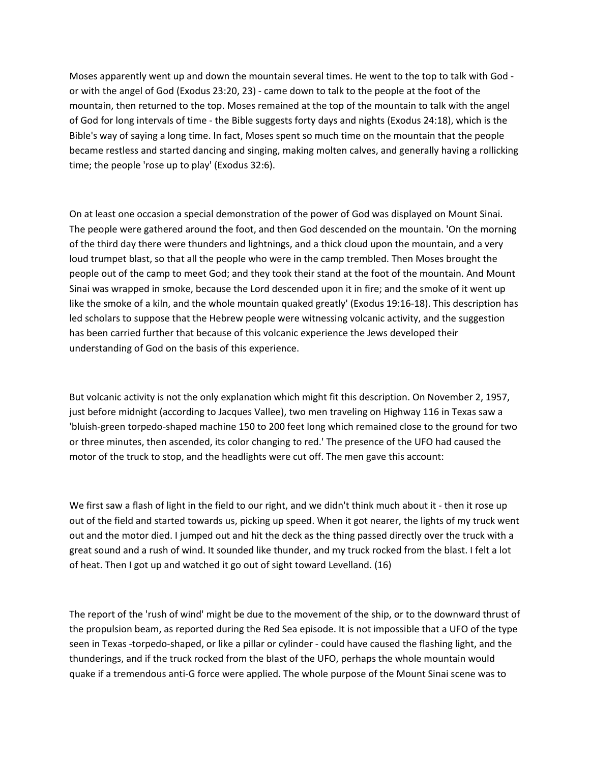Moses apparently went up and down the mountain several times. He went to the top to talk with God - or with the angel of God (Exodus 23:20, 23) - came down to talk to the people at the foot of the mountain, then returned to the top. Moses remained at the top of the mountain to talk with the angel of God for long intervals of time - the Bible suggests forty days and nights (Exodus 24:18), which is the Bible's way of saying a long time. In fact, Moses spent so much time on the mountain that the people became restless and started dancing and singing, making molten calves, and generally having a rollicking time; the people 'rose up to play' (Exodus 32:6).

On at least one occasion a special demonstration of the power of God was displayed on Mount Sinai. The people were gathered around the foot, and then God descended on the mountain. 'On the morning of the third day there were thunders and lightnings, and a thick cloud upon the mountain, and a very loud trumpet blast, so that all the people who were in the camp trembled. Then Moses brought the people out of the camp to meet God; and they took their stand at the foot of the mountain. And Mount Sinai was wrapped in smoke, because the Lord descended upon it in fire; and the smoke of it went up like the smoke of a kiln, and the whole mountain quaked greatly' (Exodus 19:16-18). This description has led scholars to suppose that the Hebrew people were witnessing volcanic activity, and the suggestion has been carried further that because of this volcanic experience the Jews developed their understanding of God on the basis of this experience.

But volcanic activity is not the only explanation which might fit this description. On November 2, 1957, just before midnight (according to Jacques Vallee), two men traveling on Highway 116 in Texas saw a 'bluish-green torpedo-shaped machine 150 to 200 feet long which remained close to the ground for two or three minutes, then ascended, its color changing to red.' The presence of the UFO had caused the motor of the truck to stop, and the headlights were cut off. The men gave this account:

We first saw a flash of light in the field to our right, and we didn't think much about it - then it rose up out of the field and started towards us, picking up speed. When it got nearer, the lights of my truck went out and the motor died. I jumped out and hit the deck as the thing passed directly over the truck with a great sound and a rush of wind. It sounded like thunder, and my truck rocked from the blast. I felt a lot of heat. Then I got up and watched it go out of sight toward Levelland. (16)

The report of the 'rush of wind' might be due to the movement of the ship, or to the downward thrust of the propulsion beam, as reported during the Red Sea episode. It is not impossible that a UFO of the type seen in Texas -torpedo-shaped, or like a pillar or cylinder - could have caused the flashing light, and the thunderings, and if the truck rocked from the blast of the UFO, perhaps the whole mountain would quake if a tremendous anti-G force were applied. The whole purpose of the Mount Sinai scene was to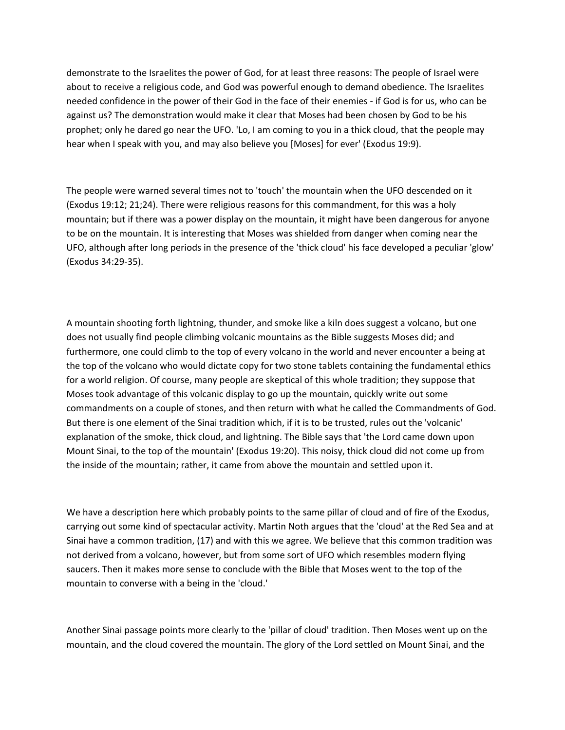demonstrate to the Israelites the power of God, for at least three reasons: The people of Israel were about to receive a religious code, and God was powerful enough to demand obedience. The Israelites needed confidence in the power of their God in the face of their enemies - if God is for us, who can be against us? The demonstration would make it clear that Moses had been chosen by God to be his prophet; only he dared go near the UFO. 'Lo, I am coming to you in a thick cloud, that the people may hear when I speak with you, and may also believe you [Moses] for ever' (Exodus 19:9).

The people were warned several times not to 'touch' the mountain when the UFO descended on it (Exodus 19:12; 21;24). There were religious reasons for this commandment, for this was a holy mountain; but if there was a power display on the mountain, it might have been dangerous for anyone to be on the mountain. It is interesting that Moses was shielded from danger when coming near the UFO, although after long periods in the presence of the 'thick cloud' his face developed a peculiar 'glow' (Exodus 34:29-35).

A mountain shooting forth lightning, thunder, and smoke like a kiln does suggest a volcano, but one does not usually find people climbing volcanic mountains as the Bible suggests Moses did; and furthermore, one could climb to the top of every volcano in the world and never encounter a being at the top of the volcano who would dictate copy for two stone tablets containing the fundamental ethics for a world religion. Of course, many people are skeptical of this whole tradition; they suppose that Moses took advantage of this volcanic display to go up the mountain, quickly write out some commandments on a couple of stones, and then return with what he called the Commandments of God. But there is one element of the Sinai tradition which, if it is to be trusted, rules out the 'volcanic' explanation of the smoke, thick cloud, and lightning. The Bible says that 'the Lord came down upon Mount Sinai, to the top of the mountain' (Exodus 19:20). This noisy, thick cloud did not come up from the inside of the mountain; rather, it came from above the mountain and settled upon it.

We have a description here which probably points to the same pillar of cloud and of fire of the Exodus, carrying out some kind of spectacular activity. Martin Noth argues that the 'cloud' at the Red Sea and at Sinai have a common tradition, (17) and with this we agree. We believe that this common tradition was not derived from a volcano, however, but from some sort of UFO which resembles modern flying saucers. Then it makes more sense to conclude with the Bible that Moses went to the top of the mountain to converse with a being in the 'cloud.'

Another Sinai passage points more clearly to the 'pillar of cloud' tradition. Then Moses went up on the mountain, and the cloud covered the mountain. The glory of the Lord settled on Mount Sinai, and the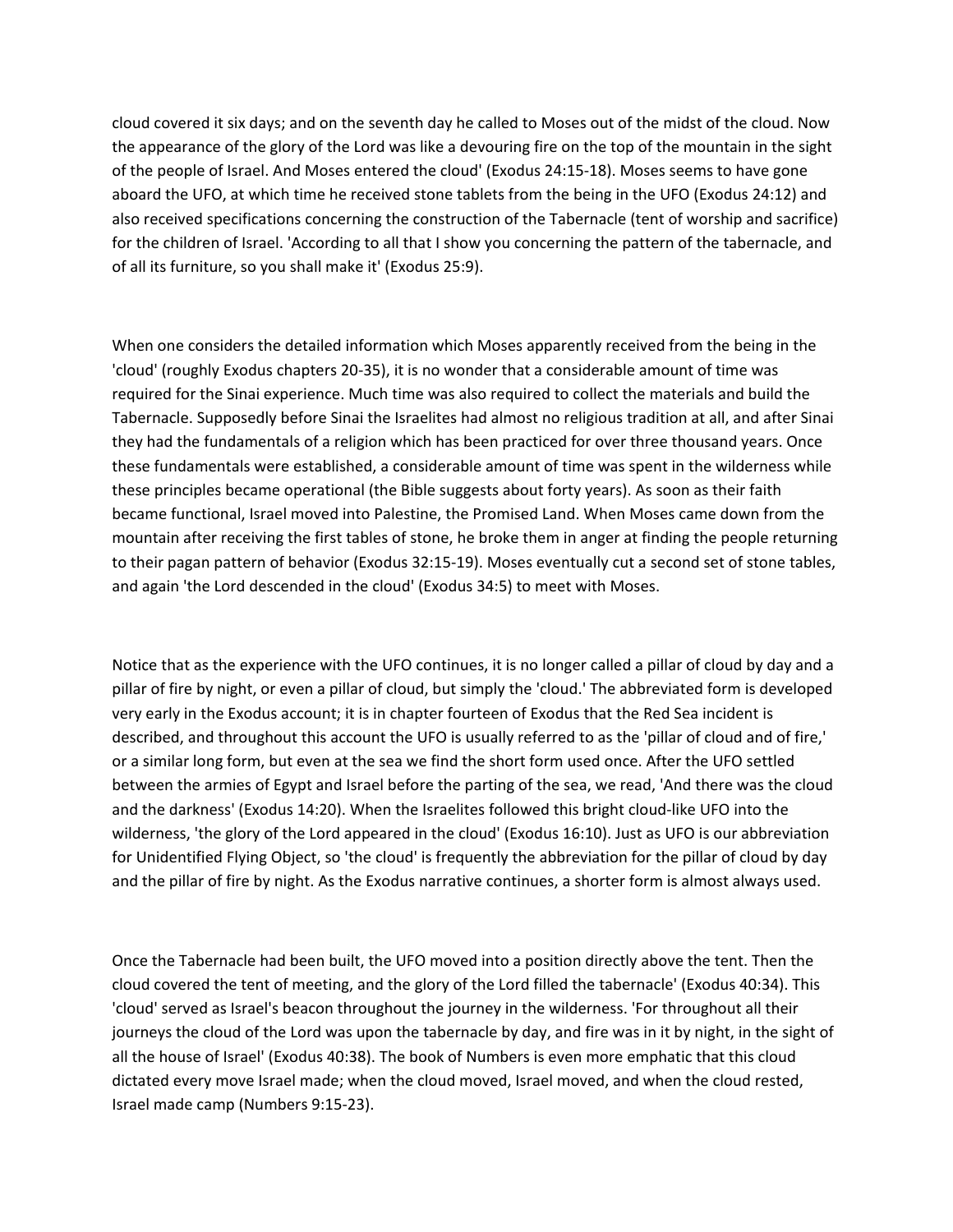cloud covered it six days; and on the seventh day he called to Moses out of the midst of the cloud. Now the appearance of the glory of the Lord was like a devouring fire on the top of the mountain in the sight of the people of Israel. And Moses entered the cloud' (Exodus 24:15-18). Moses seems to have gone aboard the UFO, at which time he received stone tablets from the being in the UFO (Exodus 24:12) and also received specifications concerning the construction of the Tabernacle (tent of worship and sacrifice) for the children of Israel. 'According to all that I show you concerning the pattern of the tabernacle, and of all its furniture, so you shall make it' (Exodus 25:9).

When one considers the detailed information which Moses apparently received from the being in the 'cloud' (roughly Exodus chapters 20-35), it is no wonder that a considerable amount of time was required for the Sinai experience. Much time was also required to collect the materials and build the Tabernacle. Supposedly before Sinai the Israelites had almost no religious tradition at all, and after Sinai they had the fundamentals of a religion which has been practiced for over three thousand years. Once these fundamentals were established, a considerable amount of time was spent in the wilderness while these principles became operational (the Bible suggests about forty years). As soon as their faith became functional, Israel moved into Palestine, the Promised Land. When Moses came down from the mountain after receiving the first tables of stone, he broke them in anger at finding the people returning to their pagan pattern of behavior (Exodus 32:15-19). Moses eventually cut a second set of stone tables, and again 'the Lord descended in the cloud' (Exodus 34:5) to meet with Moses.

Notice that as the experience with the UFO continues, it is no longer called a pillar of cloud by day and a pillar of fire by night, or even a pillar of cloud, but simply the 'cloud.' The abbreviated form is developed very early in the Exodus account; it is in chapter fourteen of Exodus that the Red Sea incident is described, and throughout this account the UFO is usually referred to as the 'pillar of cloud and of fire,' or a similar long form, but even at the sea we find the short form used once. After the UFO settled between the armies of Egypt and Israel before the parting of the sea, we read, 'And there was the cloud and the darkness' (Exodus 14:20). When the Israelites followed this bright cloud-like UFO into the wilderness, 'the glory of the Lord appeared in the cloud' (Exodus 16:10). Just as UFO is our abbreviation for Unidentified Flying Object, so 'the cloud' is frequently the abbreviation for the pillar of cloud by day and the pillar of fire by night. As the Exodus narrative continues, a shorter form is almost always used.

Once the Tabernacle had been built, the UFO moved into a position directly above the tent. Then the cloud covered the tent of meeting, and the glory of the Lord filled the tabernacle' (Exodus 40:34). This 'cloud' served as Israel's beacon throughout the journey in the wilderness. 'For throughout all their journeys the cloud of the Lord was upon the tabernacle by day, and fire was in it by night, in the sight of all the house of Israel' (Exodus 40:38). The book of Numbers is even more emphatic that this cloud dictated every move Israel made; when the cloud moved, Israel moved, and when the cloud rested, Israel made camp (Numbers 9:15-23).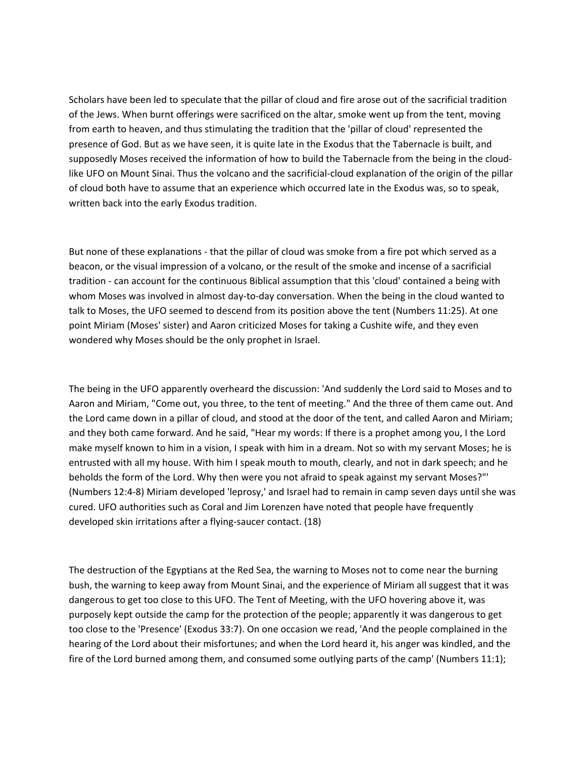Scholars have been led to speculate that the pillar of cloud and fire arose out of the sacrificial tradition of the Jews. When burnt offerings were sacrificed on the altar, smoke went up from the tent, moving from earth to heaven, and thus stimulating the tradition that the 'pillar of cloud' represented the presence of God. But as we have seen, it is quite late in the Exodus that the Tabernacle is built, and supposedly Moses received the information of how to build the Tabernacle from the being in the cloud-like UFO on Mount Sinai. Thus the volcano and the sacrificial-cloud explanation of the origin of the pillar of cloud both have to assume that an experience which occurred late in the Exodus was, so to speak, written back into the early Exodus tradition.

But none of these explanations - that the pillar of cloud was smoke from a fire pot which served as a beacon, or the visual impression of a volcano, or the result of the smoke and incense of a sacrificial tradition - can account for the continuous Biblical assumption that this 'cloud' contained a being with whom Moses was involved in almost day-to-day conversation. When the being in the cloud wanted to talk to Moses, the UFO seemed to descend from its position above the tent (Numbers 11:25). At one point Miriam (Moses' sister) and Aaron criticized Moses for taking a Cushite wife, and they even wondered why Moses should be the only prophet in Israel.

The being in the UFO apparently overheard the discussion: 'And suddenly the Lord said to Moses and to Aaron and Miriam, "Come out, you three, to the tent of meeting." And the three of them came out. And the Lord came down in a pillar of cloud, and stood at the door of the tent, and called Aaron and Miriam; and they both came forward. And he said, "Hear my words: If there is a prophet among you, I the Lord make myself known to him in a vision, I speak with him in a dream. Not so with my servant Moses; he is entrusted with all my house. With him I speak mouth to mouth, clearly, and not in dark speech; and he beholds the form of the Lord. Why then were you not afraid to speak against my servant Moses?"' (Numbers 12:4-8) Miriam developed 'leprosy,' and Israel had to remain in camp seven days until she was cured. UFO authorities such as Coral and Jim Lorenzen have noted that people have frequently developed skin irritations after a flying-saucer contact. (18)

The destruction of the Egyptians at the Red Sea, the warning to Moses not to come near the burning bush, the warning to keep away from Mount Sinai, and the experience of Miriam all suggest that it was dangerous to get too close to this UFO. The Tent of Meeting, with the UFO hovering above it, was purposely kept outside the camp for the protection of the people; apparently it was dangerous to get too close to the 'Presence' (Exodus 33:7). On one occasion we read, 'And the people complained in the hearing of the Lord about their misfortunes; and when the Lord heard it, his anger was kindled, and the fire of the Lord burned among them, and consumed some outlying parts of the camp' (Numbers 11:1);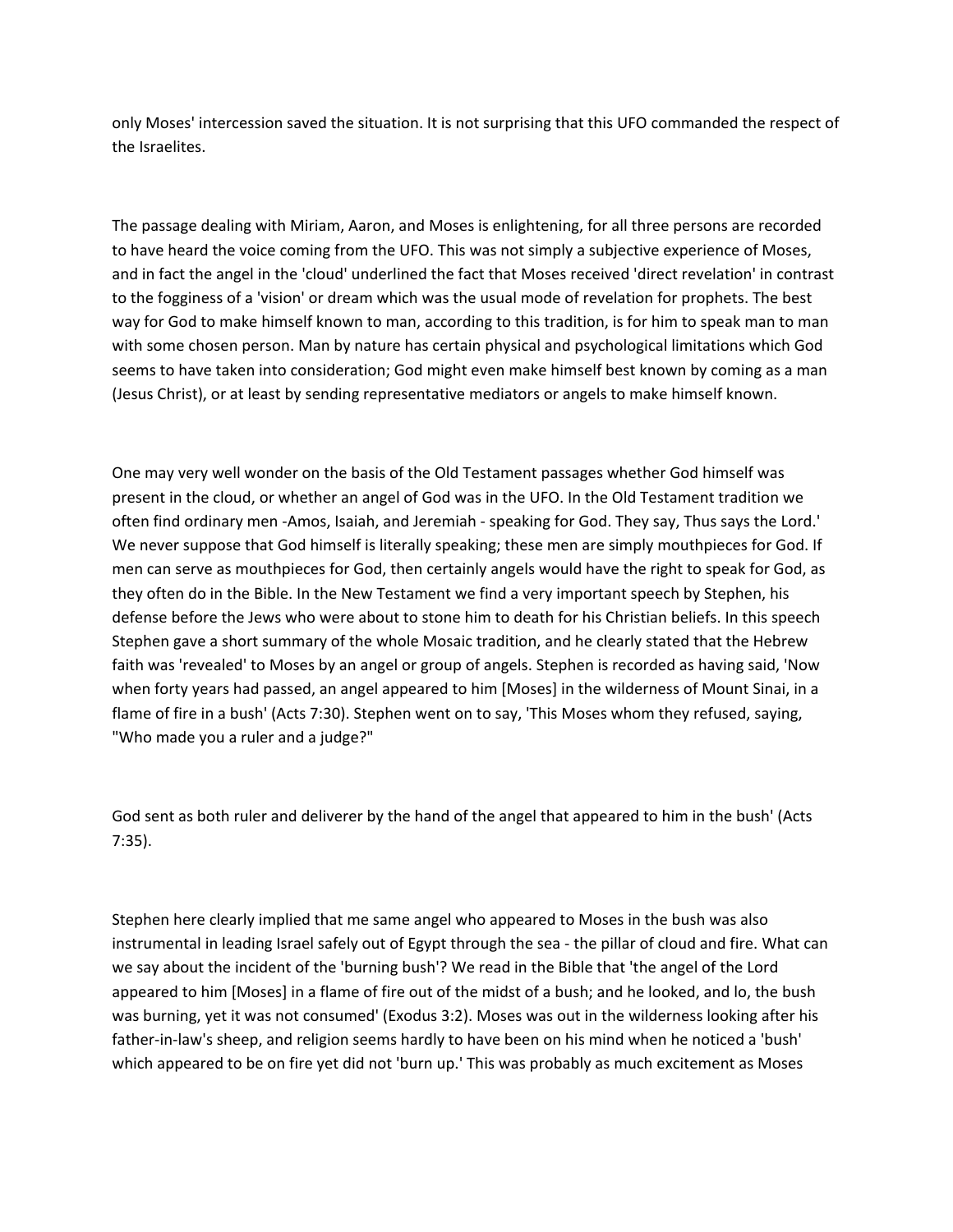only Moses' intercession saved the situation. It is not surprising that this UFO commanded the respect of the Israelites.

The passage dealing with Miriam, Aaron, and Moses is enlightening, for all three persons are recorded to have heard the voice coming from the UFO. This was not simply a subjective experience of Moses, and in fact the angel in the 'cloud' underlined the fact that Moses received 'direct revelation' in contrast to the fogginess of a 'vision' or dream which was the usual mode of revelation for prophets. The best way for God to make himself known to man, according to this tradition, is for him to speak man to man with some chosen person. Man by nature has certain physical and psychological limitations which God seems to have taken into consideration; God might even make himself best known by coming as a man (Jesus Christ), or at least by sending representative mediators or angels to make himself known.

One may very well wonder on the basis of the Old Testament passages whether God himself was present in the cloud, or whether an angel of God was in the UFO. In the Old Testament tradition we often find ordinary men -Amos, Isaiah, and Jeremiah - speaking for God. They say, Thus says the Lord.' We never suppose that God himself is literally speaking; these men are simply mouthpieces for God. If men can serve as mouthpieces for God, then certainly angels would have the right to speak for God, as they often do in the Bible. In the New Testament we find a very important speech by Stephen, his defense before the Jews who were about to stone him to death for his Christian beliefs. In this speech Stephen gave a short summary of the whole Mosaic tradition, and he clearly stated that the Hebrew faith was 'revealed' to Moses by an angel or group of angels. Stephen is recorded as having said, 'Now when forty years had passed, an angel appeared to him [Moses] in the wilderness of Mount Sinai, in a flame of fire in a bush' (Acts 7:30). Stephen went on to say, 'This Moses whom they refused, saying, "Who made you a ruler and a judge?"

God sent as both ruler and deliverer by the hand of the angel that appeared to him in the bush' (Acts 7:35).

Stephen here clearly implied that me same angel who appeared to Moses in the bush was also instrumental in leading Israel safely out of Egypt through the sea - the pillar of cloud and fire. What can we say about the incident of the 'burning bush'? We read in the Bible that 'the angel of the Lord appeared to him [Moses] in a flame of fire out of the midst of a bush; and he looked, and lo, the bush was burning, yet it was not consumed' (Exodus 3:2). Moses was out in the wilderness looking after his father-in-law's sheep, and religion seems hardly to have been on his mind when he noticed a 'bush' which appeared to be on fire yet did not 'burn up.' This was probably as much excitement as Moses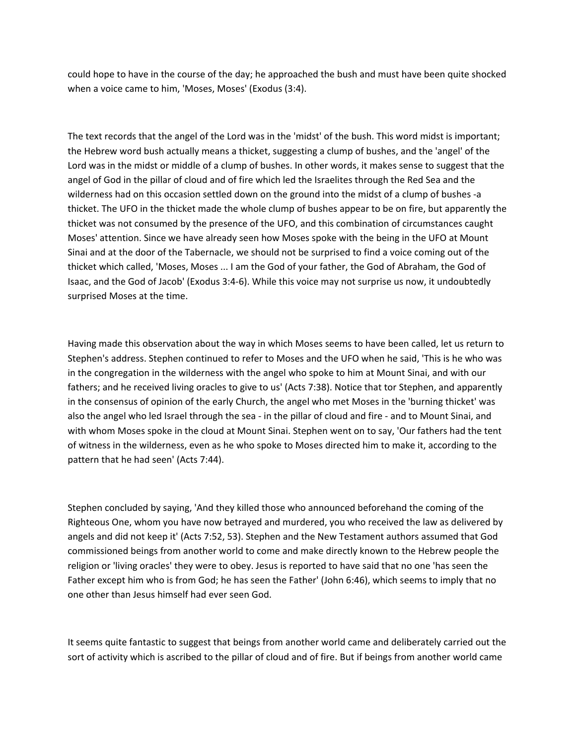could hope to have in the course of the day; he approached the bush and must have been quite shocked when a voice came to him, 'Moses, Moses' (Exodus (3:4).

The text records that the angel of the Lord was in the 'midst' of the bush. This word midst is important; the Hebrew word bush actually means a thicket, suggesting a clump of bushes, and the 'angel' of the Lord was in the midst or middle of a clump of bushes. In other words, it makes sense to suggest that the angel of God in the pillar of cloud and of fire which led the Israelites through the Red Sea and the wilderness had on this occasion settled down on the ground into the midst of a clump of bushes -a thicket. The UFO in the thicket made the whole clump of bushes appear to be on fire, but apparently the thicket was not consumed by the presence of the UFO, and this combination of circumstances caught Moses' attention. Since we have already seen how Moses spoke with the being in the UFO at Mount Sinai and at the door of the Tabernacle, we should not be surprised to find a voice coming out of the thicket which called, 'Moses, Moses ... I am the God of your father, the God of Abraham, the God of Isaac, and the God of Jacob' (Exodus 3:4-6). While this voice may not surprise us now, it undoubtedly surprised Moses at the time.

Having made this observation about the way in which Moses seems to have been called, let us return to Stephen's address. Stephen continued to refer to Moses and the UFO when he said, 'This is he who was in the congregation in the wilderness with the angel who spoke to him at Mount Sinai, and with our fathers; and he received living oracles to give to us' (Acts 7:38). Notice that tor Stephen, and apparently in the consensus of opinion of the early Church, the angel who met Moses in the 'burning thicket' was also the angel who led Israel through the sea - in the pillar of cloud and fire - and to Mount Sinai, and with whom Moses spoke in the cloud at Mount Sinai. Stephen went on to say, 'Our fathers had the tent of witness in the wilderness, even as he who spoke to Moses directed him to make it, according to the pattern that he had seen' (Acts 7:44).

Stephen concluded by saying, 'And they killed those who announced beforehand the coming of the Righteous One, whom you have now betrayed and murdered, you who received the law as delivered by angels and did not keep it' (Acts 7:52, 53). Stephen and the New Testament authors assumed that God commissioned beings from another world to come and make directly known to the Hebrew people the religion or 'living oracles' they were to obey. Jesus is reported to have said that no one 'has seen the Father except him who is from God; he has seen the Father' (John 6:46), which seems to imply that no one other than Jesus himself had ever seen God.

It seems quite fantastic to suggest that beings from another world came and deliberately carried out the sort of activity which is ascribed to the pillar of cloud and of fire. But if beings from another world came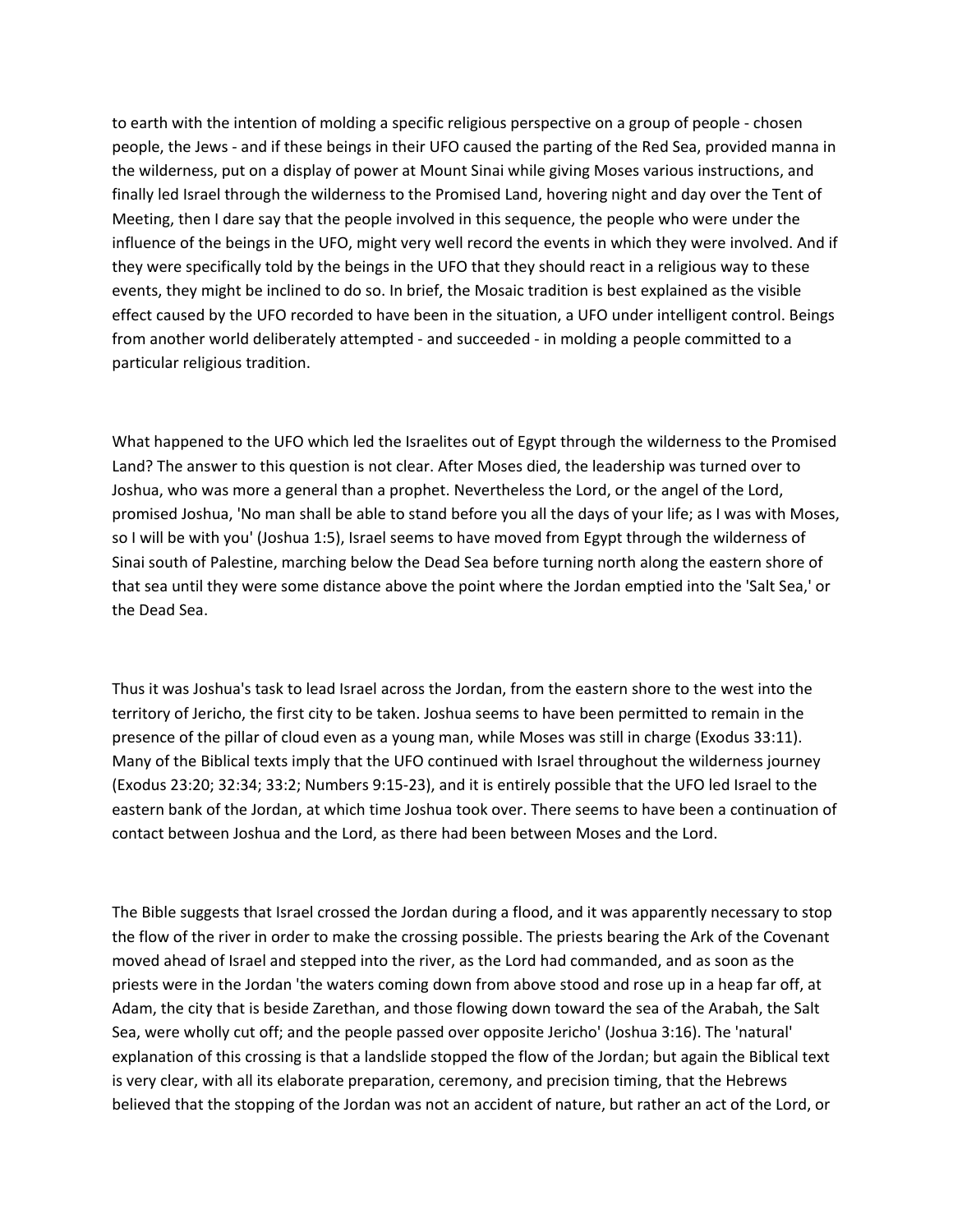to earth with the intention of molding a specific religious perspective on a group of people - chosen people, the Jews - and if these beings in their UFO caused the parting of the Red Sea, provided manna in the wilderness, put on a display of power at Mount Sinai while giving Moses various instructions, and finally led Israel through the wilderness to the Promised Land, hovering night and day over the Tent of Meeting, then I dare say that the people involved in this sequence, the people who were under the influence of the beings in the UFO, might very well record the events in which they were involved. And if they were specifically told by the beings in the UFO that they should react in a religious way to these events, they might be inclined to do so. In brief, the Mosaic tradition is best explained as the visible effect caused by the UFO recorded to have been in the situation, a UFO under intelligent control. Beings from another world deliberately attempted - and succeeded - in molding a people committed to a particular religious tradition.

What happened to the UFO which led the Israelites out of Egypt through the wilderness to the Promised Land? The answer to this question is not clear. After Moses died, the leadership was turned over to Joshua, who was more a general than a prophet. Nevertheless the Lord, or the angel of the Lord, promised Joshua, 'No man shall be able to stand before you all the days of your life; as I was with Moses, so I will be with you' (Joshua 1:5), Israel seems to have moved from Egypt through the wilderness of Sinai south of Palestine, marching below the Dead Sea before turning north along the eastern shore of that sea until they were some distance above the point where the Jordan emptied into the 'Salt Sea,' or the Dead Sea.

Thus it was Joshua's task to lead Israel across the Jordan, from the eastern shore to the west into the territory of Jericho, the first city to be taken. Joshua seems to have been permitted to remain in the presence of the pillar of cloud even as a young man, while Moses was still in charge (Exodus 33:11). Many of the Biblical texts imply that the UFO continued with Israel throughout the wilderness journey (Exodus 23:20; 32:34; 33:2; Numbers 9:15-23), and it is entirely possible that the UFO led Israel to the eastern bank of the Jordan, at which time Joshua took over. There seems to have been a continuation of contact between Joshua and the Lord, as there had been between Moses and the Lord.

The Bible suggests that Israel crossed the Jordan during a flood, and it was apparently necessary to stop the flow of the river in order to make the crossing possible. The priests bearing the Ark of the Covenant moved ahead of Israel and stepped into the river, as the Lord had commanded, and as soon as the priests were in the Jordan 'the waters coming down from above stood and rose up in a heap far off, at Adam, the city that is beside Zarethan, and those flowing down toward the sea of the Arabah, the Salt Sea, were wholly cut off; and the people passed over opposite Jericho' (Joshua 3:16). The 'natural' explanation of this crossing is that a landslide stopped the flow of the Jordan; but again the Biblical text is very clear, with all its elaborate preparation, ceremony, and precision timing, that the Hebrews believed that the stopping of the Jordan was not an accident of nature, but rather an act of the Lord, or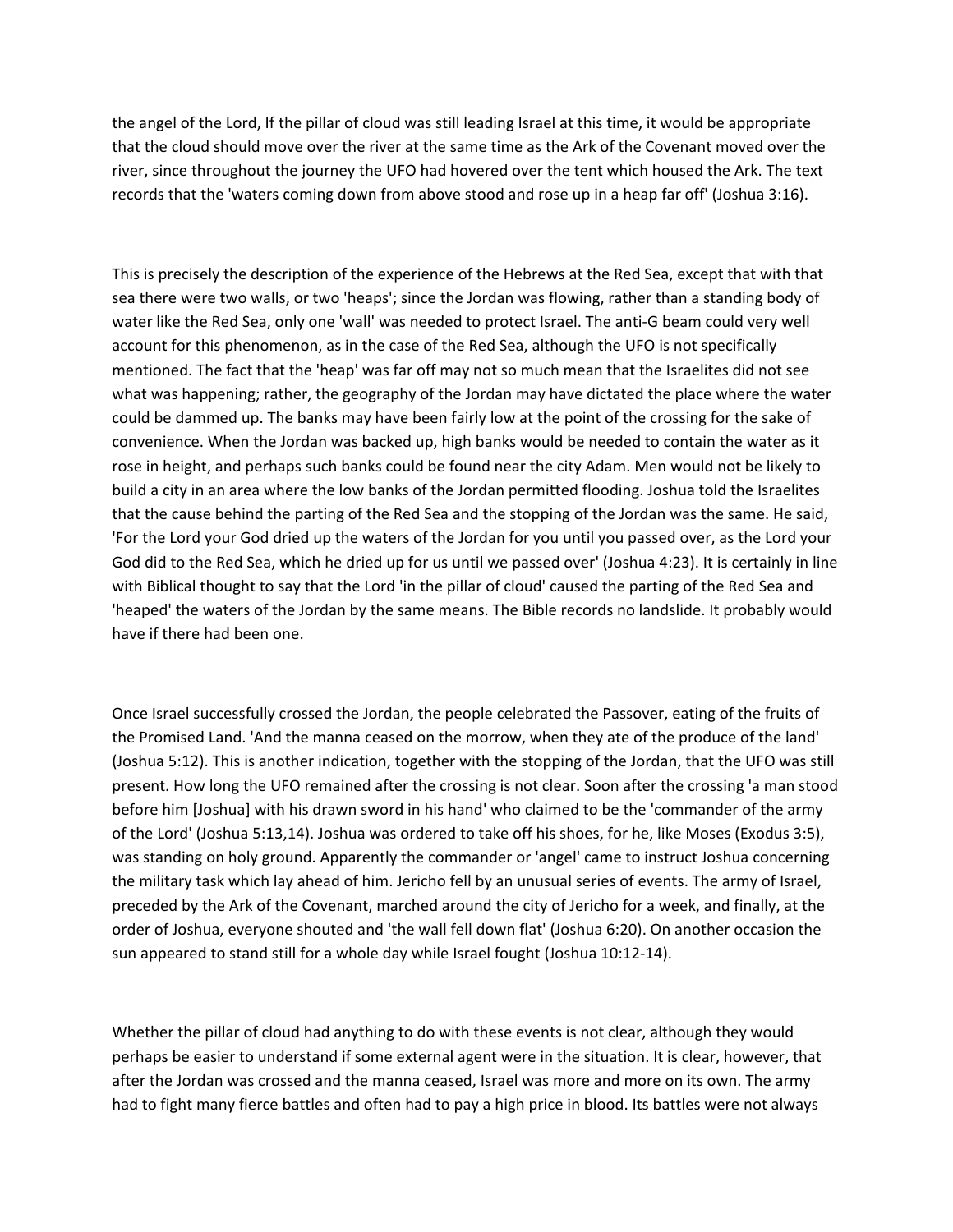the angel of the Lord, If the pillar of cloud was still leading Israel at this time, it would be appropriate that the cloud should move over the river at the same time as the Ark of the Covenant moved over the river, since throughout the journey the UFO had hovered over the tent which housed the Ark. The text records that the 'waters coming down from above stood and rose up in a heap far off' (Joshua 3:16).

This is precisely the description of the experience of the Hebrews at the Red Sea, except that with that sea there were two walls, or two 'heaps'; since the Jordan was flowing, rather than a standing body of water like the Red Sea, only one 'wall' was needed to protect Israel. The anti-G beam could very well account for this phenomenon, as in the case of the Red Sea, although the UFO is not specifically mentioned. The fact that the 'heap' was far off may not so much mean that the Israelites did not see what was happening; rather, the geography of the Jordan may have dictated the place where the water could be dammed up. The banks may have been fairly low at the point of the crossing for the sake of convenience. When the Jordan was backed up, high banks would be needed to contain the water as it rose in height, and perhaps such banks could be found near the city Adam. Men would not be likely to build a city in an area where the low banks of the Jordan permitted flooding. Joshua told the Israelites that the cause behind the parting of the Red Sea and the stopping of the Jordan was the same. He said, 'For the Lord your God dried up the waters of the Jordan for you until you passed over, as the Lord your God did to the Red Sea, which he dried up for us until we passed over' (Joshua 4:23). It is certainly in line with Biblical thought to say that the Lord 'in the pillar of cloud' caused the parting of the Red Sea and 'heaped' the waters of the Jordan by the same means. The Bible records no landslide. It probably would have if there had been one.

Once Israel successfully crossed the Jordan, the people celebrated the Passover, eating of the fruits of the Promised Land. 'And the manna ceased on the morrow, when they ate of the produce of the land' (Joshua 5:12). This is another indication, together with the stopping of the Jordan, that the UFO was still present. How long the UFO remained after the crossing is not clear. Soon after the crossing 'a man stood before him [Joshua] with his drawn sword in his hand' who claimed to be the 'commander of the army of the Lord' (Joshua 5:13,14). Joshua was ordered to take off his shoes, for he, like Moses (Exodus 3:5), was standing on holy ground. Apparently the commander or 'angel' came to instruct Joshua concerning the military task which lay ahead of him. Jericho fell by an unusual series of events. The army of Israel, preceded by the Ark of the Covenant, marched around the city of Jericho for a week, and finally, at the order of Joshua, everyone shouted and 'the wall fell down flat' (Joshua 6:20). On another occasion the sun appeared to stand still for a whole day while Israel fought (Joshua 10:12-14).

Whether the pillar of cloud had anything to do with these events is not clear, although they would perhaps be easier to understand if some external agent were in the situation. It is clear, however, that after the Jordan was crossed and the manna ceased, Israel was more and more on its own. The army had to fight many fierce battles and often had to pay a high price in blood. Its battles were not always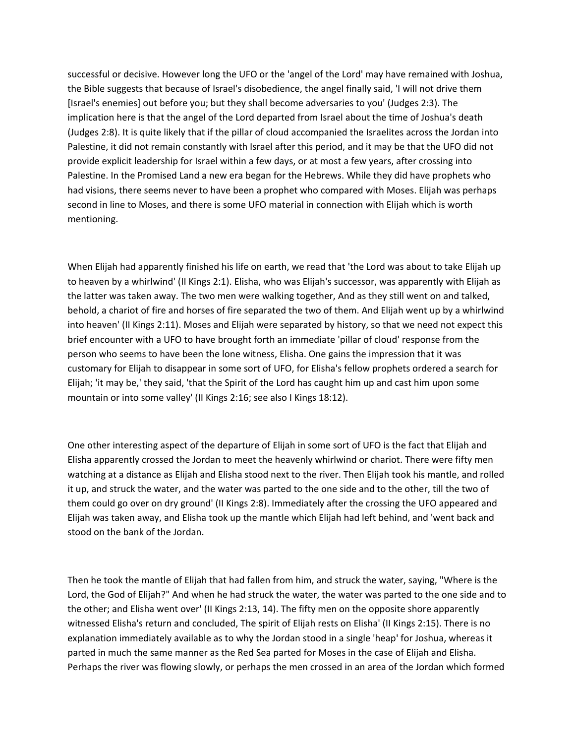successful or decisive. However long the UFO or the 'angel of the Lord' may have remained with Joshua, the Bible suggests that because of Israel's disobedience, the angel finally said, 'I will not drive them [Israel's enemies] out before you; but they shall become adversaries to you' (Judges 2:3). The implication here is that the angel of the Lord departed from Israel about the time of Joshua's death (Judges 2:8). It is quite likely that if the pillar of cloud accompanied the Israelites across the Jordan into Palestine, it did not remain constantly with Israel after this period, and it may be that the UFO did not provide explicit leadership for Israel within a few days, or at most a few years, after crossing into Palestine. In the Promised Land a new era began for the Hebrews. While they did have prophets who had visions, there seems never to have been a prophet who compared with Moses. Elijah was perhaps second in line to Moses, and there is some UFO material in connection with Elijah which is worth mentioning.

When Elijah had apparently finished his life on earth, we read that 'the Lord was about to take Elijah up to heaven by a whirlwind' (II Kings 2:1). Elisha, who was Elijah's successor, was apparently with Elijah as the latter was taken away. The two men were walking together, And as they still went on and talked, behold, a chariot of fire and horses of fire separated the two of them. And Elijah went up by a whirlwind into heaven' (II Kings 2:11). Moses and Elijah were separated by history, so that we need not expect this brief encounter with a UFO to have brought forth an immediate 'pillar of cloud' response from the person who seems to have been the lone witness, Elisha. One gains the impression that it was customary for Elijah to disappear in some sort of UFO, for Elisha's fellow prophets ordered a search for Elijah; 'it may be,' they said, 'that the Spirit of the Lord has caught him up and cast him upon some mountain or into some valley' (II Kings 2:16; see also I Kings 18:12).

One other interesting aspect of the departure of Elijah in some sort of UFO is the fact that Elijah and Elisha apparently crossed the Jordan to meet the heavenly whirlwind or chariot. There were fifty men watching at a distance as Elijah and Elisha stood next to the river. Then Elijah took his mantle, and rolled it up, and struck the water, and the water was parted to the one side and to the other, till the two of them could go over on dry ground' (II Kings 2:8). Immediately after the crossing the UFO appeared and Elijah was taken away, and Elisha took up the mantle which Elijah had left behind, and 'went back and stood on the bank of the Jordan.

Then he took the mantle of Elijah that had fallen from him, and struck the water, saying, "Where is the Lord, the God of Elijah?" And when he had struck the water, the water was parted to the one side and to the other; and Elisha went over' (II Kings 2:13, 14). The fifty men on the opposite shore apparently witnessed Elisha's return and concluded, The spirit of Elijah rests on Elisha' (II Kings 2:15). There is no explanation immediately available as to why the Jordan stood in a single 'heap' for Joshua, whereas it parted in much the same manner as the Red Sea parted for Moses in the case of Elijah and Elisha. Perhaps the river was flowing slowly, or perhaps the men crossed in an area of the Jordan which formed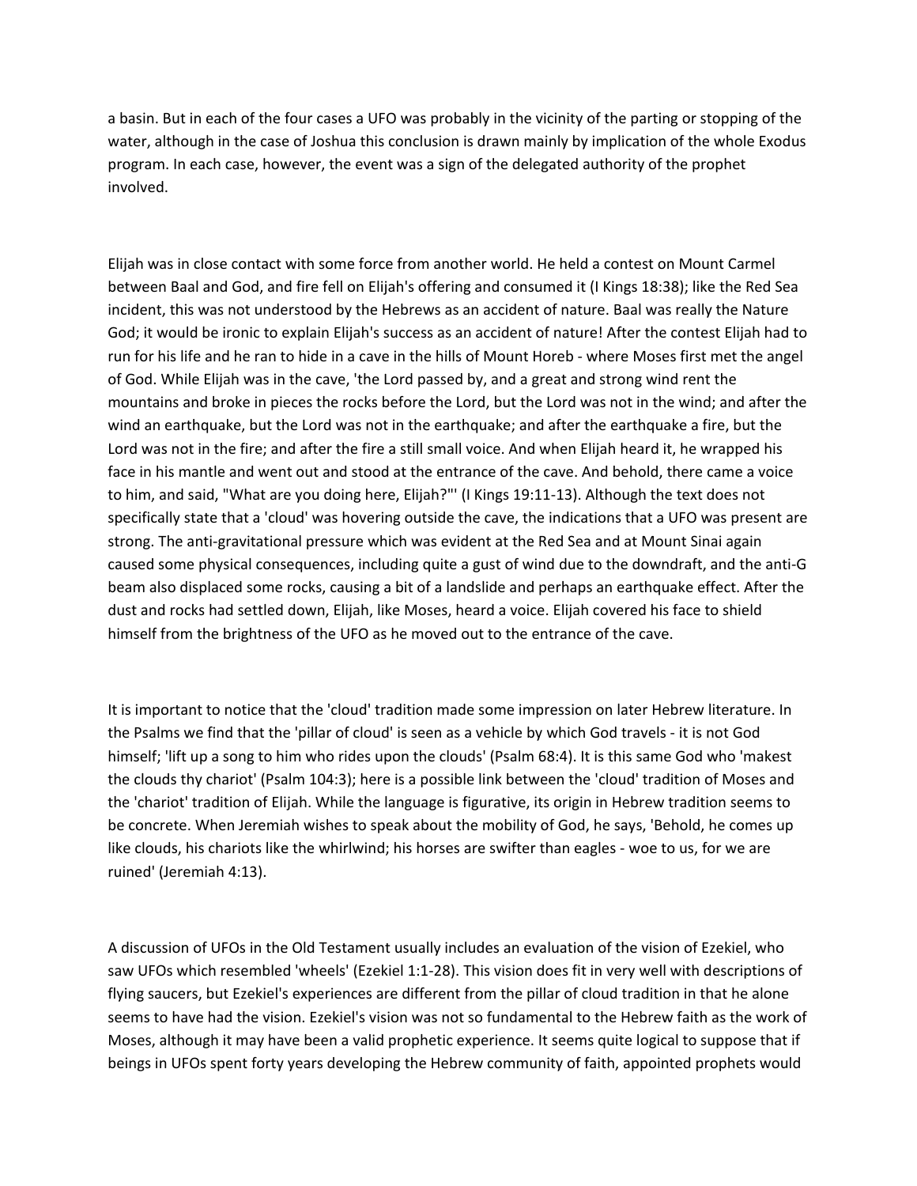a basin. But in each of the four cases a UFO was probably in the vicinity of the parting or stopping of the water, although in the case of Joshua this conclusion is drawn mainly by implication of the whole Exodus program. In each case, however, the event was a sign of the delegated authority of the prophet involved.

Elijah was in close contact with some force from another world. He held a contest on Mount Carmel between Baal and God, and fire fell on Elijah's offering and consumed it (I Kings 18:38); like the Red Sea incident, this was not understood by the Hebrews as an accident of nature. Baal was really the Nature God; it would be ironic to explain Elijah's success as an accident of nature! After the contest Elijah had to run for his life and he ran to hide in a cave in the hills of Mount Horeb - where Moses first met the angel of God. While Elijah was in the cave, 'the Lord passed by, and a great and strong wind rent the mountains and broke in pieces the rocks before the Lord, but the Lord was not in the wind; and after the wind an earthquake, but the Lord was not in the earthquake; and after the earthquake a fire, but the Lord was not in the fire; and after the fire a still small voice. And when Elijah heard it, he wrapped his face in his mantle and went out and stood at the entrance of the cave. And behold, there came a voice to him, and said, "What are you doing here, Elijah?"' (I Kings 19:11-13). Although the text does not specifically state that a 'cloud' was hovering outside the cave, the indications that a UFO was present are strong. The anti-gravitational pressure which was evident at the Red Sea and at Mount Sinai again caused some physical consequences, including quite a gust of wind due to the downdraft, and the anti-G beam also displaced some rocks, causing a bit of a landslide and perhaps an earthquake effect. After the dust and rocks had settled down, Elijah, like Moses, heard a voice. Elijah covered his face to shield himself from the brightness of the UFO as he moved out to the entrance of the cave.

It is important to notice that the 'cloud' tradition made some impression on later Hebrew literature. In the Psalms we find that the 'pillar of cloud' is seen as a vehicle by which God travels - it is not God himself; 'lift up a song to him who rides upon the clouds' (Psalm 68:4). It is this same God who 'makest the clouds thy chariot' (Psalm 104:3); here is a possible link between the 'cloud' tradition of Moses and the 'chariot' tradition of Elijah. While the language is figurative, its origin in Hebrew tradition seems to be concrete. When Jeremiah wishes to speak about the mobility of God, he says, 'Behold, he comes up like clouds, his chariots like the whirlwind; his horses are swifter than eagles - woe to us, for we are ruined' (Jeremiah 4:13).

A discussion of UFOs in the Old Testament usually includes an evaluation of the vision of Ezekiel, who saw UFOs which resembled 'wheels' (Ezekiel 1:1-28). This vision does fit in very well with descriptions of flying saucers, but Ezekiel's experiences are different from the pillar of cloud tradition in that he alone seems to have had the vision. Ezekiel's vision was not so fundamental to the Hebrew faith as the work of Moses, although it may have been a valid prophetic experience. It seems quite logical to suppose that if beings in UFOs spent forty years developing the Hebrew community of faith, appointed prophets would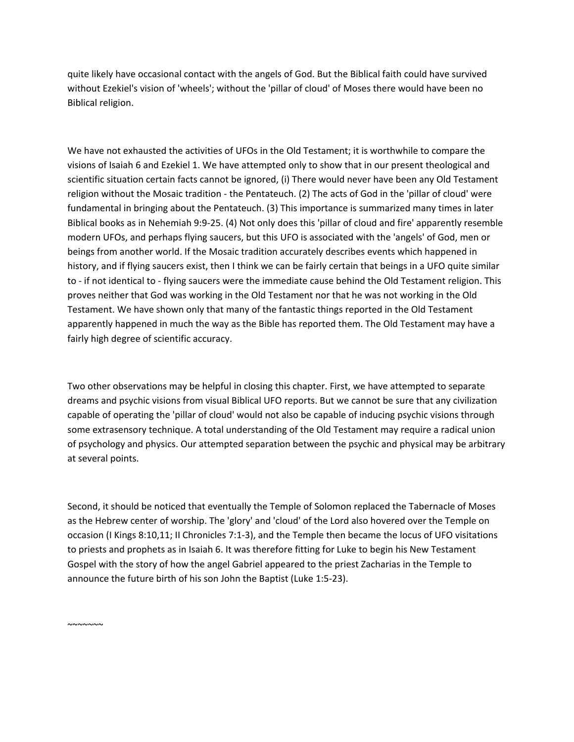quite likely have occasional contact with the angels of God. But the Biblical faith could have survived without Ezekiel's vision of 'wheels'; without the 'pillar of cloud' of Moses there would have been no Biblical religion.

We have not exhausted the activities of UFOs in the Old Testament; it is worthwhile to compare the visions of Isaiah 6 and Ezekiel 1. We have attempted only to show that in our present theological and scientific situation certain facts cannot be ignored, (i) There would never have been any Old Testament religion without the Mosaic tradition - the Pentateuch. (2) The acts of God in the 'pillar of cloud' were fundamental in bringing about the Pentateuch. (3) This importance is summarized many times in later Biblical books as in Nehemiah 9:9-25. (4) Not only does this 'pillar of cloud and fire' apparently resemble modern UFOs, and perhaps flying saucers, but this UFO is associated with the 'angels' of God, men or beings from another world. If the Mosaic tradition accurately describes events which happened in history, and if flying saucers exist, then I think we can be fairly certain that beings in a UFO quite similar to - if not identical to - flying saucers were the immediate cause behind the Old Testament religion. This proves neither that God was working in the Old Testament nor that he was not working in the Old Testament. We have shown only that many of the fantastic things reported in the Old Testament apparently happened in much the way as the Bible has reported them. The Old Testament may have a fairly high degree of scientific accuracy.

Two other observations may be helpful in closing this chapter. First, we have attempted to separate dreams and psychic visions from visual Biblical UFO reports. But we cannot be sure that any civilization capable of operating the 'pillar of cloud' would not also be capable of inducing psychic visions through some extrasensory technique. A total understanding of the Old Testament may require a radical union of psychology and physics. Our attempted separation between the psychic and physical may be arbitrary at several points.

Second, it should be noticed that eventually the Temple of Solomon replaced the Tabernacle of Moses as the Hebrew center of worship. The 'glory' and 'cloud' of the Lord also hovered over the Temple on occasion (I Kings 8:10,11; II Chronicles 7:1-3), and the Temple then became the locus of UFO visitations to priests and prophets as in Isaiah 6. It was therefore fitting for Luke to begin his New Testament Gospel with the story of how the angel Gabriel appeared to the priest Zacharias in the Temple to announce the future birth of his son John the Baptist (Luke 1:5-23).

~~~~~~~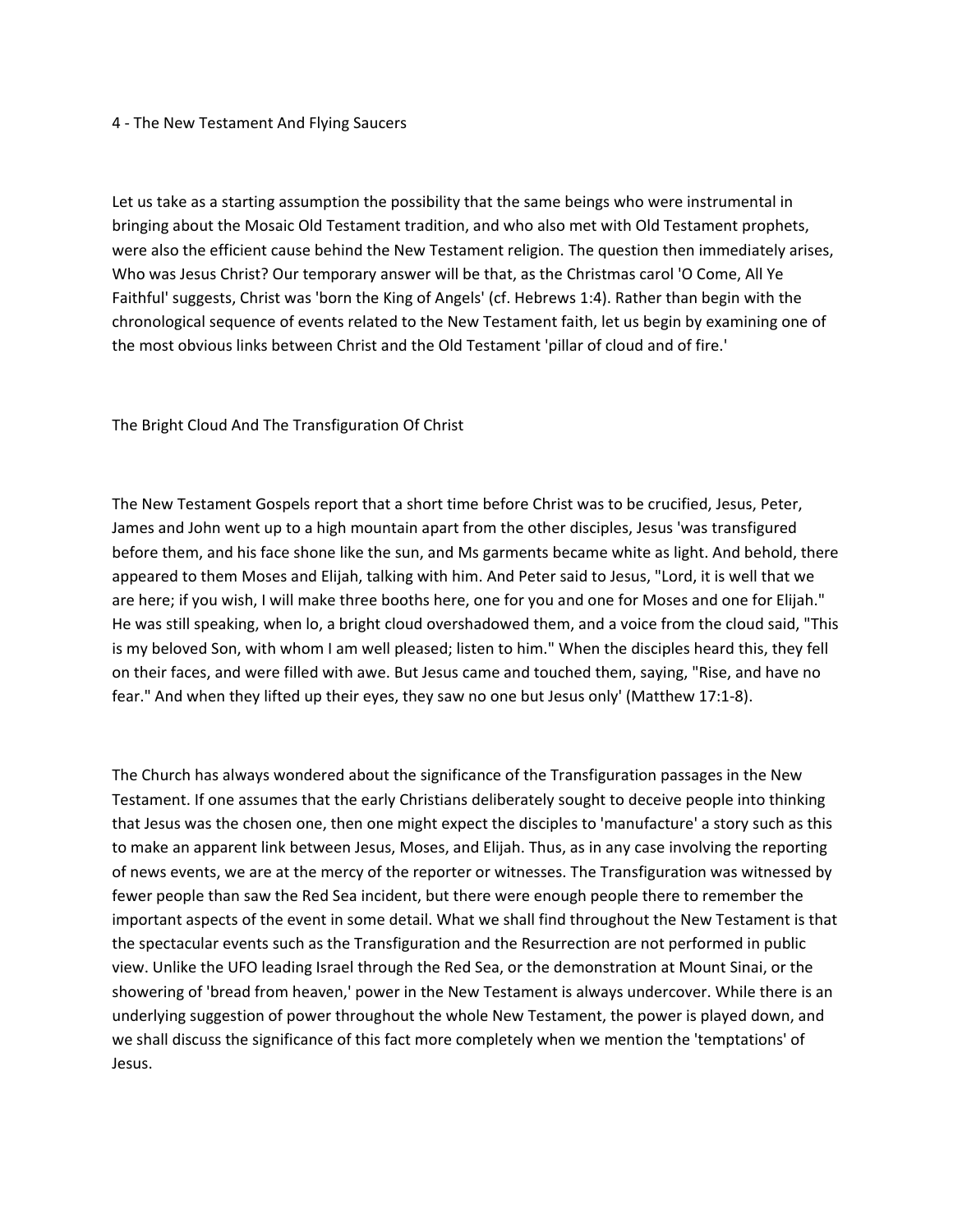## 4 - The New Testament And Flying Saucers

Let us take as a starting assumption the possibility that the same beings who were instrumental in bringing about the Mosaic Old Testament tradition, and who also met with Old Testament prophets, were also the efficient cause behind the New Testament religion. The question then immediately arises, Who was Jesus Christ? Our temporary answer will be that, as the Christmas carol 'O Come, All Ye Faithful' suggests, Christ was 'born the King of Angels' (cf. Hebrews 1:4). Rather than begin with the chronological sequence of events related to the New Testament faith, let us begin by examining one of the most obvious links between Christ and the Old Testament 'pillar of cloud and of fire.'

### The Bright Cloud And The Transfiguration Of Christ

The New Testament Gospels report that a short time before Christ was to be crucified, Jesus, Peter, James and John went up to a high mountain apart from the other disciples, Jesus 'was transfigured before them, and his face shone like the sun, and Ms garments became white as light. And behold, there appeared to them Moses and Elijah, talking with him. And Peter said to Jesus, "Lord, it is well that we are here; if you wish, I will make three booths here, one for you and one for Moses and one for Elijah." He was still speaking, when lo, a bright cloud overshadowed them, and a voice from the cloud said, "This is my beloved Son, with whom I am well pleased; listen to him." When the disciples heard this, they fell on their faces, and were filled with awe. But Jesus came and touched them, saying, "Rise, and have no fear." And when they lifted up their eyes, they saw no one but Jesus only' (Matthew 17:1-8).

The Church has always wondered about the significance of the Transfiguration passages in the New Testament. If one assumes that the early Christians deliberately sought to deceive people into thinking that Jesus was the chosen one, then one might expect the disciples to 'manufacture' a story such as this to make an apparent link between Jesus, Moses, and Elijah. Thus, as in any case involving the reporting of news events, we are at the mercy of the reporter or witnesses. The Transfiguration was witnessed by fewer people than saw the Red Sea incident, but there were enough people there to remember the important aspects of the event in some detail. What we shall find throughout the New Testament is that the spectacular events such as the Transfiguration and the Resurrection are not performed in public view. Unlike the UFO leading Israel through the Red Sea, or the demonstration at Mount Sinai, or the showering of 'bread from heaven,' power in the New Testament is always undercover. While there is an underlying suggestion of power throughout the whole New Testament, the power is played down, and we shall discuss the significance of this fact more completely when we mention the 'temptations' of Jesus.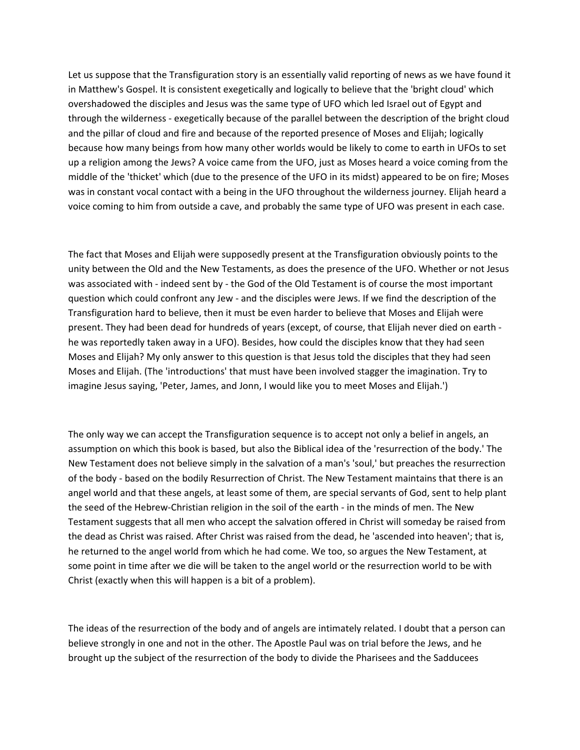Let us suppose that the Transfiguration story is an essentially valid reporting of news as we have found it in Matthew's Gospel. It is consistent exegetically and logically to believe that the 'bright cloud' which overshadowed the disciples and Jesus was the same type of UFO which led Israel out of Egypt and through the wilderness - exegetically because of the parallel between the description of the bright cloud and the pillar of cloud and fire and because of the reported presence of Moses and Elijah; logically because how many beings from how many other worlds would be likely to come to earth in UFOs to set up a religion among the Jews? A voice came from the UFO, just as Moses heard a voice coming from the middle of the 'thicket' which (due to the presence of the UFO in its midst) appeared to be on fire; Moses was in constant vocal contact with a being in the UFO throughout the wilderness journey. Elijah heard a voice coming to him from outside a cave, and probably the same type of UFO was present in each case.

The fact that Moses and Elijah were supposedly present at the Transfiguration obviously points to the unity between the Old and the New Testaments, as does the presence of the UFO. Whether or not Jesus was associated with - indeed sent by - the God of the Old Testament is of course the most important question which could confront any Jew - and the disciples were Jews. If we find the description of the Transfiguration hard to believe, then it must be even harder to believe that Moses and Elijah were present. They had been dead for hundreds of years (except, of course, that Elijah never died on earth - he was reportedly taken away in a UFO). Besides, how could the disciples know that they had seen Moses and Elijah? My only answer to this question is that Jesus told the disciples that they had seen Moses and Elijah. (The 'introductions' that must have been involved stagger the imagination. Try to imagine Jesus saying, 'Peter, James, and Jonn, I would like you to meet Moses and Elijah.')

The only way we can accept the Transfiguration sequence is to accept not only a belief in angels, an assumption on which this book is based, but also the Biblical idea of the 'resurrection of the body.' The New Testament does not believe simply in the salvation of a man's 'soul,' but preaches the resurrection of the body - based on the bodily Resurrection of Christ. The New Testament maintains that there is an angel world and that these angels, at least some of them, are special servants of God, sent to help plant the seed of the Hebrew-Christian religion in the soil of the earth - in the minds of men. The New Testament suggests that all men who accept the salvation offered in Christ will someday be raised from the dead as Christ was raised. After Christ was raised from the dead, he 'ascended into heaven'; that is, he returned to the angel world from which he had come. We too, so argues the New Testament, at some point in time after we die will be taken to the angel world or the resurrection world to be with Christ (exactly when this will happen is a bit of a problem).

The ideas of the resurrection of the body and of angels are intimately related. I doubt that a person can believe strongly in one and not in the other. The Apostle Paul was on trial before the Jews, and he brought up the subject of the resurrection of the body to divide the Pharisees and the Sadducees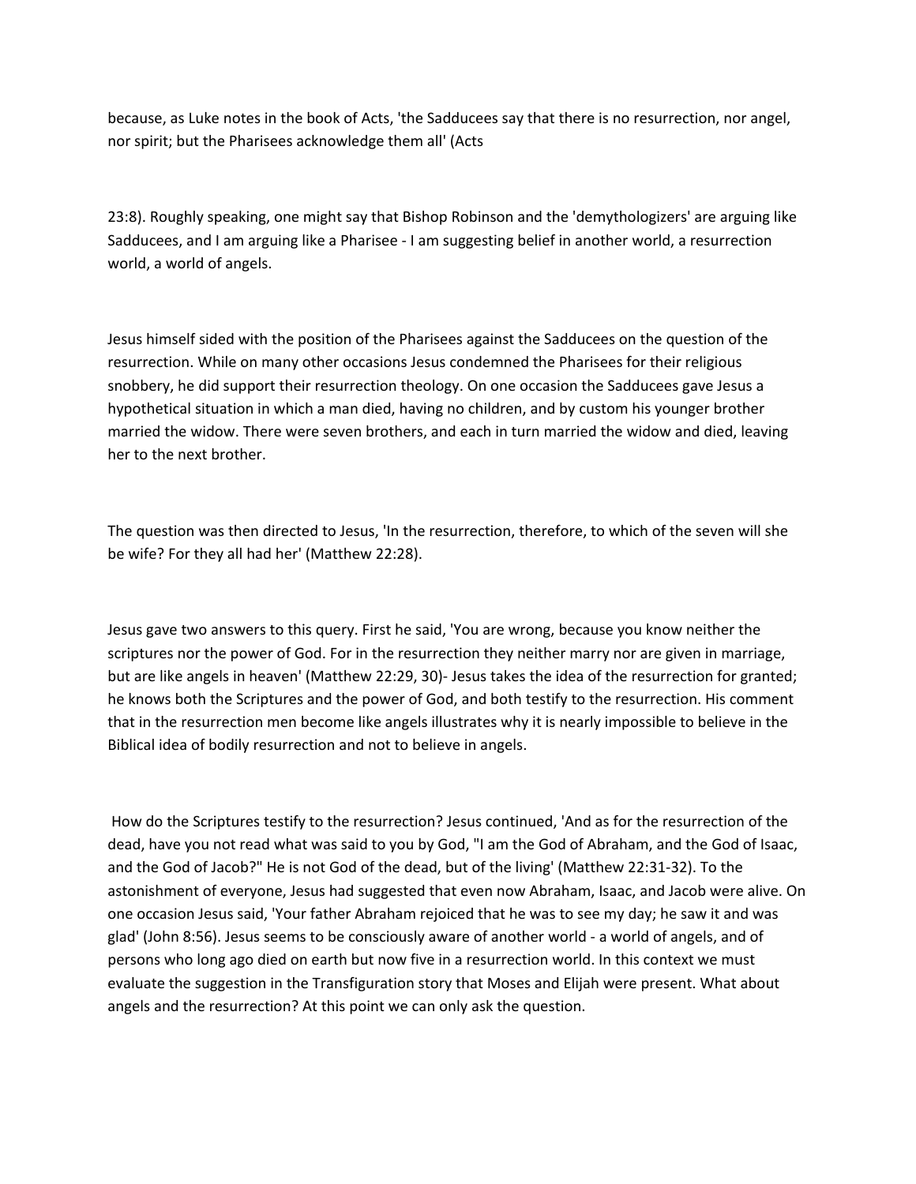because, as Luke notes in the book of Acts, 'the Sadducees say that there is no resurrection, nor angel, nor spirit; but the Pharisees acknowledge them all' (Acts

23:8). Roughly speaking, one might say that Bishop Robinson and the 'demythologizers' are arguing like Sadducees, and I am arguing like a Pharisee - I am suggesting belief in another world, a resurrection world, a world of angels.

Jesus himself sided with the position of the Pharisees against the Sadducees on the question of the resurrection. While on many other occasions Jesus condemned the Pharisees for their religious snobbery, he did support their resurrection theology. On one occasion the Sadducees gave Jesus a hypothetical situation in which a man died, having no children, and by custom his younger brother married the widow. There were seven brothers, and each in turn married the widow and died, leaving her to the next brother.

The question was then directed to Jesus, 'In the resurrection, therefore, to which of the seven will she be wife? For they all had her' (Matthew 22:28).

Jesus gave two answers to this query. First he said, 'You are wrong, because you know neither the scriptures nor the power of God. For in the resurrection they neither marry nor are given in marriage, but are like angels in heaven' (Matthew 22:29, 30)- Jesus takes the idea of the resurrection for granted; he knows both the Scriptures and the power of God, and both testify to the resurrection. His comment that in the resurrection men become like angels illustrates why it is nearly impossible to believe in the Biblical idea of bodily resurrection and not to believe in angels.

How do the Scriptures testify to the resurrection? Jesus continued, 'And as for the resurrection of the dead, have you not read what was said to you by God, "I am the God of Abraham, and the God of Isaac, and the God of Jacob?" He is not God of the dead, but of the living' (Matthew 22:31-32). To the astonishment of everyone, Jesus had suggested that even now Abraham, Isaac, and Jacob were alive. On one occasion Jesus said, 'Your father Abraham rejoiced that he was to see my day; he saw it and was glad' (John 8:56). Jesus seems to be consciously aware of another world - a world of angels, and of persons who long ago died on earth but now five in a resurrection world. In this context we must evaluate the suggestion in the Transfiguration story that Moses and Elijah were present. What about angels and the resurrection? At this point we can only ask the question.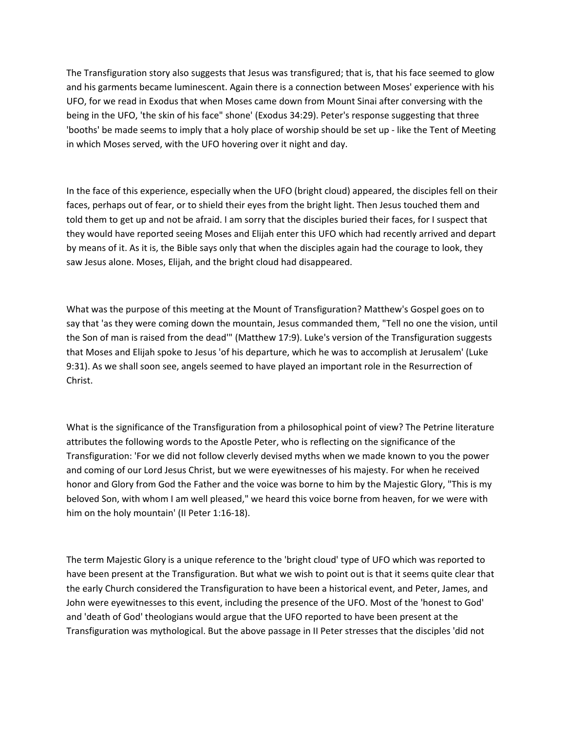The Transfiguration story also suggests that Jesus was transfigured; that is, that his face seemed to glow and his garments became luminescent. Again there is a connection between Moses' experience with his UFO, for we read in Exodus that when Moses came down from Mount Sinai after conversing with the being in the UFO, 'the skin of his face" shone' (Exodus 34:29). Peter's response suggesting that three 'booths' be made seems to imply that a holy place of worship should be set up - like the Tent of Meeting in which Moses served, with the UFO hovering over it night and day.

In the face of this experience, especially when the UFO (bright cloud) appeared, the disciples fell on their faces, perhaps out of fear, or to shield their eyes from the bright light. Then Jesus touched them and told them to get up and not be afraid. I am sorry that the disciples buried their faces, for I suspect that they would have reported seeing Moses and Elijah enter this UFO which had recently arrived and depart by means of it. As it is, the Bible says only that when the disciples again had the courage to look, they saw Jesus alone. Moses, Elijah, and the bright cloud had disappeared.

What was the purpose of this meeting at the Mount of Transfiguration? Matthew's Gospel goes on to say that 'as they were coming down the mountain, Jesus commanded them, "Tell no one the vision, until the Son of man is raised from the dead'" (Matthew 17:9). Luke's version of the Transfiguration suggests that Moses and Elijah spoke to Jesus 'of his departure, which he was to accomplish at Jerusalem' (Luke 9:31). As we shall soon see, angels seemed to have played an important role in the Resurrection of Christ.

What is the significance of the Transfiguration from a philosophical point of view? The Petrine literature attributes the following words to the Apostle Peter, who is reflecting on the significance of the Transfiguration: 'For we did not follow cleverly devised myths when we made known to you the power and coming of our Lord Jesus Christ, but we were eyewitnesses of his majesty. For when he received honor and Glory from God the Father and the voice was borne to him by the Majestic Glory, "This is my beloved Son, with whom I am well pleased," we heard this voice borne from heaven, for we were with him on the holy mountain' (II Peter 1:16-18).

The term Majestic Glory is a unique reference to the 'bright cloud' type of UFO which was reported to have been present at the Transfiguration. But what we wish to point out is that it seems quite clear that the early Church considered the Transfiguration to have been a historical event, and Peter, James, and John were eyewitnesses to this event, including the presence of the UFO. Most of the 'honest to God' and 'death of God' theologians would argue that the UFO reported to have been present at the Transfiguration was mythological. But the above passage in II Peter stresses that the disciples 'did not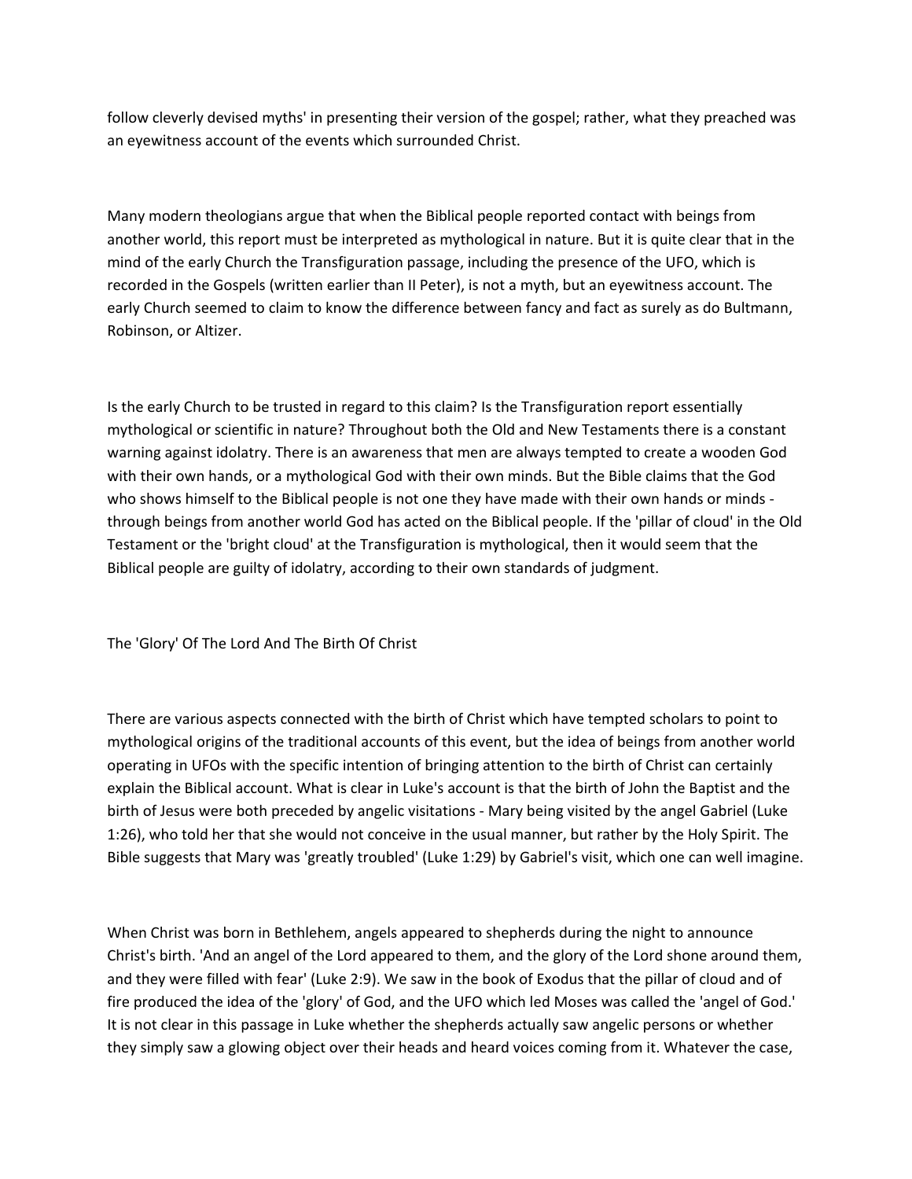follow cleverly devised myths' in presenting their version of the gospel; rather, what they preached was an eyewitness account of the events which surrounded Christ.

Many modern theologians argue that when the Biblical people reported contact with beings from another world, this report must be interpreted as mythological in nature. But it is quite clear that in the mind of the early Church the Transfiguration passage, including the presence of the UFO, which is recorded in the Gospels (written earlier than II Peter), is not a myth, but an eyewitness account. The early Church seemed to claim to know the difference between fancy and fact as surely as do Bultmann, Robinson, or Altizer.

Is the early Church to be trusted in regard to this claim? Is the Transfiguration report essentially mythological or scientific in nature? Throughout both the Old and New Testaments there is a constant warning against idolatry. There is an awareness that men are always tempted to create a wooden God with their own hands, or a mythological God with their own minds. But the Bible claims that the God who shows himself to the Biblical people is not one they have made with their own hands or minds - through beings from another world God has acted on the Biblical people. If the 'pillar of cloud' in the Old Testament or the 'bright cloud' at the Transfiguration is mythological, then it would seem that the Biblical people are guilty of idolatry, according to their own standards of judgment.

## The 'Glory' Of The Lord And The Birth Of Christ

There are various aspects connected with the birth of Christ which have tempted scholars to point to mythological origins of the traditional accounts of this event, but the idea of beings from another world operating in UFOs with the specific intention of bringing attention to the birth of Christ can certainly explain the Biblical account. What is clear in Luke's account is that the birth of John the Baptist and the birth of Jesus were both preceded by angelic visitations - Mary being visited by the angel Gabriel (Luke 1:26), who told her that she would not conceive in the usual manner, but rather by the Holy Spirit. The Bible suggests that Mary was 'greatly troubled' (Luke 1:29) by Gabriel's visit, which one can well imagine.

When Christ was born in Bethlehem, angels appeared to shepherds during the night to announce Christ's birth. 'And an angel of the Lord appeared to them, and the glory of the Lord shone around them, and they were filled with fear' (Luke 2:9). We saw in the book of Exodus that the pillar of cloud and of fire produced the idea of the 'glory' of God, and the UFO which led Moses was called the 'angel of God.' It is not clear in this passage in Luke whether the shepherds actually saw angelic persons or whether they simply saw a glowing object over their heads and heard voices coming from it. Whatever the case,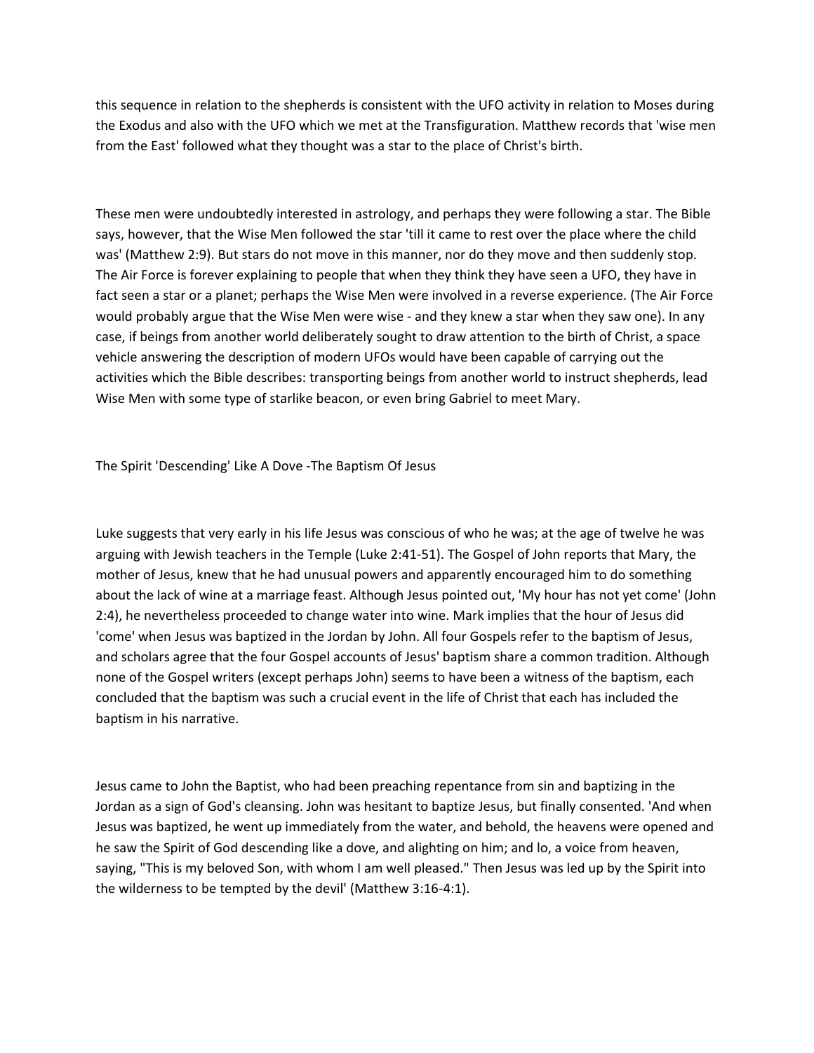this sequence in relation to the shepherds is consistent with the UFO activity in relation to Moses during the Exodus and also with the UFO which we met at the Transfiguration. Matthew records that 'wise men from the East' followed what they thought was a star to the place of Christ's birth.

These men were undoubtedly interested in astrology, and perhaps they were following a star. The Bible says, however, that the Wise Men followed the star 'till it came to rest over the place where the child was' (Matthew 2:9). But stars do not move in this manner, nor do they move and then suddenly stop. The Air Force is forever explaining to people that when they think they have seen a UFO, they have in fact seen a star or a planet; perhaps the Wise Men were involved in a reverse experience. (The Air Force would probably argue that the Wise Men were wise - and they knew a star when they saw one). In any case, if beings from another world deliberately sought to draw attention to the birth of Christ, a space vehicle answering the description of modern UFOs would have been capable of carrying out the activities which the Bible describes: transporting beings from another world to instruct shepherds, lead Wise Men with some type of starlike beacon, or even bring Gabriel to meet Mary.

## The Spirit 'Descending' Like A Dove -The Baptism Of Jesus

Luke suggests that very early in his life Jesus was conscious of who he was; at the age of twelve he was arguing with Jewish teachers in the Temple (Luke 2:41-51). The Gospel of John reports that Mary, the mother of Jesus, knew that he had unusual powers and apparently encouraged him to do something about the lack of wine at a marriage feast. Although Jesus pointed out, 'My hour has not yet come' (John 2:4), he nevertheless proceeded to change water into wine. Mark implies that the hour of Jesus did 'come' when Jesus was baptized in the Jordan by John. All four Gospels refer to the baptism of Jesus, and scholars agree that the four Gospel accounts of Jesus' baptism share a common tradition. Although none of the Gospel writers (except perhaps John) seems to have been a witness of the baptism, each concluded that the baptism was such a crucial event in the life of Christ that each has included the baptism in his narrative.

Jesus came to John the Baptist, who had been preaching repentance from sin and baptizing in the Jordan as a sign of God's cleansing. John was hesitant to baptize Jesus, but finally consented. 'And when Jesus was baptized, he went up immediately from the water, and behold, the heavens were opened and he saw the Spirit of God descending like a dove, and alighting on him; and lo, a voice from heaven, saying, "This is my beloved Son, with whom I am well pleased." Then Jesus was led up by the Spirit into the wilderness to be tempted by the devil' (Matthew 3:16-4:1).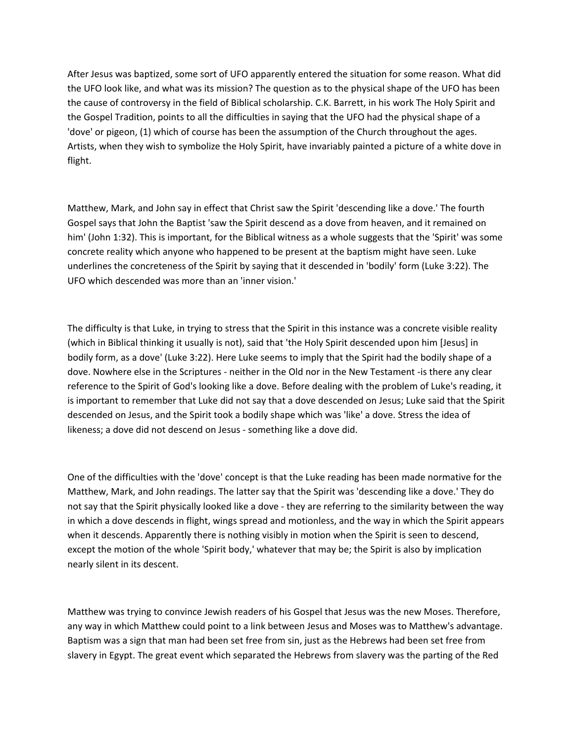After Jesus was baptized, some sort of UFO apparently entered the situation for some reason. What did the UFO look like, and what was its mission? The question as to the physical shape of the UFO has been the cause of controversy in the field of Biblical scholarship. C.K. Barrett, in his work The Holy Spirit and the Gospel Tradition, points to all the difficulties in saying that the UFO had the physical shape of a 'dove' or pigeon, (1) which of course has been the assumption of the Church throughout the ages. Artists, when they wish to symbolize the Holy Spirit, have invariably painted a picture of a white dove in flight.

Matthew, Mark, and John say in effect that Christ saw the Spirit 'descending like a dove.' The fourth Gospel says that John the Baptist 'saw the Spirit descend as a dove from heaven, and it remained on him' (John 1:32). This is important, for the Biblical witness as a whole suggests that the 'Spirit' was some concrete reality which anyone who happened to be present at the baptism might have seen. Luke underlines the concreteness of the Spirit by saying that it descended in 'bodily' form (Luke 3:22). The UFO which descended was more than an 'inner vision.'

The difficulty is that Luke, in trying to stress that the Spirit in this instance was a concrete visible reality (which in Biblical thinking it usually is not), said that 'the Holy Spirit descended upon him [Jesus] in bodily form, as a dove' (Luke 3:22). Here Luke seems to imply that the Spirit had the bodily shape of a dove. Nowhere else in the Scriptures - neither in the Old nor in the New Testament -is there any clear reference to the Spirit of God's looking like a dove. Before dealing with the problem of Luke's reading, it is important to remember that Luke did not say that a dove descended on Jesus; Luke said that the Spirit descended on Jesus, and the Spirit took a bodily shape which was 'like' a dove. Stress the idea of likeness; a dove did not descend on Jesus - something like a dove did.

One of the difficulties with the 'dove' concept is that the Luke reading has been made normative for the Matthew, Mark, and John readings. The latter say that the Spirit was 'descending like a dove.' They do not say that the Spirit physically looked like a dove - they are referring to the similarity between the way in which a dove descends in flight, wings spread and motionless, and the way in which the Spirit appears when it descends. Apparently there is nothing visibly in motion when the Spirit is seen to descend, except the motion of the whole 'Spirit body,' whatever that may be; the Spirit is also by implication nearly silent in its descent.

Matthew was trying to convince Jewish readers of his Gospel that Jesus was the new Moses. Therefore, any way in which Matthew could point to a link between Jesus and Moses was to Matthew's advantage. Baptism was a sign that man had been set free from sin, just as the Hebrews had been set free from slavery in Egypt. The great event which separated the Hebrews from slavery was the parting of the Red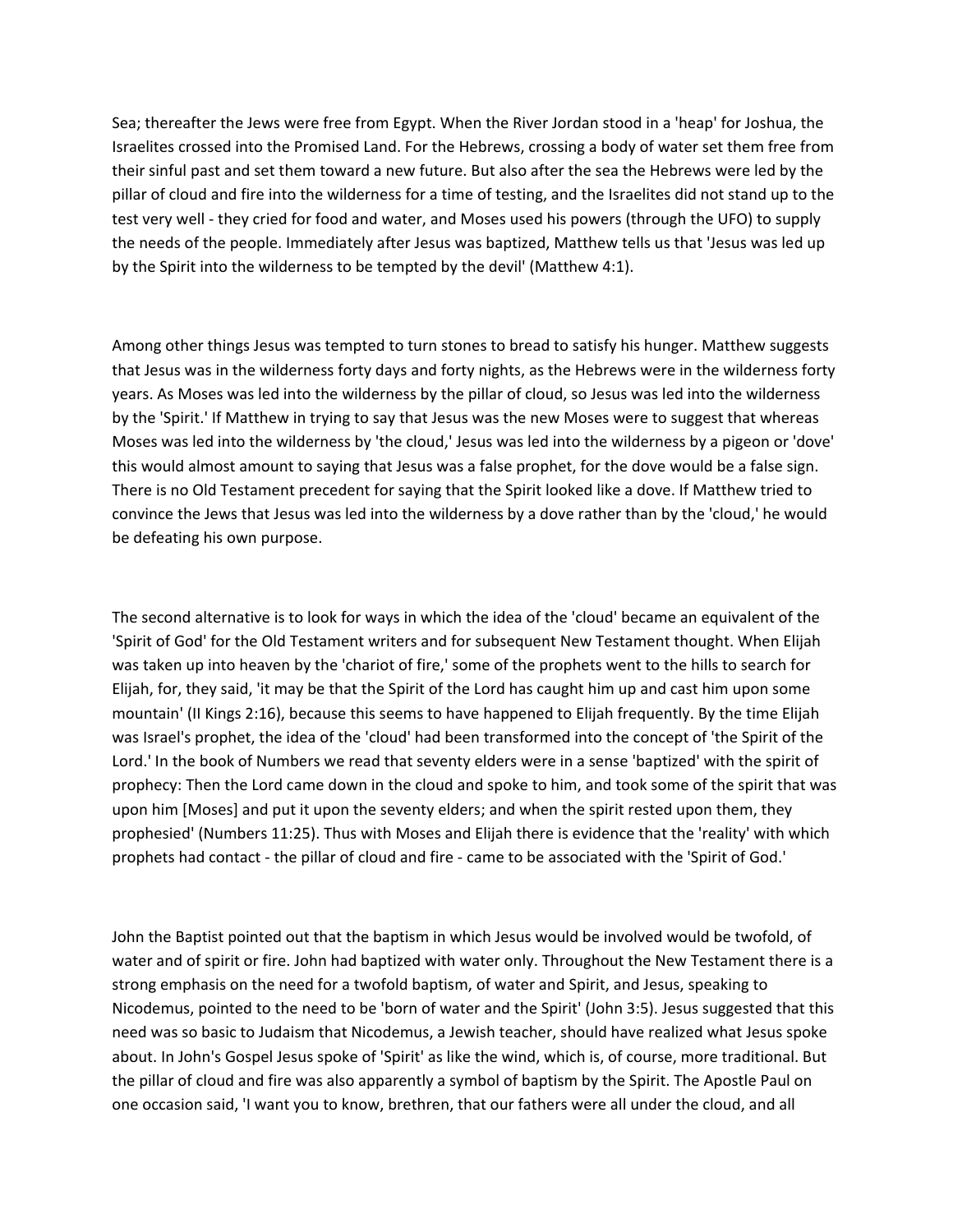Sea; thereafter the Jews were free from Egypt. When the River Jordan stood in a 'heap' for Joshua, the Israelites crossed into the Promised Land. For the Hebrews, crossing a body of water set them free from their sinful past and set them toward a new future. But also after the sea the Hebrews were led by the pillar of cloud and fire into the wilderness for a time of testing, and the Israelites did not stand up to the test very well - they cried for food and water, and Moses used his powers (through the UFO) to supply the needs of the people. Immediately after Jesus was baptized, Matthew tells us that 'Jesus was led up by the Spirit into the wilderness to be tempted by the devil' (Matthew 4:1).

Among other things Jesus was tempted to turn stones to bread to satisfy his hunger. Matthew suggests that Jesus was in the wilderness forty days and forty nights, as the Hebrews were in the wilderness forty years. As Moses was led into the wilderness by the pillar of cloud, so Jesus was led into the wilderness by the 'Spirit.' If Matthew in trying to say that Jesus was the new Moses were to suggest that whereas Moses was led into the wilderness by 'the cloud,' Jesus was led into the wilderness by a pigeon or 'dove' this would almost amount to saying that Jesus was a false prophet, for the dove would be a false sign. There is no Old Testament precedent for saying that the Spirit looked like a dove. If Matthew tried to convince the Jews that Jesus was led into the wilderness by a dove rather than by the 'cloud,' he would be defeating his own purpose.

The second alternative is to look for ways in which the idea of the 'cloud' became an equivalent of the 'Spirit of God' for the Old Testament writers and for subsequent New Testament thought. When Elijah was taken up into heaven by the 'chariot of fire,' some of the prophets went to the hills to search for Elijah, for, they said, 'it may be that the Spirit of the Lord has caught him up and cast him upon some mountain' (II Kings 2:16), because this seems to have happened to Elijah frequently. By the time Elijah was Israel's prophet, the idea of the 'cloud' had been transformed into the concept of 'the Spirit of the Lord.' In the book of Numbers we read that seventy elders were in a sense 'baptized' with the spirit of prophecy: Then the Lord came down in the cloud and spoke to him, and took some of the spirit that was upon him [Moses] and put it upon the seventy elders; and when the spirit rested upon them, they prophesied' (Numbers 11:25). Thus with Moses and Elijah there is evidence that the 'reality' with which prophets had contact - the pillar of cloud and fire - came to be associated with the 'Spirit of God.'

John the Baptist pointed out that the baptism in which Jesus would be involved would be twofold, of water and of spirit or fire. John had baptized with water only. Throughout the New Testament there is a strong emphasis on the need for a twofold baptism, of water and Spirit, and Jesus, speaking to Nicodemus, pointed to the need to be 'born of water and the Spirit' (John 3:5). Jesus suggested that this need was so basic to Judaism that Nicodemus, a Jewish teacher, should have realized what Jesus spoke about. In John's Gospel Jesus spoke of 'Spirit' as like the wind, which is, of course, more traditional. But the pillar of cloud and fire was also apparently a symbol of baptism by the Spirit. The Apostle Paul on one occasion said, 'I want you to know, brethren, that our fathers were all under the cloud, and all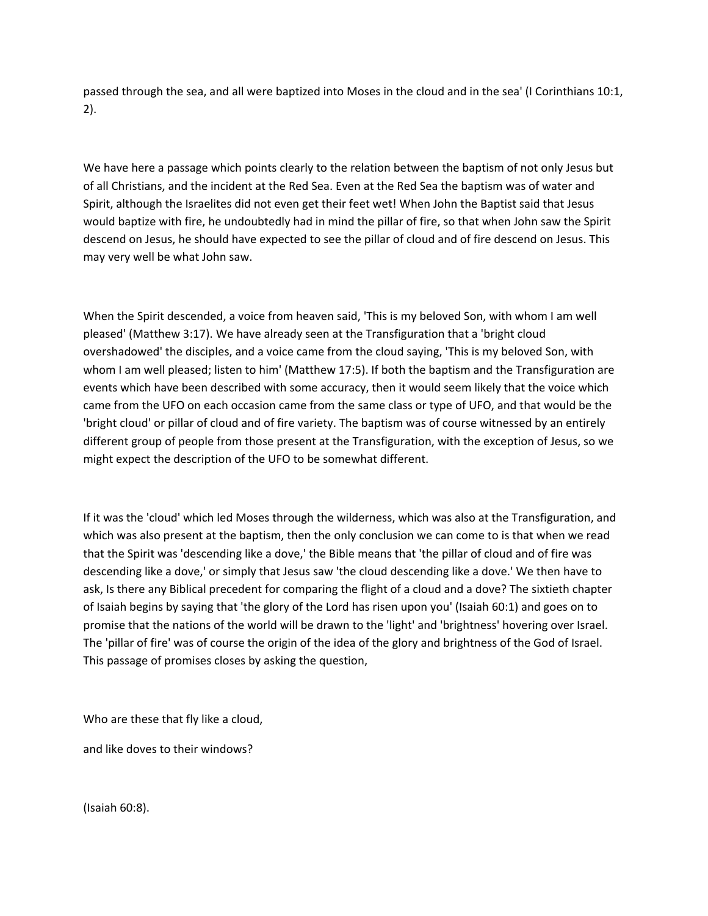passed through the sea, and all were baptized into Moses in the cloud and in the sea' (I Corinthians 10:1, 2).

We have here a passage which points clearly to the relation between the baptism of not only Jesus but of all Christians, and the incident at the Red Sea. Even at the Red Sea the baptism was of water and Spirit, although the Israelites did not even get their feet wet! When John the Baptist said that Jesus would baptize with fire, he undoubtedly had in mind the pillar of fire, so that when John saw the Spirit descend on Jesus, he should have expected to see the pillar of cloud and of fire descend on Jesus. This may very well be what John saw.

When the Spirit descended, a voice from heaven said, 'This is my beloved Son, with whom I am well pleased' (Matthew 3:17). We have already seen at the Transfiguration that a 'bright cloud overshadowed' the disciples, and a voice came from the cloud saying, 'This is my beloved Son, with whom I am well pleased; listen to him' (Matthew 17:5). If both the baptism and the Transfiguration are events which have been described with some accuracy, then it would seem likely that the voice which came from the UFO on each occasion came from the same class or type of UFO, and that would be the 'bright cloud' or pillar of cloud and of fire variety. The baptism was of course witnessed by an entirely different group of people from those present at the Transfiguration, with the exception of Jesus, so we might expect the description of the UFO to be somewhat different.

If it was the 'cloud' which led Moses through the wilderness, which was also at the Transfiguration, and which was also present at the baptism, then the only conclusion we can come to is that when we read that the Spirit was 'descending like a dove,' the Bible means that 'the pillar of cloud and of fire was descending like a dove,' or simply that Jesus saw 'the cloud descending like a dove.' We then have to ask, Is there any Biblical precedent for comparing the flight of a cloud and a dove? The sixtieth chapter of Isaiah begins by saying that 'the glory of the Lord has risen upon you' (Isaiah 60:1) and goes on to promise that the nations of the world will be drawn to the 'light' and 'brightness' hovering over Israel. The 'pillar of fire' was of course the origin of the idea of the glory and brightness of the God of Israel. This passage of promises closes by asking the question,

Who are these that fly like a cloud,

and like doves to their windows?

(Isaiah 60:8).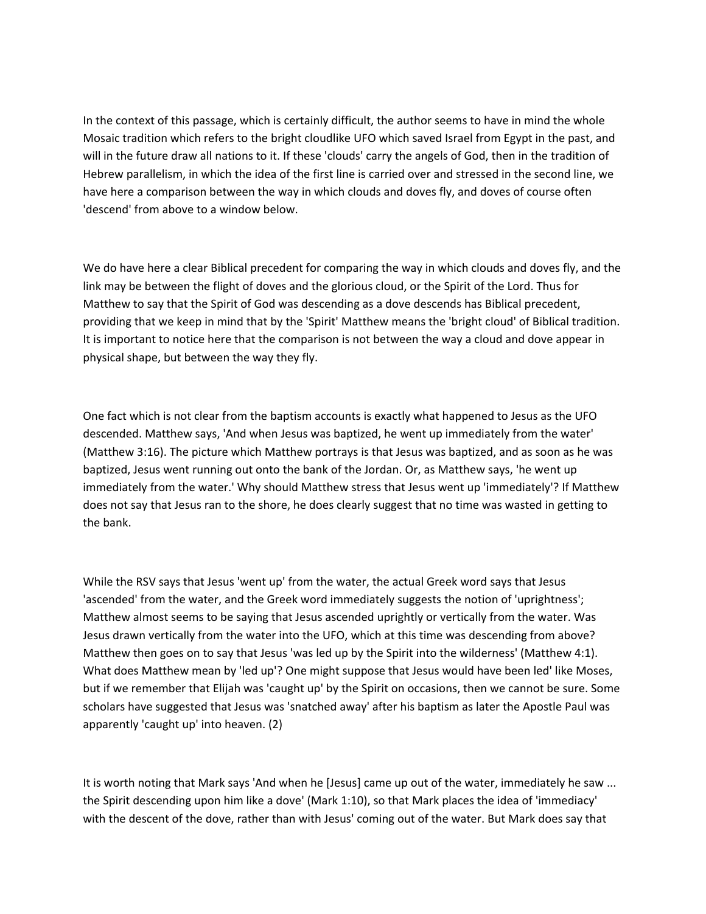In the context of this passage, which is certainly difficult, the author seems to have in mind the whole Mosaic tradition which refers to the bright cloudlike UFO which saved Israel from Egypt in the past, and will in the future draw all nations to it. If these 'clouds' carry the angels of God, then in the tradition of Hebrew parallelism, in which the idea of the first line is carried over and stressed in the second line, we have here a comparison between the way in which clouds and doves fly, and doves of course often 'descend' from above to a window below.

We do have here a clear Biblical precedent for comparing the way in which clouds and doves fly, and the link may be between the flight of doves and the glorious cloud, or the Spirit of the Lord. Thus for Matthew to say that the Spirit of God was descending as a dove descends has Biblical precedent, providing that we keep in mind that by the 'Spirit' Matthew means the 'bright cloud' of Biblical tradition. It is important to notice here that the comparison is not between the way a cloud and dove appear in physical shape, but between the way they fly.

One fact which is not clear from the baptism accounts is exactly what happened to Jesus as the UFO descended. Matthew says, 'And when Jesus was baptized, he went up immediately from the water' (Matthew 3:16). The picture which Matthew portrays is that Jesus was baptized, and as soon as he was baptized, Jesus went running out onto the bank of the Jordan. Or, as Matthew says, 'he went up immediately from the water.' Why should Matthew stress that Jesus went up 'immediately'? If Matthew does not say that Jesus ran to the shore, he does clearly suggest that no time was wasted in getting to the bank.

While the RSV says that Jesus 'went up' from the water, the actual Greek word says that Jesus 'ascended' from the water, and the Greek word immediately suggests the notion of 'uprightness'; Matthew almost seems to be saying that Jesus ascended uprightly or vertically from the water. Was Jesus drawn vertically from the water into the UFO, which at this time was descending from above? Matthew then goes on to say that Jesus 'was led up by the Spirit into the wilderness' (Matthew 4:1). What does Matthew mean by 'led up'? One might suppose that Jesus would have been led' like Moses, but if we remember that Elijah was 'caught up' by the Spirit on occasions, then we cannot be sure. Some scholars have suggested that Jesus was 'snatched away' after his baptism as later the Apostle Paul was apparently 'caught up' into heaven. (2)

It is worth noting that Mark says 'And when he [Jesus] came up out of the water, immediately he saw ... the Spirit descending upon him like a dove' (Mark 1:10), so that Mark places the idea of 'immediacy' with the descent of the dove, rather than with Jesus' coming out of the water. But Mark does say that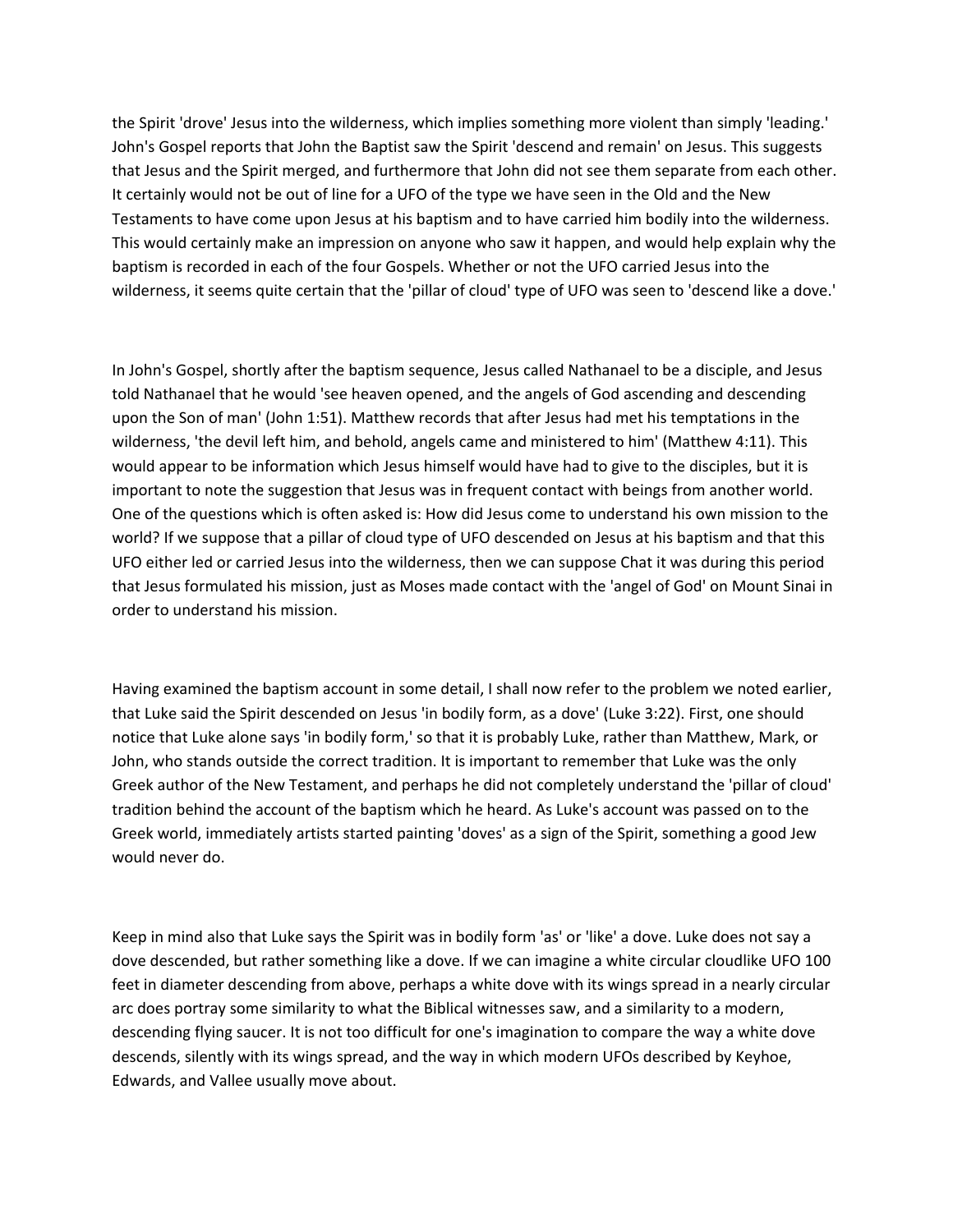the Spirit 'drove' Jesus into the wilderness, which implies something more violent than simply 'leading.' John's Gospel reports that John the Baptist saw the Spirit 'descend and remain' on Jesus. This suggests that Jesus and the Spirit merged, and furthermore that John did not see them separate from each other. It certainly would not be out of line for a UFO of the type we have seen in the Old and the New Testaments to have come upon Jesus at his baptism and to have carried him bodily into the wilderness. This would certainly make an impression on anyone who saw it happen, and would help explain why the baptism is recorded in each of the four Gospels. Whether or not the UFO carried Jesus into the wilderness, it seems quite certain that the 'pillar of cloud' type of UFO was seen to 'descend like a dove.'

In John's Gospel, shortly after the baptism sequence, Jesus called Nathanael to be a disciple, and Jesus told Nathanael that he would 'see heaven opened, and the angels of God ascending and descending upon the Son of man' (John 1:51). Matthew records that after Jesus had met his temptations in the wilderness, 'the devil left him, and behold, angels came and ministered to him' (Matthew 4:11). This would appear to be information which Jesus himself would have had to give to the disciples, but it is important to note the suggestion that Jesus was in frequent contact with beings from another world. One of the questions which is often asked is: How did Jesus come to understand his own mission to the world? If we suppose that a pillar of cloud type of UFO descended on Jesus at his baptism and that this UFO either led or carried Jesus into the wilderness, then we can suppose Chat it was during this period that Jesus formulated his mission, just as Moses made contact with the 'angel of God' on Mount Sinai in order to understand his mission.

Having examined the baptism account in some detail, I shall now refer to the problem we noted earlier, that Luke said the Spirit descended on Jesus 'in bodily form, as a dove' (Luke 3:22). First, one should notice that Luke alone says 'in bodily form,' so that it is probably Luke, rather than Matthew, Mark, or John, who stands outside the correct tradition. It is important to remember that Luke was the only Greek author of the New Testament, and perhaps he did not completely understand the 'pillar of cloud' tradition behind the account of the baptism which he heard. As Luke's account was passed on to the Greek world, immediately artists started painting 'doves' as a sign of the Spirit, something a good Jew would never do.

Keep in mind also that Luke says the Spirit was in bodily form 'as' or 'like' a dove. Luke does not say a dove descended, but rather something like a dove. If we can imagine a white circular cloudlike UFO 100 feet in diameter descending from above, perhaps a white dove with its wings spread in a nearly circular arc does portray some similarity to what the Biblical witnesses saw, and a similarity to a modern, descending flying saucer. It is not too difficult for one's imagination to compare the way a white dove descends, silently with its wings spread, and the way in which modern UFOs described by Keyhoe, Edwards, and Vallee usually move about.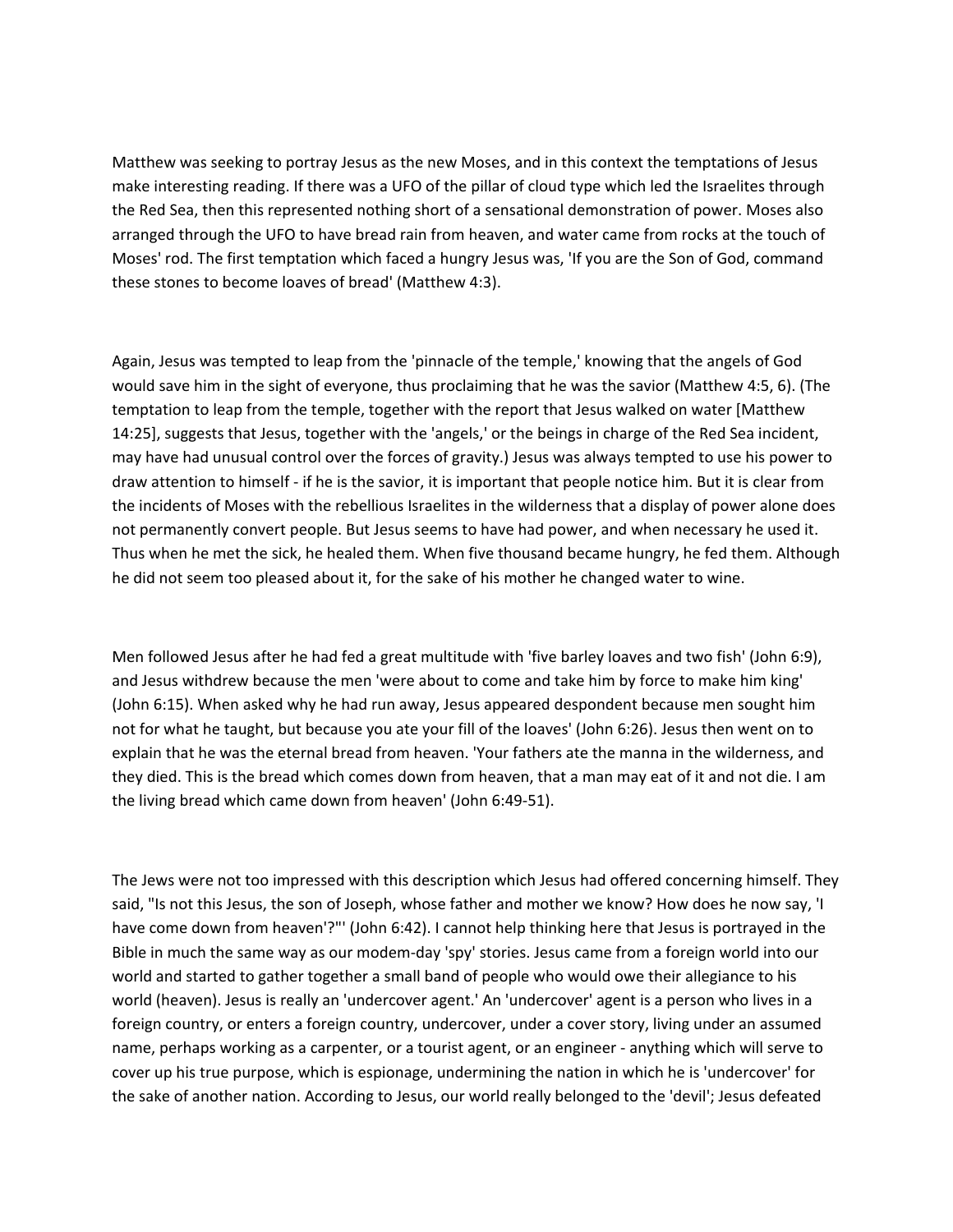Matthew was seeking to portray Jesus as the new Moses, and in this context the temptations of Jesus make interesting reading. If there was a UFO of the pillar of cloud type which led the Israelites through the Red Sea, then this represented nothing short of a sensational demonstration of power. Moses also arranged through the UFO to have bread rain from heaven, and water came from rocks at the touch of Moses' rod. The first temptation which faced a hungry Jesus was, 'If you are the Son of God, command these stones to become loaves of bread' (Matthew 4:3).

Again, Jesus was tempted to leap from the 'pinnacle of the temple,' knowing that the angels of God would save him in the sight of everyone, thus proclaiming that he was the savior (Matthew 4:5, 6). (The temptation to leap from the temple, together with the report that Jesus walked on water [Matthew 14:25], suggests that Jesus, together with the 'angels,' or the beings in charge of the Red Sea incident, may have had unusual control over the forces of gravity.) Jesus was always tempted to use his power to draw attention to himself - if he is the savior, it is important that people notice him. But it is clear from the incidents of Moses with the rebellious Israelites in the wilderness that a display of power alone does not permanently convert people. But Jesus seems to have had power, and when necessary he used it. Thus when he met the sick, he healed them. When five thousand became hungry, he fed them. Although he did not seem too pleased about it, for the sake of his mother he changed water to wine.

Men followed Jesus after he had fed a great multitude with 'five barley loaves and two fish' (John 6:9), and Jesus withdrew because the men 'were about to come and take him by force to make him king' (John 6:15). When asked why he had run away, Jesus appeared despondent because men sought him not for what he taught, but because you ate your fill of the loaves' (John 6:26). Jesus then went on to explain that he was the eternal bread from heaven. 'Your fathers ate the manna in the wilderness, and they died. This is the bread which comes down from heaven, that a man may eat of it and not die. I am the living bread which came down from heaven' (John 6:49-51).

The Jews were not too impressed with this description which Jesus had offered concerning himself. They said, "Is not this Jesus, the son of Joseph, whose father and mother we know? How does he now say, 'I have come down from heaven'?"' (John 6:42). I cannot help thinking here that Jesus is portrayed in the Bible in much the same way as our modem-day 'spy' stories. Jesus came from a foreign world into our world and started to gather together a small band of people who would owe their allegiance to his world (heaven). Jesus is really an 'undercover agent.' An 'undercover' agent is a person who lives in a foreign country, or enters a foreign country, undercover, under a cover story, living under an assumed name, perhaps working as a carpenter, or a tourist agent, or an engineer - anything which will serve to cover up his true purpose, which is espionage, undermining the nation in which he is 'undercover' for the sake of another nation. According to Jesus, our world really belonged to the 'devil'; Jesus defeated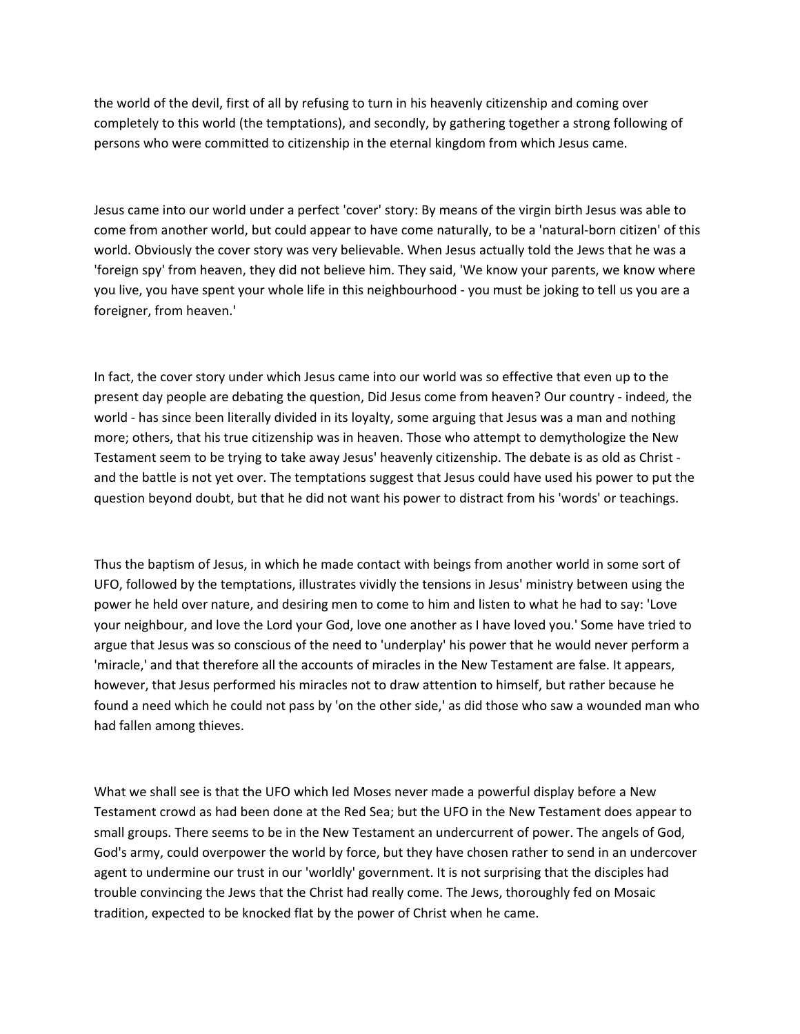the world of the devil, first of all by refusing to turn in his heavenly citizenship and coming over completely to this world (the temptations), and secondly, by gathering together a strong following of persons who were committed to citizenship in the eternal kingdom from which Jesus came.

Jesus came into our world under a perfect 'cover' story: By means of the virgin birth Jesus was able to come from another world, but could appear to have come naturally, to be a 'natural-born citizen' of this world. Obviously the cover story was very believable. When Jesus actually told the Jews that he was a 'foreign spy' from heaven, they did not believe him. They said, 'We know your parents, we know where you live, you have spent your whole life in this neighbourhood - you must be joking to tell us you are a foreigner, from heaven.'

In fact, the cover story under which Jesus came into our world was so effective that even up to the present day people are debating the question, Did Jesus come from heaven? Our country - indeed, the world - has since been literally divided in its loyalty, some arguing that Jesus was a man and nothing more; others, that his true citizenship was in heaven. Those who attempt to demythologize the New Testament seem to be trying to take away Jesus' heavenly citizenship. The debate is as old as Christ - and the battle is not yet over. The temptations suggest that Jesus could have used his power to put the question beyond doubt, but that he did not want his power to distract from his 'words' or teachings.

Thus the baptism of Jesus, in which he made contact with beings from another world in some sort of UFO, followed by the temptations, illustrates vividly the tensions in Jesus' ministry between using the power he held over nature, and desiring men to come to him and listen to what he had to say: 'Love your neighbour, and love the Lord your God, love one another as I have loved you.' Some have tried to argue that Jesus was so conscious of the need to 'underplay' his power that he would never perform a 'miracle,' and that therefore all the accounts of miracles in the New Testament are false. It appears, however, that Jesus performed his miracles not to draw attention to himself, but rather because he found a need which he could not pass by 'on the other side,' as did those who saw a wounded man who had fallen among thieves.

What we shall see is that the UFO which led Moses never made a powerful display before a New Testament crowd as had been done at the Red Sea; but the UFO in the New Testament does appear to small groups. There seems to be in the New Testament an undercurrent of power. The angels of God, God's army, could overpower the world by force, but they have chosen rather to send in an undercover agent to undermine our trust in our 'worldly' government. It is not surprising that the disciples had trouble convincing the Jews that the Christ had really come. The Jews, thoroughly fed on Mosaic tradition, expected to be knocked flat by the power of Christ when he came.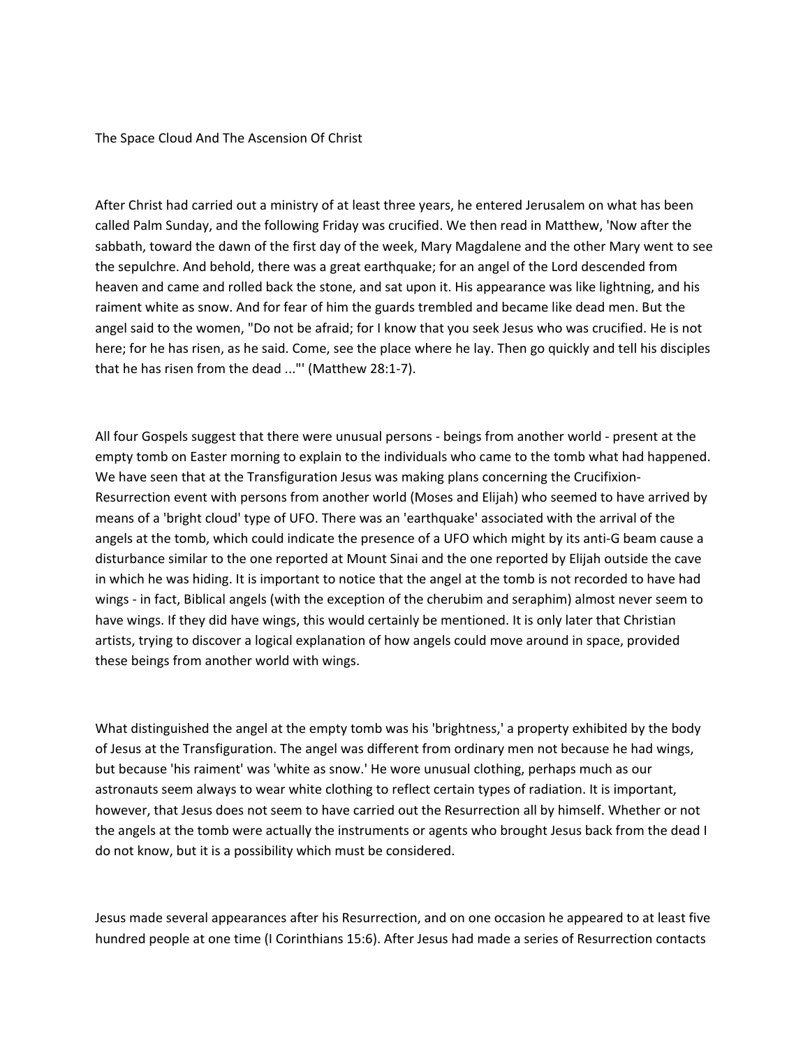# The Space Cloud And The Ascension Of Christ

After Christ had carried out a ministry of at least three years, he entered Jerusalem on what has been called Palm Sunday, and the following Friday was crucified. We then read in Matthew, 'Now after the sabbath, toward the dawn of the first day of the week, Mary Magdalene and the other Mary went to see the sepulchre. And behold, there was a great earthquake; for an angel of the Lord descended from heaven and came and rolled back the stone, and sat upon it. His appearance was like lightning, and his raiment white as snow. And for fear of him the guards trembled and became like dead men. But the angel said to the women, "Do not be afraid; for I know that you seek Jesus who was crucified. He is not here; for he has risen, as he said. Come, see the place where he lay. Then go quickly and tell his disciples that he has risen from the dead ..."' (Matthew 28:1-7).

All four Gospels suggest that there were unusual persons - beings from another world - present at the empty tomb on Easter morning to explain to the individuals who came to the tomb what had happened. We have seen that at the Transfiguration Jesus was making plans concerning the Crucifixion-Resurrection event with persons from another world (Moses and Elijah) who seemed to have arrived by means of a 'bright cloud' type of UFO. There was an 'earthquake' associated with the arrival of the angels at the tomb, which could indicate the presence of a UFO which might by its anti-G beam cause a disturbance similar to the one reported at Mount Sinai and the one reported by Elijah outside the cave in which he was hiding. It is important to notice that the angel at the tomb is not recorded to have had wings - in fact, Biblical angels (with the exception of the cherubim and seraphim) almost never seem to have wings. If they did have wings, this would certainly be mentioned. It is only later that Christian artists, trying to discover a logical explanation of how angels could move around in space, provided these beings from another world with wings.

What distinguished the angel at the empty tomb was his 'brightness,' a property exhibited by the body of Jesus at the Transfiguration. The angel was different from ordinary men not because he had wings, but because 'his raiment' was 'white as snow.' He wore unusual clothing, perhaps much as our astronauts seem always to wear white clothing to reflect certain types of radiation. It is important, however, that Jesus does not seem to have carried out the Resurrection all by himself. Whether or not the angels at the tomb were actually the instruments or agents who brought Jesus back from the dead I do not know, but it is a possibility which must be considered.

Jesus made several appearances after his Resurrection, and on one occasion he appeared to at least five hundred people at one time (I Corinthians 15:6). After Jesus had made a series of Resurrection contacts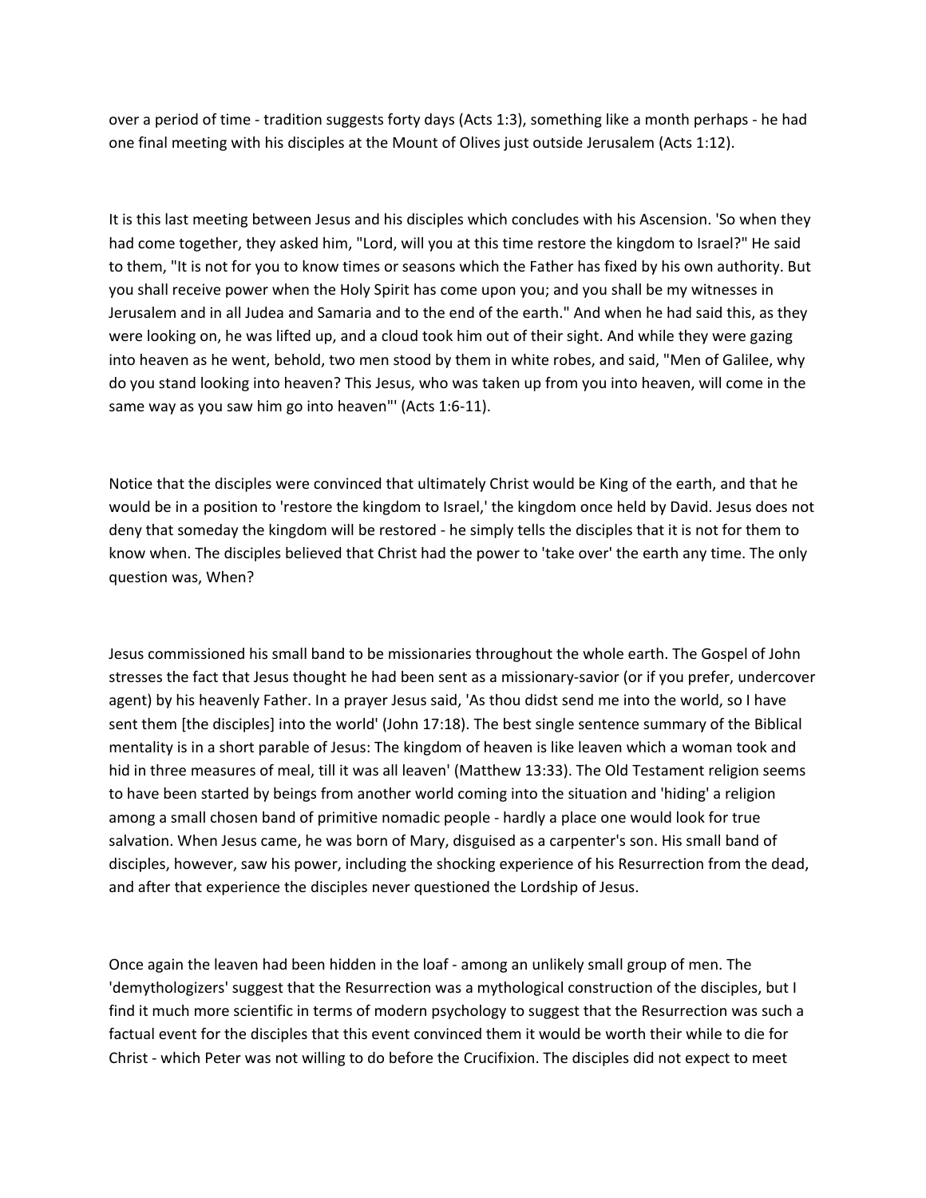over a period of time - tradition suggests forty days (Acts 1:3), something like a month perhaps - he had one final meeting with his disciples at the Mount of Olives just outside Jerusalem (Acts 1:12).

It is this last meeting between Jesus and his disciples which concludes with his Ascension. 'So when they had come together, they asked him, "Lord, will you at this time restore the kingdom to Israel?" He said to them, "It is not for you to know times or seasons which the Father has fixed by his own authority. But you shall receive power when the Holy Spirit has come upon you; and you shall be my witnesses in Jerusalem and in all Judea and Samaria and to the end of the earth." And when he had said this, as they were looking on, he was lifted up, and a cloud took him out of their sight. And while they were gazing into heaven as he went, behold, two men stood by them in white robes, and said, "Men of Galilee, why do you stand looking into heaven? This Jesus, who was taken up from you into heaven, will come in the same way as you saw him go into heaven"' (Acts 1:6-11).

Notice that the disciples were convinced that ultimately Christ would be King of the earth, and that he would be in a position to 'restore the kingdom to Israel,' the kingdom once held by David. Jesus does not deny that someday the kingdom will be restored - he simply tells the disciples that it is not for them to know when. The disciples believed that Christ had the power to 'take over' the earth any time. The only question was, When?

Jesus commissioned his small band to be missionaries throughout the whole earth. The Gospel of John stresses the fact that Jesus thought he had been sent as a missionary-savior (or if you prefer, undercover agent) by his heavenly Father. In a prayer Jesus said, 'As thou didst send me into the world, so I have sent them [the disciples] into the world' (John 17:18). The best single sentence summary of the Biblical mentality is in a short parable of Jesus: The kingdom of heaven is like leaven which a woman took and hid in three measures of meal, till it was all leaven' (Matthew 13:33). The Old Testament religion seems to have been started by beings from another world coming into the situation and 'hiding' a religion among a small chosen band of primitive nomadic people - hardly a place one would look for true salvation. When Jesus came, he was born of Mary, disguised as a carpenter's son. His small band of disciples, however, saw his power, including the shocking experience of his Resurrection from the dead, and after that experience the disciples never questioned the Lordship of Jesus.

Once again the leaven had been hidden in the loaf - among an unlikely small group of men. The 'demythologizers' suggest that the Resurrection was a mythological construction of the disciples, but I find it much more scientific in terms of modern psychology to suggest that the Resurrection was such a factual event for the disciples that this event convinced them it would be worth their while to die for Christ - which Peter was not willing to do before the Crucifixion. The disciples did not expect to meet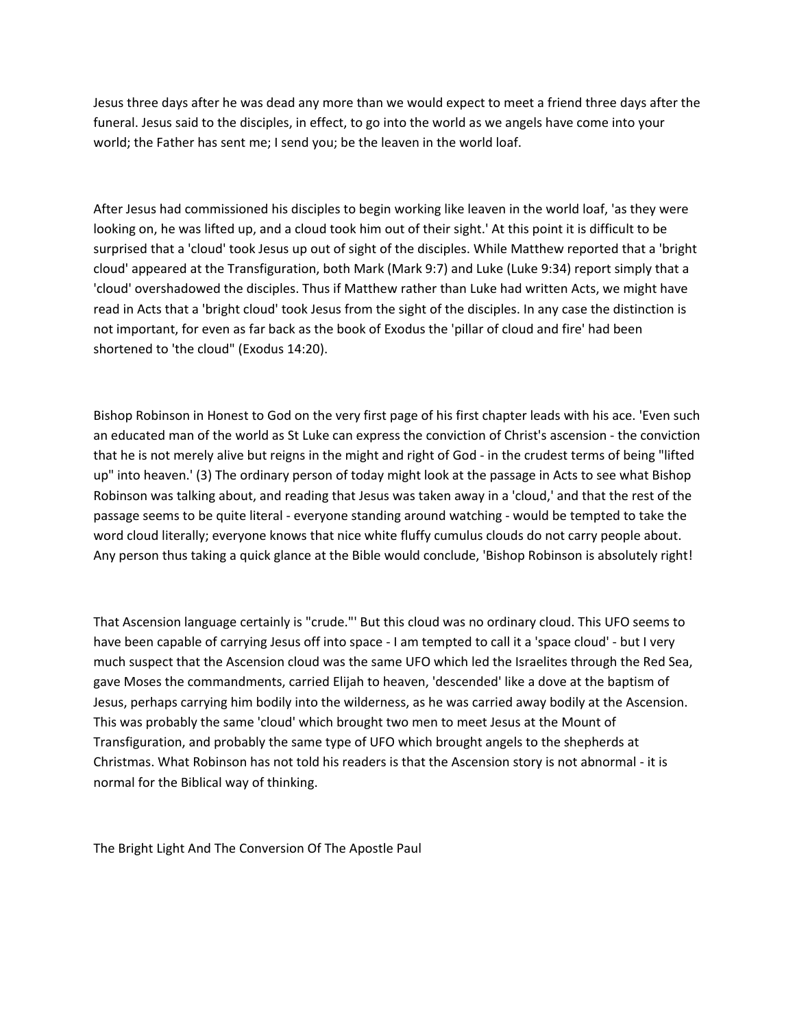Jesus three days after he was dead any more than we would expect to meet a friend three days after the funeral. Jesus said to the disciples, in effect, to go into the world as we angels have come into your world; the Father has sent me; I send you; be the leaven in the world loaf.

After Jesus had commissioned his disciples to begin working like leaven in the world loaf, 'as they were looking on, he was lifted up, and a cloud took him out of their sight.' At this point it is difficult to be surprised that a 'cloud' took Jesus up out of sight of the disciples. While Matthew reported that a 'bright cloud' appeared at the Transfiguration, both Mark (Mark 9:7) and Luke (Luke 9:34) report simply that a 'cloud' overshadowed the disciples. Thus if Matthew rather than Luke had written Acts, we might have read in Acts that a 'bright cloud' took Jesus from the sight of the disciples. In any case the distinction is not important, for even as far back as the book of Exodus the 'pillar of cloud and fire' had been shortened to 'the cloud" (Exodus 14:20).

Bishop Robinson in Honest to God on the very first page of his first chapter leads with his ace. 'Even such an educated man of the world as St Luke can express the conviction of Christ's ascension - the conviction that he is not merely alive but reigns in the might and right of God - in the crudest terms of being "lifted up" into heaven.' (3) The ordinary person of today might look at the passage in Acts to see what Bishop Robinson was talking about, and reading that Jesus was taken away in a 'cloud,' and that the rest of the passage seems to be quite literal - everyone standing around watching - would be tempted to take the word cloud literally; everyone knows that nice white fluffy cumulus clouds do not carry people about. Any person thus taking a quick glance at the Bible would conclude, 'Bishop Robinson is absolutely right!

That Ascension language certainly is "crude."' But this cloud was no ordinary cloud. This UFO seems to have been capable of carrying Jesus off into space - I am tempted to call it a 'space cloud' - but I very much suspect that the Ascension cloud was the same UFO which led the Israelites through the Red Sea, gave Moses the commandments, carried Elijah to heaven, 'descended' like a dove at the baptism of Jesus, perhaps carrying him bodily into the wilderness, as he was carried away bodily at the Ascension. This was probably the same 'cloud' which brought two men to meet Jesus at the Mount of Transfiguration, and probably the same type of UFO which brought angels to the shepherds at Christmas. What Robinson has not told his readers is that the Ascension story is not abnormal - it is normal for the Biblical way of thinking.

## The Bright Light And The Conversion Of The Apostle Paul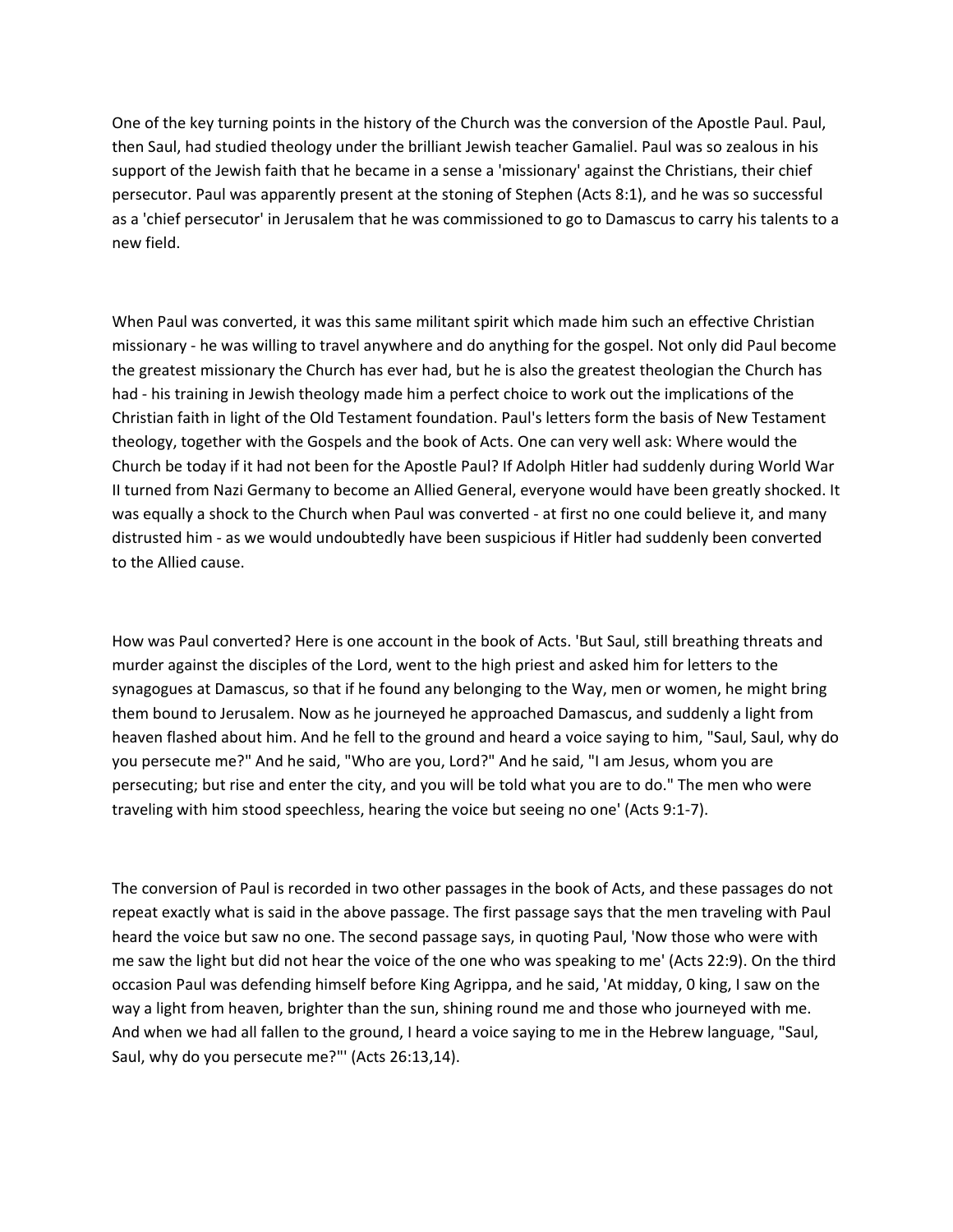One of the key turning points in the history of the Church was the conversion of the Apostle Paul. Paul, then Saul, had studied theology under the brilliant Jewish teacher Gamaliel. Paul was so zealous in his support of the Jewish faith that he became in a sense a 'missionary' against the Christians, their chief persecutor. Paul was apparently present at the stoning of Stephen (Acts 8:1), and he was so successful as a 'chief persecutor' in Jerusalem that he was commissioned to go to Damascus to carry his talents to a new field.

When Paul was converted, it was this same militant spirit which made him such an effective Christian missionary - he was willing to travel anywhere and do anything for the gospel. Not only did Paul become the greatest missionary the Church has ever had, but he is also the greatest theologian the Church has had - his training in Jewish theology made him a perfect choice to work out the implications of the Christian faith in light of the Old Testament foundation. Paul's letters form the basis of New Testament theology, together with the Gospels and the book of Acts. One can very well ask: Where would the Church be today if it had not been for the Apostle Paul? If Adolph Hitler had suddenly during World War II turned from Nazi Germany to become an Allied General, everyone would have been greatly shocked. It was equally a shock to the Church when Paul was converted - at first no one could believe it, and many distrusted him - as we would undoubtedly have been suspicious if Hitler had suddenly been converted to the Allied cause.

How was Paul converted? Here is one account in the book of Acts. 'But Saul, still breathing threats and murder against the disciples of the Lord, went to the high priest and asked him for letters to the synagogues at Damascus, so that if he found any belonging to the Way, men or women, he might bring them bound to Jerusalem. Now as he journeyed he approached Damascus, and suddenly a light from heaven flashed about him. And he fell to the ground and heard a voice saying to him, "Saul, Saul, why do you persecute me?" And he said, "Who are you, Lord?" And he said, "I am Jesus, whom you are persecuting; but rise and enter the city, and you will be told what you are to do." The men who were traveling with him stood speechless, hearing the voice but seeing no one' (Acts 9:1-7).

The conversion of Paul is recorded in two other passages in the book of Acts, and these passages do not repeat exactly what is said in the above passage. The first passage says that the men traveling with Paul heard the voice but saw no one. The second passage says, in quoting Paul, 'Now those who were with me saw the light but did not hear the voice of the one who was speaking to me' (Acts 22:9). On the third occasion Paul was defending himself before King Agrippa, and he said, 'At midday, 0 king, I saw on the way a light from heaven, brighter than the sun, shining round me and those who journeyed with me. And when we had all fallen to the ground, I heard a voice saying to me in the Hebrew language, "Saul, Saul, why do you persecute me?"' (Acts 26:13,14).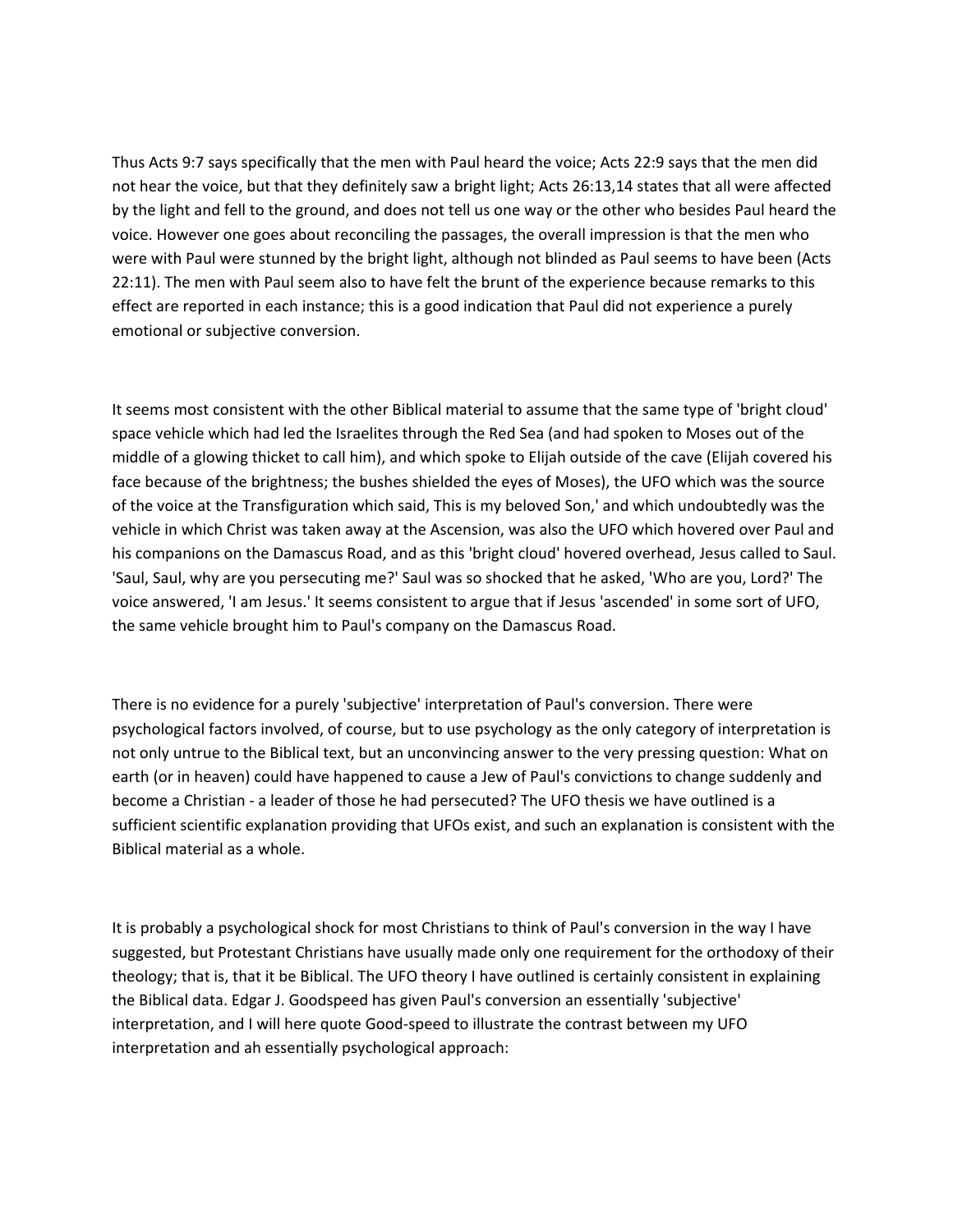Thus Acts 9:7 says specifically that the men with Paul heard the voice; Acts 22:9 says that the men did not hear the voice, but that they definitely saw a bright light; Acts 26:13,14 states that all were affected by the light and fell to the ground, and does not tell us one way or the other who besides Paul heard the voice. However one goes about reconciling the passages, the overall impression is that the men who were with Paul were stunned by the bright light, although not blinded as Paul seems to have been (Acts 22:11). The men with Paul seem also to have felt the brunt of the experience because remarks to this effect are reported in each instance; this is a good indication that Paul did not experience a purely emotional or subjective conversion.

It seems most consistent with the other Biblical material to assume that the same type of 'bright cloud' space vehicle which had led the Israelites through the Red Sea (and had spoken to Moses out of the middle of a glowing thicket to call him), and which spoke to Elijah outside of the cave (Elijah covered his face because of the brightness; the bushes shielded the eyes of Moses), the UFO which was the source of the voice at the Transfiguration which said, This is my beloved Son,' and which undoubtedly was the vehicle in which Christ was taken away at the Ascension, was also the UFO which hovered over Paul and his companions on the Damascus Road, and as this 'bright cloud' hovered overhead, Jesus called to Saul. 'Saul, Saul, why are you persecuting me?' Saul was so shocked that he asked, 'Who are you, Lord?' The voice answered, 'I am Jesus.' It seems consistent to argue that if Jesus 'ascended' in some sort of UFO, the same vehicle brought him to Paul's company on the Damascus Road.

There is no evidence for a purely 'subjective' interpretation of Paul's conversion. There were psychological factors involved, of course, but to use psychology as the only category of interpretation is not only untrue to the Biblical text, but an unconvincing answer to the very pressing question: What on earth (or in heaven) could have happened to cause a Jew of Paul's convictions to change suddenly and become a Christian - a leader of those he had persecuted? The UFO thesis we have outlined is a sufficient scientific explanation providing that UFOs exist, and such an explanation is consistent with the Biblical material as a whole.

It is probably a psychological shock for most Christians to think of Paul's conversion in the way I have suggested, but Protestant Christians have usually made only one requirement for the orthodoxy of their theology; that is, that it be Biblical. The UFO theory I have outlined is certainly consistent in explaining the Biblical data. Edgar J. Goodspeed has given Paul's conversion an essentially 'subjective' interpretation, and I will here quote Good-speed to illustrate the contrast between my UFO interpretation and ah essentially psychological approach: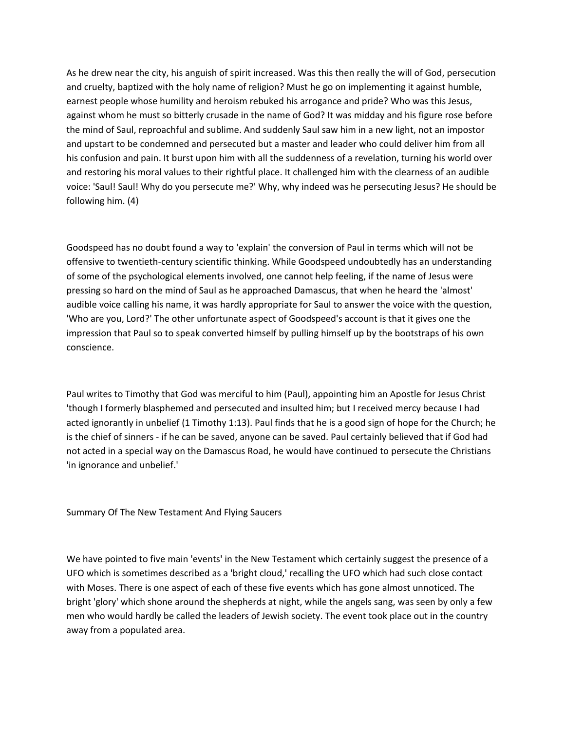As he drew near the city, his anguish of spirit increased. Was this then really the will of God, persecution and cruelty, baptized with the holy name of religion? Must he go on implementing it against humble, earnest people whose humility and heroism rebuked his arrogance and pride? Who was this Jesus, against whom he must so bitterly crusade in the name of God? It was midday and his figure rose before the mind of Saul, reproachful and sublime. And suddenly Saul saw him in a new light, not an impostor and upstart to be condemned and persecuted but a master and leader who could deliver him from all his confusion and pain. It burst upon him with all the suddenness of a revelation, turning his world over and restoring his moral values to their rightful place. It challenged him with the clearness of an audible voice: 'Saul! Saul! Why do you persecute me?' Why, why indeed was he persecuting Jesus? He should be following him. (4)

Goodspeed has no doubt found a way to 'explain' the conversion of Paul in terms which will not be offensive to twentieth-century scientific thinking. While Goodspeed undoubtedly has an understanding of some of the psychological elements involved, one cannot help feeling, if the name of Jesus were pressing so hard on the mind of Saul as he approached Damascus, that when he heard the 'almost' audible voice calling his name, it was hardly appropriate for Saul to answer the voice with the question, 'Who are you, Lord?' The other unfortunate aspect of Goodspeed's account is that it gives one the impression that Paul so to speak converted himself by pulling himself up by the bootstraps of his own conscience.

Paul writes to Timothy that God was merciful to him (Paul), appointing him an Apostle for Jesus Christ 'though I formerly blasphemed and persecuted and insulted him; but I received mercy because I had acted ignorantly in unbelief (1 Timothy 1:13). Paul finds that he is a good sign of hope for the Church; he is the chief of sinners - if he can be saved, anyone can be saved. Paul certainly believed that if God had not acted in a special way on the Damascus Road, he would have continued to persecute the Christians 'in ignorance and unbelief.'

## Summary Of The New Testament And Flying Saucers

We have pointed to five main 'events' in the New Testament which certainly suggest the presence of a UFO which is sometimes described as a 'bright cloud,' recalling the UFO which had such close contact with Moses. There is one aspect of each of these five events which has gone almost unnoticed. The bright 'glory' which shone around the shepherds at night, while the angels sang, was seen by only a few men who would hardly be called the leaders of Jewish society. The event took place out in the country away from a populated area.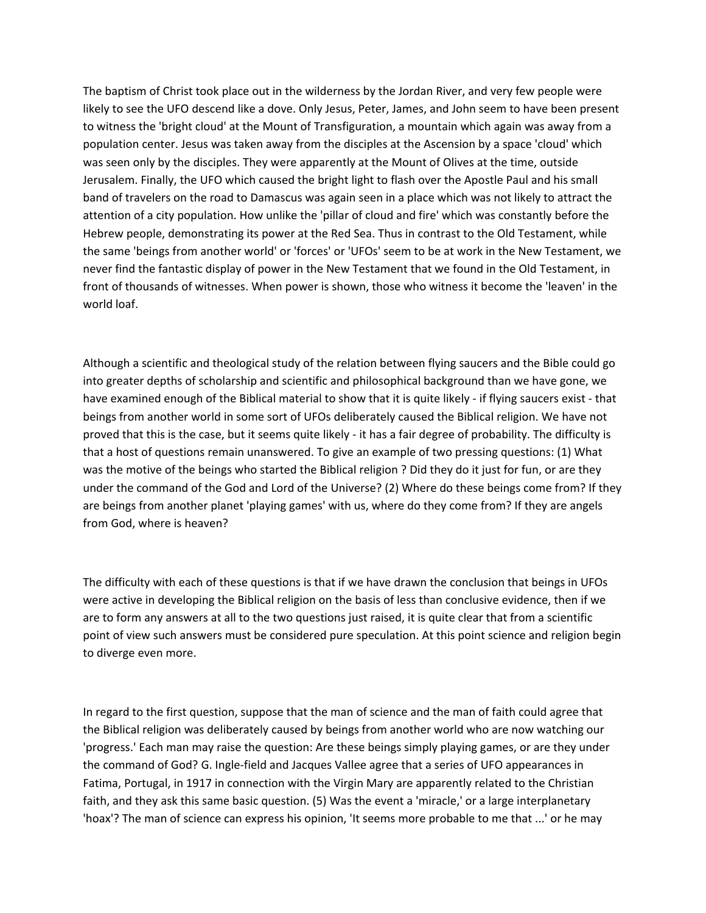The baptism of Christ took place out in the wilderness by the Jordan River, and very few people were likely to see the UFO descend like a dove. Only Jesus, Peter, James, and John seem to have been present to witness the 'bright cloud' at the Mount of Transfiguration, a mountain which again was away from a population center. Jesus was taken away from the disciples at the Ascension by a space 'cloud' which was seen only by the disciples. They were apparently at the Mount of Olives at the time, outside Jerusalem. Finally, the UFO which caused the bright light to flash over the Apostle Paul and his small band of travelers on the road to Damascus was again seen in a place which was not likely to attract the attention of a city population. How unlike the 'pillar of cloud and fire' which was constantly before the Hebrew people, demonstrating its power at the Red Sea. Thus in contrast to the Old Testament, while the same 'beings from another world' or 'forces' or 'UFOs' seem to be at work in the New Testament, we never find the fantastic display of power in the New Testament that we found in the Old Testament, in front of thousands of witnesses. When power is shown, those who witness it become the 'leaven' in the world loaf.

Although a scientific and theological study of the relation between flying saucers and the Bible could go into greater depths of scholarship and scientific and philosophical background than we have gone, we have examined enough of the Biblical material to show that it is quite likely - if flying saucers exist - that beings from another world in some sort of UFOs deliberately caused the Biblical religion. We have not proved that this is the case, but it seems quite likely - it has a fair degree of probability. The difficulty is that a host of questions remain unanswered. To give an example of two pressing questions: (1) What was the motive of the beings who started the Biblical religion ? Did they do it just for fun, or are they under the command of the God and Lord of the Universe? (2) Where do these beings come from? If they are beings from another planet 'playing games' with us, where do they come from? If they are angels from God, where is heaven?

The difficulty with each of these questions is that if we have drawn the conclusion that beings in UFOs were active in developing the Biblical religion on the basis of less than conclusive evidence, then if we are to form any answers at all to the two questions just raised, it is quite clear that from a scientific point of view such answers must be considered pure speculation. At this point science and religion begin to diverge even more.

In regard to the first question, suppose that the man of science and the man of faith could agree that the Biblical religion was deliberately caused by beings from another world who are now watching our 'progress.' Each man may raise the question: Are these beings simply playing games, or are they under the command of God? G. Ingle-field and Jacques Vallee agree that a series of UFO appearances in Fatima, Portugal, in 1917 in connection with the Virgin Mary are apparently related to the Christian faith, and they ask this same basic question. (5) Was the event a 'miracle,' or a large interplanetary 'hoax'? The man of science can express his opinion, 'It seems more probable to me that ...' or he may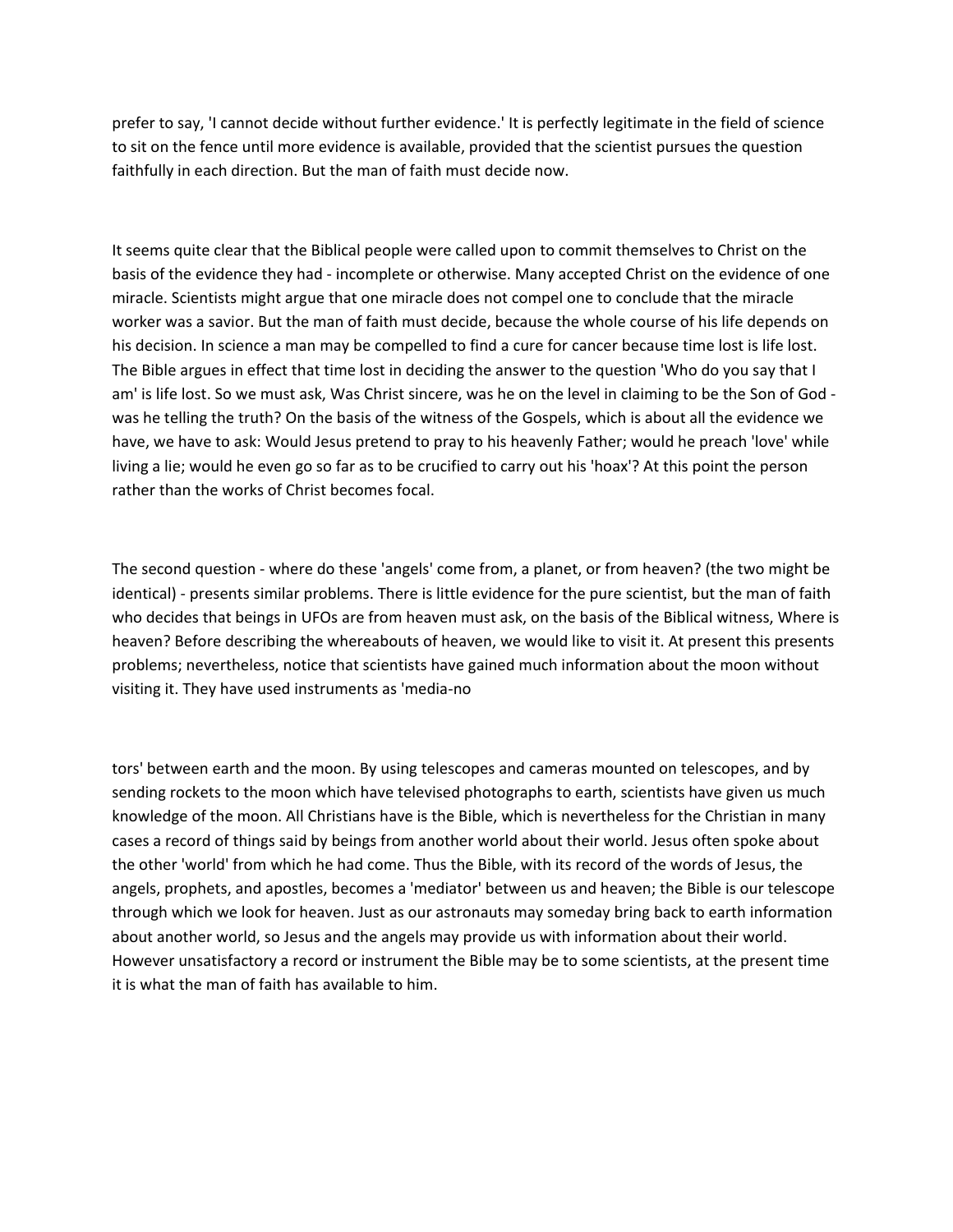prefer to say, 'I cannot decide without further evidence.' It is perfectly legitimate in the field of science to sit on the fence until more evidence is available, provided that the scientist pursues the question faithfully in each direction. But the man of faith must decide now.

It seems quite clear that the Biblical people were called upon to commit themselves to Christ on the basis of the evidence they had - incomplete or otherwise. Many accepted Christ on the evidence of one miracle. Scientists might argue that one miracle does not compel one to conclude that the miracle worker was a savior. But the man of faith must decide, because the whole course of his life depends on his decision. In science a man may be compelled to find a cure for cancer because time lost is life lost. The Bible argues in effect that time lost in deciding the answer to the question 'Who do you say that I am' is life lost. So we must ask, Was Christ sincere, was he on the level in claiming to be the Son of God - was he telling the truth? On the basis of the witness of the Gospels, which is about all the evidence we have, we have to ask: Would Jesus pretend to pray to his heavenly Father; would he preach 'love' while living a lie; would he even go so far as to be crucified to carry out his 'hoax'? At this point the person rather than the works of Christ becomes focal.

The second question - where do these 'angels' come from, a planet, or from heaven? (the two might be identical) - presents similar problems. There is little evidence for the pure scientist, but the man of faith who decides that beings in UFOs are from heaven must ask, on the basis of the Biblical witness, Where is heaven? Before describing the whereabouts of heaven, we would like to visit it. At present this presents problems; nevertheless, notice that scientists have gained much information about the moon without visiting it. They have used instruments as 'media-no

tors' between earth and the moon. By using telescopes and cameras mounted on telescopes, and by sending rockets to the moon which have televised photographs to earth, scientists have given us much knowledge of the moon. All Christians have is the Bible, which is nevertheless for the Christian in many cases a record of things said by beings from another world about their world. Jesus often spoke about the other 'world' from which he had come. Thus the Bible, with its record of the words of Jesus, the angels, prophets, and apostles, becomes a 'mediator' between us and heaven; the Bible is our telescope through which we look for heaven. Just as our astronauts may someday bring back to earth information about another world, so Jesus and the angels may provide us with information about their world. However unsatisfactory a record or instrument the Bible may be to some scientists, at the present time it is what the man of faith has available to him.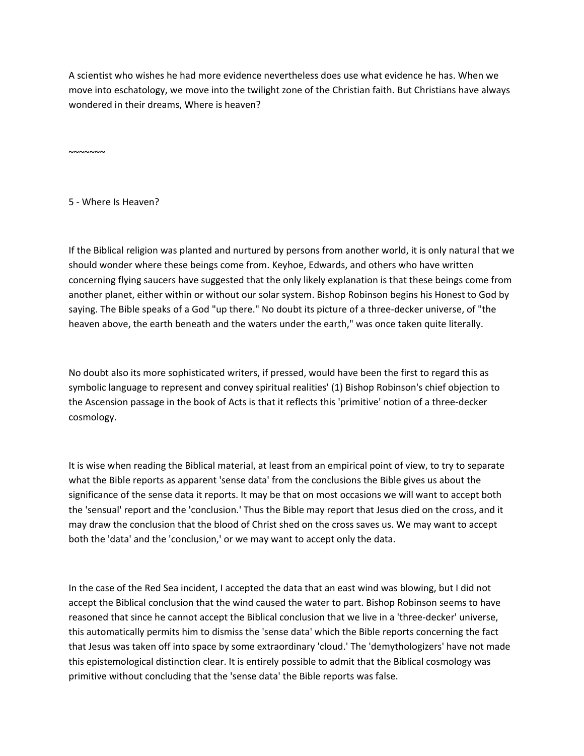A scientist who wishes he had more evidence nevertheless does use what evidence he has. When we move into eschatology, we move into the twilight zone of the Christian faith. But Christians have always wondered in their dreams, Where is heaven?

~~~~~~~

## 5 - Where Is Heaven?

If the Biblical religion was planted and nurtured by persons from another world, it is only natural that we should wonder where these beings come from. Keyhoe, Edwards, and others who have written concerning flying saucers have suggested that the only likely explanation is that these beings come from another planet, either within or without our solar system. Bishop Robinson begins his Honest to God by saying. The Bible speaks of a God "up there." No doubt its picture of a three-decker universe, of "the heaven above, the earth beneath and the waters under the earth," was once taken quite literally.

No doubt also its more sophisticated writers, if pressed, would have been the first to regard this as symbolic language to represent and convey spiritual realities' (1) Bishop Robinson's chief objection to the Ascension passage in the book of Acts is that it reflects this 'primitive' notion of a three-decker cosmology.

It is wise when reading the Biblical material, at least from an empirical point of view, to try to separate what the Bible reports as apparent 'sense data' from the conclusions the Bible gives us about the significance of the sense data it reports. It may be that on most occasions we will want to accept both the 'sensual' report and the 'conclusion.' Thus the Bible may report that Jesus died on the cross, and it may draw the conclusion that the blood of Christ shed on the cross saves us. We may want to accept both the 'data' and the 'conclusion,' or we may want to accept only the data.

In the case of the Red Sea incident, I accepted the data that an east wind was blowing, but I did not accept the Biblical conclusion that the wind caused the water to part. Bishop Robinson seems to have reasoned that since he cannot accept the Biblical conclusion that we live in a 'three-decker' universe, this automatically permits him to dismiss the 'sense data' which the Bible reports concerning the fact that Jesus was taken off into space by some extraordinary 'cloud.' The 'demythologizers' have not made this epistemological distinction clear. It is entirely possible to admit that the Biblical cosmology was primitive without concluding that the 'sense data' the Bible reports was false.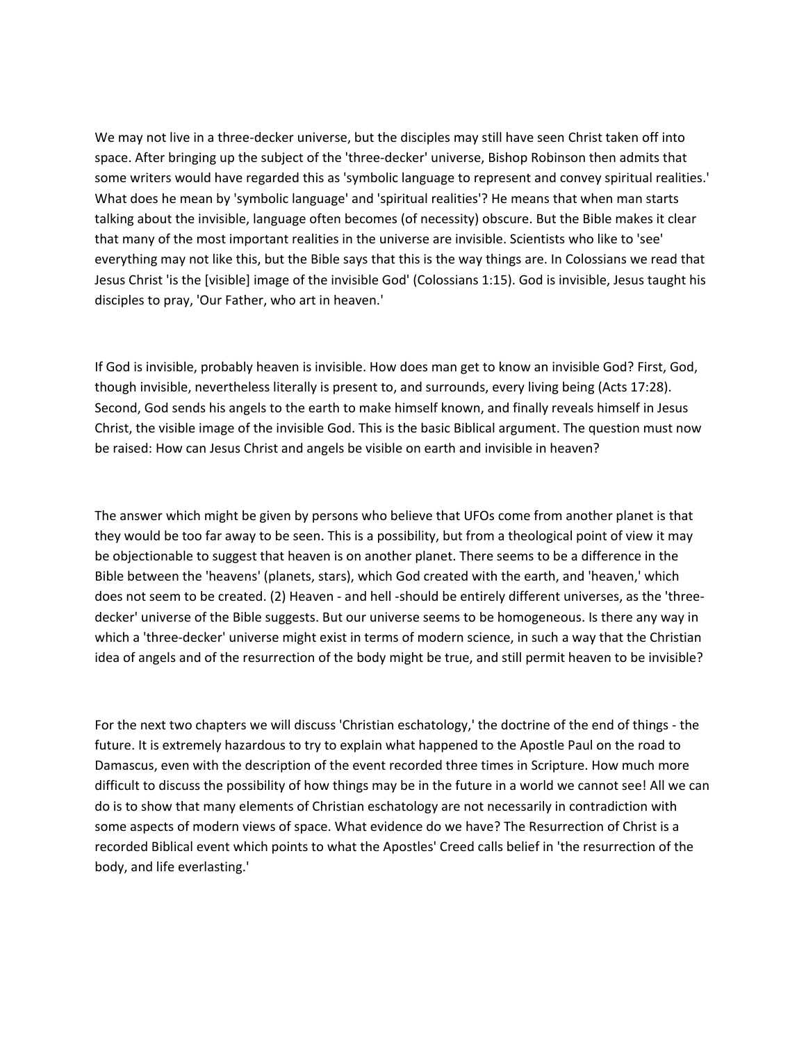We may not live in a three-decker universe, but the disciples may still have seen Christ taken off into space. After bringing up the subject of the 'three-decker' universe, Bishop Robinson then admits that some writers would have regarded this as 'symbolic language to represent and convey spiritual realities.' What does he mean by 'symbolic language' and 'spiritual realities'? He means that when man starts talking about the invisible, language often becomes (of necessity) obscure. But the Bible makes it clear that many of the most important realities in the universe are invisible. Scientists who like to 'see' everything may not like this, but the Bible says that this is the way things are. In Colossians we read that Jesus Christ 'is the [visible] image of the invisible God' (Colossians 1:15). God is invisible, Jesus taught his disciples to pray, 'Our Father, who art in heaven.'

If God is invisible, probably heaven is invisible. How does man get to know an invisible God? First, God, though invisible, nevertheless literally is present to, and surrounds, every living being (Acts 17:28). Second, God sends his angels to the earth to make himself known, and finally reveals himself in Jesus Christ, the visible image of the invisible God. This is the basic Biblical argument. The question must now be raised: How can Jesus Christ and angels be visible on earth and invisible in heaven?

The answer which might be given by persons who believe that UFOs come from another planet is that they would be too far away to be seen. This is a possibility, but from a theological point of view it may be objectionable to suggest that heaven is on another planet. There seems to be a difference in the Bible between the 'heavens' (planets, stars), which God created with the earth, and 'heaven,' which does not seem to be created. (2) Heaven - and hell -should be entirely different universes, as the 'three-decker' universe of the Bible suggests. But our universe seems to be homogeneous. Is there any way in which a 'three-decker' universe might exist in terms of modern science, in such a way that the Christian idea of angels and of the resurrection of the body might be true, and still permit heaven to be invisible?

For the next two chapters we will discuss 'Christian eschatology,' the doctrine of the end of things - the future. It is extremely hazardous to try to explain what happened to the Apostle Paul on the road to Damascus, even with the description of the event recorded three times in Scripture. How much more difficult to discuss the possibility of how things may be in the future in a world we cannot see! All we can do is to show that many elements of Christian eschatology are not necessarily in contradiction with some aspects of modern views of space. What evidence do we have? The Resurrection of Christ is a recorded Biblical event which points to what the Apostles' Creed calls belief in 'the resurrection of the body, and life everlasting.'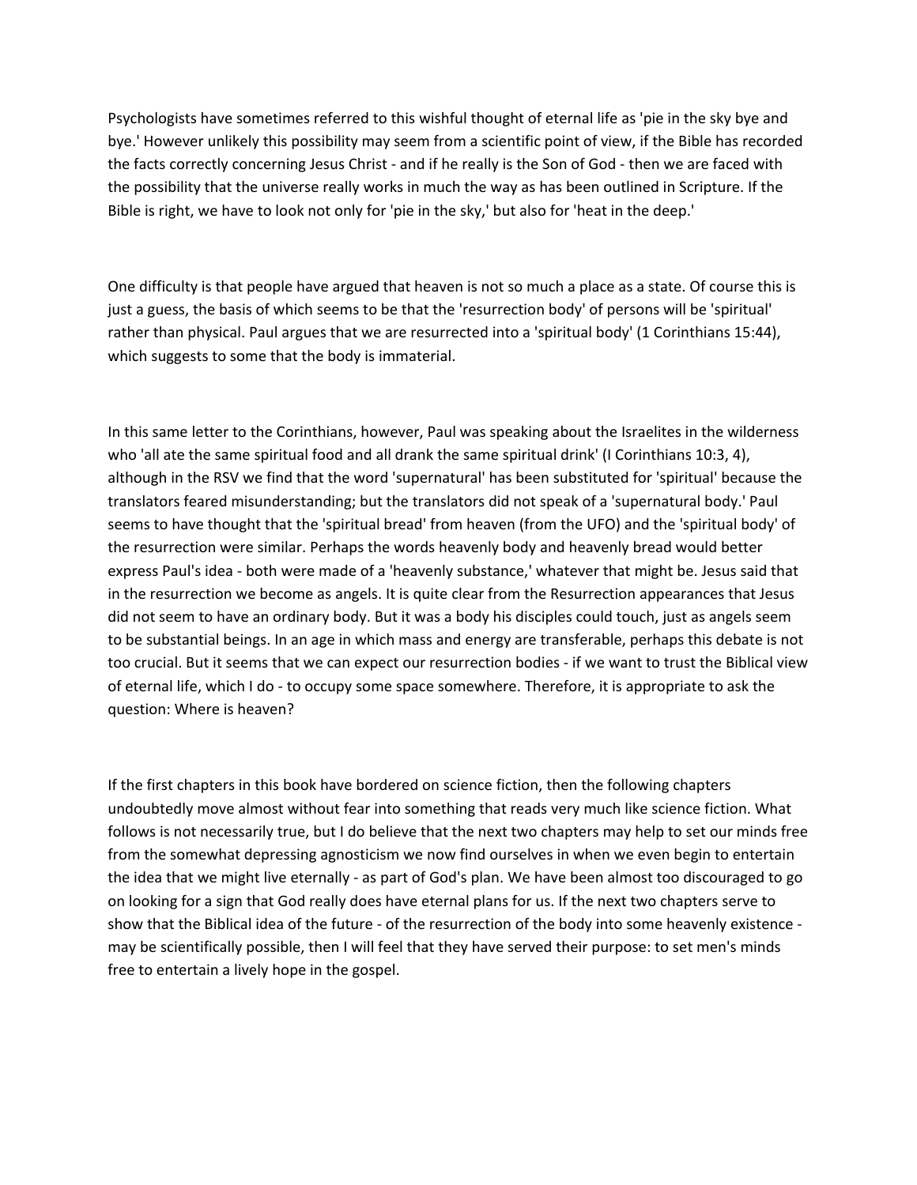Psychologists have sometimes referred to this wishful thought of eternal life as 'pie in the sky bye and bye.' However unlikely this possibility may seem from a scientific point of view, if the Bible has recorded the facts correctly concerning Jesus Christ - and if he really is the Son of God - then we are faced with the possibility that the universe really works in much the way as has been outlined in Scripture. If the Bible is right, we have to look not only for 'pie in the sky,' but also for 'heat in the deep.'

One difficulty is that people have argued that heaven is not so much a place as a state. Of course this is just a guess, the basis of which seems to be that the 'resurrection body' of persons will be 'spiritual' rather than physical. Paul argues that we are resurrected into a 'spiritual body' (1 Corinthians 15:44), which suggests to some that the body is immaterial.

In this same letter to the Corinthians, however, Paul was speaking about the Israelites in the wilderness who 'all ate the same spiritual food and all drank the same spiritual drink' (I Corinthians 10:3, 4), although in the RSV we find that the word 'supernatural' has been substituted for 'spiritual' because the translators feared misunderstanding; but the translators did not speak of a 'supernatural body.' Paul seems to have thought that the 'spiritual bread' from heaven (from the UFO) and the 'spiritual body' of the resurrection were similar. Perhaps the words heavenly body and heavenly bread would better express Paul's idea - both were made of a 'heavenly substance,' whatever that might be. Jesus said that in the resurrection we become as angels. It is quite clear from the Resurrection appearances that Jesus did not seem to have an ordinary body. But it was a body his disciples could touch, just as angels seem to be substantial beings. In an age in which mass and energy are transferable, perhaps this debate is not too crucial. But it seems that we can expect our resurrection bodies - if we want to trust the Biblical view of eternal life, which I do - to occupy some space somewhere. Therefore, it is appropriate to ask the question: Where is heaven?

If the first chapters in this book have bordered on science fiction, then the following chapters undoubtedly move almost without fear into something that reads very much like science fiction. What follows is not necessarily true, but I do believe that the next two chapters may help to set our minds free from the somewhat depressing agnosticism we now find ourselves in when we even begin to entertain the idea that we might live eternally - as part of God's plan. We have been almost too discouraged to go on looking for a sign that God really does have eternal plans for us. If the next two chapters serve to show that the Biblical idea of the future - of the resurrection of the body into some heavenly existence - may be scientifically possible, then I will feel that they have served their purpose: to set men's minds free to entertain a lively hope in the gospel.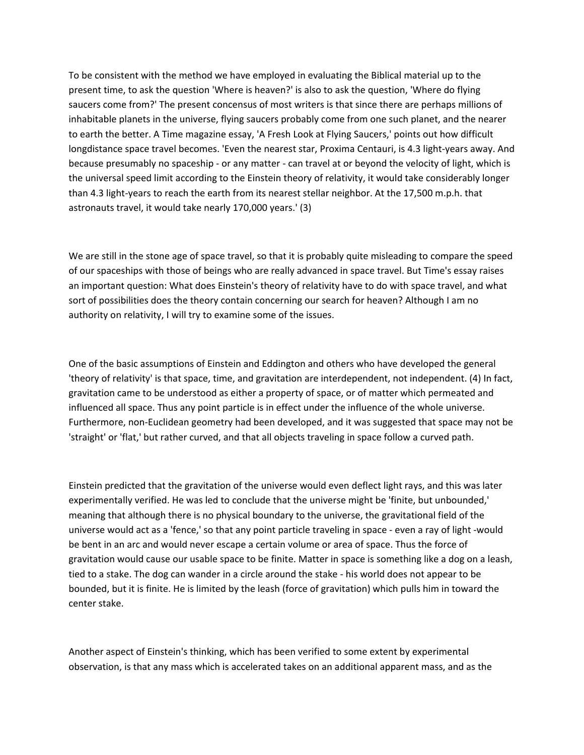To be consistent with the method we have employed in evaluating the Biblical material up to the present time, to ask the question 'Where is heaven?' is also to ask the question, 'Where do flying saucers come from?' The present concensus of most writers is that since there are perhaps millions of inhabitable planets in the universe, flying saucers probably come from one such planet, and the nearer to earth the better. A Time magazine essay, 'A Fresh Look at Flying Saucers,' points out how difficult longdistance space travel becomes. 'Even the nearest star, Proxima Centauri, is 4.3 light-years away. And because presumably no spaceship - or any matter - can travel at or beyond the velocity of light, which is the universal speed limit according to the Einstein theory of relativity, it would take considerably longer than 4.3 light-years to reach the earth from its nearest stellar neighbor. At the 17,500 m.p.h. that astronauts travel, it would take nearly 170,000 years.' (3)

We are still in the stone age of space travel, so that it is probably quite misleading to compare the speed of our spaceships with those of beings who are really advanced in space travel. But Time's essay raises an important question: What does Einstein's theory of relativity have to do with space travel, and what sort of possibilities does the theory contain concerning our search for heaven? Although I am no authority on relativity, I will try to examine some of the issues.

One of the basic assumptions of Einstein and Eddington and others who have developed the general 'theory of relativity' is that space, time, and gravitation are interdependent, not independent. (4) In fact, gravitation came to be understood as either a property of space, or of matter which permeated and influenced all space. Thus any point particle is in effect under the influence of the whole universe. Furthermore, non-Euclidean geometry had been developed, and it was suggested that space may not be 'straight' or 'flat,' but rather curved, and that all objects traveling in space follow a curved path.

Einstein predicted that the gravitation of the universe would even deflect light rays, and this was later experimentally verified. He was led to conclude that the universe might be 'finite, but unbounded,' meaning that although there is no physical boundary to the universe, the gravitational field of the universe would act as a 'fence,' so that any point particle traveling in space - even a ray of light -would be bent in an arc and would never escape a certain volume or area of space. Thus the force of gravitation would cause our usable space to be finite. Matter in space is something like a dog on a leash, tied to a stake. The dog can wander in a circle around the stake - his world does not appear to be bounded, but it is finite. He is limited by the leash (force of gravitation) which pulls him in toward the center stake.

Another aspect of Einstein's thinking, which has been verified to some extent by experimental observation, is that any mass which is accelerated takes on an additional apparent mass, and as the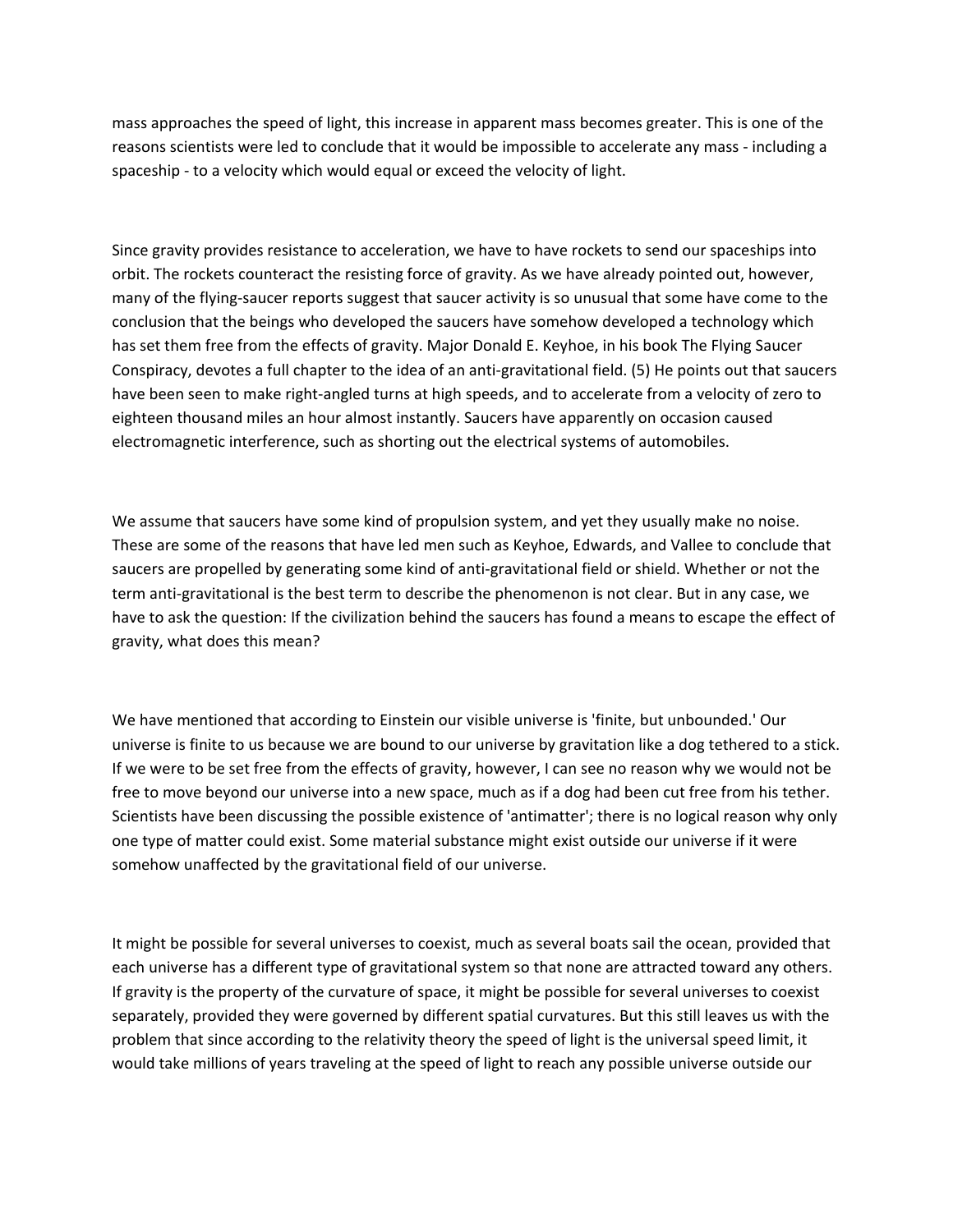mass approaches the speed of light, this increase in apparent mass becomes greater. This is one of the reasons scientists were led to conclude that it would be impossible to accelerate any mass - including a spaceship - to a velocity which would equal or exceed the velocity of light.

Since gravity provides resistance to acceleration, we have to have rockets to send our spaceships into orbit. The rockets counteract the resisting force of gravity. As we have already pointed out, however, many of the flying-saucer reports suggest that saucer activity is so unusual that some have come to the conclusion that the beings who developed the saucers have somehow developed a technology which has set them free from the effects of gravity. Major Donald E. Keyhoe, in his book The Flying Saucer Conspiracy, devotes a full chapter to the idea of an anti-gravitational field. (5) He points out that saucers have been seen to make right-angled turns at high speeds, and to accelerate from a velocity of zero to eighteen thousand miles an hour almost instantly. Saucers have apparently on occasion caused electromagnetic interference, such as shorting out the electrical systems of automobiles.

We assume that saucers have some kind of propulsion system, and yet they usually make no noise. These are some of the reasons that have led men such as Keyhoe, Edwards, and Vallee to conclude that saucers are propelled by generating some kind of anti-gravitational field or shield. Whether or not the term anti-gravitational is the best term to describe the phenomenon is not clear. But in any case, we have to ask the question: If the civilization behind the saucers has found a means to escape the effect of gravity, what does this mean?

We have mentioned that according to Einstein our visible universe is 'finite, but unbounded.' Our universe is finite to us because we are bound to our universe by gravitation like a dog tethered to a stick. If we were to be set free from the effects of gravity, however, I can see no reason why we would not be free to move beyond our universe into a new space, much as if a dog had been cut free from his tether. Scientists have been discussing the possible existence of 'antimatter'; there is no logical reason why only one type of matter could exist. Some material substance might exist outside our universe if it were somehow unaffected by the gravitational field of our universe.

It might be possible for several universes to coexist, much as several boats sail the ocean, provided that each universe has a different type of gravitational system so that none are attracted toward any others. If gravity is the property of the curvature of space, it might be possible for several universes to coexist separately, provided they were governed by different spatial curvatures. But this still leaves us with the problem that since according to the relativity theory the speed of light is the universal speed limit, it would take millions of years traveling at the speed of light to reach any possible universe outside our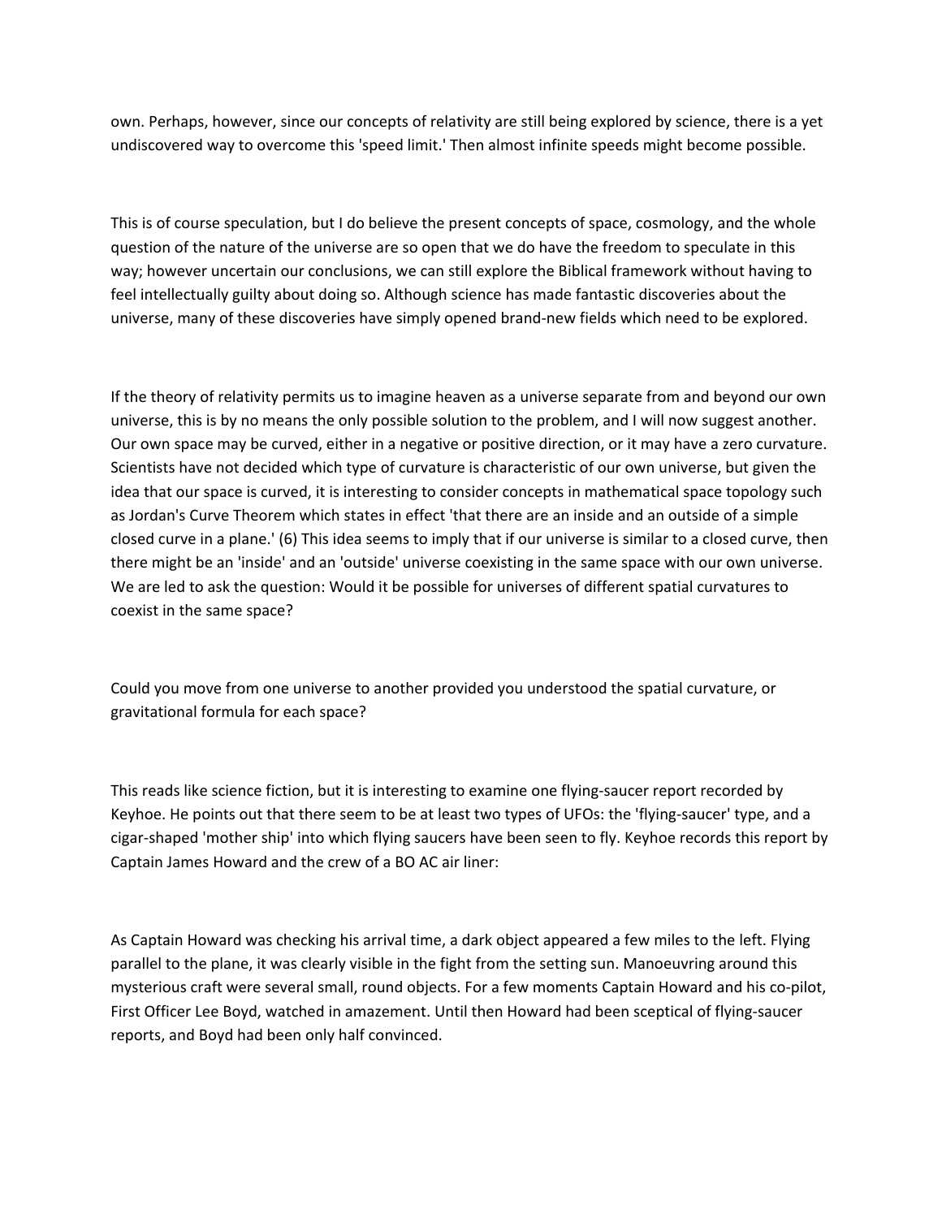own. Perhaps, however, since our concepts of relativity are still being explored by science, there is a yet undiscovered way to overcome this 'speed limit.' Then almost infinite speeds might become possible.

This is of course speculation, but I do believe the present concepts of space, cosmology, and the whole question of the nature of the universe are so open that we do have the freedom to speculate in this way; however uncertain our conclusions, we can still explore the Biblical framework without having to feel intellectually guilty about doing so. Although science has made fantastic discoveries about the universe, many of these discoveries have simply opened brand-new fields which need to be explored.

If the theory of relativity permits us to imagine heaven as a universe separate from and beyond our own universe, this is by no means the only possible solution to the problem, and I will now suggest another. Our own space may be curved, either in a negative or positive direction, or it may have a zero curvature. Scientists have not decided which type of curvature is characteristic of our own universe, but given the idea that our space is curved, it is interesting to consider concepts in mathematical space topology such as Jordan's Curve Theorem which states in effect 'that there are an inside and an outside of a simple closed curve in a plane.' (6) This idea seems to imply that if our universe is similar to a closed curve, then there might be an 'inside' and an 'outside' universe coexisting in the same space with our own universe. We are led to ask the question: Would it be possible for universes of different spatial curvatures to coexist in the same space?

Could you move from one universe to another provided you understood the spatial curvature, or gravitational formula for each space?

This reads like science fiction, but it is interesting to examine one flying-saucer report recorded by Keyhoe. He points out that there seem to be at least two types of UFOs: the 'flying-saucer' type, and a cigar-shaped 'mother ship' into which flying saucers have been seen to fly. Keyhoe records this report by Captain James Howard and the crew of a BO AC air liner:

As Captain Howard was checking his arrival time, a dark object appeared a few miles to the left. Flying parallel to the plane, it was clearly visible in the fight from the setting sun. Manoeuvring around this mysterious craft were several small, round objects. For a few moments Captain Howard and his co-pilot, First Officer Lee Boyd, watched in amazement. Until then Howard had been sceptical of flying-saucer reports, and Boyd had been only half convinced.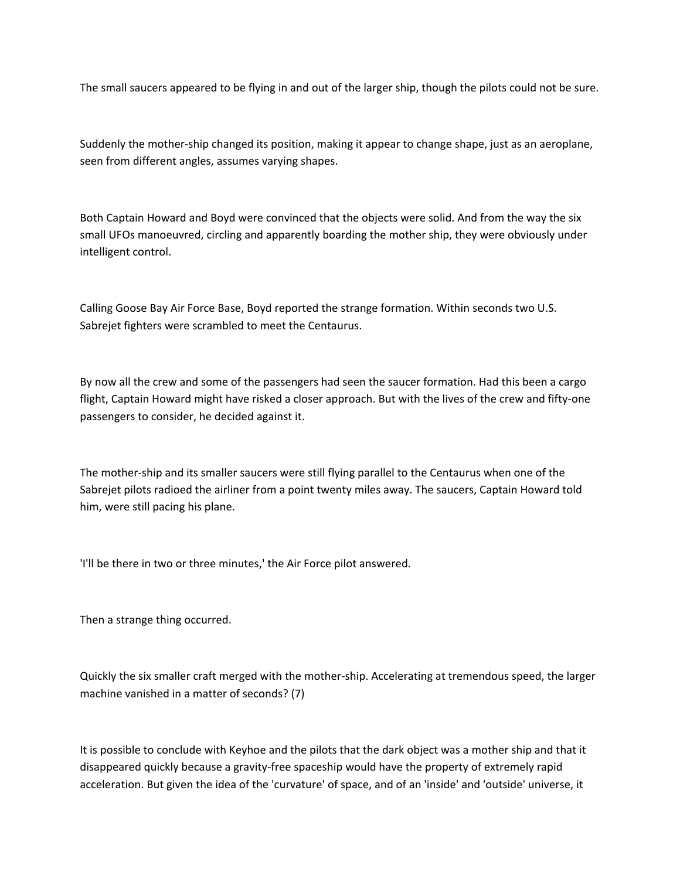The small saucers appeared to be flying in and out of the larger ship, though the pilots could not be sure.

Suddenly the mother-ship changed its position, making it appear to change shape, just as an aeroplane, seen from different angles, assumes varying shapes.

Both Captain Howard and Boyd were convinced that the objects were solid. And from the way the six small UFOs manoeuvred, circling and apparently boarding the mother ship, they were obviously under intelligent control.

Calling Goose Bay Air Force Base, Boyd reported the strange formation. Within seconds two U.S. Sabrejet fighters were scrambled to meet the Centaurus.

By now all the crew and some of the passengers had seen the saucer formation. Had this been a cargo flight, Captain Howard might have risked a closer approach. But with the lives of the crew and fifty-one passengers to consider, he decided against it.

The mother-ship and its smaller saucers were still flying parallel to the Centaurus when one of the Sabrejet pilots radioed the airliner from a point twenty miles away. The saucers, Captain Howard told him, were still pacing his plane.

'I'll be there in two or three minutes,' the Air Force pilot answered.

Then a strange thing occurred.

Quickly the six smaller craft merged with the mother-ship. Accelerating at tremendous speed, the larger machine vanished in a matter of seconds? (7)

It is possible to conclude with Keyhoe and the pilots that the dark object was a mother ship and that it disappeared quickly because a gravity-free spaceship would have the property of extremely rapid acceleration. But given the idea of the 'curvature' of space, and of an 'inside' and 'outside' universe, it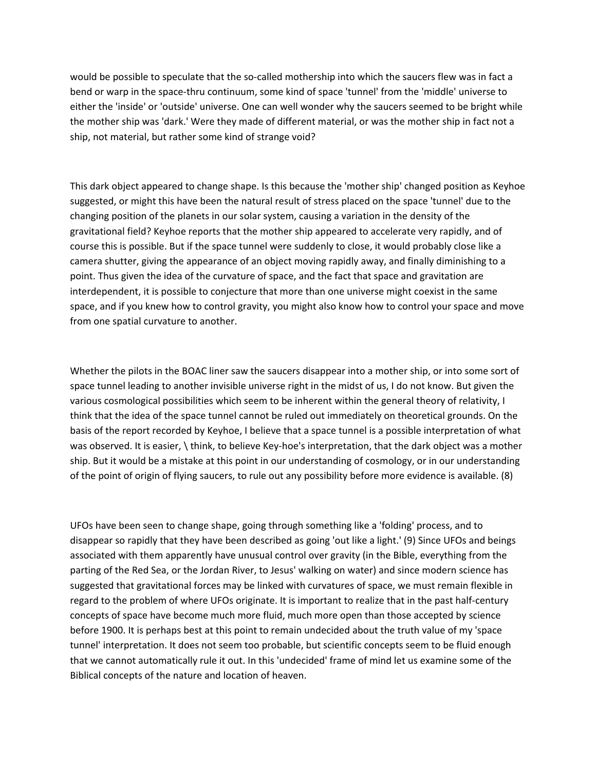would be possible to speculate that the so-called mothership into which the saucers flew was in fact a bend or warp in the space-thru continuum, some kind of space 'tunnel' from the 'middle' universe to either the 'inside' or 'outside' universe. One can well wonder why the saucers seemed to be bright while the mother ship was 'dark.' Were they made of different material, or was the mother ship in fact not a ship, not material, but rather some kind of strange void?

This dark object appeared to change shape. Is this because the 'mother ship' changed position as Keyhoe suggested, or might this have been the natural result of stress placed on the space 'tunnel' due to the changing position of the planets in our solar system, causing a variation in the density of the gravitational field? Keyhoe reports that the mother ship appeared to accelerate very rapidly, and of course this is possible. But if the space tunnel were suddenly to close, it would probably close like a camera shutter, giving the appearance of an object moving rapidly away, and finally diminishing to a point. Thus given the idea of the curvature of space, and the fact that space and gravitation are interdependent, it is possible to conjecture that more than one universe might coexist in the same space, and if you knew how to control gravity, you might also know how to control your space and move from one spatial curvature to another.

Whether the pilots in the BOAC liner saw the saucers disappear into a mother ship, or into some sort of space tunnel leading to another invisible universe right in the midst of us, I do not know. But given the various cosmological possibilities which seem to be inherent within the general theory of relativity, I think that the idea of the space tunnel cannot be ruled out immediately on theoretical grounds. On the basis of the report recorded by Keyhoe, I believe that a space tunnel is a possible interpretation of what was observed. It is easier, \ think, to believe Key-hoe's interpretation, that the dark object was a mother ship. But it would be a mistake at this point in our understanding of cosmology, or in our understanding of the point of origin of flying saucers, to rule out any possibility before more evidence is available. (8)

UFOs have been seen to change shape, going through something like a 'folding' process, and to disappear so rapidly that they have been described as going 'out like a light.' (9) Since UFOs and beings associated with them apparently have unusual control over gravity (in the Bible, everything from the parting of the Red Sea, or the Jordan River, to Jesus' walking on water) and since modern science has suggested that gravitational forces may be linked with curvatures of space, we must remain flexible in regard to the problem of where UFOs originate. It is important to realize that in the past half-century concepts of space have become much more fluid, much more open than those accepted by science before 1900. It is perhaps best at this point to remain undecided about the truth value of my 'space tunnel' interpretation. It does not seem too probable, but scientific concepts seem to be fluid enough that we cannot automatically rule it out. In this 'undecided' frame of mind let us examine some of the Biblical concepts of the nature and location of heaven.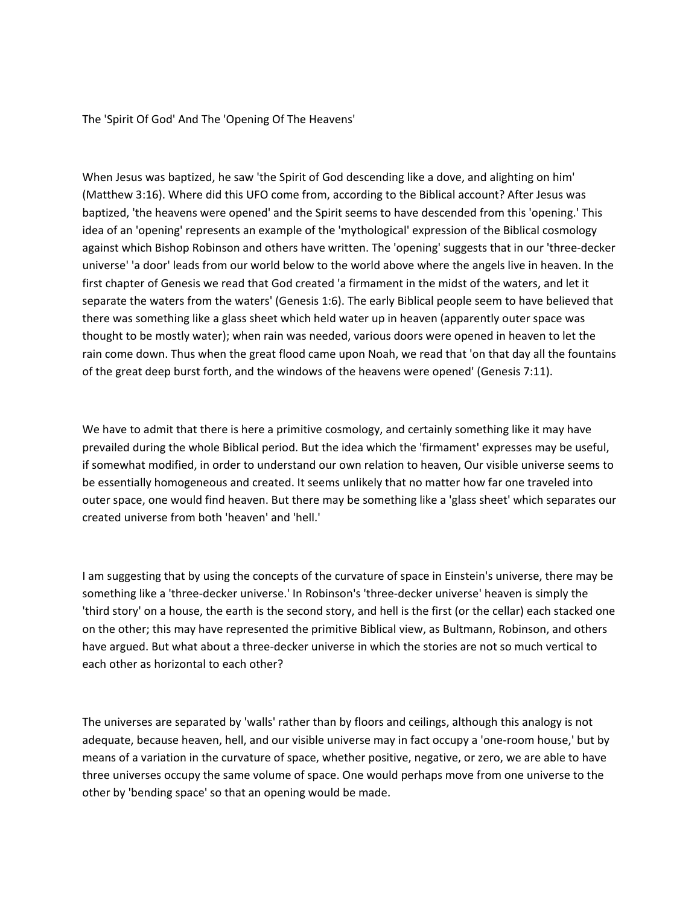# The 'Spirit Of God' And The 'Opening Of The Heavens'

When Jesus was baptized, he saw 'the Spirit of God descending like a dove, and alighting on him' (Matthew 3:16). Where did this UFO come from, according to the Biblical account? After Jesus was baptized, 'the heavens were opened' and the Spirit seems to have descended from this 'opening.' This idea of an 'opening' represents an example of the 'mythological' expression of the Biblical cosmology against which Bishop Robinson and others have written. The 'opening' suggests that in our 'three-decker universe' 'a door' leads from our world below to the world above where the angels live in heaven. In the first chapter of Genesis we read that God created 'a firmament in the midst of the waters, and let it separate the waters from the waters' (Genesis 1:6). The early Biblical people seem to have believed that there was something like a glass sheet which held water up in heaven (apparently outer space was thought to be mostly water); when rain was needed, various doors were opened in heaven to let the rain come down. Thus when the great flood came upon Noah, we read that 'on that day all the fountains of the great deep burst forth, and the windows of the heavens were opened' (Genesis 7:11).

We have to admit that there is here a primitive cosmology, and certainly something like it may have prevailed during the whole Biblical period. But the idea which the 'firmament' expresses may be useful, if somewhat modified, in order to understand our own relation to heaven, Our visible universe seems to be essentially homogeneous and created. It seems unlikely that no matter how far one traveled into outer space, one would find heaven. But there may be something like a 'glass sheet' which separates our created universe from both 'heaven' and 'hell.'

I am suggesting that by using the concepts of the curvature of space in Einstein's universe, there may be something like a 'three-decker universe.' In Robinson's 'three-decker universe' heaven is simply the 'third story' on a house, the earth is the second story, and hell is the first (or the cellar) each stacked one on the other; this may have represented the primitive Biblical view, as Bultmann, Robinson, and others have argued. But what about a three-decker universe in which the stories are not so much vertical to each other as horizontal to each other?

The universes are separated by 'walls' rather than by floors and ceilings, although this analogy is not adequate, because heaven, hell, and our visible universe may in fact occupy a 'one-room house,' but by means of a variation in the curvature of space, whether positive, negative, or zero, we are able to have three universes occupy the same volume of space. One would perhaps move from one universe to the other by 'bending space' so that an opening would be made.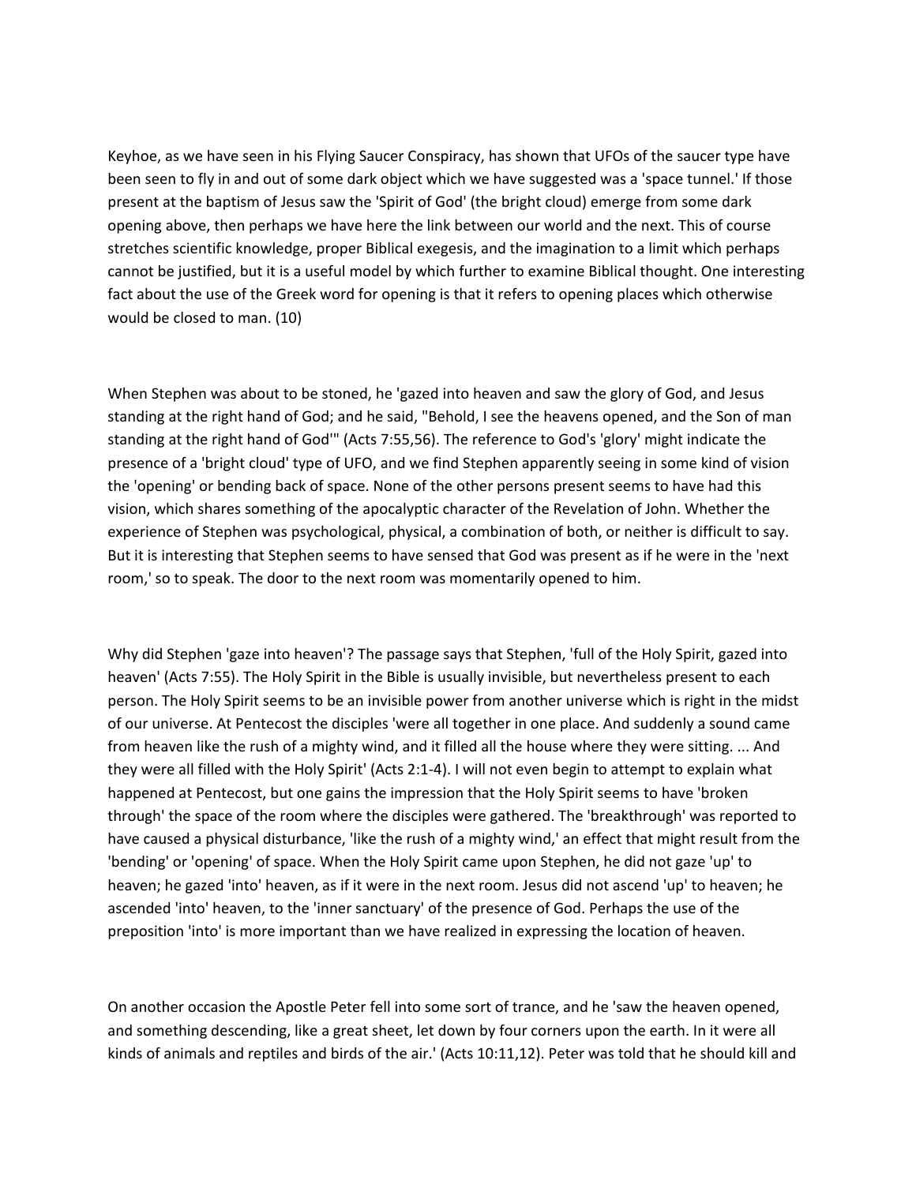Keyhoe, as we have seen in his Flying Saucer Conspiracy, has shown that UFOs of the saucer type have been seen to fly in and out of some dark object which we have suggested was a 'space tunnel.' If those present at the baptism of Jesus saw the 'Spirit of God' (the bright cloud) emerge from some dark opening above, then perhaps we have here the link between our world and the next. This of course stretches scientific knowledge, proper Biblical exegesis, and the imagination to a limit which perhaps cannot be justified, but it is a useful model by which further to examine Biblical thought. One interesting fact about the use of the Greek word for opening is that it refers to opening places which otherwise would be closed to man. (10)

When Stephen was about to be stoned, he 'gazed into heaven and saw the glory of God, and Jesus standing at the right hand of God; and he said, "Behold, I see the heavens opened, and the Son of man standing at the right hand of God'" (Acts 7:55,56). The reference to God's 'glory' might indicate the presence of a 'bright cloud' type of UFO, and we find Stephen apparently seeing in some kind of vision the 'opening' or bending back of space. None of the other persons present seems to have had this vision, which shares something of the apocalyptic character of the Revelation of John. Whether the experience of Stephen was psychological, physical, a combination of both, or neither is difficult to say. But it is interesting that Stephen seems to have sensed that God was present as if he were in the 'next room,' so to speak. The door to the next room was momentarily opened to him.

Why did Stephen 'gaze into heaven'? The passage says that Stephen, 'full of the Holy Spirit, gazed into heaven' (Acts 7:55). The Holy Spirit in the Bible is usually invisible, but nevertheless present to each person. The Holy Spirit seems to be an invisible power from another universe which is right in the midst of our universe. At Pentecost the disciples 'were all together in one place. And suddenly a sound came from heaven like the rush of a mighty wind, and it filled all the house where they were sitting. ... And they were all filled with the Holy Spirit' (Acts 2:1-4). I will not even begin to attempt to explain what happened at Pentecost, but one gains the impression that the Holy Spirit seems to have 'broken through' the space of the room where the disciples were gathered. The 'breakthrough' was reported to have caused a physical disturbance, 'like the rush of a mighty wind,' an effect that might result from the 'bending' or 'opening' of space. When the Holy Spirit came upon Stephen, he did not gaze 'up' to heaven; he gazed 'into' heaven, as if it were in the next room. Jesus did not ascend 'up' to heaven; he ascended 'into' heaven, to the 'inner sanctuary' of the presence of God. Perhaps the use of the preposition 'into' is more important than we have realized in expressing the location of heaven.

On another occasion the Apostle Peter fell into some sort of trance, and he 'saw the heaven opened, and something descending, like a great sheet, let down by four corners upon the earth. In it were all kinds of animals and reptiles and birds of the air.' (Acts 10:11,12). Peter was told that he should kill and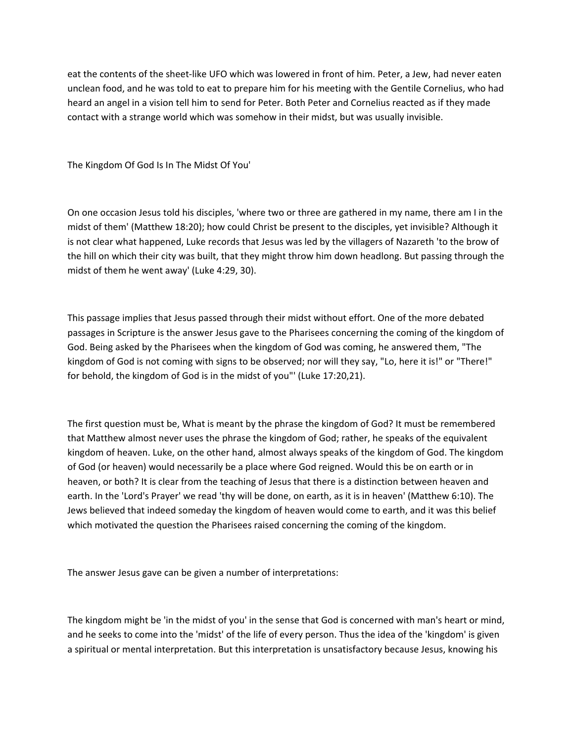eat the contents of the sheet-like UFO which was lowered in front of him. Peter, a Jew, had never eaten unclean food, and he was told to eat to prepare him for his meeting with the Gentile Cornelius, who had heard an angel in a vision tell him to send for Peter. Both Peter and Cornelius reacted as if they made contact with a strange world which was somehow in their midst, but was usually invisible.

The Kingdom Of God Is In The Midst Of You'

On one occasion Jesus told his disciples, 'where two or three are gathered in my name, there am I in the midst of them' (Matthew 18:20); how could Christ be present to the disciples, yet invisible? Although it is not clear what happened, Luke records that Jesus was led by the villagers of Nazareth 'to the brow of the hill on which their city was built, that they might throw him down headlong. But passing through the midst of them he went away' (Luke 4:29, 30).

This passage implies that Jesus passed through their midst without effort. One of the more debated passages in Scripture is the answer Jesus gave to the Pharisees concerning the coming of the kingdom of God. Being asked by the Pharisees when the kingdom of God was coming, he answered them, "The kingdom of God is not coming with signs to be observed; nor will they say, "Lo, here it is!" or "There!" for behold, the kingdom of God is in the midst of you"' (Luke 17:20,21).

The first question must be, What is meant by the phrase the kingdom of God? It must be remembered that Matthew almost never uses the phrase the kingdom of God; rather, he speaks of the equivalent kingdom of heaven. Luke, on the other hand, almost always speaks of the kingdom of God. The kingdom of God (or heaven) would necessarily be a place where God reigned. Would this be on earth or in heaven, or both? It is clear from the teaching of Jesus that there is a distinction between heaven and earth. In the 'Lord's Prayer' we read 'thy will be done, on earth, as it is in heaven' (Matthew 6:10). The Jews believed that indeed someday the kingdom of heaven would come to earth, and it was this belief which motivated the question the Pharisees raised concerning the coming of the kingdom.

The answer Jesus gave can be given a number of interpretations:

The kingdom might be 'in the midst of you' in the sense that God is concerned with man's heart or mind, and he seeks to come into the 'midst' of the life of every person. Thus the idea of the 'kingdom' is given a spiritual or mental interpretation. But this interpretation is unsatisfactory because Jesus, knowing his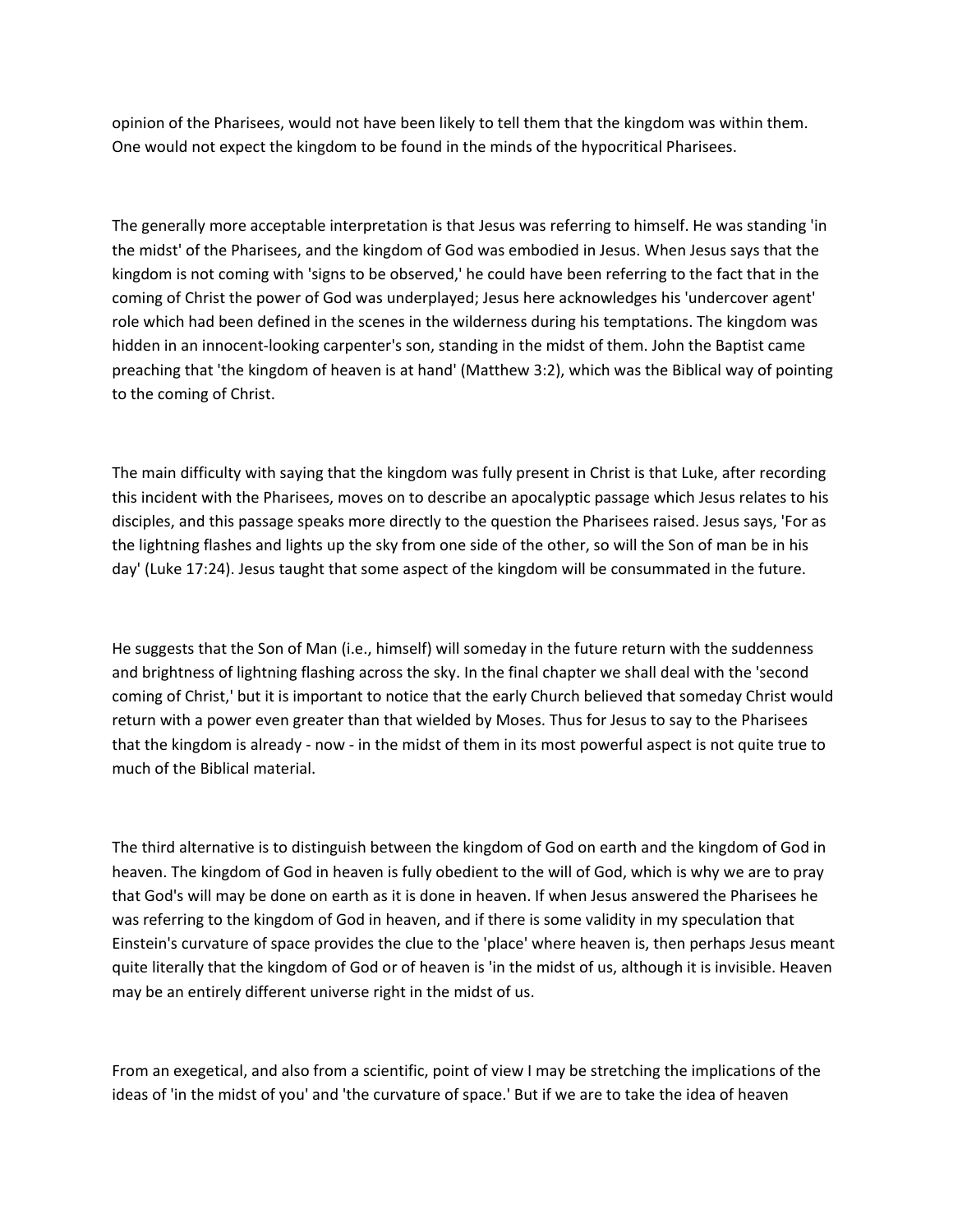opinion of the Pharisees, would not have been likely to tell them that the kingdom was within them. One would not expect the kingdom to be found in the minds of the hypocritical Pharisees.

The generally more acceptable interpretation is that Jesus was referring to himself. He was standing 'in the midst' of the Pharisees, and the kingdom of God was embodied in Jesus. When Jesus says that the kingdom is not coming with 'signs to be observed,' he could have been referring to the fact that in the coming of Christ the power of God was underplayed; Jesus here acknowledges his 'undercover agent' role which had been defined in the scenes in the wilderness during his temptations. The kingdom was hidden in an innocent-looking carpenter's son, standing in the midst of them. John the Baptist came preaching that 'the kingdom of heaven is at hand' (Matthew 3:2), which was the Biblical way of pointing to the coming of Christ.

The main difficulty with saying that the kingdom was fully present in Christ is that Luke, after recording this incident with the Pharisees, moves on to describe an apocalyptic passage which Jesus relates to his disciples, and this passage speaks more directly to the question the Pharisees raised. Jesus says, 'For as the lightning flashes and lights up the sky from one side of the other, so will the Son of man be in his day' (Luke 17:24). Jesus taught that some aspect of the kingdom will be consummated in the future.

He suggests that the Son of Man (i.e., himself) will someday in the future return with the suddenness and brightness of lightning flashing across the sky. In the final chapter we shall deal with the 'second coming of Christ,' but it is important to notice that the early Church believed that someday Christ would return with a power even greater than that wielded by Moses. Thus for Jesus to say to the Pharisees that the kingdom is already - now - in the midst of them in its most powerful aspect is not quite true to much of the Biblical material.

The third alternative is to distinguish between the kingdom of God on earth and the kingdom of God in heaven. The kingdom of God in heaven is fully obedient to the will of God, which is why we are to pray that God's will may be done on earth as it is done in heaven. If when Jesus answered the Pharisees he was referring to the kingdom of God in heaven, and if there is some validity in my speculation that Einstein's curvature of space provides the clue to the 'place' where heaven is, then perhaps Jesus meant quite literally that the kingdom of God or of heaven is 'in the midst of us, although it is invisible. Heaven may be an entirely different universe right in the midst of us.

From an exegetical, and also from a scientific, point of view I may be stretching the implications of the ideas of 'in the midst of you' and 'the curvature of space.' But if we are to take the idea of heaven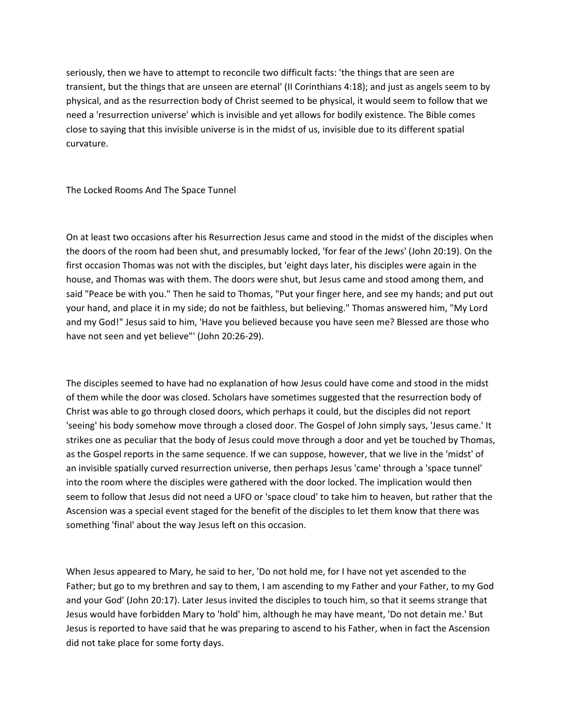seriously, then we have to attempt to reconcile two difficult facts: 'the things that are seen are transient, but the things that are unseen are eternal' (II Corinthians 4:18); and just as angels seem to by physical, and as the resurrection body of Christ seemed to be physical, it would seem to follow that we need a 'resurrection universe' which is invisible and yet allows for bodily existence. The Bible comes close to saying that this invisible universe is in the midst of us, invisible due to its different spatial curvature.

## The Locked Rooms And The Space Tunnel

On at least two occasions after his Resurrection Jesus came and stood in the midst of the disciples when the doors of the room had been shut, and presumably locked, 'for fear of the Jews' (John 20:19). On the first occasion Thomas was not with the disciples, but 'eight days later, his disciples were again in the house, and Thomas was with them. The doors were shut, but Jesus came and stood among them, and said "Peace be with you." Then he said to Thomas, "Put your finger here, and see my hands; and put out your hand, and place it in my side; do not be faithless, but believing." Thomas answered him, "My Lord and my God!" Jesus said to him, 'Have you believed because you have seen me? Blessed are those who have not seen and yet believe"' (John 20:26-29).

The disciples seemed to have had no explanation of how Jesus could have come and stood in the midst of them while the door was closed. Scholars have sometimes suggested that the resurrection body of Christ was able to go through closed doors, which perhaps it could, but the disciples did not report 'seeing' his body somehow move through a closed door. The Gospel of John simply says, 'Jesus came.' It strikes one as peculiar that the body of Jesus could move through a door and yet be touched by Thomas, as the Gospel reports in the same sequence. If we can suppose, however, that we live in the 'midst' of an invisible spatially curved resurrection universe, then perhaps Jesus 'came' through a 'space tunnel' into the room where the disciples were gathered with the door locked. The implication would then seem to follow that Jesus did not need a UFO or 'space cloud' to take him to heaven, but rather that the Ascension was a special event staged for the benefit of the disciples to let them know that there was something 'final' about the way Jesus left on this occasion.

When Jesus appeared to Mary, he said to her, 'Do not hold me, for I have not yet ascended to the Father; but go to my brethren and say to them, I am ascending to my Father and your Father, to my God and your God' (John 20:17). Later Jesus invited the disciples to touch him, so that it seems strange that Jesus would have forbidden Mary to 'hold' him, although he may have meant, 'Do not detain me.' But Jesus is reported to have said that he was preparing to ascend to his Father, when in fact the Ascension did not take place for some forty days.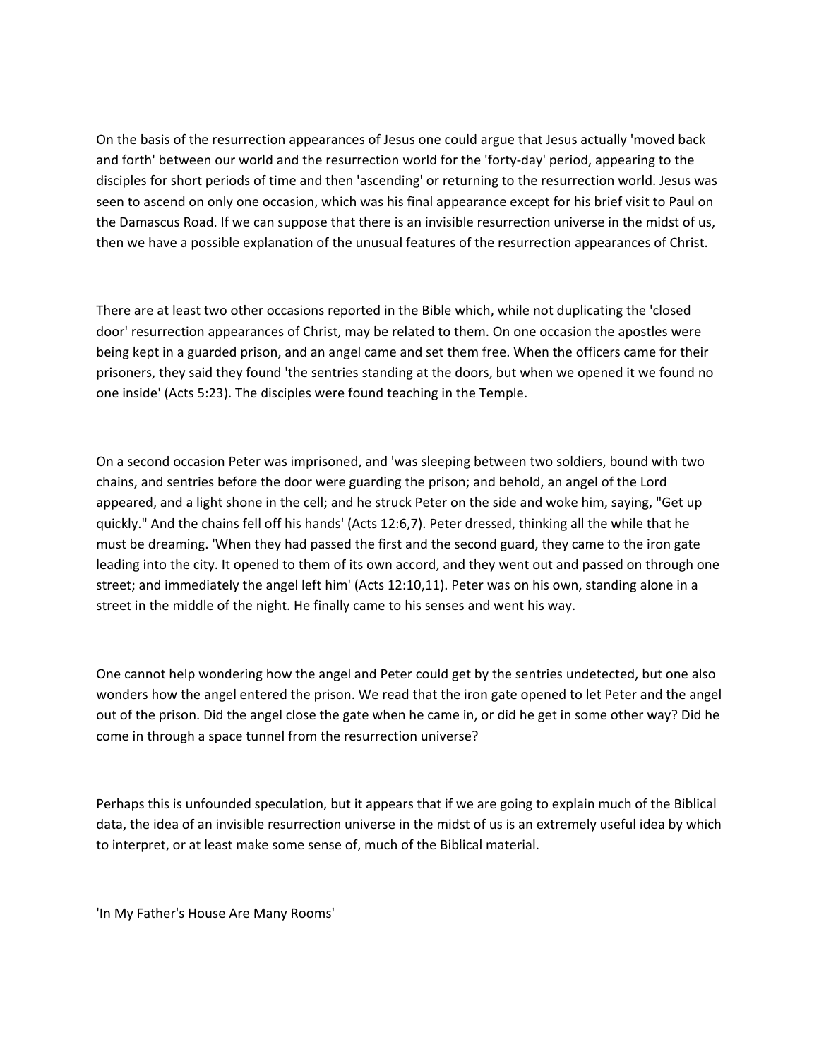On the basis of the resurrection appearances of Jesus one could argue that Jesus actually 'moved back and forth' between our world and the resurrection world for the 'forty-day' period, appearing to the disciples for short periods of time and then 'ascending' or returning to the resurrection world. Jesus was seen to ascend on only one occasion, which was his final appearance except for his brief visit to Paul on the Damascus Road. If we can suppose that there is an invisible resurrection universe in the midst of us, then we have a possible explanation of the unusual features of the resurrection appearances of Christ.

There are at least two other occasions reported in the Bible which, while not duplicating the 'closed door' resurrection appearances of Christ, may be related to them. On one occasion the apostles were being kept in a guarded prison, and an angel came and set them free. When the officers came for their prisoners, they said they found 'the sentries standing at the doors, but when we opened it we found no one inside' (Acts 5:23). The disciples were found teaching in the Temple.

On a second occasion Peter was imprisoned, and 'was sleeping between two soldiers, bound with two chains, and sentries before the door were guarding the prison; and behold, an angel of the Lord appeared, and a light shone in the cell; and he struck Peter on the side and woke him, saying, "Get up quickly." And the chains fell off his hands' (Acts 12:6,7). Peter dressed, thinking all the while that he must be dreaming. 'When they had passed the first and the second guard, they came to the iron gate leading into the city. It opened to them of its own accord, and they went out and passed on through one street; and immediately the angel left him' (Acts 12:10,11). Peter was on his own, standing alone in a street in the middle of the night. He finally came to his senses and went his way.

One cannot help wondering how the angel and Peter could get by the sentries undetected, but one also wonders how the angel entered the prison. We read that the iron gate opened to let Peter and the angel out of the prison. Did the angel close the gate when he came in, or did he get in some other way? Did he come in through a space tunnel from the resurrection universe?

Perhaps this is unfounded speculation, but it appears that if we are going to explain much of the Biblical data, the idea of an invisible resurrection universe in the midst of us is an extremely useful idea by which to interpret, or at least make some sense of, much of the Biblical material.

## 'In My Father's House Are Many Rooms'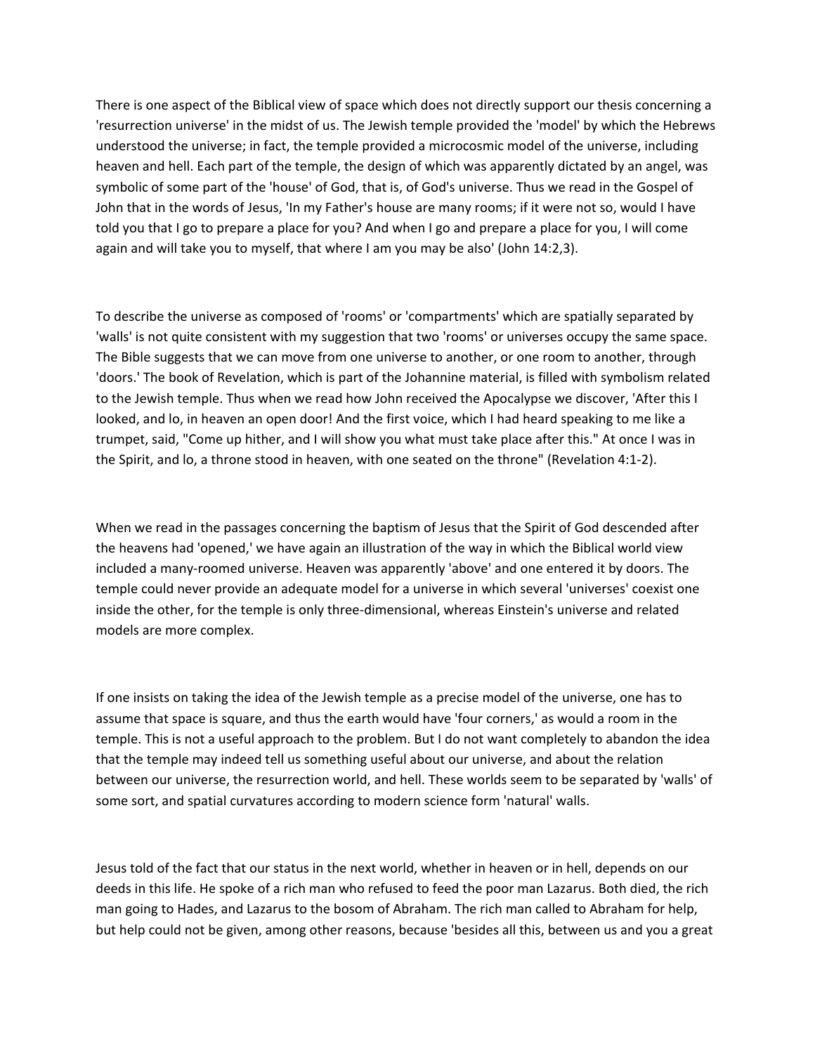There is one aspect of the Biblical view of space which does not directly support our thesis concerning a 'resurrection universe' in the midst of us. The Jewish temple provided the 'model' by which the Hebrews understood the universe; in fact, the temple provided a microcosmic model of the universe, including heaven and hell. Each part of the temple, the design of which was apparently dictated by an angel, was symbolic of some part of the 'house' of God, that is, of God's universe. Thus we read in the Gospel of John that in the words of Jesus, 'In my Father's house are many rooms; if it were not so, would I have told you that I go to prepare a place for you? And when I go and prepare a place for you, I will come again and will take you to myself, that where I am you may be also' (John 14:2,3).

To describe the universe as composed of 'rooms' or 'compartments' which are spatially separated by 'walls' is not quite consistent with my suggestion that two 'rooms' or universes occupy the same space. The Bible suggests that we can move from one universe to another, or one room to another, through 'doors.' The book of Revelation, which is part of the Johannine material, is filled with symbolism related to the Jewish temple. Thus when we read how John received the Apocalypse we discover, 'After this I looked, and lo, in heaven an open door! And the first voice, which I had heard speaking to me like a trumpet, said, "Come up hither, and I will show you what must take place after this." At once I was in the Spirit, and lo, a throne stood in heaven, with one seated on the throne" (Revelation 4:1-2).

When we read in the passages concerning the baptism of Jesus that the Spirit of God descended after the heavens had 'opened,' we have again an illustration of the way in which the Biblical world view included a many-roomed universe. Heaven was apparently 'above' and one entered it by doors. The temple could never provide an adequate model for a universe in which several 'universes' coexist one inside the other, for the temple is only three-dimensional, whereas Einstein's universe and related models are more complex.

If one insists on taking the idea of the Jewish temple as a precise model of the universe, one has to assume that space is square, and thus the earth would have 'four corners,' as would a room in the temple. This is not a useful approach to the problem. But I do not want completely to abandon the idea that the temple may indeed tell us something useful about our universe, and about the relation between our universe, the resurrection world, and hell. These worlds seem to be separated by 'walls' of some sort, and spatial curvatures according to modern science form 'natural' walls.

Jesus told of the fact that our status in the next world, whether in heaven or in hell, depends on our deeds in this life. He spoke of a rich man who refused to feed the poor man Lazarus. Both died, the rich man going to Hades, and Lazarus to the bosom of Abraham. The rich man called to Abraham for help, but help could not be given, among other reasons, because 'besides all this, between us and you a great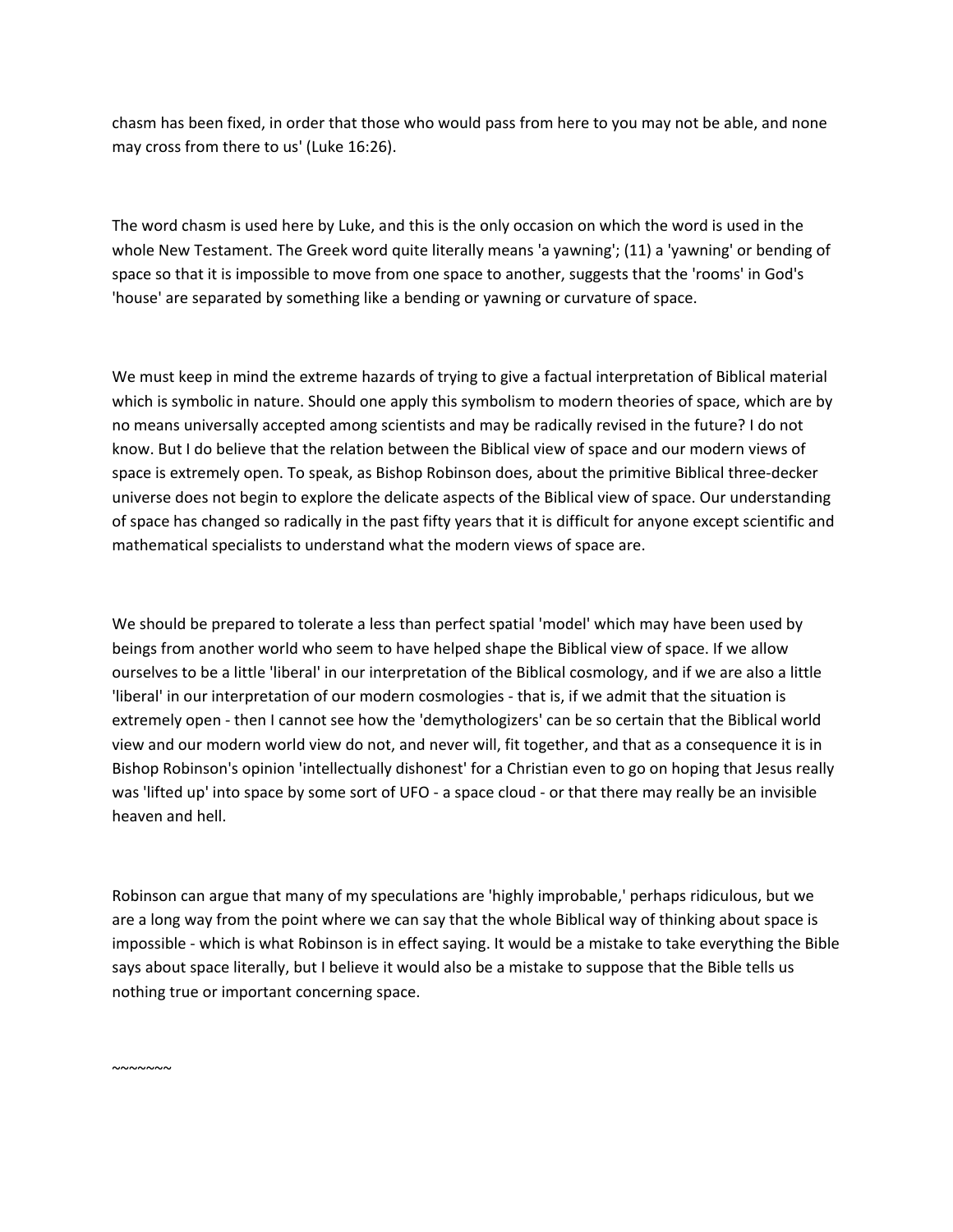chasm has been fixed, in order that those who would pass from here to you may not be able, and none may cross from there to us' (Luke 16:26).

The word chasm is used here by Luke, and this is the only occasion on which the word is used in the whole New Testament. The Greek word quite literally means 'a yawning'; (11) a 'yawning' or bending of space so that it is impossible to move from one space to another, suggests that the 'rooms' in God's 'house' are separated by something like a bending or yawning or curvature of space.

We must keep in mind the extreme hazards of trying to give a factual interpretation of Biblical material which is symbolic in nature. Should one apply this symbolism to modern theories of space, which are by no means universally accepted among scientists and may be radically revised in the future? I do not know. But I do believe that the relation between the Biblical view of space and our modern views of space is extremely open. To speak, as Bishop Robinson does, about the primitive Biblical three-decker universe does not begin to explore the delicate aspects of the Biblical view of space. Our understanding of space has changed so radically in the past fifty years that it is difficult for anyone except scientific and mathematical specialists to understand what the modern views of space are.

We should be prepared to tolerate a less than perfect spatial 'model' which may have been used by beings from another world who seem to have helped shape the Biblical view of space. If we allow ourselves to be a little 'liberal' in our interpretation of the Biblical cosmology, and if we are also a little 'liberal' in our interpretation of our modern cosmologies - that is, if we admit that the situation is extremely open - then I cannot see how the 'demythologizers' can be so certain that the Biblical world view and our modern world view do not, and never will, fit together, and that as a consequence it is in Bishop Robinson's opinion 'intellectually dishonest' for a Christian even to go on hoping that Jesus really was 'lifted up' into space by some sort of UFO - a space cloud - or that there may really be an invisible heaven and hell.

Robinson can argue that many of my speculations are 'highly improbable,' perhaps ridiculous, but we are a long way from the point where we can say that the whole Biblical way of thinking about space is impossible - which is what Robinson is in effect saying. It would be a mistake to take everything the Bible says about space literally, but I believe it would also be a mistake to suppose that the Bible tells us nothing true or important concerning space.

~~~~~~~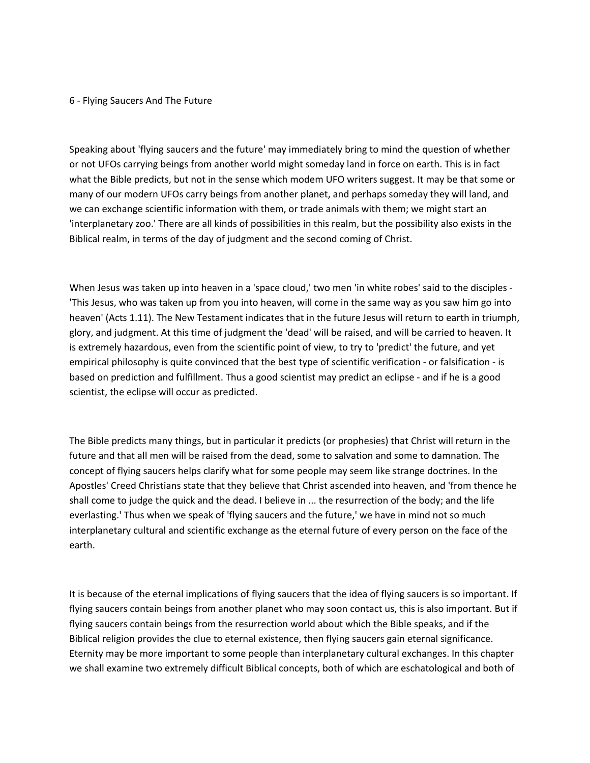## 6 - Flying Saucers And The Future

Speaking about 'flying saucers and the future' may immediately bring to mind the question of whether or not UFOs carrying beings from another world might someday land in force on earth. This is in fact what the Bible predicts, but not in the sense which modem UFO writers suggest. It may be that some or many of our modern UFOs carry beings from another planet, and perhaps someday they will land, and we can exchange scientific information with them, or trade animals with them; we might start an 'interplanetary zoo.' There are all kinds of possibilities in this realm, but the possibility also exists in the Biblical realm, in terms of the day of judgment and the second coming of Christ.

When Jesus was taken up into heaven in a 'space cloud,' two men 'in white robes' said to the disciples - 'This Jesus, who was taken up from you into heaven, will come in the same way as you saw him go into heaven' (Acts 1.11). The New Testament indicates that in the future Jesus will return to earth in triumph, glory, and judgment. At this time of judgment the 'dead' will be raised, and will be carried to heaven. It is extremely hazardous, even from the scientific point of view, to try to 'predict' the future, and yet empirical philosophy is quite convinced that the best type of scientific verification - or falsification - is based on prediction and fulfillment. Thus a good scientist may predict an eclipse - and if he is a good scientist, the eclipse will occur as predicted.

The Bible predicts many things, but in particular it predicts (or prophesies) that Christ will return in the future and that all men will be raised from the dead, some to salvation and some to damnation. The concept of flying saucers helps clarify what for some people may seem like strange doctrines. In the Apostles' Creed Christians state that they believe that Christ ascended into heaven, and 'from thence he shall come to judge the quick and the dead. I believe in ... the resurrection of the body; and the life everlasting.' Thus when we speak of 'flying saucers and the future,' we have in mind not so much interplanetary cultural and scientific exchange as the eternal future of every person on the face of the earth.

It is because of the eternal implications of flying saucers that the idea of flying saucers is so important. If flying saucers contain beings from another planet who may soon contact us, this is also important. But if flying saucers contain beings from the resurrection world about which the Bible speaks, and if the Biblical religion provides the clue to eternal existence, then flying saucers gain eternal significance. Eternity may be more important to some people than interplanetary cultural exchanges. In this chapter we shall examine two extremely difficult Biblical concepts, both of which are eschatological and both of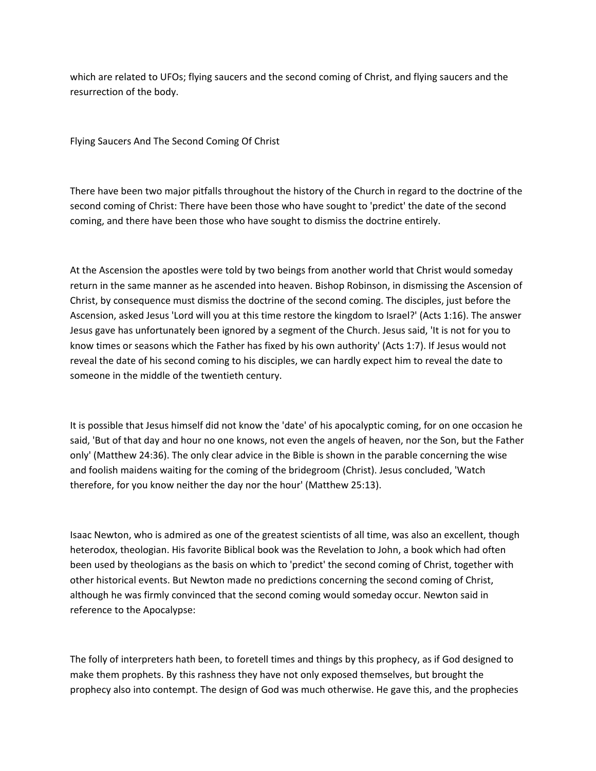which are related to UFOs; flying saucers and the second coming of Christ, and flying saucers and the resurrection of the body.

## Flying Saucers And The Second Coming Of Christ

There have been two major pitfalls throughout the history of the Church in regard to the doctrine of the second coming of Christ: There have been those who have sought to 'predict' the date of the second coming, and there have been those who have sought to dismiss the doctrine entirely.

At the Ascension the apostles were told by two beings from another world that Christ would someday return in the same manner as he ascended into heaven. Bishop Robinson, in dismissing the Ascension of Christ, by consequence must dismiss the doctrine of the second coming. The disciples, just before the Ascension, asked Jesus 'Lord will you at this time restore the kingdom to Israel?' (Acts 1:16). The answer Jesus gave has unfortunately been ignored by a segment of the Church. Jesus said, 'It is not for you to know times or seasons which the Father has fixed by his own authority' (Acts 1:7). If Jesus would not reveal the date of his second coming to his disciples, we can hardly expect him to reveal the date to someone in the middle of the twentieth century.

It is possible that Jesus himself did not know the 'date' of his apocalyptic coming, for on one occasion he said, 'But of that day and hour no one knows, not even the angels of heaven, nor the Son, but the Father only' (Matthew 24:36). The only clear advice in the Bible is shown in the parable concerning the wise and foolish maidens waiting for the coming of the bridegroom (Christ). Jesus concluded, 'Watch therefore, for you know neither the day nor the hour' (Matthew 25:13).

Isaac Newton, who is admired as one of the greatest scientists of all time, was also an excellent, though heterodox, theologian. His favorite Biblical book was the Revelation to John, a book which had often been used by theologians as the basis on which to 'predict' the second coming of Christ, together with other historical events. But Newton made no predictions concerning the second coming of Christ, although he was firmly convinced that the second coming would someday occur. Newton said in reference to the Apocalypse:

The folly of interpreters hath been, to foretell times and things by this prophecy, as if God designed to make them prophets. By this rashness they have not only exposed themselves, but brought the prophecy also into contempt. The design of God was much otherwise. He gave this, and the prophecies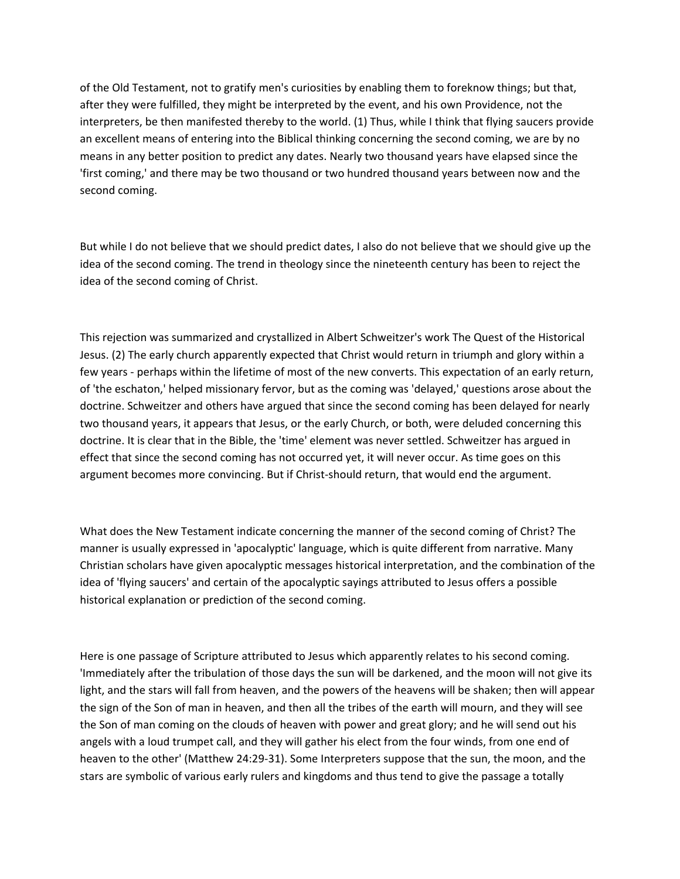of the Old Testament, not to gratify men's curiosities by enabling them to foreknow things; but that, after they were fulfilled, they might be interpreted by the event, and his own Providence, not the interpreters, be then manifested thereby to the world. (1) Thus, while I think that flying saucers provide an excellent means of entering into the Biblical thinking concerning the second coming, we are by no means in any better position to predict any dates. Nearly two thousand years have elapsed since the 'first coming,' and there may be two thousand or two hundred thousand years between now and the second coming.

But while I do not believe that we should predict dates, I also do not believe that we should give up the idea of the second coming. The trend in theology since the nineteenth century has been to reject the idea of the second coming of Christ.

This rejection was summarized and crystallized in Albert Schweitzer's work The Quest of the Historical Jesus. (2) The early church apparently expected that Christ would return in triumph and glory within a few years - perhaps within the lifetime of most of the new converts. This expectation of an early return, of 'the eschaton,' helped missionary fervor, but as the coming was 'delayed,' questions arose about the doctrine. Schweitzer and others have argued that since the second coming has been delayed for nearly two thousand years, it appears that Jesus, or the early Church, or both, were deluded concerning this doctrine. It is clear that in the Bible, the 'time' element was never settled. Schweitzer has argued in effect that since the second coming has not occurred yet, it will never occur. As time goes on this argument becomes more convincing. But if Christ-should return, that would end the argument.

What does the New Testament indicate concerning the manner of the second coming of Christ? The manner is usually expressed in 'apocalyptic' language, which is quite different from narrative. Many Christian scholars have given apocalyptic messages historical interpretation, and the combination of the idea of 'flying saucers' and certain of the apocalyptic sayings attributed to Jesus offers a possible historical explanation or prediction of the second coming.

Here is one passage of Scripture attributed to Jesus which apparently relates to his second coming. 'Immediately after the tribulation of those days the sun will be darkened, and the moon will not give its light, and the stars will fall from heaven, and the powers of the heavens will be shaken; then will appear the sign of the Son of man in heaven, and then all the tribes of the earth will mourn, and they will see the Son of man coming on the clouds of heaven with power and great glory; and he will send out his angels with a loud trumpet call, and they will gather his elect from the four winds, from one end of heaven to the other' (Matthew 24:29-31). Some Interpreters suppose that the sun, the moon, and the stars are symbolic of various early rulers and kingdoms and thus tend to give the passage a totally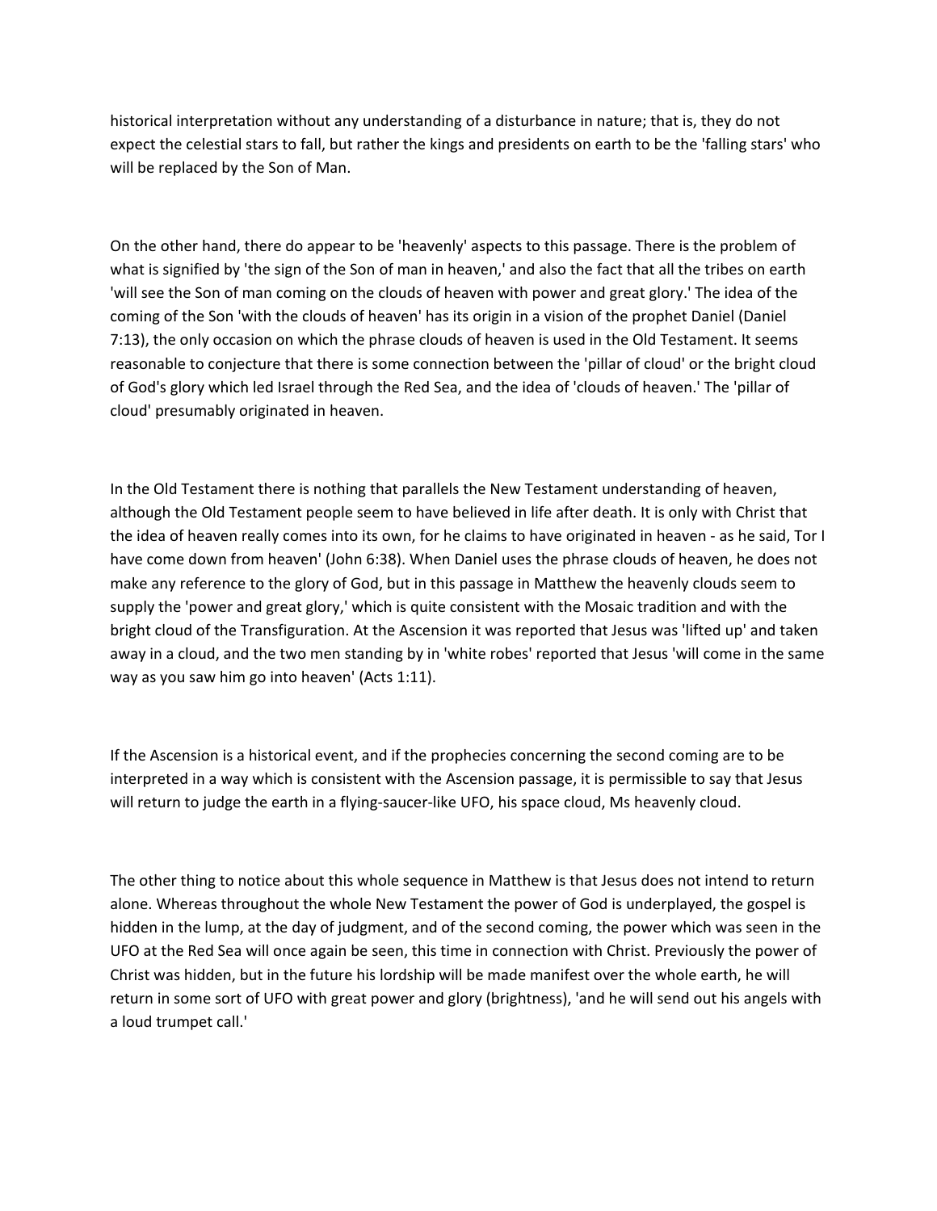historical interpretation without any understanding of a disturbance in nature; that is, they do not expect the celestial stars to fall, but rather the kings and presidents on earth to be the 'falling stars' who will be replaced by the Son of Man.

On the other hand, there do appear to be 'heavenly' aspects to this passage. There is the problem of what is signified by 'the sign of the Son of man in heaven,' and also the fact that all the tribes on earth 'will see the Son of man coming on the clouds of heaven with power and great glory.' The idea of the coming of the Son 'with the clouds of heaven' has its origin in a vision of the prophet Daniel (Daniel 7:13), the only occasion on which the phrase clouds of heaven is used in the Old Testament. It seems reasonable to conjecture that there is some connection between the 'pillar of cloud' or the bright cloud of God's glory which led Israel through the Red Sea, and the idea of 'clouds of heaven.' The 'pillar of cloud' presumably originated in heaven.

In the Old Testament there is nothing that parallels the New Testament understanding of heaven, although the Old Testament people seem to have believed in life after death. It is only with Christ that the idea of heaven really comes into its own, for he claims to have originated in heaven - as he said, Tor I have come down from heaven' (John 6:38). When Daniel uses the phrase clouds of heaven, he does not make any reference to the glory of God, but in this passage in Matthew the heavenly clouds seem to supply the 'power and great glory,' which is quite consistent with the Mosaic tradition and with the bright cloud of the Transfiguration. At the Ascension it was reported that Jesus was 'lifted up' and taken away in a cloud, and the two men standing by in 'white robes' reported that Jesus 'will come in the same way as you saw him go into heaven' (Acts 1:11).

If the Ascension is a historical event, and if the prophecies concerning the second coming are to be interpreted in a way which is consistent with the Ascension passage, it is permissible to say that Jesus will return to judge the earth in a flying-saucer-like UFO, his space cloud, Ms heavenly cloud.

The other thing to notice about this whole sequence in Matthew is that Jesus does not intend to return alone. Whereas throughout the whole New Testament the power of God is underplayed, the gospel is hidden in the lump, at the day of judgment, and of the second coming, the power which was seen in the UFO at the Red Sea will once again be seen, this time in connection with Christ. Previously the power of Christ was hidden, but in the future his lordship will be made manifest over the whole earth, he will return in some sort of UFO with great power and glory (brightness), 'and he will send out his angels with a loud trumpet call.'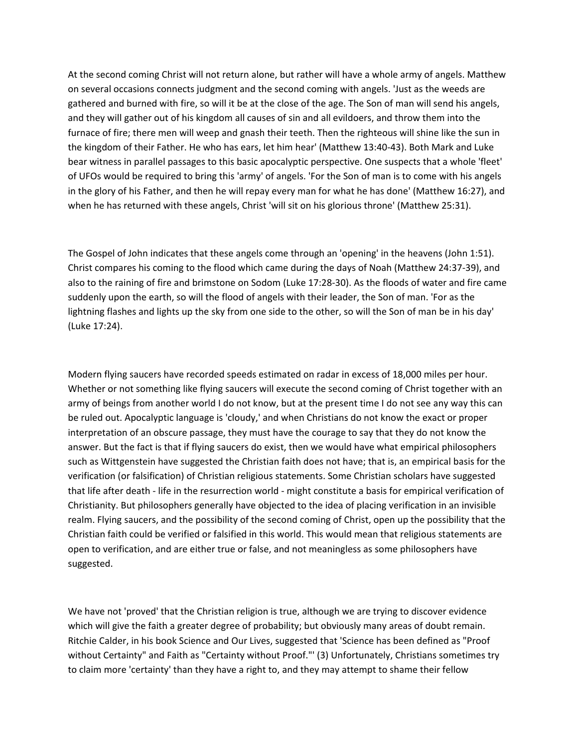At the second coming Christ will not return alone, but rather will have a whole army of angels. Matthew on several occasions connects judgment and the second coming with angels. 'Just as the weeds are gathered and burned with fire, so will it be at the close of the age. The Son of man will send his angels, and they will gather out of his kingdom all causes of sin and all evildoers, and throw them into the furnace of fire; there men will weep and gnash their teeth. Then the righteous will shine like the sun in the kingdom of their Father. He who has ears, let him hear' (Matthew 13:40-43). Both Mark and Luke bear witness in parallel passages to this basic apocalyptic perspective. One suspects that a whole 'fleet' of UFOs would be required to bring this 'army' of angels. 'For the Son of man is to come with his angels in the glory of his Father, and then he will repay every man for what he has done' (Matthew 16:27), and when he has returned with these angels, Christ 'will sit on his glorious throne' (Matthew 25:31).

The Gospel of John indicates that these angels come through an 'opening' in the heavens (John 1:51). Christ compares his coming to the flood which came during the days of Noah (Matthew 24:37-39), and also to the raining of fire and brimstone on Sodom (Luke 17:28-30). As the floods of water and fire came suddenly upon the earth, so will the flood of angels with their leader, the Son of man. 'For as the lightning flashes and lights up the sky from one side to the other, so will the Son of man be in his day' (Luke 17:24).

Modern flying saucers have recorded speeds estimated on radar in excess of 18,000 miles per hour. Whether or not something like flying saucers will execute the second coming of Christ together with an army of beings from another world I do not know, but at the present time I do not see any way this can be ruled out. Apocalyptic language is 'cloudy,' and when Christians do not know the exact or proper interpretation of an obscure passage, they must have the courage to say that they do not know the answer. But the fact is that if flying saucers do exist, then we would have what empirical philosophers such as Wittgenstein have suggested the Christian faith does not have; that is, an empirical basis for the verification (or falsification) of Christian religious statements. Some Christian scholars have suggested that life after death - life in the resurrection world - might constitute a basis for empirical verification of Christianity. But philosophers generally have objected to the idea of placing verification in an invisible realm. Flying saucers, and the possibility of the second coming of Christ, open up the possibility that the Christian faith could be verified or falsified in this world. This would mean that religious statements are open to verification, and are either true or false, and not meaningless as some philosophers have suggested.

We have not 'proved' that the Christian religion is true, although we are trying to discover evidence which will give the faith a greater degree of probability; but obviously many areas of doubt remain. Ritchie Calder, in his book Science and Our Lives, suggested that 'Science has been defined as "Proof without Certainty" and Faith as "Certainty without Proof."' (3) Unfortunately, Christians sometimes try to claim more 'certainty' than they have a right to, and they may attempt to shame their fellow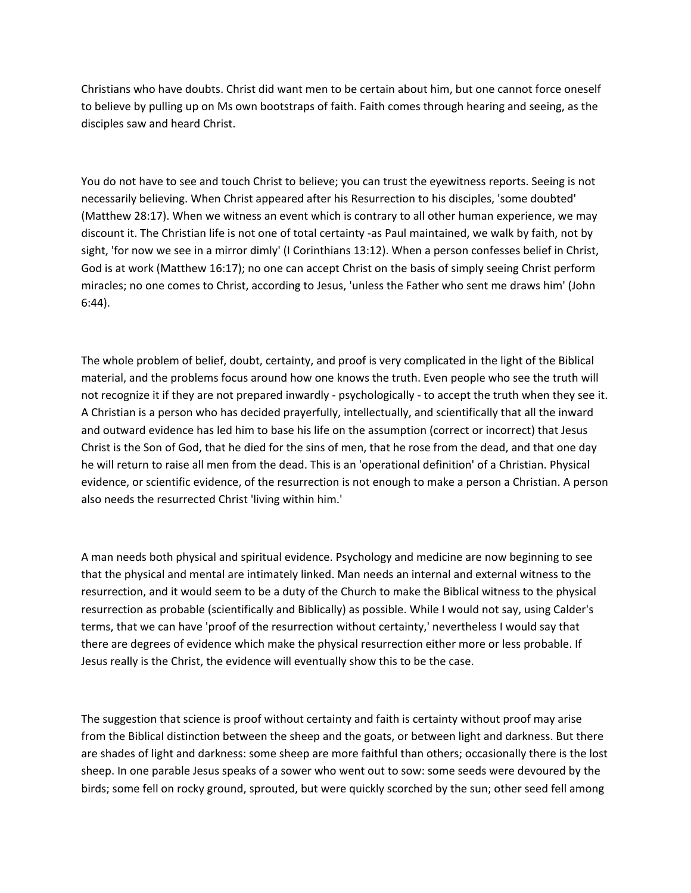Christians who have doubts. Christ did want men to be certain about him, but one cannot force oneself to believe by pulling up on Ms own bootstraps of faith. Faith comes through hearing and seeing, as the disciples saw and heard Christ.

You do not have to see and touch Christ to believe; you can trust the eyewitness reports. Seeing is not necessarily believing. When Christ appeared after his Resurrection to his disciples, 'some doubted' (Matthew 28:17). When we witness an event which is contrary to all other human experience, we may discount it. The Christian life is not one of total certainty -as Paul maintained, we walk by faith, not by sight, 'for now we see in a mirror dimly' (I Corinthians 13:12). When a person confesses belief in Christ, God is at work (Matthew 16:17); no one can accept Christ on the basis of simply seeing Christ perform miracles; no one comes to Christ, according to Jesus, 'unless the Father who sent me draws him' (John 6:44).

The whole problem of belief, doubt, certainty, and proof is very complicated in the light of the Biblical material, and the problems focus around how one knows the truth. Even people who see the truth will not recognize it if they are not prepared inwardly - psychologically - to accept the truth when they see it. A Christian is a person who has decided prayerfully, intellectually, and scientifically that all the inward and outward evidence has led him to base his life on the assumption (correct or incorrect) that Jesus Christ is the Son of God, that he died for the sins of men, that he rose from the dead, and that one day he will return to raise all men from the dead. This is an 'operational definition' of a Christian. Physical evidence, or scientific evidence, of the resurrection is not enough to make a person a Christian. A person also needs the resurrected Christ 'living within him.'

A man needs both physical and spiritual evidence. Psychology and medicine are now beginning to see that the physical and mental are intimately linked. Man needs an internal and external witness to the resurrection, and it would seem to be a duty of the Church to make the Biblical witness to the physical resurrection as probable (scientifically and Biblically) as possible. While I would not say, using Calder's terms, that we can have 'proof of the resurrection without certainty,' nevertheless I would say that there are degrees of evidence which make the physical resurrection either more or less probable. If Jesus really is the Christ, the evidence will eventually show this to be the case.

The suggestion that science is proof without certainty and faith is certainty without proof may arise from the Biblical distinction between the sheep and the goats, or between light and darkness. But there are shades of light and darkness: some sheep are more faithful than others; occasionally there is the lost sheep. In one parable Jesus speaks of a sower who went out to sow: some seeds were devoured by the birds; some fell on rocky ground, sprouted, but were quickly scorched by the sun; other seed fell among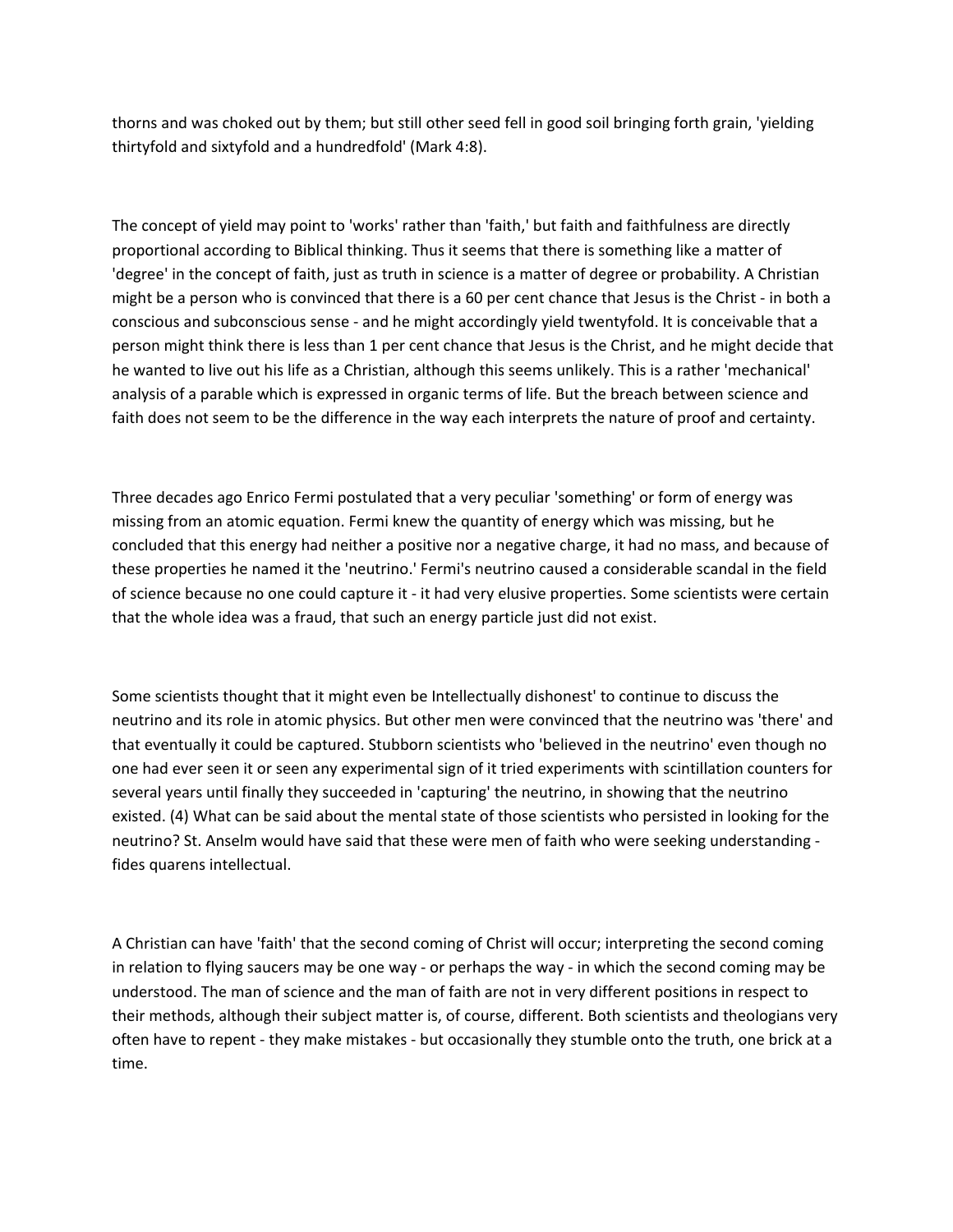thorns and was choked out by them; but still other seed fell in good soil bringing forth grain, 'yielding thirtyfold and sixtyfold and a hundredfold' (Mark 4:8).

The concept of yield may point to 'works' rather than 'faith,' but faith and faithfulness are directly proportional according to Biblical thinking. Thus it seems that there is something like a matter of 'degree' in the concept of faith, just as truth in science is a matter of degree or probability. A Christian might be a person who is convinced that there is a 60 per cent chance that Jesus is the Christ - in both a conscious and subconscious sense - and he might accordingly yield twentyfold. It is conceivable that a person might think there is less than 1 per cent chance that Jesus is the Christ, and he might decide that he wanted to live out his life as a Christian, although this seems unlikely. This is a rather 'mechanical' analysis of a parable which is expressed in organic terms of life. But the breach between science and faith does not seem to be the difference in the way each interprets the nature of proof and certainty.

Three decades ago Enrico Fermi postulated that a very peculiar 'something' or form of energy was missing from an atomic equation. Fermi knew the quantity of energy which was missing, but he concluded that this energy had neither a positive nor a negative charge, it had no mass, and because of these properties he named it the 'neutrino.' Fermi's neutrino caused a considerable scandal in the field of science because no one could capture it - it had very elusive properties. Some scientists were certain that the whole idea was a fraud, that such an energy particle just did not exist.

Some scientists thought that it might even be Intellectually dishonest' to continue to discuss the neutrino and its role in atomic physics. But other men were convinced that the neutrino was 'there' and that eventually it could be captured. Stubborn scientists who 'believed in the neutrino' even though no one had ever seen it or seen any experimental sign of it tried experiments with scintillation counters for several years until finally they succeeded in 'capturing' the neutrino, in showing that the neutrino existed. (4) What can be said about the mental state of those scientists who persisted in looking for the neutrino? St. Anselm would have said that these were men of faith who were seeking understanding - fides quarens intellectual.

A Christian can have 'faith' that the second coming of Christ will occur; interpreting the second coming in relation to flying saucers may be one way - or perhaps the way - in which the second coming may be understood. The man of science and the man of faith are not in very different positions in respect to their methods, although their subject matter is, of course, different. Both scientists and theologians very often have to repent - they make mistakes - but occasionally they stumble onto the truth, one brick at a time.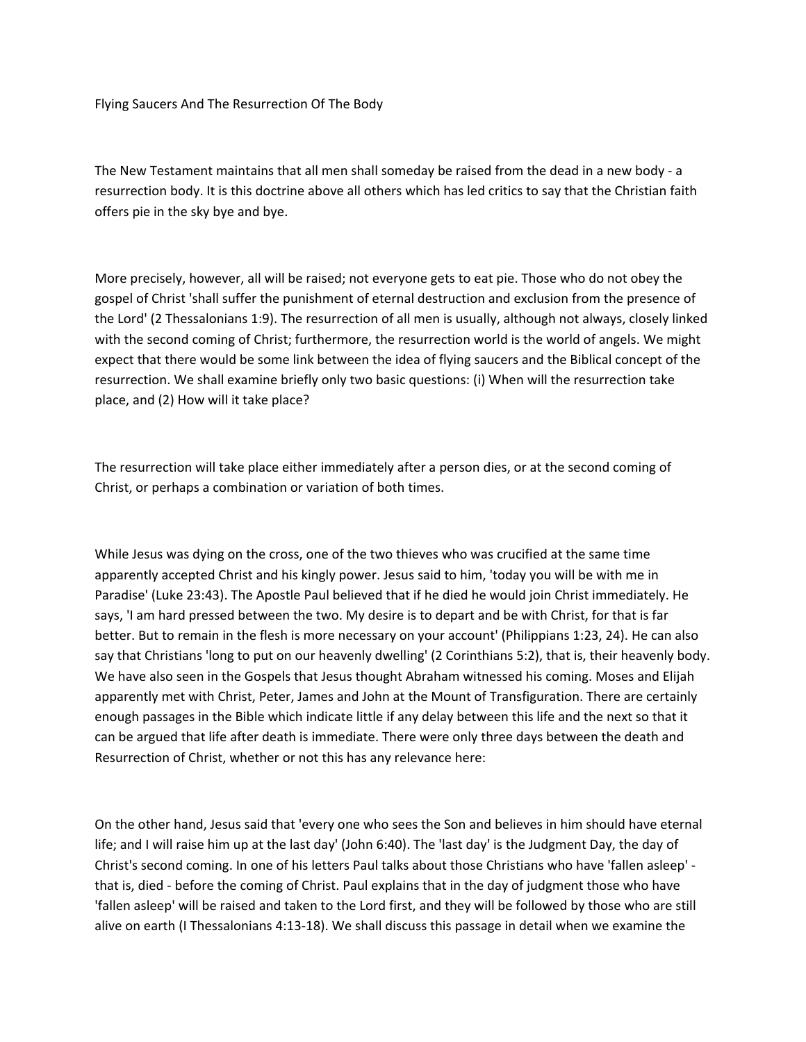# Flying Saucers And The Resurrection Of The Body

The New Testament maintains that all men shall someday be raised from the dead in a new body - a resurrection body. It is this doctrine above all others which has led critics to say that the Christian faith offers pie in the sky bye and bye.

More precisely, however, all will be raised; not everyone gets to eat pie. Those who do not obey the gospel of Christ 'shall suffer the punishment of eternal destruction and exclusion from the presence of the Lord' (2 Thessalonians 1:9). The resurrection of all men is usually, although not always, closely linked with the second coming of Christ; furthermore, the resurrection world is the world of angels. We might expect that there would be some link between the idea of flying saucers and the Biblical concept of the resurrection. We shall examine briefly only two basic questions: (i) When will the resurrection take place, and (2) How will it take place?

The resurrection will take place either immediately after a person dies, or at the second coming of Christ, or perhaps a combination or variation of both times.

While Jesus was dying on the cross, one of the two thieves who was crucified at the same time apparently accepted Christ and his kingly power. Jesus said to him, 'today you will be with me in Paradise' (Luke 23:43). The Apostle Paul believed that if he died he would join Christ immediately. He says, 'I am hard pressed between the two. My desire is to depart and be with Christ, for that is far better. But to remain in the flesh is more necessary on your account' (Philippians 1:23, 24). He can also say that Christians 'long to put on our heavenly dwelling' (2 Corinthians 5:2), that is, their heavenly body. We have also seen in the Gospels that Jesus thought Abraham witnessed his coming. Moses and Elijah apparently met with Christ, Peter, James and John at the Mount of Transfiguration. There are certainly enough passages in the Bible which indicate little if any delay between this life and the next so that it can be argued that life after death is immediate. There were only three days between the death and Resurrection of Christ, whether or not this has any relevance here:

On the other hand, Jesus said that 'every one who sees the Son and believes in him should have eternal life; and I will raise him up at the last day' (John 6:40). The 'last day' is the Judgment Day, the day of Christ's second coming. In one of his letters Paul talks about those Christians who have 'fallen asleep' - that is, died - before the coming of Christ. Paul explains that in the day of judgment those who have 'fallen asleep' will be raised and taken to the Lord first, and they will be followed by those who are still alive on earth (I Thessalonians 4:13-18). We shall discuss this passage in detail when we examine the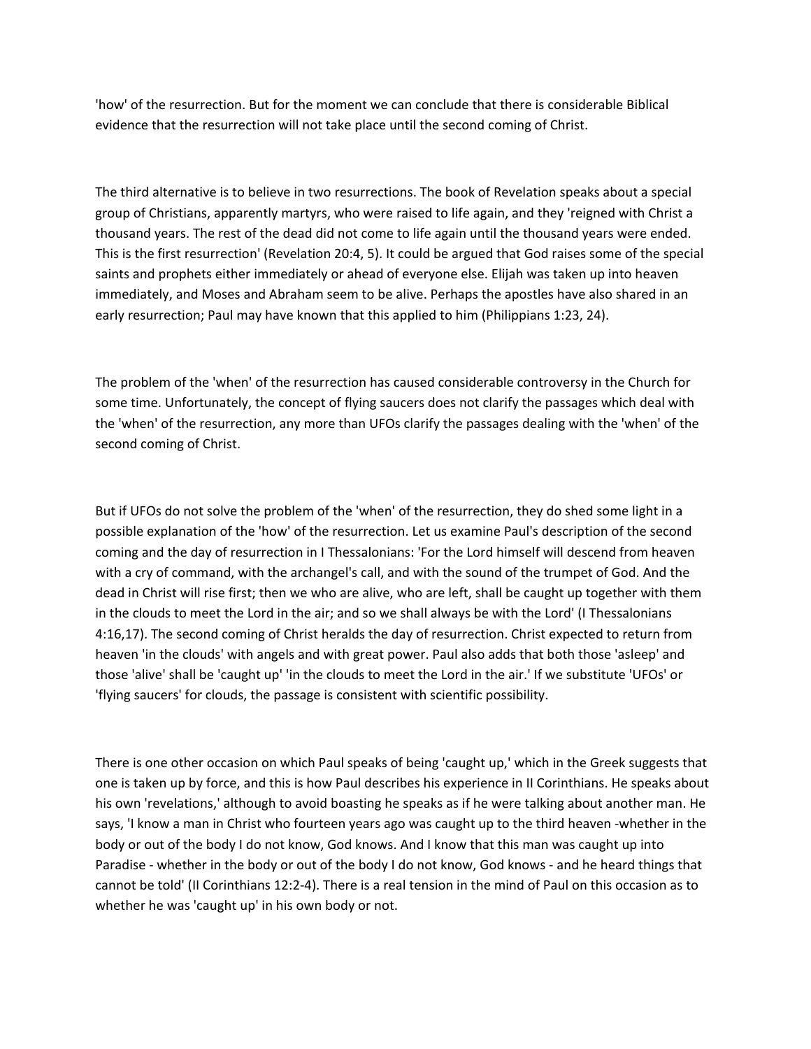'how' of the resurrection. But for the moment we can conclude that there is considerable Biblical evidence that the resurrection will not take place until the second coming of Christ.

The third alternative is to believe in two resurrections. The book of Revelation speaks about a special group of Christians, apparently martyrs, who were raised to life again, and they 'reigned with Christ a thousand years. The rest of the dead did not come to life again until the thousand years were ended. This is the first resurrection' (Revelation 20:4, 5). It could be argued that God raises some of the special saints and prophets either immediately or ahead of everyone else. Elijah was taken up into heaven immediately, and Moses and Abraham seem to be alive. Perhaps the apostles have also shared in an early resurrection; Paul may have known that this applied to him (Philippians 1:23, 24).

The problem of the 'when' of the resurrection has caused considerable controversy in the Church for some time. Unfortunately, the concept of flying saucers does not clarify the passages which deal with the 'when' of the resurrection, any more than UFOs clarify the passages dealing with the 'when' of the second coming of Christ.

But if UFOs do not solve the problem of the 'when' of the resurrection, they do shed some light in a possible explanation of the 'how' of the resurrection. Let us examine Paul's description of the second coming and the day of resurrection in I Thessalonians: 'For the Lord himself will descend from heaven with a cry of command, with the archangel's call, and with the sound of the trumpet of God. And the dead in Christ will rise first; then we who are alive, who are left, shall be caught up together with them in the clouds to meet the Lord in the air; and so we shall always be with the Lord' (I Thessalonians 4:16,17). The second coming of Christ heralds the day of resurrection. Christ expected to return from heaven 'in the clouds' with angels and with great power. Paul also adds that both those 'asleep' and those 'alive' shall be 'caught up' 'in the clouds to meet the Lord in the air.' If we substitute 'UFOs' or 'flying saucers' for clouds, the passage is consistent with scientific possibility.

There is one other occasion on which Paul speaks of being 'caught up,' which in the Greek suggests that one is taken up by force, and this is how Paul describes his experience in II Corinthians. He speaks about his own 'revelations,' although to avoid boasting he speaks as if he were talking about another man. He says, 'I know a man in Christ who fourteen years ago was caught up to the third heaven -whether in the body or out of the body I do not know, God knows. And I know that this man was caught up into Paradise - whether in the body or out of the body I do not know, God knows - and he heard things that cannot be told' (II Corinthians 12:2-4). There is a real tension in the mind of Paul on this occasion as to whether he was 'caught up' in his own body or not.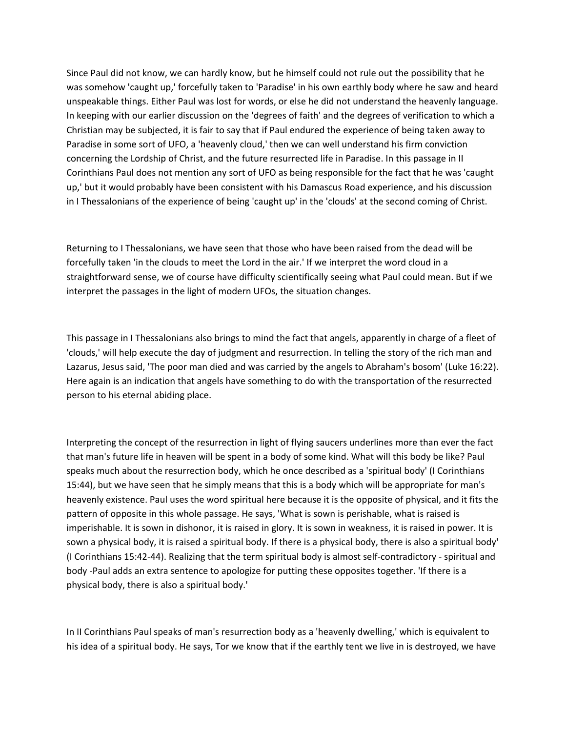Since Paul did not know, we can hardly know, but he himself could not rule out the possibility that he was somehow 'caught up,' forcefully taken to 'Paradise' in his own earthly body where he saw and heard unspeakable things. Either Paul was lost for words, or else he did not understand the heavenly language. In keeping with our earlier discussion on the 'degrees of faith' and the degrees of verification to which a Christian may be subjected, it is fair to say that if Paul endured the experience of being taken away to Paradise in some sort of UFO, a 'heavenly cloud,' then we can well understand his firm conviction concerning the Lordship of Christ, and the future resurrected life in Paradise. In this passage in II Corinthians Paul does not mention any sort of UFO as being responsible for the fact that he was 'caught up,' but it would probably have been consistent with his Damascus Road experience, and his discussion in I Thessalonians of the experience of being 'caught up' in the 'clouds' at the second coming of Christ.

Returning to I Thessalonians, we have seen that those who have been raised from the dead will be forcefully taken 'in the clouds to meet the Lord in the air.' If we interpret the word cloud in a straightforward sense, we of course have difficulty scientifically seeing what Paul could mean. But if we interpret the passages in the light of modern UFOs, the situation changes.

This passage in I Thessalonians also brings to mind the fact that angels, apparently in charge of a fleet of 'clouds,' will help execute the day of judgment and resurrection. In telling the story of the rich man and Lazarus, Jesus said, 'The poor man died and was carried by the angels to Abraham's bosom' (Luke 16:22). Here again is an indication that angels have something to do with the transportation of the resurrected person to his eternal abiding place.

Interpreting the concept of the resurrection in light of flying saucers underlines more than ever the fact that man's future life in heaven will be spent in a body of some kind. What will this body be like? Paul speaks much about the resurrection body, which he once described as a 'spiritual body' (I Corinthians 15:44), but we have seen that he simply means that this is a body which will be appropriate for man's heavenly existence. Paul uses the word spiritual here because it is the opposite of physical, and it fits the pattern of opposite in this whole passage. He says, 'What is sown is perishable, what is raised is imperishable. It is sown in dishonor, it is raised in glory. It is sown in weakness, it is raised in power. It is sown a physical body, it is raised a spiritual body. If there is a physical body, there is also a spiritual body' (I Corinthians 15:42-44). Realizing that the term spiritual body is almost self-contradictory - spiritual and body -Paul adds an extra sentence to apologize for putting these opposites together. 'If there is a physical body, there is also a spiritual body.'

In II Corinthians Paul speaks of man's resurrection body as a 'heavenly dwelling,' which is equivalent to his idea of a spiritual body. He says, Tor we know that if the earthly tent we live in is destroyed, we have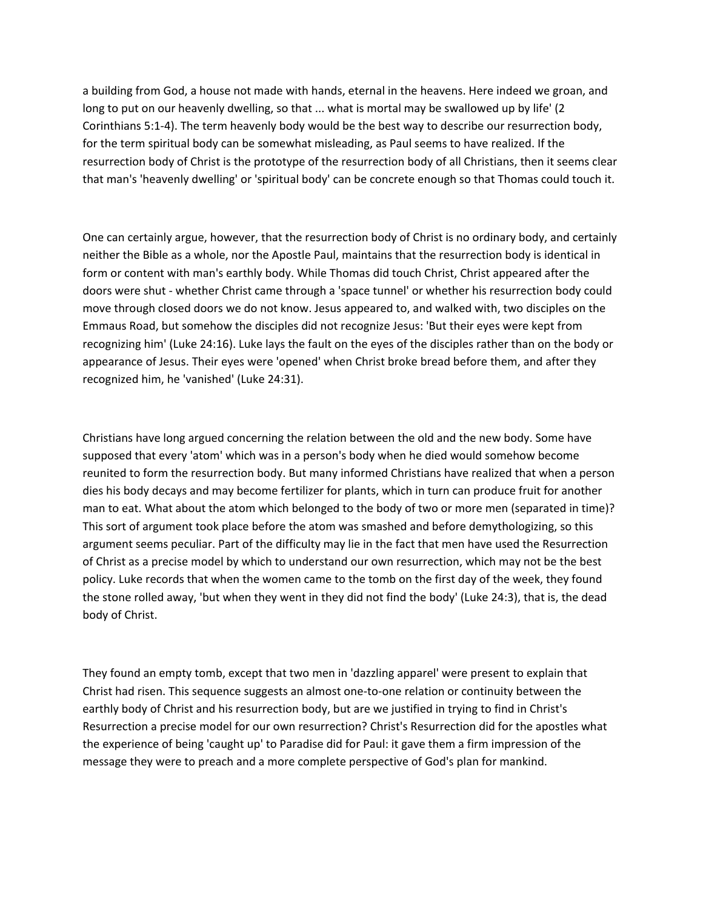a building from God, a house not made with hands, eternal in the heavens. Here indeed we groan, and long to put on our heavenly dwelling, so that ... what is mortal may be swallowed up by life' (2 Corinthians 5:1-4). The term heavenly body would be the best way to describe our resurrection body, for the term spiritual body can be somewhat misleading, as Paul seems to have realized. If the resurrection body of Christ is the prototype of the resurrection body of all Christians, then it seems clear that man's 'heavenly dwelling' or 'spiritual body' can be concrete enough so that Thomas could touch it.

One can certainly argue, however, that the resurrection body of Christ is no ordinary body, and certainly neither the Bible as a whole, nor the Apostle Paul, maintains that the resurrection body is identical in form or content with man's earthly body. While Thomas did touch Christ, Christ appeared after the doors were shut - whether Christ came through a 'space tunnel' or whether his resurrection body could move through closed doors we do not know. Jesus appeared to, and walked with, two disciples on the Emmaus Road, but somehow the disciples did not recognize Jesus: 'But their eyes were kept from recognizing him' (Luke 24:16). Luke lays the fault on the eyes of the disciples rather than on the body or appearance of Jesus. Their eyes were 'opened' when Christ broke bread before them, and after they recognized him, he 'vanished' (Luke 24:31).

Christians have long argued concerning the relation between the old and the new body. Some have supposed that every 'atom' which was in a person's body when he died would somehow become reunited to form the resurrection body. But many informed Christians have realized that when a person dies his body decays and may become fertilizer for plants, which in turn can produce fruit for another man to eat. What about the atom which belonged to the body of two or more men (separated in time)? This sort of argument took place before the atom was smashed and before demythologizing, so this argument seems peculiar. Part of the difficulty may lie in the fact that men have used the Resurrection of Christ as a precise model by which to understand our own resurrection, which may not be the best policy. Luke records that when the women came to the tomb on the first day of the week, they found the stone rolled away, 'but when they went in they did not find the body' (Luke 24:3), that is, the dead body of Christ.

They found an empty tomb, except that two men in 'dazzling apparel' were present to explain that Christ had risen. This sequence suggests an almost one-to-one relation or continuity between the earthly body of Christ and his resurrection body, but are we justified in trying to find in Christ's Resurrection a precise model for our own resurrection? Christ's Resurrection did for the apostles what the experience of being 'caught up' to Paradise did for Paul: it gave them a firm impression of the message they were to preach and a more complete perspective of God's plan for mankind.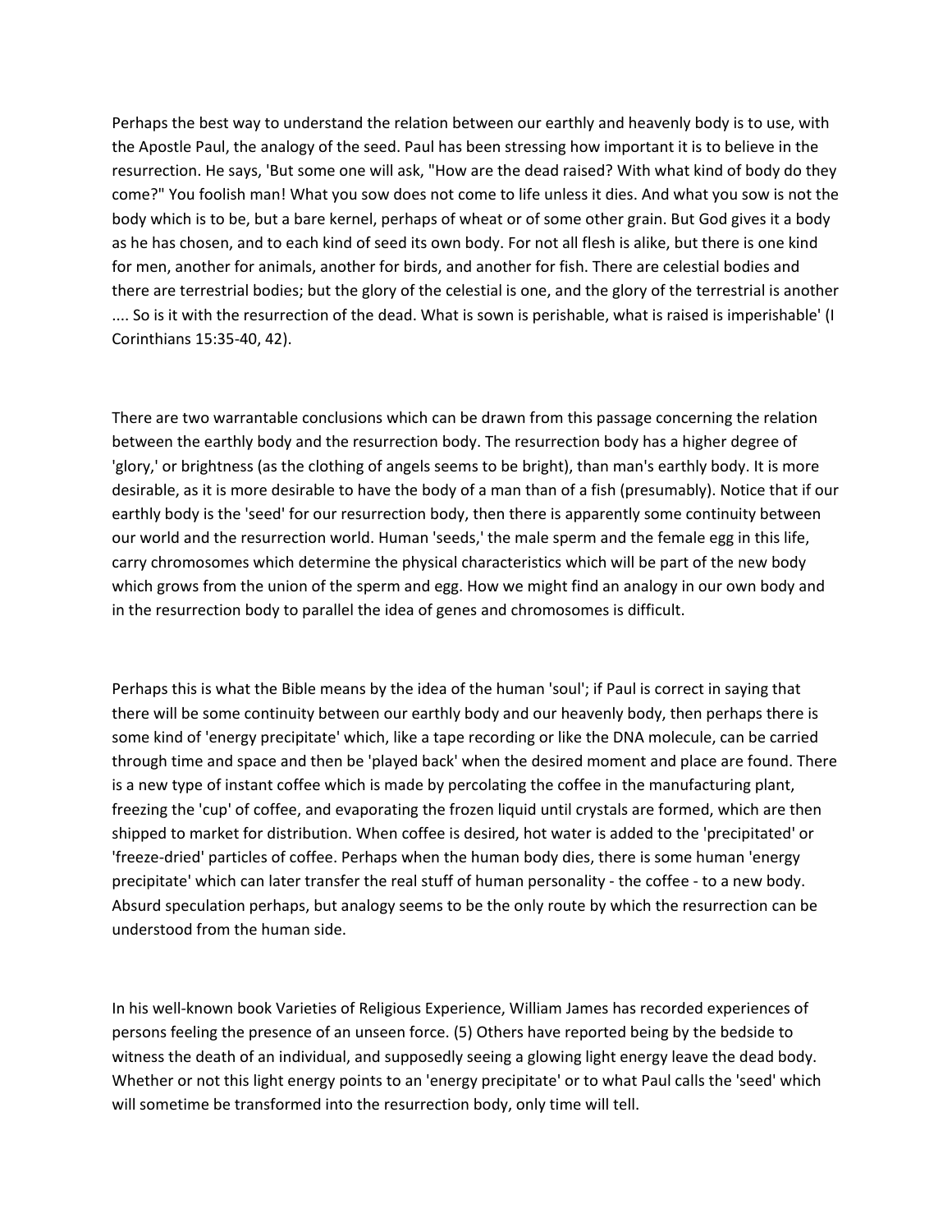Perhaps the best way to understand the relation between our earthly and heavenly body is to use, with the Apostle Paul, the analogy of the seed. Paul has been stressing how important it is to believe in the resurrection. He says, 'But some one will ask, "How are the dead raised? With what kind of body do they come?" You foolish man! What you sow does not come to life unless it dies. And what you sow is not the body which is to be, but a bare kernel, perhaps of wheat or of some other grain. But God gives it a body as he has chosen, and to each kind of seed its own body. For not all flesh is alike, but there is one kind for men, another for animals, another for birds, and another for fish. There are celestial bodies and there are terrestrial bodies; but the glory of the celestial is one, and the glory of the terrestrial is another .... So is it with the resurrection of the dead. What is sown is perishable, what is raised is imperishable' (I Corinthians 15:35-40, 42).

There are two warrantable conclusions which can be drawn from this passage concerning the relation between the earthly body and the resurrection body. The resurrection body has a higher degree of 'glory,' or brightness (as the clothing of angels seems to be bright), than man's earthly body. It is more desirable, as it is more desirable to have the body of a man than of a fish (presumably). Notice that if our earthly body is the 'seed' for our resurrection body, then there is apparently some continuity between our world and the resurrection world. Human 'seeds,' the male sperm and the female egg in this life, carry chromosomes which determine the physical characteristics which will be part of the new body which grows from the union of the sperm and egg. How we might find an analogy in our own body and in the resurrection body to parallel the idea of genes and chromosomes is difficult.

Perhaps this is what the Bible means by the idea of the human 'soul'; if Paul is correct in saying that there will be some continuity between our earthly body and our heavenly body, then perhaps there is some kind of 'energy precipitate' which, like a tape recording or like the DNA molecule, can be carried through time and space and then be 'played back' when the desired moment and place are found. There is a new type of instant coffee which is made by percolating the coffee in the manufacturing plant, freezing the 'cup' of coffee, and evaporating the frozen liquid until crystals are formed, which are then shipped to market for distribution. When coffee is desired, hot water is added to the 'precipitated' or 'freeze-dried' particles of coffee. Perhaps when the human body dies, there is some human 'energy precipitate' which can later transfer the real stuff of human personality - the coffee - to a new body. Absurd speculation perhaps, but analogy seems to be the only route by which the resurrection can be understood from the human side.

In his well-known book Varieties of Religious Experience, William James has recorded experiences of persons feeling the presence of an unseen force. (5) Others have reported being by the bedside to witness the death of an individual, and supposedly seeing a glowing light energy leave the dead body. Whether or not this light energy points to an 'energy precipitate' or to what Paul calls the 'seed' which will sometime be transformed into the resurrection body, only time will tell.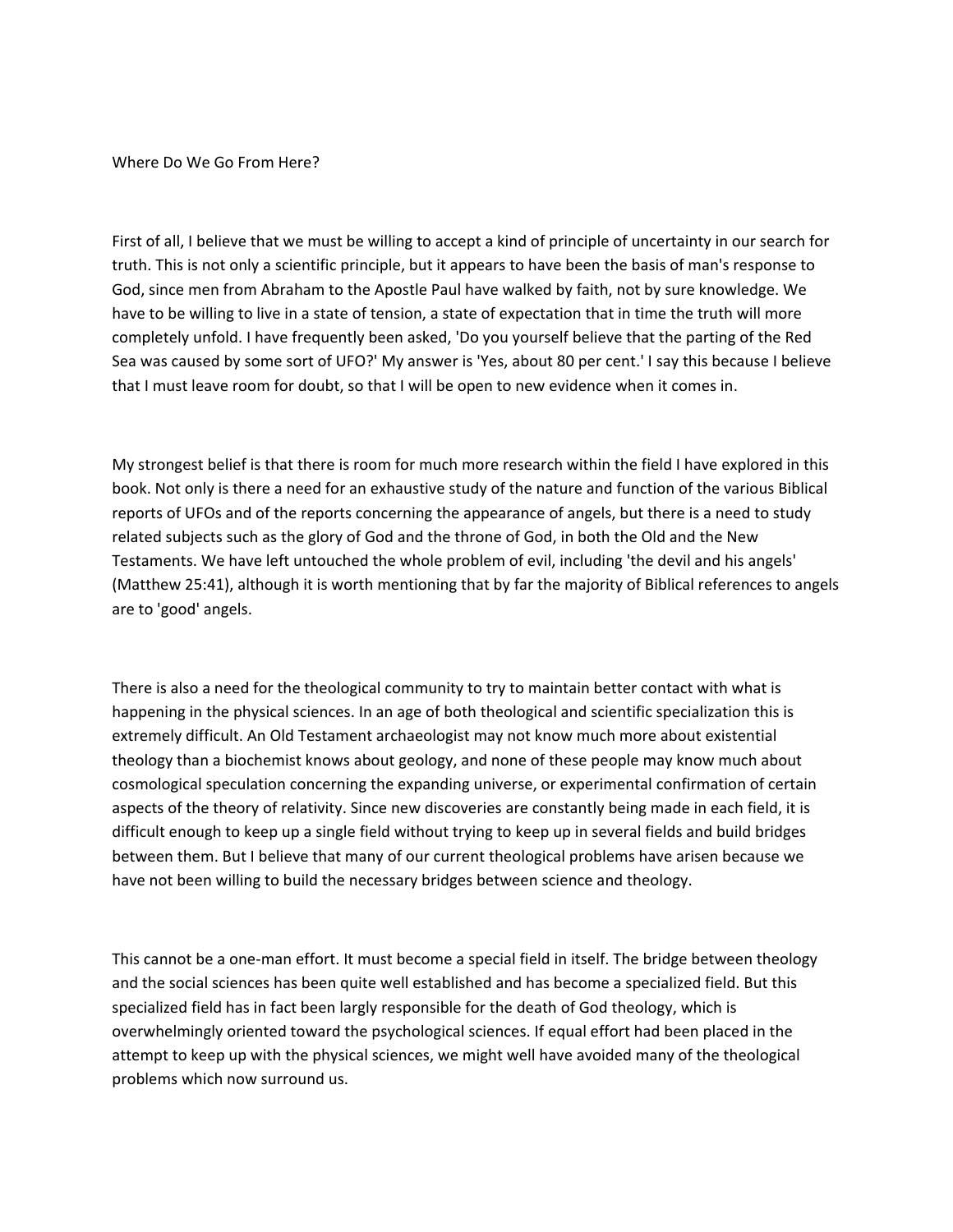## Where Do We Go From Here?

First of all, I believe that we must be willing to accept a kind of principle of uncertainty in our search for truth. This is not only a scientific principle, but it appears to have been the basis of man's response to God, since men from Abraham to the Apostle Paul have walked by faith, not by sure knowledge. We have to be willing to live in a state of tension, a state of expectation that in time the truth will more completely unfold. I have frequently been asked, 'Do you yourself believe that the parting of the Red Sea was caused by some sort of UFO?' My answer is 'Yes, about 80 per cent.' I say this because I believe that I must leave room for doubt, so that I will be open to new evidence when it comes in.

My strongest belief is that there is room for much more research within the field I have explored in this book. Not only is there a need for an exhaustive study of the nature and function of the various Biblical reports of UFOs and of the reports concerning the appearance of angels, but there is a need to study related subjects such as the glory of God and the throne of God, in both the Old and the New Testaments. We have left untouched the whole problem of evil, including 'the devil and his angels' (Matthew 25:41), although it is worth mentioning that by far the majority of Biblical references to angels are to 'good' angels.

There is also a need for the theological community to try to maintain better contact with what is happening in the physical sciences. In an age of both theological and scientific specialization this is extremely difficult. An Old Testament archaeologist may not know much more about existential theology than a biochemist knows about geology, and none of these people may know much about cosmological speculation concerning the expanding universe, or experimental confirmation of certain aspects of the theory of relativity. Since new discoveries are constantly being made in each field, it is difficult enough to keep up a single field without trying to keep up in several fields and build bridges between them. But I believe that many of our current theological problems have arisen because we have not been willing to build the necessary bridges between science and theology.

This cannot be a one-man effort. It must become a special field in itself. The bridge between theology and the social sciences has been quite well established and has become a specialized field. But this specialized field has in fact been largly responsible for the death of God theology, which is overwhelmingly oriented toward the psychological sciences. If equal effort had been placed in the attempt to keep up with the physical sciences, we might well have avoided many of the theological problems which now surround us.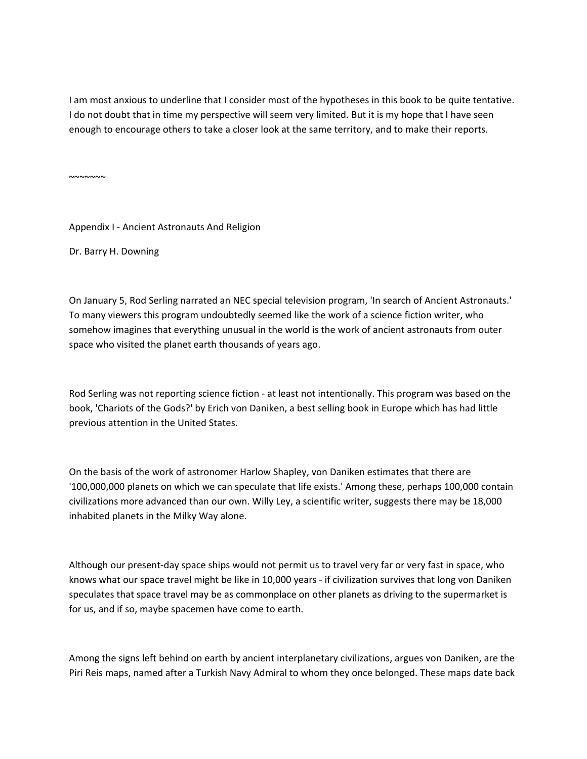I am most anxious to underline that I consider most of the hypotheses in this book to be quite tentative. I do not doubt that in time my perspective will seem very limited. But it is my hope that I have seen enough to encourage others to take a closer look at the same territory, and to make their reports.

~~~~~~~

## Appendix I - Ancient Astronauts And Religion

Dr. Barry H. Downing

On January 5, Rod Serling narrated an NEC special television program, 'In search of Ancient Astronauts.' To many viewers this program undoubtedly seemed like the work of a science fiction writer, who somehow imagines that everything unusual in the world is the work of ancient astronauts from outer space who visited the planet earth thousands of years ago.

Rod Serling was not reporting science fiction - at least not intentionally. This program was based on the book, 'Chariots of the Gods?' by Erich von Daniken, a best selling book in Europe which has had little previous attention in the United States.

On the basis of the work of astronomer Harlow Shapley, von Daniken estimates that there are '100,000,000 planets on which we can speculate that life exists.' Among these, perhaps 100,000 contain civilizations more advanced than our own. Willy Ley, a scientific writer, suggests there may be 18,000 inhabited planets in the Milky Way alone.

Although our present-day space ships would not permit us to travel very far or very fast in space, who knows what our space travel might be like in 10,000 years - if civilization survives that long von Daniken speculates that space travel may be as commonplace on other planets as driving to the supermarket is for us, and if so, maybe spacemen have come to earth.

Among the signs left behind on earth by ancient interplanetary civilizations, argues von Daniken, are the Piri Reis maps, named after a Turkish Navy Admiral to whom they once belonged. These maps date back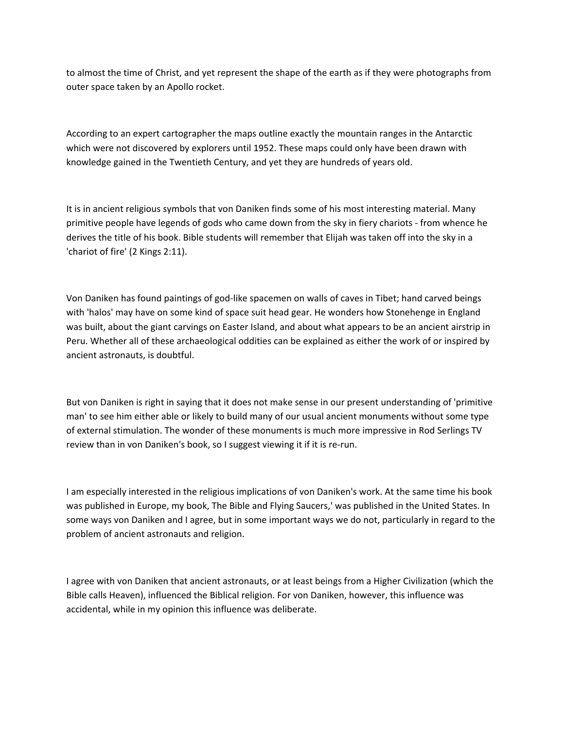to almost the time of Christ, and yet represent the shape of the earth as if they were photographs from outer space taken by an Apollo rocket.

According to an expert cartographer the maps outline exactly the mountain ranges in the Antarctic which were not discovered by explorers until 1952. These maps could only have been drawn with knowledge gained in the Twentieth Century, and yet they are hundreds of years old.

It is in ancient religious symbols that von Daniken finds some of his most interesting material. Many primitive people have legends of gods who came down from the sky in fiery chariots - from whence he derives the title of his book. Bible students will remember that Elijah was taken off into the sky in a 'chariot of fire' (2 Kings 2:11).

Von Daniken has found paintings of god-like spacemen on walls of caves in Tibet; hand carved beings with 'halos' may have on some kind of space suit head gear. He wonders how Stonehenge in England was built, about the giant carvings on Easter Island, and about what appears to be an ancient airstrip in Peru. Whether all of these archaeological oddities can be explained as either the work of or inspired by ancient astronauts, is doubtful.

But von Daniken is right in saying that it does not make sense in our present understanding of 'primitive man' to see him either able or likely to build many of our usual ancient monuments without some type of external stimulation. The wonder of these monuments is much more impressive in Rod Serlings TV review than in von Daniken's book, so I suggest viewing it if it is re-run.

I am especially interested in the religious implications of von Daniken's work. At the same time his book was published in Europe, my book, The Bible and Flying Saucers,' was published in the United States. In some ways von Daniken and I agree, but in some important ways we do not, particularly in regard to the problem of ancient astronauts and religion.

I agree with von Daniken that ancient astronauts, or at least beings from a Higher Civilization (which the Bible calls Heaven), influenced the Biblical religion. For von Daniken, however, this influence was accidental, while in my opinion this influence was deliberate.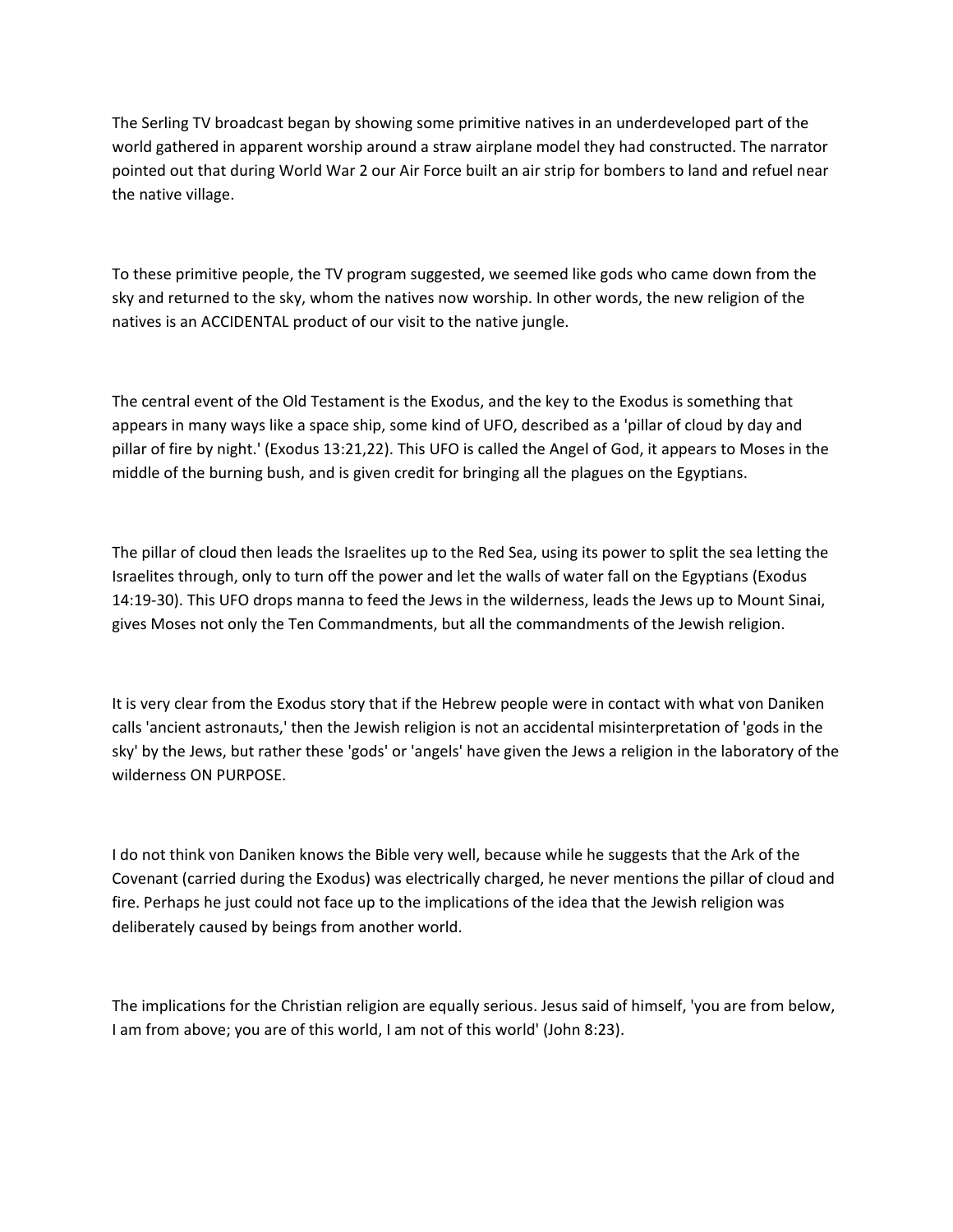The Serling TV broadcast began by showing some primitive natives in an underdeveloped part of the world gathered in apparent worship around a straw airplane model they had constructed. The narrator pointed out that during World War 2 our Air Force built an air strip for bombers to land and refuel near the native village.

To these primitive people, the TV program suggested, we seemed like gods who came down from the sky and returned to the sky, whom the natives now worship. In other words, the new religion of the natives is an ACCIDENTAL product of our visit to the native jungle.

The central event of the Old Testament is the Exodus, and the key to the Exodus is something that appears in many ways like a space ship, some kind of UFO, described as a 'pillar of cloud by day and pillar of fire by night.' (Exodus 13:21,22). This UFO is called the Angel of God, it appears to Moses in the middle of the burning bush, and is given credit for bringing all the plagues on the Egyptians.

The pillar of cloud then leads the Israelites up to the Red Sea, using its power to split the sea letting the Israelites through, only to turn off the power and let the walls of water fall on the Egyptians (Exodus 14:19-30). This UFO drops manna to feed the Jews in the wilderness, leads the Jews up to Mount Sinai, gives Moses not only the Ten Commandments, but all the commandments of the Jewish religion.

It is very clear from the Exodus story that if the Hebrew people were in contact with what von Daniken calls 'ancient astronauts,' then the Jewish religion is not an accidental misinterpretation of 'gods in the sky' by the Jews, but rather these 'gods' or 'angels' have given the Jews a religion in the laboratory of the wilderness ON PURPOSE.

I do not think von Daniken knows the Bible very well, because while he suggests that the Ark of the Covenant (carried during the Exodus) was electrically charged, he never mentions the pillar of cloud and fire. Perhaps he just could not face up to the implications of the idea that the Jewish religion was deliberately caused by beings from another world.

The implications for the Christian religion are equally serious. Jesus said of himself, 'you are from below, I am from above; you are of this world, I am not of this world' (John 8:23).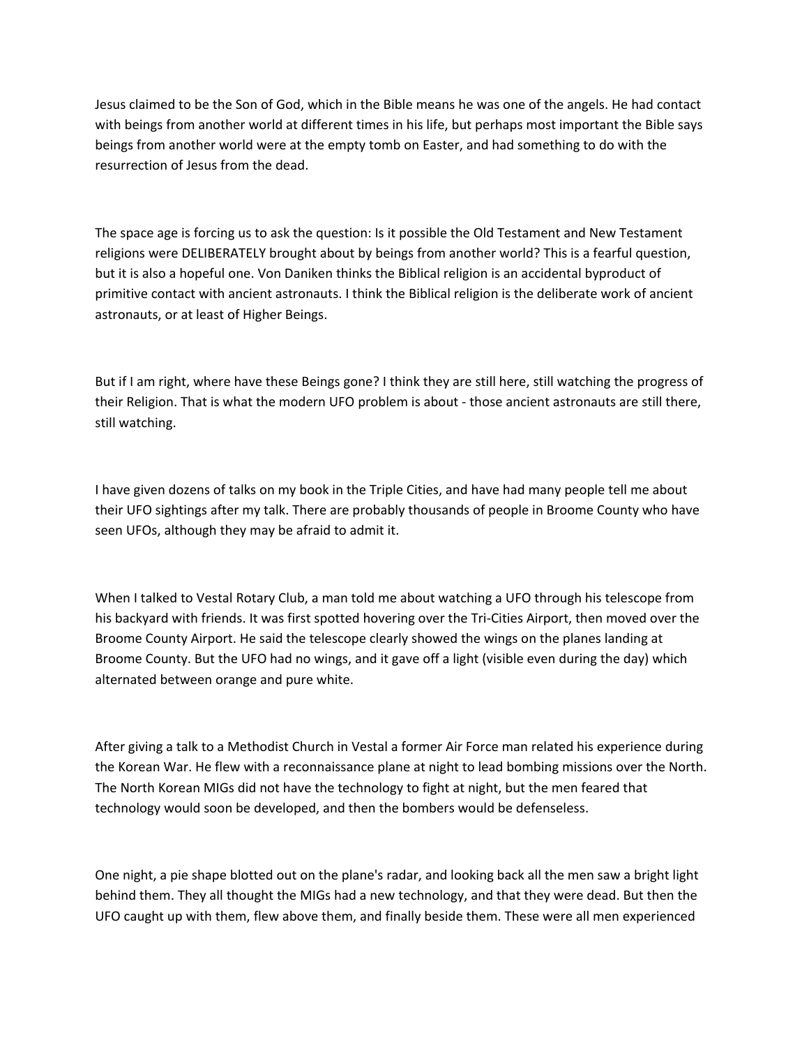Jesus claimed to be the Son of God, which in the Bible means he was one of the angels. He had contact with beings from another world at different times in his life, but perhaps most important the Bible says beings from another world were at the empty tomb on Easter, and had something to do with the resurrection of Jesus from the dead.

The space age is forcing us to ask the question: Is it possible the Old Testament and New Testament religions were DELIBERATELY brought about by beings from another world? This is a fearful question, but it is also a hopeful one. Von Daniken thinks the Biblical religion is an accidental byproduct of primitive contact with ancient astronauts. I think the Biblical religion is the deliberate work of ancient astronauts, or at least of Higher Beings.

But if I am right, where have these Beings gone? I think they are still here, still watching the progress of their Religion. That is what the modern UFO problem is about - those ancient astronauts are still there, still watching.

I have given dozens of talks on my book in the Triple Cities, and have had many people tell me about their UFO sightings after my talk. There are probably thousands of people in Broome County who have seen UFOs, although they may be afraid to admit it.

When I talked to Vestal Rotary Club, a man told me about watching a UFO through his telescope from his backyard with friends. It was first spotted hovering over the Tri-Cities Airport, then moved over the Broome County Airport. He said the telescope clearly showed the wings on the planes landing at Broome County. But the UFO had no wings, and it gave off a light (visible even during the day) which alternated between orange and pure white.

After giving a talk to a Methodist Church in Vestal a former Air Force man related his experience during the Korean War. He flew with a reconnaissance plane at night to lead bombing missions over the North. The North Korean MIGs did not have the technology to fight at night, but the men feared that technology would soon be developed, and then the bombers would be defenseless.

One night, a pie shape blotted out on the plane's radar, and looking back all the men saw a bright light behind them. They all thought the MIGs had a new technology, and that they were dead. But then the UFO caught up with them, flew above them, and finally beside them. These were all men experienced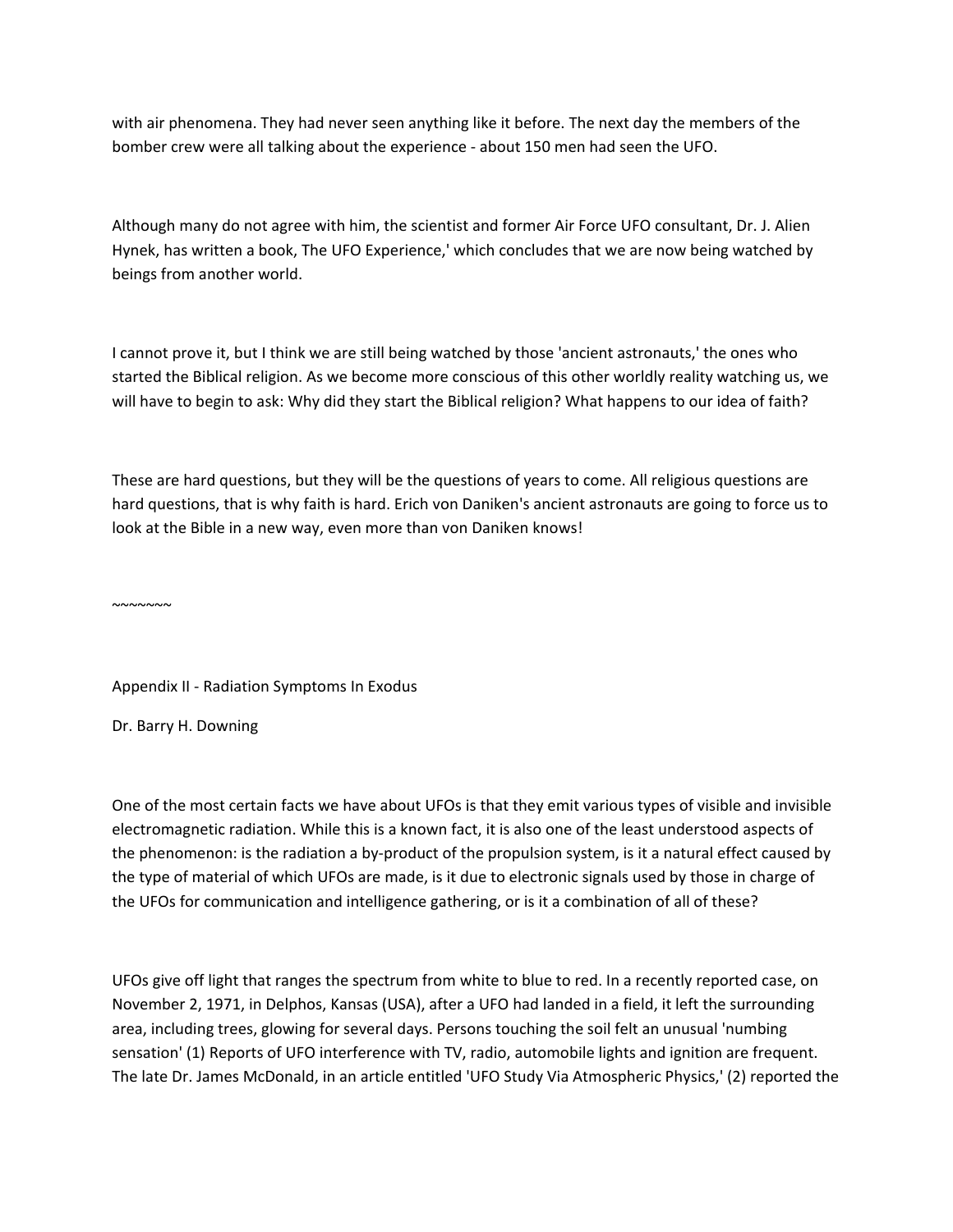with air phenomena. They had never seen anything like it before. The next day the members of the bomber crew were all talking about the experience - about 150 men had seen the UFO.

Although many do not agree with him, the scientist and former Air Force UFO consultant, Dr. J. Alien Hynek, has written a book, The UFO Experience,' which concludes that we are now being watched by beings from another world.

I cannot prove it, but I think we are still being watched by those 'ancient astronauts,' the ones who started the Biblical religion. As we become more conscious of this other worldly reality watching us, we will have to begin to ask: Why did they start the Biblical religion? What happens to our idea of faith?

These are hard questions, but they will be the questions of years to come. All religious questions are hard questions, that is why faith is hard. Erich von Daniken's ancient astronauts are going to force us to look at the Bible in a new way, even more than von Daniken knows!

~~~~~~~

## Appendix II - Radiation Symptoms In Exodus

Dr. Barry H. Downing

One of the most certain facts we have about UFOs is that they emit various types of visible and invisible electromagnetic radiation. While this is a known fact, it is also one of the least understood aspects of the phenomenon: is the radiation a by-product of the propulsion system, is it a natural effect caused by the type of material of which UFOs are made, is it due to electronic signals used by those in charge of the UFOs for communication and intelligence gathering, or is it a combination of all of these?

UFOs give off light that ranges the spectrum from white to blue to red. In a recently reported case, on November 2, 1971, in Delphos, Kansas (USA), after a UFO had landed in a field, it left the surrounding area, including trees, glowing for several days. Persons touching the soil felt an unusual 'numbing sensation' (1) Reports of UFO interference with TV, radio, automobile lights and ignition are frequent. The late Dr. James McDonald, in an article entitled 'UFO Study Via Atmospheric Physics,' (2) reported the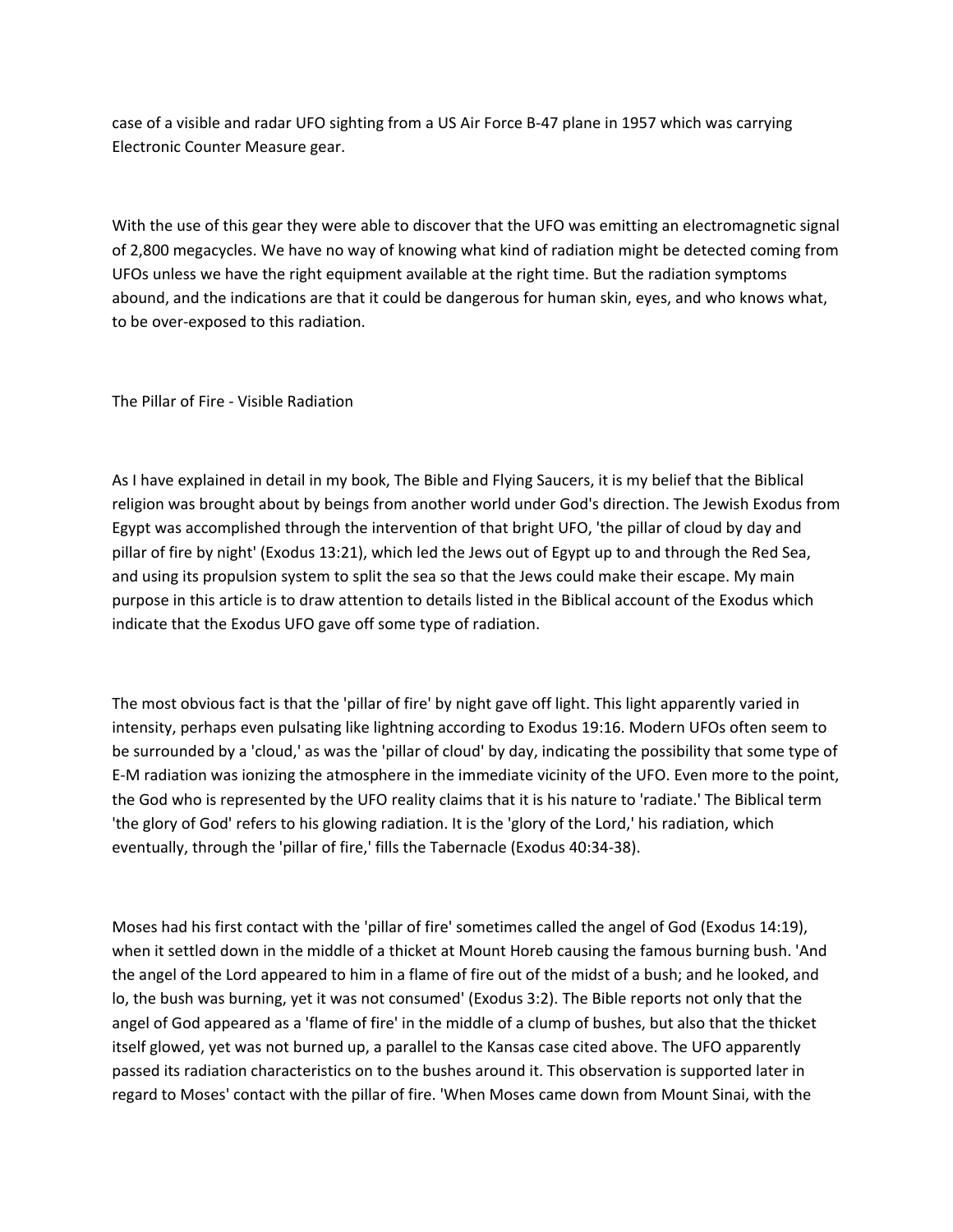case of a visible and radar UFO sighting from a US Air Force B-47 plane in 1957 which was carrying Electronic Counter Measure gear.

With the use of this gear they were able to discover that the UFO was emitting an electromagnetic signal of 2,800 megacycles. We have no way of knowing what kind of radiation might be detected coming from UFOs unless we have the right equipment available at the right time. But the radiation symptoms abound, and the indications are that it could be dangerous for human skin, eyes, and who knows what, to be over-exposed to this radiation.

## The Pillar of Fire - Visible Radiation

As I have explained in detail in my book, The Bible and Flying Saucers, it is my belief that the Biblical religion was brought about by beings from another world under God's direction. The Jewish Exodus from Egypt was accomplished through the intervention of that bright UFO, 'the pillar of cloud by day and pillar of fire by night' (Exodus 13:21), which led the Jews out of Egypt up to and through the Red Sea, and using its propulsion system to split the sea so that the Jews could make their escape. My main purpose in this article is to draw attention to details listed in the Biblical account of the Exodus which indicate that the Exodus UFO gave off some type of radiation.

The most obvious fact is that the 'pillar of fire' by night gave off light. This light apparently varied in intensity, perhaps even pulsating like lightning according to Exodus 19:16. Modern UFOs often seem to be surrounded by a 'cloud,' as was the 'pillar of cloud' by day, indicating the possibility that some type of E-M radiation was ionizing the atmosphere in the immediate vicinity of the UFO. Even more to the point, the God who is represented by the UFO reality claims that it is his nature to 'radiate.' The Biblical term 'the glory of God' refers to his glowing radiation. It is the 'glory of the Lord,' his radiation, which eventually, through the 'pillar of fire,' fills the Tabernacle (Exodus 40:34-38).

Moses had his first contact with the 'pillar of fire' sometimes called the angel of God (Exodus 14:19), when it settled down in the middle of a thicket at Mount Horeb causing the famous burning bush. 'And the angel of the Lord appeared to him in a flame of fire out of the midst of a bush; and he looked, and lo, the bush was burning, yet it was not consumed' (Exodus 3:2). The Bible reports not only that the angel of God appeared as a 'flame of fire' in the middle of a clump of bushes, but also that the thicket itself glowed, yet was not burned up, a parallel to the Kansas case cited above. The UFO apparently passed its radiation characteristics on to the bushes around it. This observation is supported later in regard to Moses' contact with the pillar of fire. 'When Moses came down from Mount Sinai, with the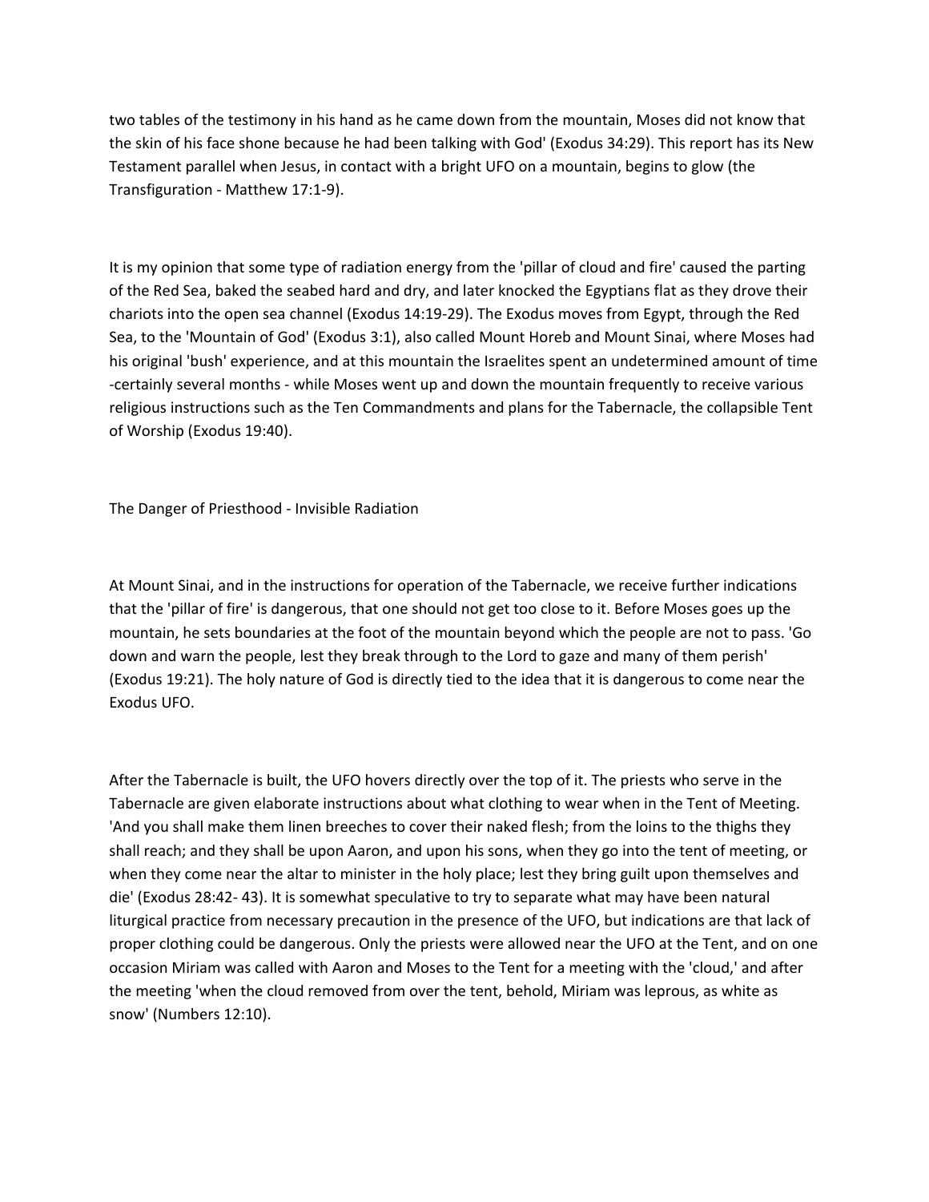two tables of the testimony in his hand as he came down from the mountain, Moses did not know that the skin of his face shone because he had been talking with God' (Exodus 34:29). This report has its New Testament parallel when Jesus, in contact with a bright UFO on a mountain, begins to glow (the Transfiguration - Matthew 17:1-9).

It is my opinion that some type of radiation energy from the 'pillar of cloud and fire' caused the parting of the Red Sea, baked the seabed hard and dry, and later knocked the Egyptians flat as they drove their chariots into the open sea channel (Exodus 14:19-29). The Exodus moves from Egypt, through the Red Sea, to the 'Mountain of God' (Exodus 3:1), also called Mount Horeb and Mount Sinai, where Moses had his original 'bush' experience, and at this mountain the Israelites spent an undetermined amount of time -certainly several months - while Moses went up and down the mountain frequently to receive various religious instructions such as the Ten Commandments and plans for the Tabernacle, the collapsible Tent of Worship (Exodus 19:40).

## The Danger of Priesthood - Invisible Radiation

At Mount Sinai, and in the instructions for operation of the Tabernacle, we receive further indications that the 'pillar of fire' is dangerous, that one should not get too close to it. Before Moses goes up the mountain, he sets boundaries at the foot of the mountain beyond which the people are not to pass. 'Go down and warn the people, lest they break through to the Lord to gaze and many of them perish' (Exodus 19:21). The holy nature of God is directly tied to the idea that it is dangerous to come near the Exodus UFO.

After the Tabernacle is built, the UFO hovers directly over the top of it. The priests who serve in the Tabernacle are given elaborate instructions about what clothing to wear when in the Tent of Meeting. 'And you shall make them linen breeches to cover their naked flesh; from the loins to the thighs they shall reach; and they shall be upon Aaron, and upon his sons, when they go into the tent of meeting, or when they come near the altar to minister in the holy place; lest they bring guilt upon themselves and die' (Exodus 28:42- 43). It is somewhat speculative to try to separate what may have been natural liturgical practice from necessary precaution in the presence of the UFO, but indications are that lack of proper clothing could be dangerous. Only the priests were allowed near the UFO at the Tent, and on one occasion Miriam was called with Aaron and Moses to the Tent for a meeting with the 'cloud,' and after the meeting 'when the cloud removed from over the tent, behold, Miriam was leprous, as white as snow' (Numbers 12:10).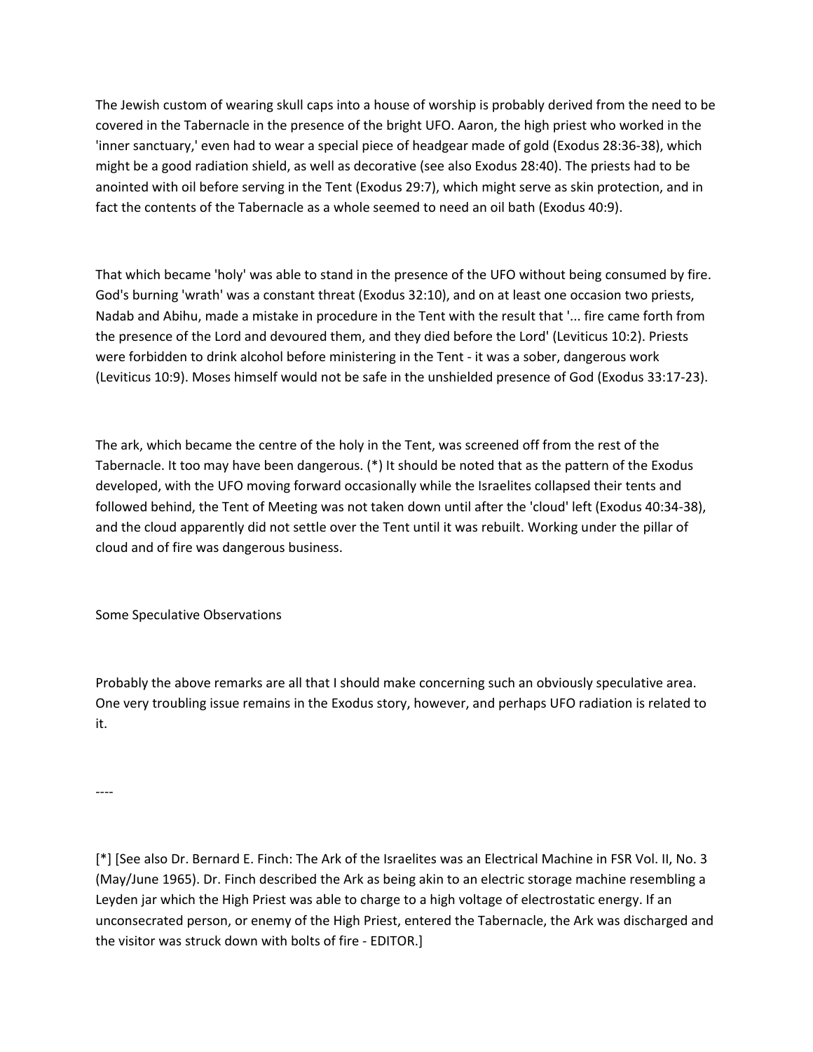The Jewish custom of wearing skull caps into a house of worship is probably derived from the need to be covered in the Tabernacle in the presence of the bright UFO. Aaron, the high priest who worked in the 'inner sanctuary,' even had to wear a special piece of headgear made of gold (Exodus 28:36-38), which might be a good radiation shield, as well as decorative (see also Exodus 28:40). The priests had to be anointed with oil before serving in the Tent (Exodus 29:7), which might serve as skin protection, and in fact the contents of the Tabernacle as a whole seemed to need an oil bath (Exodus 40:9).

That which became 'holy' was able to stand in the presence of the UFO without being consumed by fire. God's burning 'wrath' was a constant threat (Exodus 32:10), and on at least one occasion two priests, Nadab and Abihu, made a mistake in procedure in the Tent with the result that '... fire came forth from the presence of the Lord and devoured them, and they died before the Lord' (Leviticus 10:2). Priests were forbidden to drink alcohol before ministering in the Tent - it was a sober, dangerous work (Leviticus 10:9). Moses himself would not be safe in the unshielded presence of God (Exodus 33:17-23).

The ark, which became the centre of the holy in the Tent, was screened off from the rest of the Tabernacle. It too may have been dangerous. (*) It should be noted that as the pattern of the Exodus developed, with the UFO moving forward occasionally while the Israelites collapsed their tents and followed behind, the Tent of Meeting was not taken down until after the 'cloud' left (Exodus 40:34-38), and the cloud apparently did not settle over the Tent until it was rebuilt. Working under the pillar of cloud and of fire was dangerous business.

## Some Speculative Observations

Probably the above remarks are all that I should make concerning such an obviously speculative area. One very troubling issue remains in the Exodus story, however, and perhaps UFO radiation is related to it.

----

[*] [See also Dr. Bernard E. Finch: The Ark of the Israelites was an Electrical Machine in FSR Vol. II, No. 3 (May/June 1965). Dr. Finch described the Ark as being akin to an electric storage machine resembling a Leyden jar which the High Priest was able to charge to a high voltage of electrostatic energy. If an unconsecrated person, or enemy of the High Priest, entered the Tabernacle, the Ark was discharged and the visitor was struck down with bolts of fire - EDITOR.]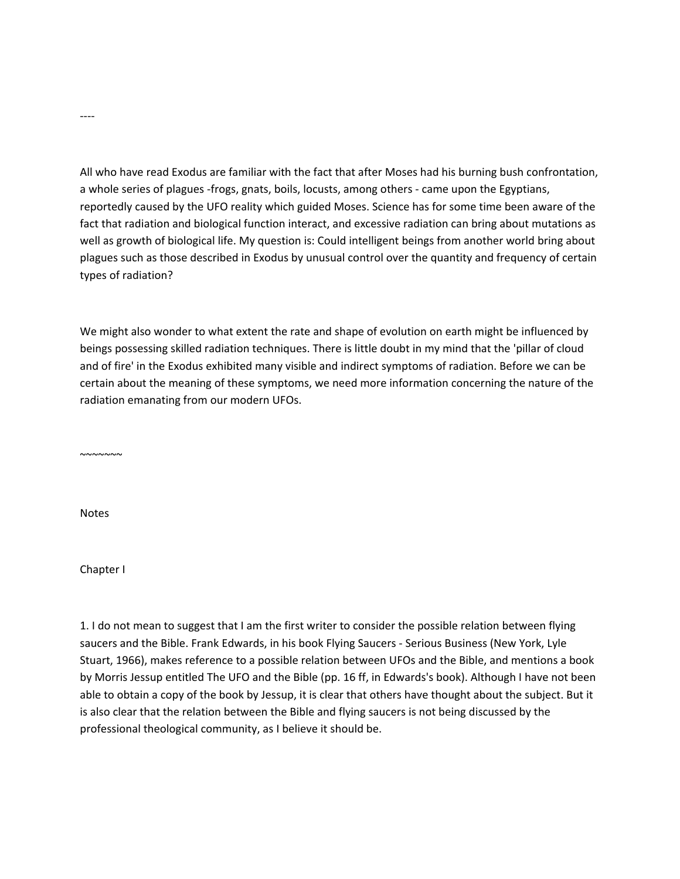----

All who have read Exodus are familiar with the fact that after Moses had his burning bush confrontation, a whole series of plagues -frogs, gnats, boils, locusts, among others - came upon the Egyptians, reportedly caused by the UFO reality which guided Moses. Science has for some time been aware of the fact that radiation and biological function interact, and excessive radiation can bring about mutations as well as growth of biological life. My question is: Could intelligent beings from another world bring about plagues such as those described in Exodus by unusual control over the quantity and frequency of certain types of radiation?

We might also wonder to what extent the rate and shape of evolution on earth might be influenced by beings possessing skilled radiation techniques. There is little doubt in my mind that the 'pillar of cloud and of fire' in the Exodus exhibited many visible and indirect symptoms of radiation. Before we can be certain about the meaning of these symptoms, we need more information concerning the nature of the radiation emanating from our modern UFOs.

~~~~~~~

Notes

Chapter I

1. I do not mean to suggest that I am the first writer to consider the possible relation between flying saucers and the Bible. Frank Edwards, in his book Flying Saucers - Serious Business (New York, Lyle Stuart, 1966), makes reference to a possible relation between UFOs and the Bible, and mentions a book by Morris Jessup entitled The UFO and the Bible (pp. 16 ff, in Edwards's book). Although I have not been able to obtain a copy of the book by Jessup, it is clear that others have thought about the subject. But it is also clear that the relation between the Bible and flying saucers is not being discussed by the professional theological community, as I believe it should be.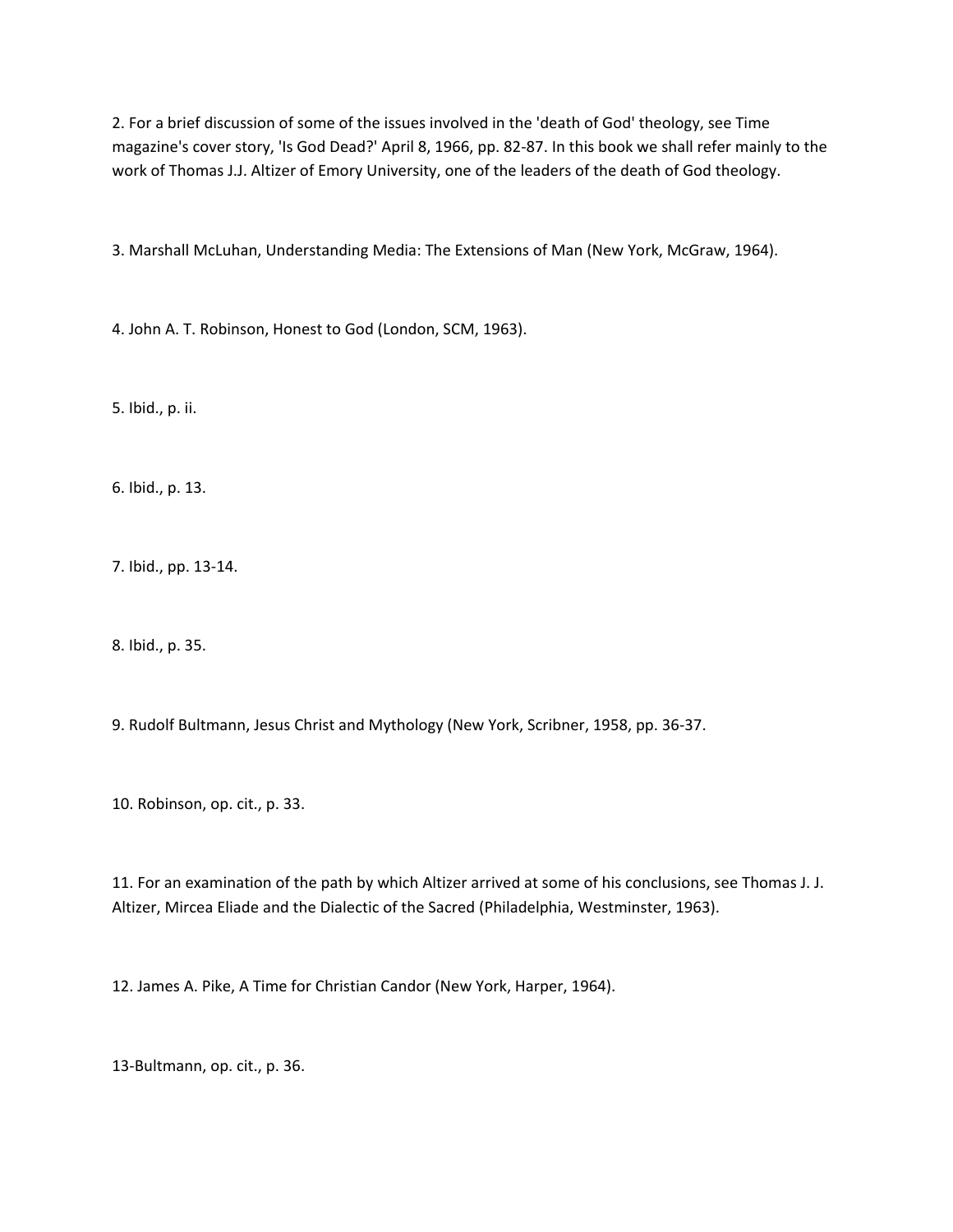2. For a brief discussion of some of the issues involved in the 'death of God' theology, see Time magazine's cover story, 'Is God Dead?' April 8, 1966, pp. 82-87. In this book we shall refer mainly to the work of Thomas J.J. Altizer of Emory University, one of the leaders of the death of God theology.

3. Marshall McLuhan, Understanding Media: The Extensions of Man (New York, McGraw, 1964).

4. John A. T. Robinson, Honest to God (London, SCM, 1963).

5. Ibid., p. ii.

6. Ibid., p. 13.

7. Ibid., pp. 13-14.

8. Ibid., p. 35.

9. Rudolf Bultmann, Jesus Christ and Mythology (New York, Scribner, 1958, pp. 36-37.

10. Robinson, op. cit., p. 33.

11. For an examination of the path by which Altizer arrived at some of his conclusions, see Thomas J. J. Altizer, Mircea Eliade and the Dialectic of the Sacred (Philadelphia, Westminster, 1963).

12. James A. Pike, A Time for Christian Candor (New York, Harper, 1964).

13-Bultmann, op. cit., p. 36.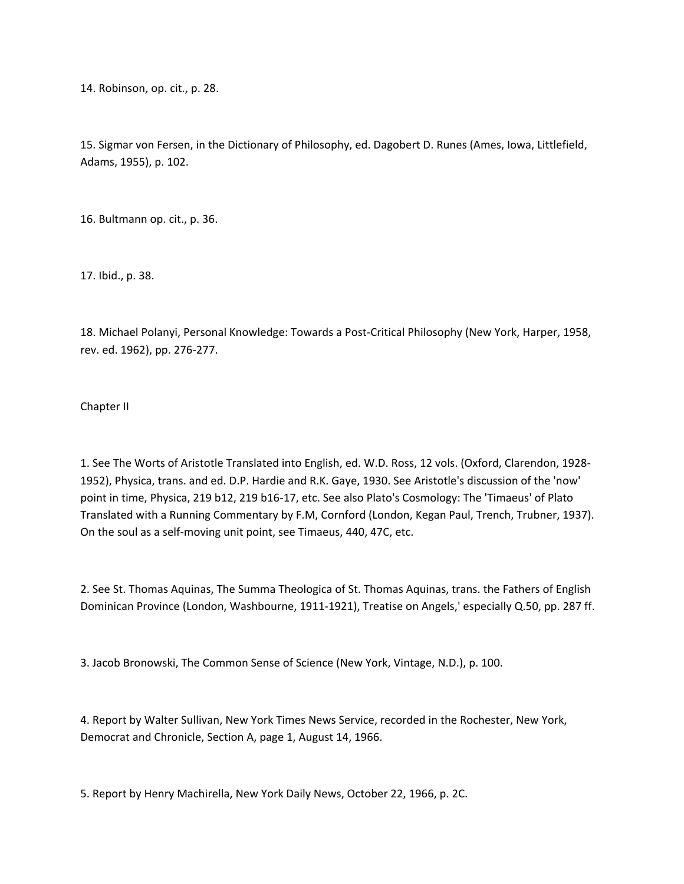14. Robinson, op. cit., p. 28.

15. Sigmar von Fersen, in the Dictionary of Philosophy, ed. Dagobert D. Runes (Ames, Iowa, Littlefield, Adams, 1955), p. 102.

16. Bultmann op. cit., p. 36.

17. Ibid., p. 38.

18. Michael Polanyi, Personal Knowledge: Towards a Post-Critical Philosophy (New York, Harper, 1958, rev. ed. 1962), pp. 276-277.

## Chapter II

1. See The Worts of Aristotle Translated into English, ed. W.D. Ross, 12 vols. (Oxford, Clarendon, 1928-1952), Physica, trans. and ed. D.P. Hardie and R.K. Gaye, 1930. See Aristotle's discussion of the 'now' point in time, Physica, 219 b12, 219 b16-17, etc. See also Plato's Cosmology: The 'Timaeus' of Plato Translated with a Running Commentary by F.M, Cornford (London, Kegan Paul, Trench, Trubner, 1937). On the soul as a self-moving unit point, see Timaeus, 440, 47C, etc.

2. See St. Thomas Aquinas, The Summa Theologica of St. Thomas Aquinas, trans. the Fathers of English Dominican Province (London, Washbourne, 1911-1921), Treatise on Angels,' especially Q.50, pp. 287 ff.

3. Jacob Bronowski, The Common Sense of Science (New York, Vintage, N.D.), p. 100.

4. Report by Walter Sullivan, New York Times News Service, recorded in the Rochester, New York, Democrat and Chronicle, Section A, page 1, August 14, 1966.

5. Report by Henry Machirella, New York Daily News, October 22, 1966, p. 2C.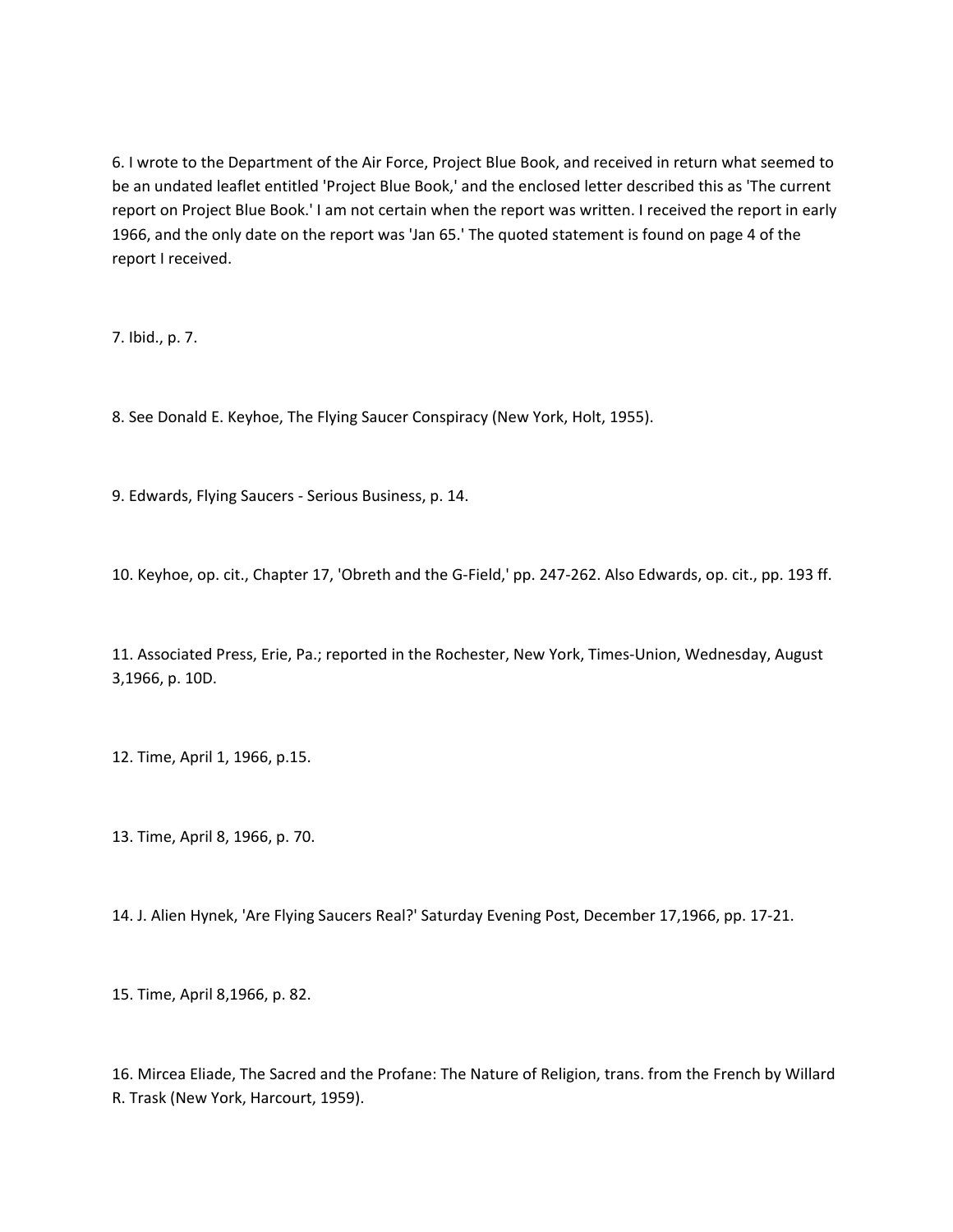6. I wrote to the Department of the Air Force, Project Blue Book, and received in return what seemed to be an undated leaflet entitled 'Project Blue Book,' and the enclosed letter described this as 'The current report on Project Blue Book.' I am not certain when the report was written. I received the report in early 1966, and the only date on the report was 'Jan 65.' The quoted statement is found on page 4 of the report I received.

7. Ibid., p. 7.

8. See Donald E. Keyhoe, The Flying Saucer Conspiracy (New York, Holt, 1955).

9. Edwards, Flying Saucers - Serious Business, p. 14.

10. Keyhoe, op. cit., Chapter 17, 'Obreth and the G-Field,' pp. 247-262. Also Edwards, op. cit., pp. 193 ff.

11. Associated Press, Erie, Pa.; reported in the Rochester, New York, Times-Union, Wednesday, August 3,1966, p. 10D.

12. Time, April 1, 1966, p.15.

13. Time, April 8, 1966, p. 70.

14. J. Alien Hynek, 'Are Flying Saucers Real?' Saturday Evening Post, December 17,1966, pp. 17-21.

15. Time, April 8,1966, p. 82.

16. Mircea Eliade, The Sacred and the Profane: The Nature of Religion, trans. from the French by Willard R. Trask (New York, Harcourt, 1959).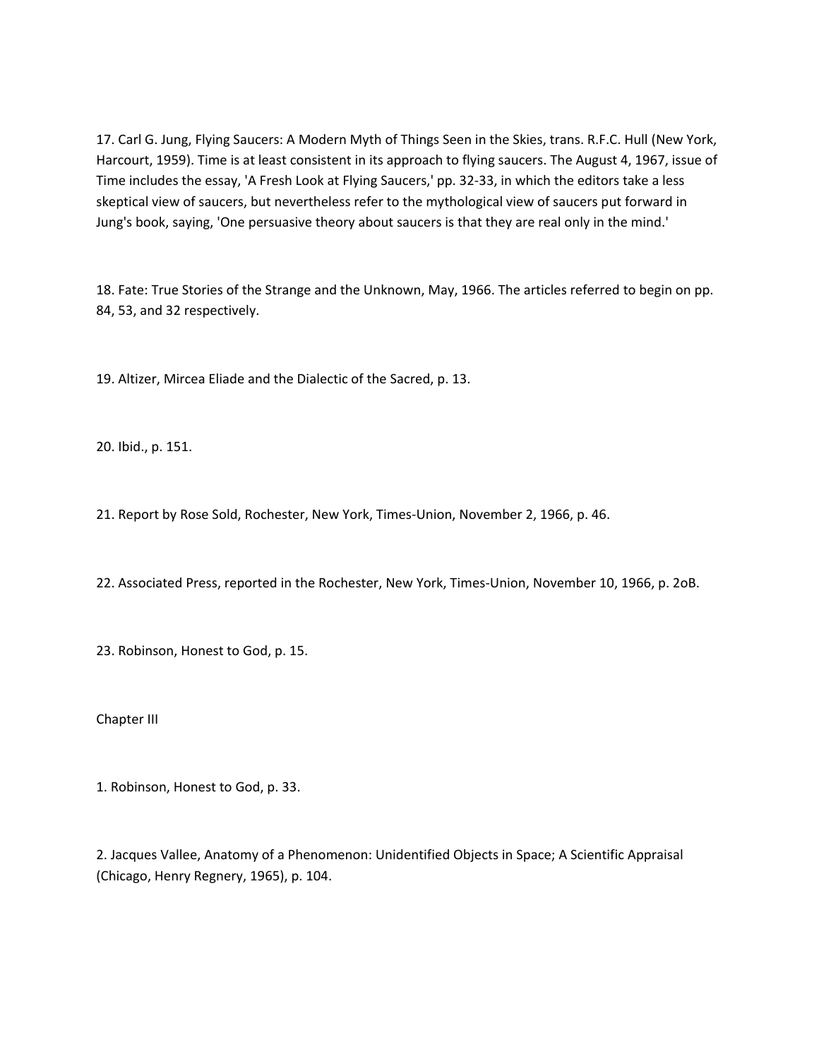17. Carl G. Jung, Flying Saucers: A Modern Myth of Things Seen in the Skies, trans. R.F.C. Hull (New York, Harcourt, 1959). Time is at least consistent in its approach to flying saucers. The August 4, 1967, issue of Time includes the essay, 'A Fresh Look at Flying Saucers,' pp. 32-33, in which the editors take a less skeptical view of saucers, but nevertheless refer to the mythological view of saucers put forward in Jung's book, saying, 'One persuasive theory about saucers is that they are real only in the mind.'

18. Fate: True Stories of the Strange and the Unknown, May, 1966. The articles referred to begin on pp. 84, 53, and 32 respectively.

19. Altizer, Mircea Eliade and the Dialectic of the Sacred, p. 13.

20. Ibid., p. 151.

21. Report by Rose Sold, Rochester, New York, Times-Union, November 2, 1966, p. 46.

22. Associated Press, reported in the Rochester, New York, Times-Union, November 10, 1966, p. 2oB.

23. Robinson, Honest to God, p. 15.

Chapter III

1. Robinson, Honest to God, p. 33.

2. Jacques Vallee, Anatomy of a Phenomenon: Unidentified Objects in Space; A Scientific Appraisal (Chicago, Henry Regnery, 1965), p. 104.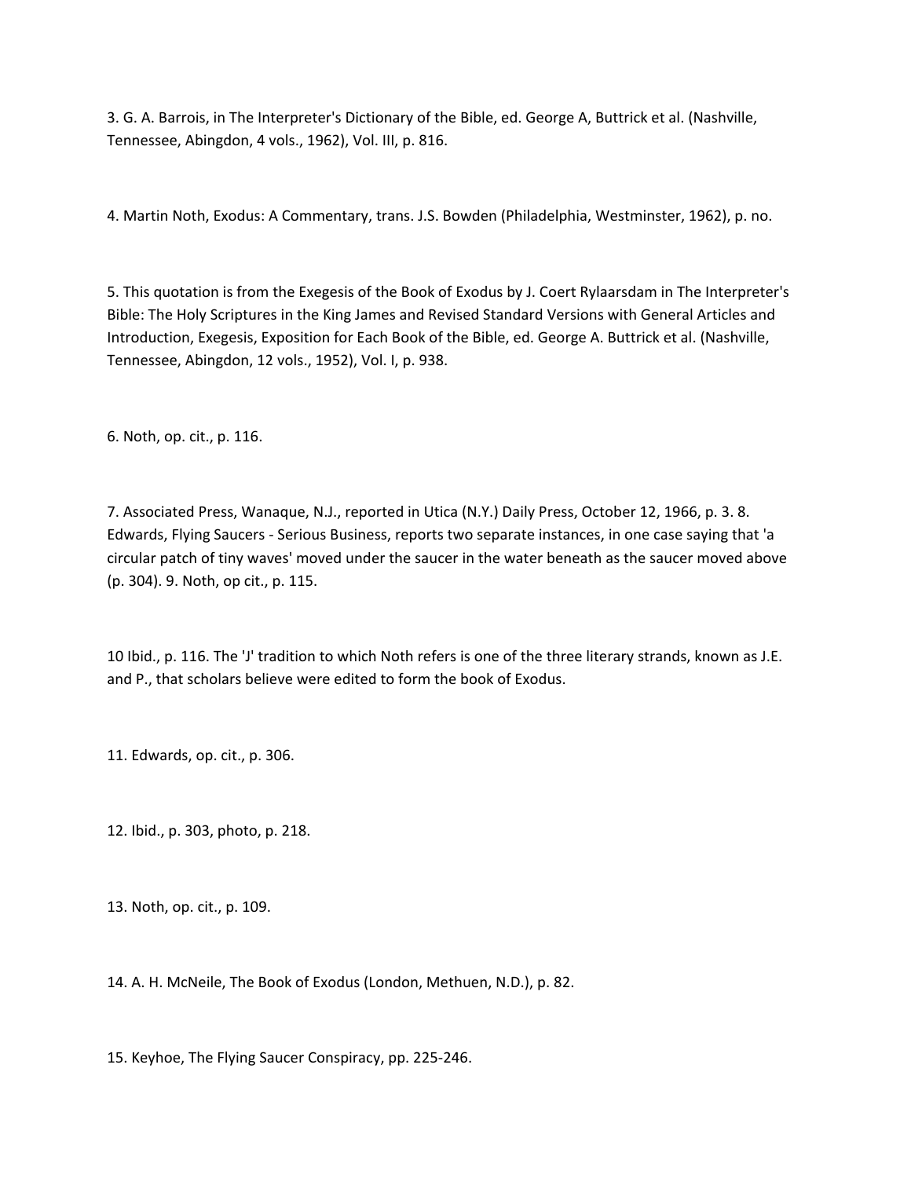3. G. A. Barrois, in The Interpreter's Dictionary of the Bible, ed. George A, Buttrick et al. (Nashville, Tennessee, Abingdon, 4 vols., 1962), Vol. III, p. 816.

4. Martin Noth, Exodus: A Commentary, trans. J.S. Bowden (Philadelphia, Westminster, 1962), p. no.

5. This quotation is from the Exegesis of the Book of Exodus by J. Coert Rylaarsdam in The Interpreter's Bible: The Holy Scriptures in the King James and Revised Standard Versions with General Articles and Introduction, Exegesis, Exposition for Each Book of the Bible, ed. George A. Buttrick et al. (Nashville, Tennessee, Abingdon, 12 vols., 1952), Vol. I, p. 938.

6. Noth, op. cit., p. 116.

7. Associated Press, Wanaque, N.J., reported in Utica (N.Y.) Daily Press, October 12, 1966, p. 3. 8. Edwards, Flying Saucers - Serious Business, reports two separate instances, in one case saying that 'a circular patch of tiny waves' moved under the saucer in the water beneath as the saucer moved above (p. 304). 9. Noth, op cit., p. 115.

10 Ibid., p. 116. The 'J' tradition to which Noth refers is one of the three literary strands, known as J.E. and P., that scholars believe were edited to form the book of Exodus.

11. Edwards, op. cit., p. 306.

12. Ibid., p. 303, photo, p. 218.

13. Noth, op. cit., p. 109.

14. A. H. McNeile, The Book of Exodus (London, Methuen, N.D.), p. 82.

15. Keyhoe, The Flying Saucer Conspiracy, pp. 225-246.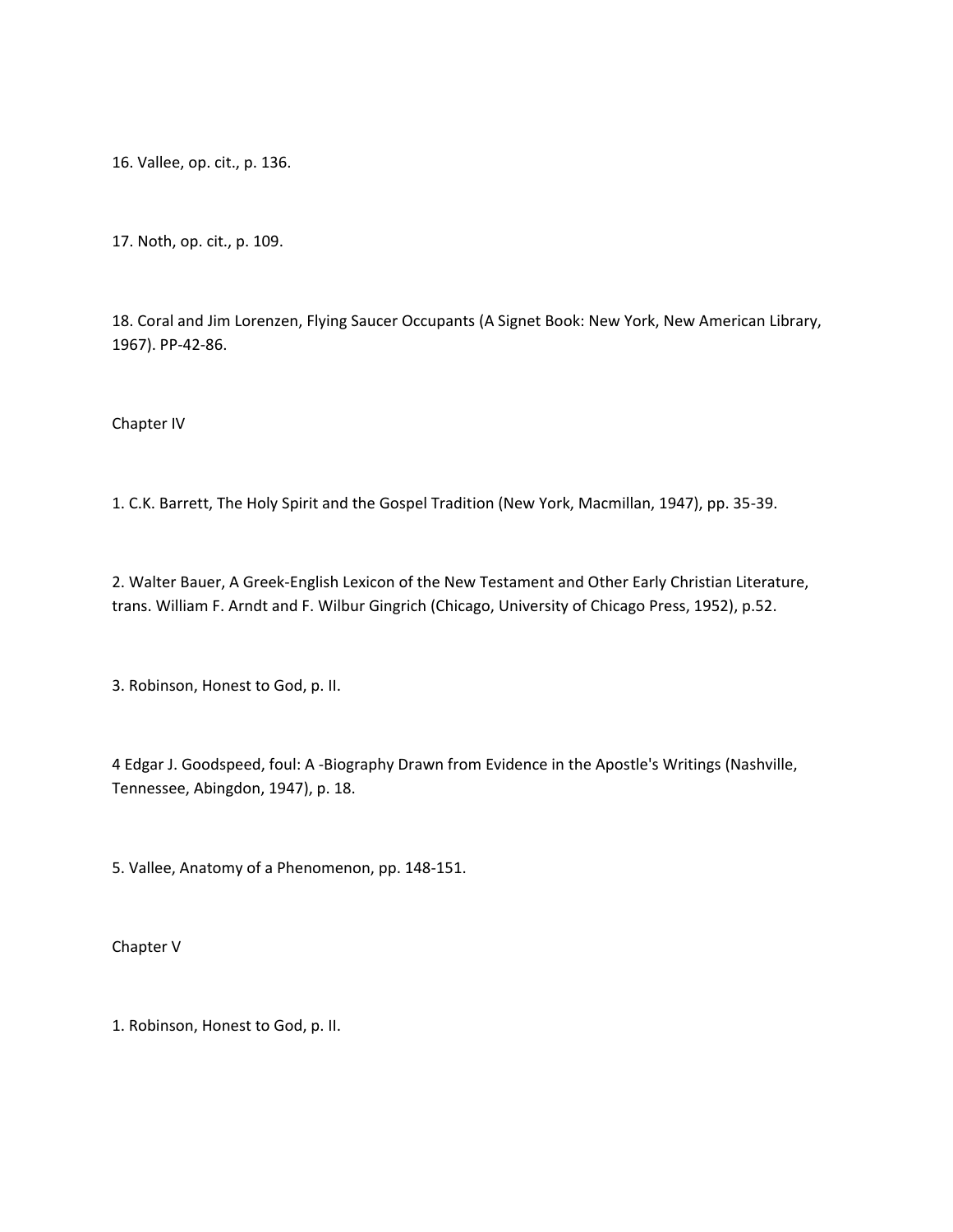16. Vallee, op. cit., p. 136.

17. Noth, op. cit., p. 109.

18. Coral and Jim Lorenzen, Flying Saucer Occupants (A Signet Book: New York, New American Library, 1967). PP-42-86.

## Chapter IV

1. C.K. Barrett, The Holy Spirit and the Gospel Tradition (New York, Macmillan, 1947), pp. 35-39.

2. Walter Bauer, A Greek-English Lexicon of the New Testament and Other Early Christian Literature, trans. William F. Arndt and F. Wilbur Gingrich (Chicago, University of Chicago Press, 1952), p.52.

3. Robinson, Honest to God, p. II.

4 Edgar J. Goodspeed, foul: A -Biography Drawn from Evidence in the Apostle's Writings (Nashville, Tennessee, Abingdon, 1947), p. 18.

5. Vallee, Anatomy of a Phenomenon, pp. 148-151.

## Chapter V

1. Robinson, Honest to God, p. II.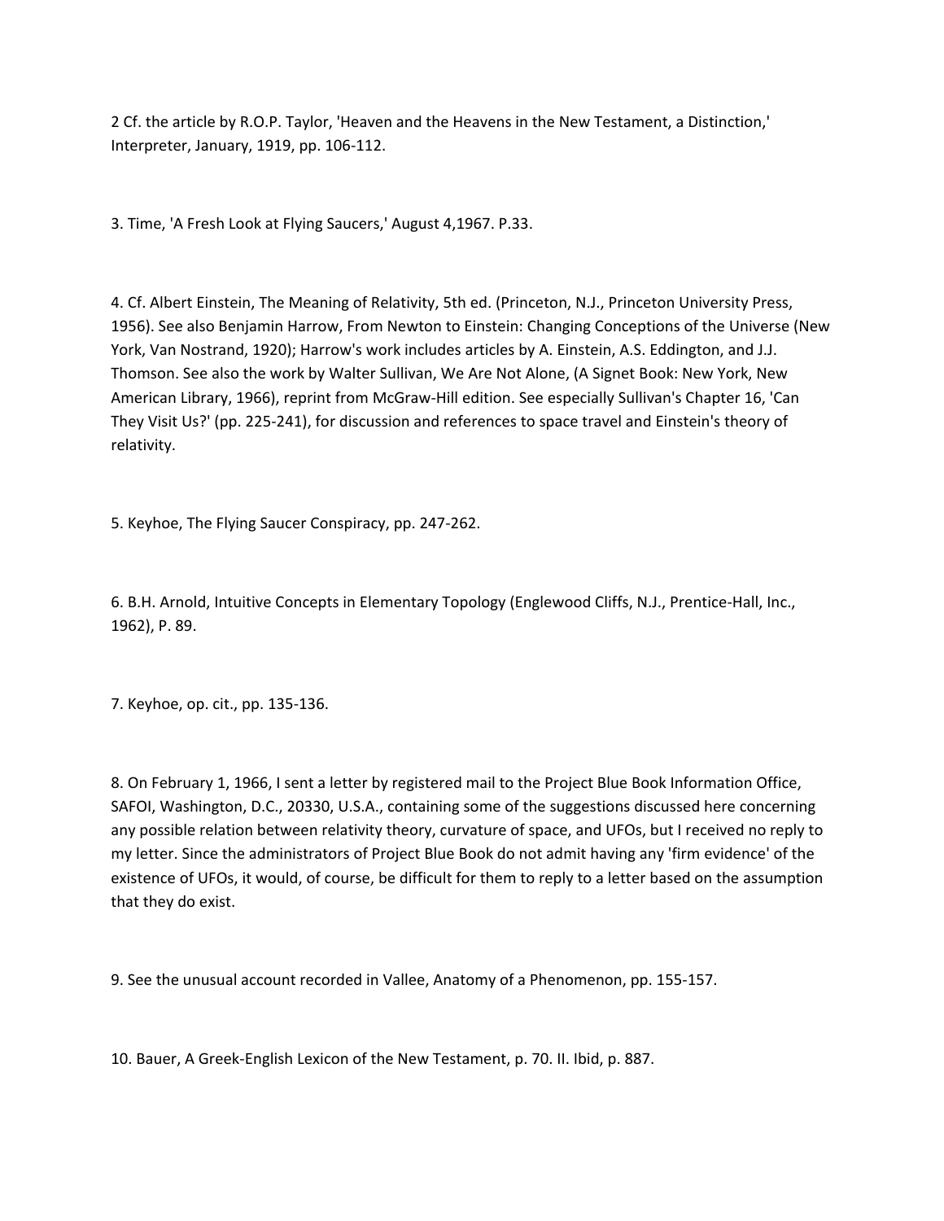2 Cf. the article by R.O.P. Taylor, 'Heaven and the Heavens in the New Testament, a Distinction,' Interpreter, January, 1919, pp. 106-112.

3. Time, 'A Fresh Look at Flying Saucers,' August 4,1967. P.33.

4. Cf. Albert Einstein, The Meaning of Relativity, 5th ed. (Princeton, N.J., Princeton University Press, 1956). See also Benjamin Harrow, From Newton to Einstein: Changing Conceptions of the Universe (New York, Van Nostrand, 1920); Harrow's work includes articles by A. Einstein, A.S. Eddington, and J.J. Thomson. See also the work by Walter Sullivan, We Are Not Alone, (A Signet Book: New York, New American Library, 1966), reprint from McGraw-Hill edition. See especially Sullivan's Chapter 16, 'Can They Visit Us?' (pp. 225-241), for discussion and references to space travel and Einstein's theory of relativity.

5. Keyhoe, The Flying Saucer Conspiracy, pp. 247-262.

6. B.H. Arnold, Intuitive Concepts in Elementary Topology (Englewood Cliffs, N.J., Prentice-Hall, Inc., 1962), P. 89.

7. Keyhoe, op. cit., pp. 135-136.

8. On February 1, 1966, I sent a letter by registered mail to the Project Blue Book Information Office, SAFOI, Washington, D.C., 20330, U.S.A., containing some of the suggestions discussed here concerning any possible relation between relativity theory, curvature of space, and UFOs, but I received no reply to my letter. Since the administrators of Project Blue Book do not admit having any 'firm evidence' of the existence of UFOs, it would, of course, be difficult for them to reply to a letter based on the assumption that they do exist.

9. See the unusual account recorded in Vallee, Anatomy of a Phenomenon, pp. 155-157.

10. Bauer, A Greek-English Lexicon of the New Testament, p. 70. II. Ibid, p. 887.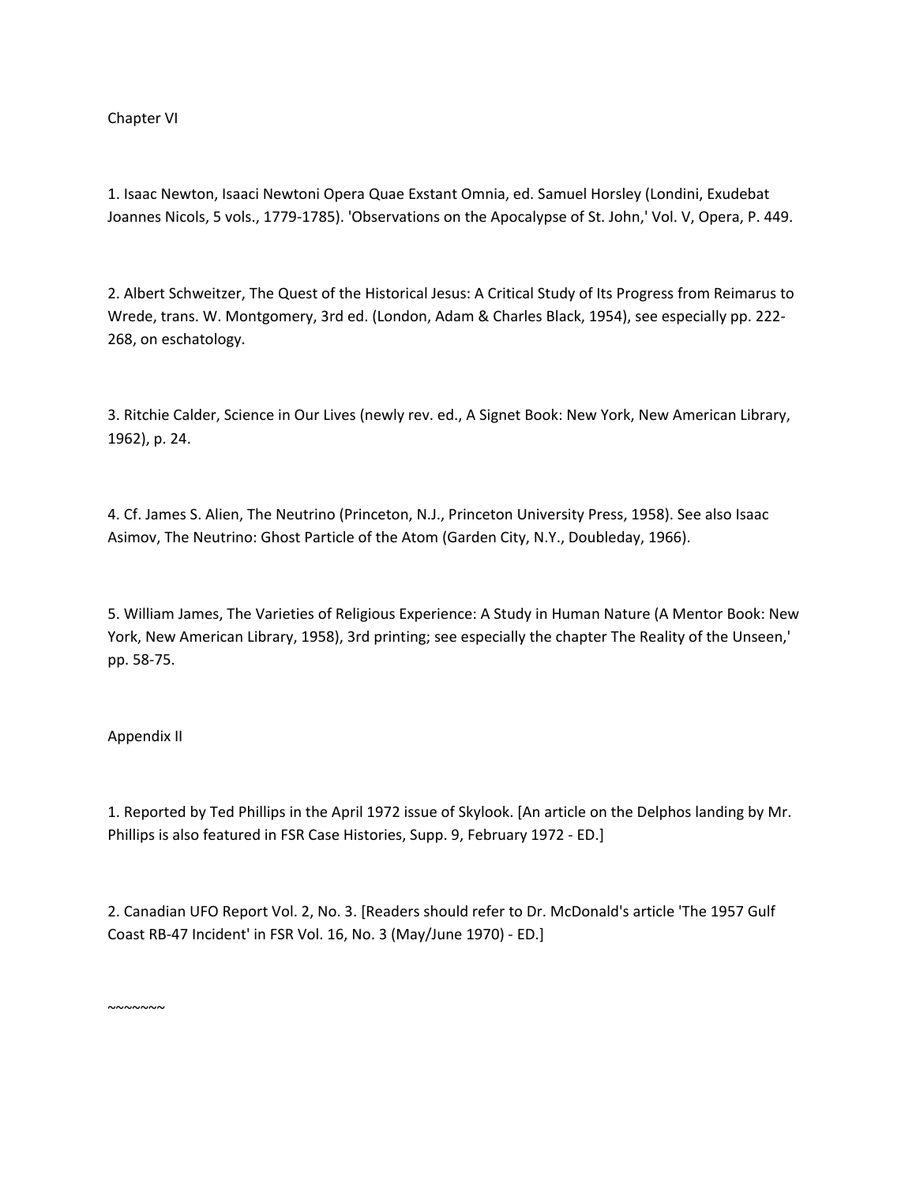Chapter VI

1. Isaac Newton, Isaaci Newtoni Opera Quae Exstant Omnia, ed. Samuel Horsley (Londini, Exudebat Joannes Nicols, 5 vols., 1779-1785). 'Observations on the Apocalypse of St. John,' Vol. V, Opera, P. 449.

2. Albert Schweitzer, The Quest of the Historical Jesus: A Critical Study of Its Progress from Reimarus to Wrede, trans. W. Montgomery, 3rd ed. (London, Adam & Charles Black, 1954), see especially pp. 222-268, on eschatology.

3. Ritchie Calder, Science in Our Lives (newly rev. ed., A Signet Book: New York, New American Library, 1962), p. 24.

4. Cf. James S. Alien, The Neutrino (Princeton, N.J., Princeton University Press, 1958). See also Isaac Asimov, The Neutrino: Ghost Particle of the Atom (Garden City, N.Y., Doubleday, 1966).

5. William James, The Varieties of Religious Experience: A Study in Human Nature (A Mentor Book: New York, New American Library, 1958), 3rd printing; see especially the chapter The Reality of the Unseen,' pp. 58-75.

Appendix II

1. Reported by Ted Phillips in the April 1972 issue of Skylook. [An article on the Delphos landing by Mr. Phillips is also featured in FSR Case Histories, Supp. 9, February 1972 - ED.]

2. Canadian UFO Report Vol. 2, No. 3. [Readers should refer to Dr. McDonald's article 'The 1957 Gulf Coast RB-47 Incident' in FSR Vol. 16, No. 3 (May/June 1970) - ED.]

~~~~~~~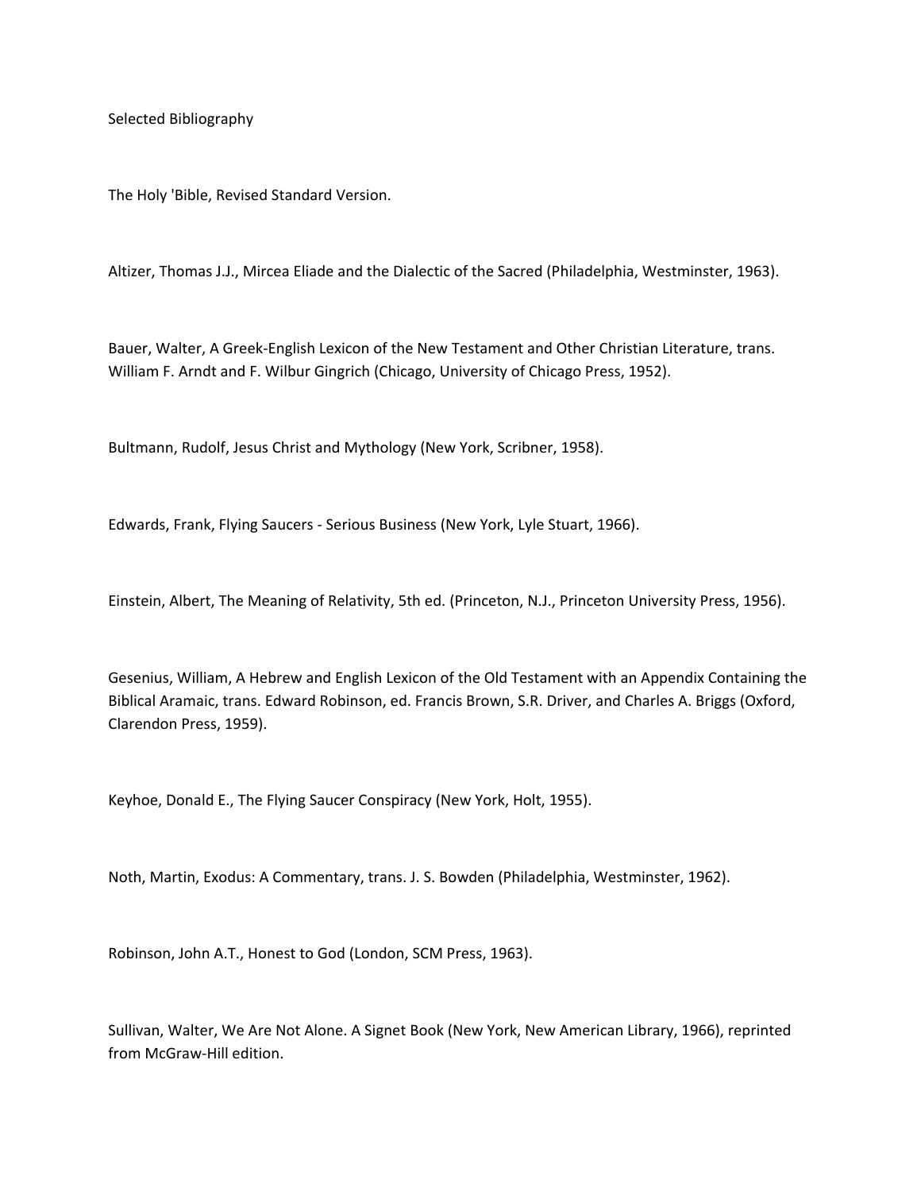# Selected Bibliography

The Holy 'Bible, Revised Standard Version.

Altizer, Thomas J.J., Mircea Eliade and the Dialectic of the Sacred (Philadelphia, Westminster, 1963).

Bauer, Walter, A Greek-English Lexicon of the New Testament and Other Christian Literature, trans. William F. Arndt and F. Wilbur Gingrich (Chicago, University of Chicago Press, 1952).

Bultmann, Rudolf, Jesus Christ and Mythology (New York, Scribner, 1958).

Edwards, Frank, Flying Saucers - Serious Business (New York, Lyle Stuart, 1966).

Einstein, Albert, The Meaning of Relativity, 5th ed. (Princeton, N.J., Princeton University Press, 1956).

Gesenius, William, A Hebrew and English Lexicon of the Old Testament with an Appendix Containing the Biblical Aramaic, trans. Edward Robinson, ed. Francis Brown, S.R. Driver, and Charles A. Briggs (Oxford, Clarendon Press, 1959).

Keyhoe, Donald E., The Flying Saucer Conspiracy (New York, Holt, 1955).

Noth, Martin, Exodus: A Commentary, trans. J. S. Bowden (Philadelphia, Westminster, 1962).

Robinson, John A.T., Honest to God (London, SCM Press, 1963).

Sullivan, Walter, We Are Not Alone. A Signet Book (New York, New American Library, 1966), reprinted from McGraw-Hill edition.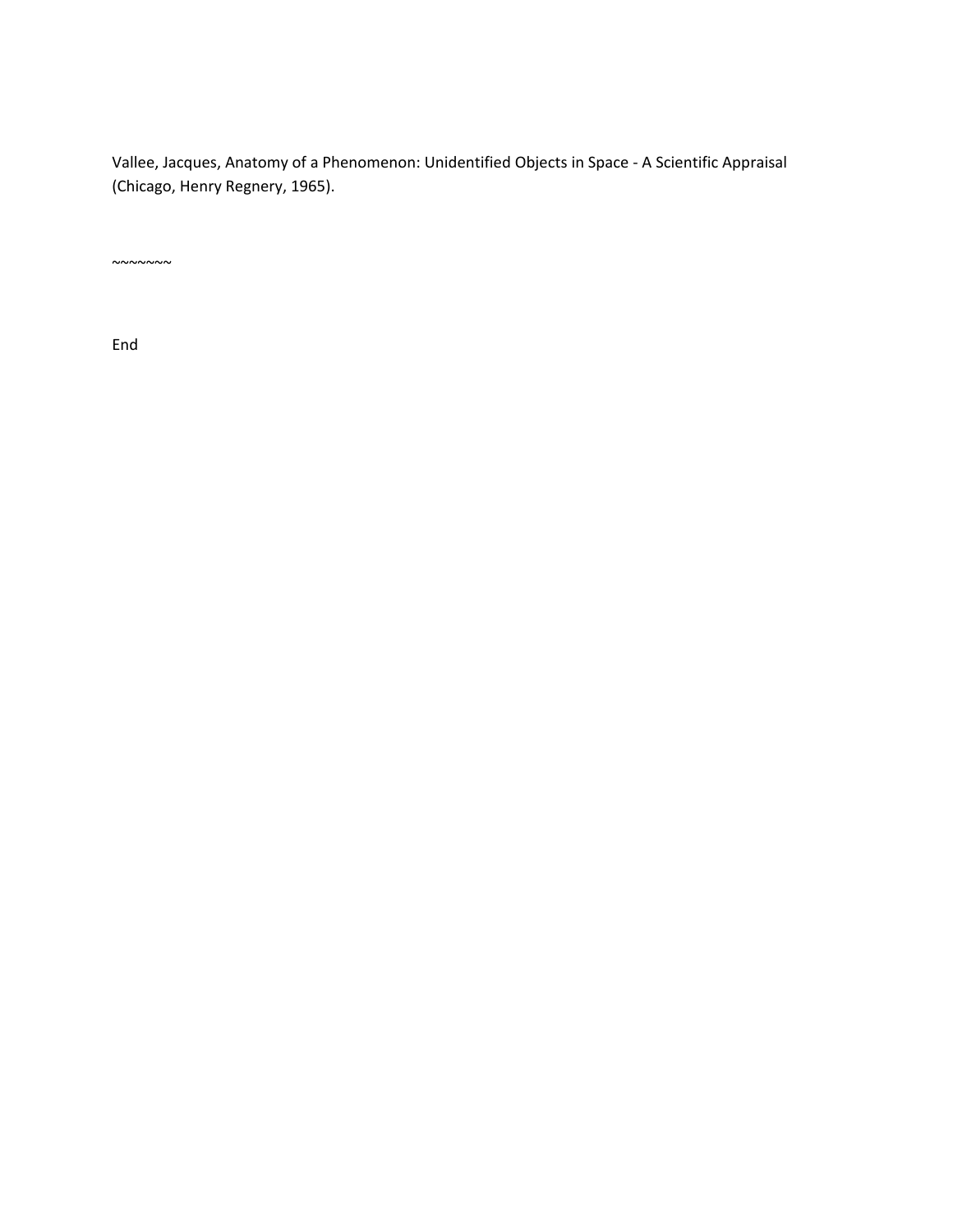Vallee, Jacques, Anatomy of a Phenomenon: Unidentified Objects in Space - A Scientific Appraisal (Chicago, Henry Regnery, 1965).

~~~~~~~

End